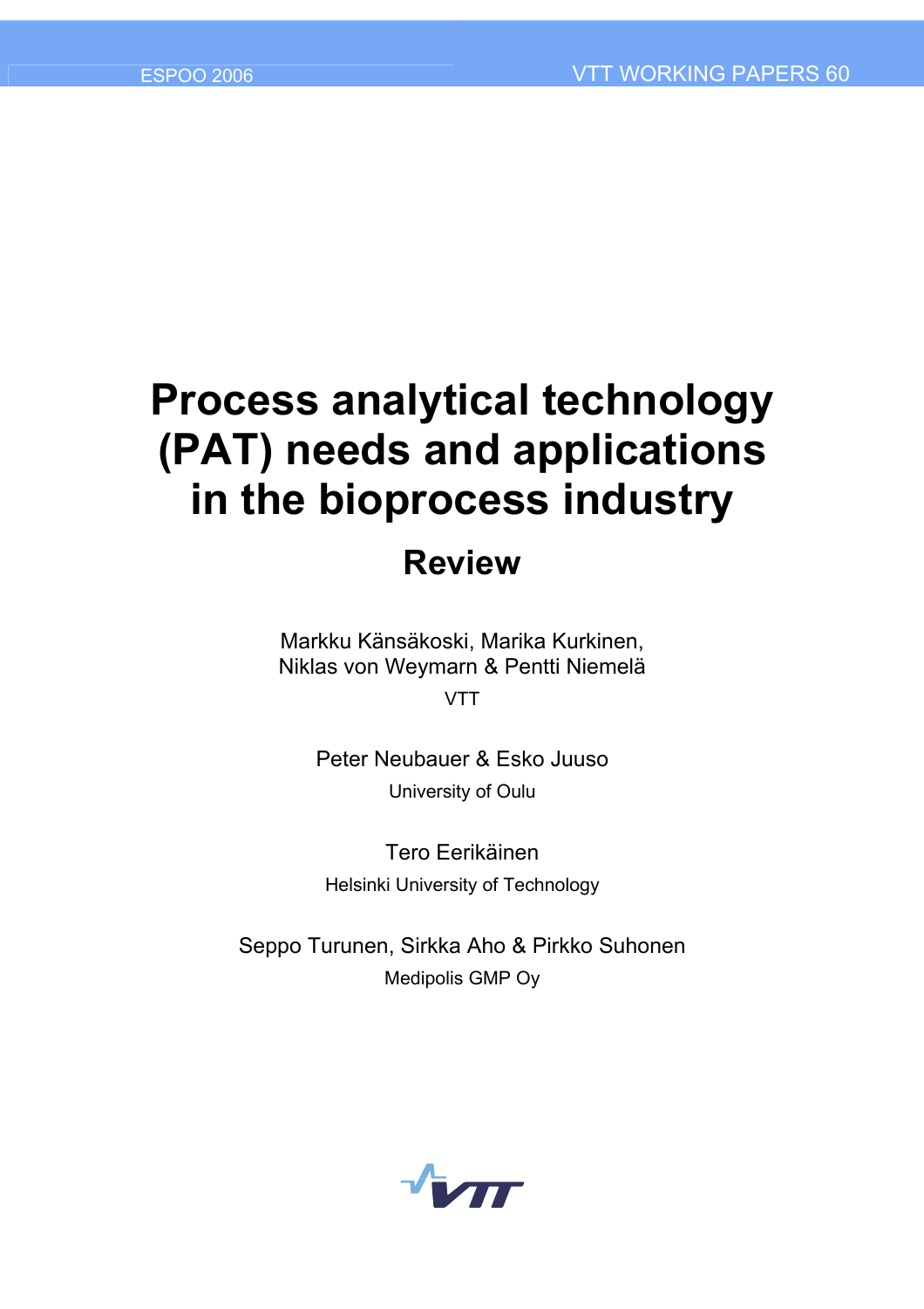ESPOO 2006 VTT WORKING PAPERS 60

# Process analytical technology (PAT) needs and applications in the bioprocess industry

## Review

Markku Känsäkoski, Marika Kurkinen,
Niklas von Weymarn & Pentti Niemelä

VTT

Peter Neubauer & Esko Juuso

University of Oulu

Tero Eerikäinen

Helsinki University of Technology

Seppo Turunen, Sirkka Aho & Pirkko Suhonen

Medipolis GMP Oy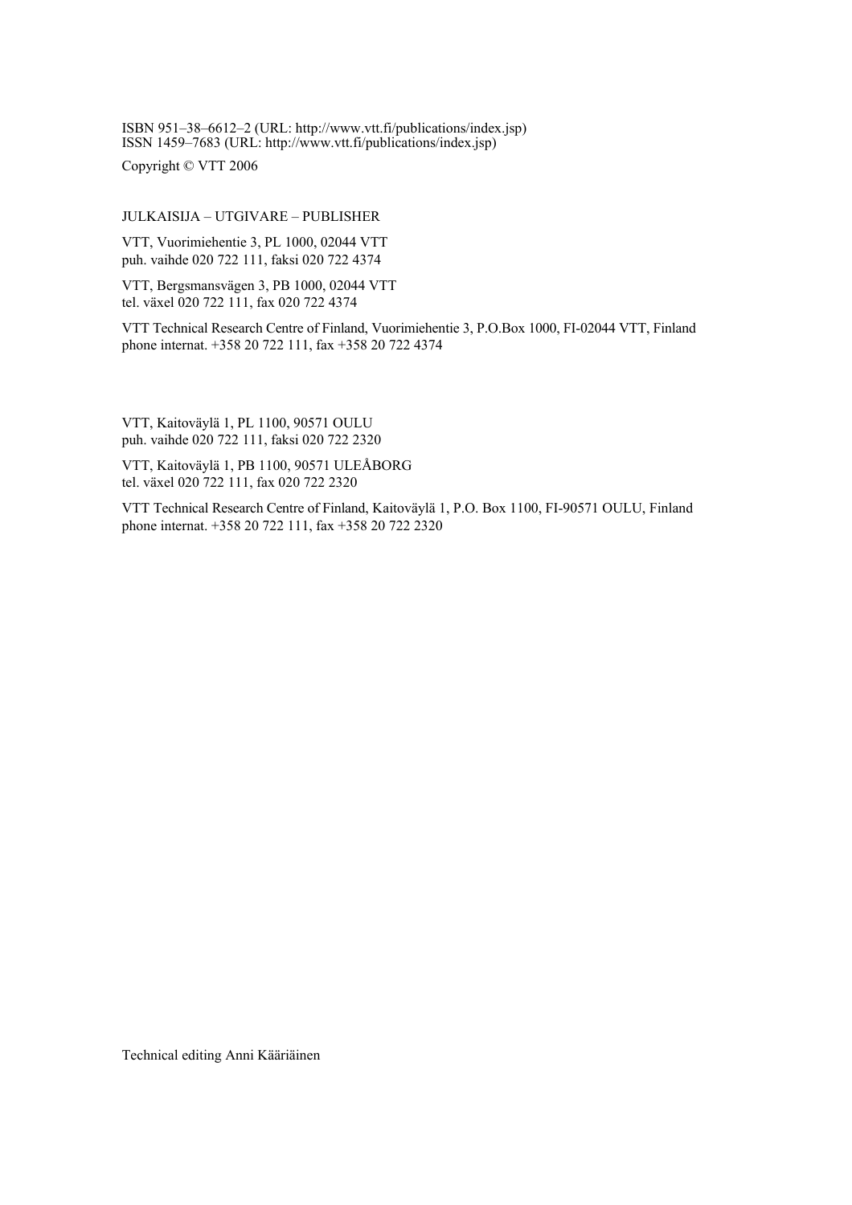ISBN 951–38–6612–2 (URL: http://www.vtt.fi/publications/index.jsp)
ISSN 1459–7683 (URL: http://www.vtt.fi/publications/index.jsp)

Copyright © VTT 2006

JULKAISIJA – UTGIVARE – PUBLISHER

VTT, Vuorimiehentie 3, PL 1000, 02044 VTT
puh. vaihde 020 722 111, faksi 020 722 4374

VTT, Bergsmansvägen 3, PB 1000, 02044 VTT
tel. växel 020 722 111, fax 020 722 4374

VTT Technical Research Centre of Finland, Vuorimiehentie 3, P.O.Box 1000, FI-02044 VTT, Finland
phone internat. +358 20 722 111, fax +358 20 722 4374

VTT, Kaitoväylä 1, PL 1100, 90571 OULU
puh. vaihde 020 722 111, faksi 020 722 2320

VTT, Kaitoväylä 1, PB 1100, 90571 ULEÅBORG
tel. växel 020 722 111, fax 020 722 2320

VTT Technical Research Centre of Finland, Kaitoväylä 1, P.O. Box 1100, FI-90571 OULU, Finland
phone internat. +358 20 722 111, fax +358 20 722 2320

Technical editing Anni Kääriäinen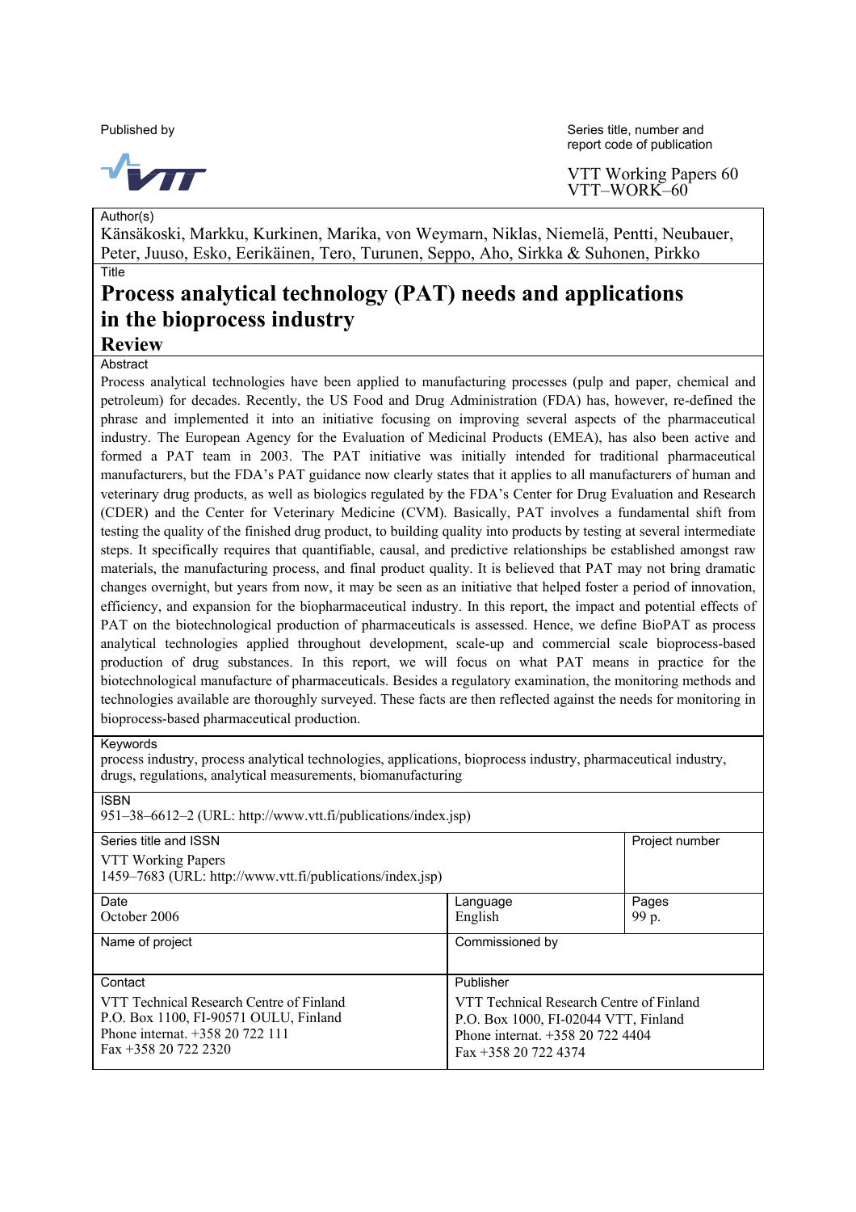Published by

Series title, number and report code of publication

VTT Working Papers 60
VTT–WORK–60

Author(s)

Känsäkoski, Markku, Kurkinen, Marika, von Weymarn, Niklas, Niemelä, Pentti, Neubauer, Peter, Juuso, Esko, Eerikäinen, Tero, Turunen, Seppo, Aho, Sirkka & Suhonen, Pirkko

Title

# Process analytical technology (PAT) needs and applications in the bioprocess industry

## Review

Abstract

Process analytical technologies have been applied to manufacturing processes (pulp and paper, chemical and petroleum) for decades. Recently, the US Food and Drug Administration (FDA) has, however, re-defined the phrase and implemented it into an initiative focusing on improving several aspects of the pharmaceutical industry. The European Agency for the Evaluation of Medicinal Products (EMEA), has also been active and formed a PAT team in 2003. The PAT initiative was initially intended for traditional pharmaceutical manufacturers, but the FDA's PAT guidance now clearly states that it applies to all manufacturers of human and veterinary drug products, as well as biologics regulated by the FDA's Center for Drug Evaluation and Research (CDER) and the Center for Veterinary Medicine (CVM). Basically, PAT involves a fundamental shift from testing the quality of the finished drug product, to building quality into products by testing at several intermediate steps. It specifically requires that quantifiable, causal, and predictive relationships be established amongst raw materials, the manufacturing process, and final product quality. It is believed that PAT may not bring dramatic changes overnight, but years from now, it may be seen as an initiative that helped foster a period of innovation, efficiency, and expansion for the biopharmaceutical industry. In this report, the impact and potential effects of PAT on the biotechnological production of pharmaceuticals is assessed. Hence, we define BioPAT as process analytical technologies applied throughout development, scale-up and commercial scale bioprocess-based production of drug substances. In this report, we will focus on what PAT means in practice for the biotechnological manufacture of pharmaceuticals. Besides a regulatory examination, the monitoring methods and technologies available are thoroughly surveyed. These facts are then reflected against the needs for monitoring in bioprocess-based pharmaceutical production.

Keywords

process industry, process analytical technologies, applications, bioprocess industry, pharmaceutical industry, drugs, regulations, analytical measurements, biomanufacturing

ISBN

951–38–6612–2 (URL: http://www.vtt.fi/publications/index.jsp)

| Series title and ISSN | | Project number |
|---|---|---|
| VTT Working Papers<br>1459–7683 (URL: http://www.vtt.fi/publications/index.jsp) | | |
| Date<br>October 2006 | Language<br>English | Pages<br>99 p. |
| Name of project | Commissioned by | |
| Contact<br>VTT Technical Research Centre of Finland<br>P.O. Box 1100, FI-90571 OULU, Finland<br>Phone internat. +358 20 722 111<br>Fax +358 20 722 2320 | Publisher<br>VTT Technical Research Centre of Finland<br>P.O. Box 1000, FI-02044 VTT, Finland<br>Phone internat. +358 20 722 4404<br>Fax +358 20 722 4374 | |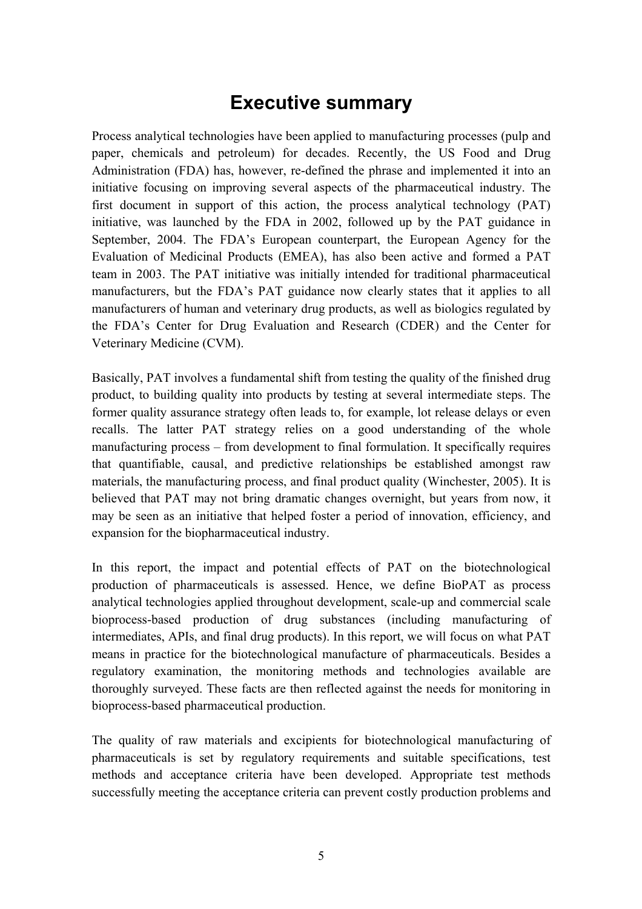# Executive summary

Process analytical technologies have been applied to manufacturing processes (pulp and paper, chemicals and petroleum) for decades. Recently, the US Food and Drug Administration (FDA) has, however, re-defined the phrase and implemented it into an initiative focusing on improving several aspects of the pharmaceutical industry. The first document in support of this action, the process analytical technology (PAT) initiative, was launched by the FDA in 2002, followed up by the PAT guidance in September, 2004. The FDA's European counterpart, the European Agency for the Evaluation of Medicinal Products (EMEA), has also been active and formed a PAT team in 2003. The PAT initiative was initially intended for traditional pharmaceutical manufacturers, but the FDA's PAT guidance now clearly states that it applies to all manufacturers of human and veterinary drug products, as well as biologics regulated by the FDA's Center for Drug Evaluation and Research (CDER) and the Center for Veterinary Medicine (CVM).

Basically, PAT involves a fundamental shift from testing the quality of the finished drug product, to building quality into products by testing at several intermediate steps. The former quality assurance strategy often leads to, for example, lot release delays or even recalls. The latter PAT strategy relies on a good understanding of the whole manufacturing process – from development to final formulation. It specifically requires that quantifiable, causal, and predictive relationships be established amongst raw materials, the manufacturing process, and final product quality (Winchester, 2005). It is believed that PAT may not bring dramatic changes overnight, but years from now, it may be seen as an initiative that helped foster a period of innovation, efficiency, and expansion for the biopharmaceutical industry.

In this report, the impact and potential effects of PAT on the biotechnological production of pharmaceuticals is assessed. Hence, we define BioPAT as process analytical technologies applied throughout development, scale-up and commercial scale bioprocess-based production of drug substances (including manufacturing of intermediates, APIs, and final drug products). In this report, we will focus on what PAT means in practice for the biotechnological manufacture of pharmaceuticals. Besides a regulatory examination, the monitoring methods and technologies available are thoroughly surveyed. These facts are then reflected against the needs for monitoring in bioprocess-based pharmaceutical production.

The quality of raw materials and excipients for biotechnological manufacturing of pharmaceuticals is set by regulatory requirements and suitable specifications, test methods and acceptance criteria have been developed. Appropriate test methods successfully meeting the acceptance criteria can prevent costly production problems and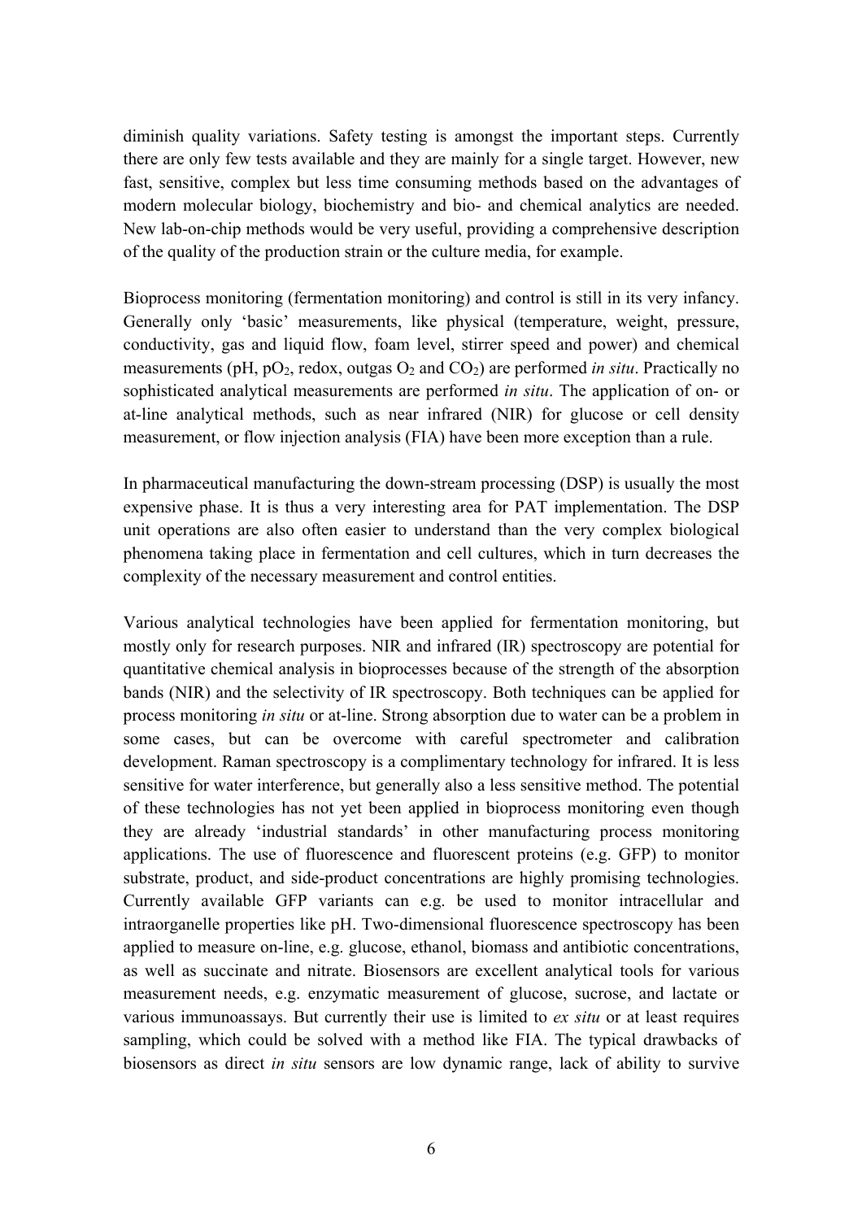diminish quality variations. Safety testing is amongst the important steps. Currently there are only few tests available and they are mainly for a single target. However, new fast, sensitive, complex but less time consuming methods based on the advantages of modern molecular biology, biochemistry and bio- and chemical analytics are needed. New lab-on-chip methods would be very useful, providing a comprehensive description of the quality of the production strain or the culture media, for example.

Bioprocess monitoring (fermentation monitoring) and control is still in its very infancy. Generally only 'basic' measurements, like physical (temperature, weight, pressure, conductivity, gas and liquid flow, foam level, stirrer speed and power) and chemical measurements (pH, $pO_2$, redox, outgas $O_2$ and $CO_2$) are performed *in situ*. Practically no sophisticated analytical measurements are performed *in situ*. The application of on- or at-line analytical methods, such as near infrared (NIR) for glucose or cell density measurement, or flow injection analysis (FIA) have been more exception than a rule.

In pharmaceutical manufacturing the down-stream processing (DSP) is usually the most expensive phase. It is thus a very interesting area for PAT implementation. The DSP unit operations are also often easier to understand than the very complex biological phenomena taking place in fermentation and cell cultures, which in turn decreases the complexity of the necessary measurement and control entities.

Various analytical technologies have been applied for fermentation monitoring, but mostly only for research purposes. NIR and infrared (IR) spectroscopy are potential for quantitative chemical analysis in bioprocesses because of the strength of the absorption bands (NIR) and the selectivity of IR spectroscopy. Both techniques can be applied for process monitoring *in situ* or at-line. Strong absorption due to water can be a problem in some cases, but can be overcome with careful spectrometer and calibration development. Raman spectroscopy is a complimentary technology for infrared. It is less sensitive for water interference, but generally also a less sensitive method. The potential of these technologies has not yet been applied in bioprocess monitoring even though they are already 'industrial standards' in other manufacturing process monitoring applications. The use of fluorescence and fluorescent proteins (e.g. GFP) to monitor substrate, product, and side-product concentrations are highly promising technologies. Currently available GFP variants can e.g. be used to monitor intracellular and intraorganelle properties like pH. Two-dimensional fluorescence spectroscopy has been applied to measure on-line, e.g. glucose, ethanol, biomass and antibiotic concentrations, as well as succinate and nitrate. Biosensors are excellent analytical tools for various measurement needs, e.g. enzymatic measurement of glucose, sucrose, and lactate or various immunoassays. But currently their use is limited to *ex situ* or at least requires sampling, which could be solved with a method like FIA. The typical drawbacks of biosensors as direct *in situ* sensors are low dynamic range, lack of ability to survive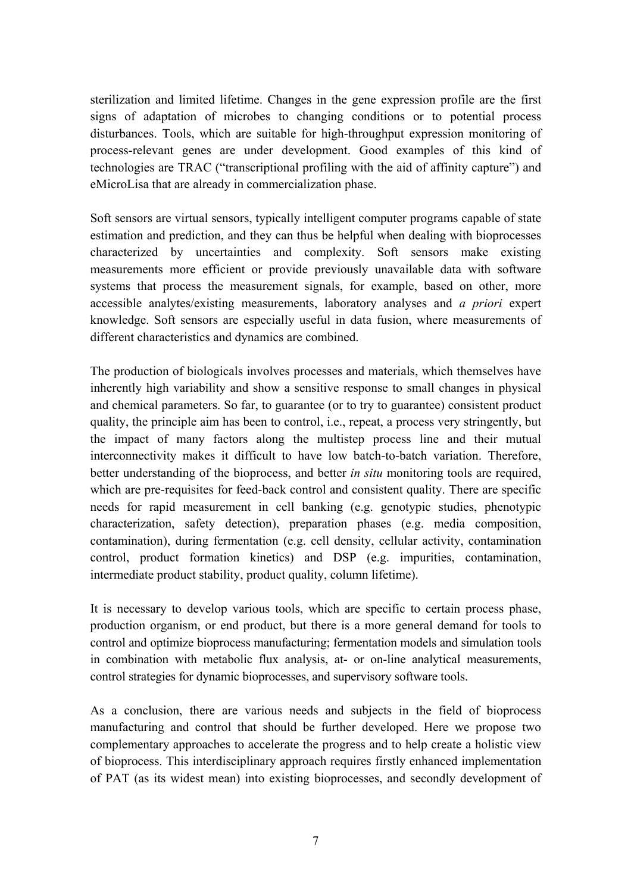sterilization and limited lifetime. Changes in the gene expression profile are the first signs of adaptation of microbes to changing conditions or to potential process disturbances. Tools, which are suitable for high-throughput expression monitoring of process-relevant genes are under development. Good examples of this kind of technologies are TRAC ("transcriptional profiling with the aid of affinity capture") and eMicroLisa that are already in commercialization phase.

Soft sensors are virtual sensors, typically intelligent computer programs capable of state estimation and prediction, and they can thus be helpful when dealing with bioprocesses characterized by uncertainties and complexity. Soft sensors make existing measurements more efficient or provide previously unavailable data with software systems that process the measurement signals, for example, based on other, more accessible analytes/existing measurements, laboratory analyses and *a priori* expert knowledge. Soft sensors are especially useful in data fusion, where measurements of different characteristics and dynamics are combined.

The production of biologicals involves processes and materials, which themselves have inherently high variability and show a sensitive response to small changes in physical and chemical parameters. So far, to guarantee (or to try to guarantee) consistent product quality, the principle aim has been to control, i.e., repeat, a process very stringently, but the impact of many factors along the multistep process line and their mutual interconnectivity makes it difficult to have low batch-to-batch variation. Therefore, better understanding of the bioprocess, and better *in situ* monitoring tools are required, which are pre-requisites for feed-back control and consistent quality. There are specific needs for rapid measurement in cell banking (e.g. genotypic studies, phenotypic characterization, safety detection), preparation phases (e.g. media composition, contamination), during fermentation (e.g. cell density, cellular activity, contamination control, product formation kinetics) and DSP (e.g. impurities, contamination, intermediate product stability, product quality, column lifetime).

It is necessary to develop various tools, which are specific to certain process phase, production organism, or end product, but there is a more general demand for tools to control and optimize bioprocess manufacturing; fermentation models and simulation tools in combination with metabolic flux analysis, at- or on-line analytical measurements, control strategies for dynamic bioprocesses, and supervisory software tools.

As a conclusion, there are various needs and subjects in the field of bioprocess manufacturing and control that should be further developed. Here we propose two complementary approaches to accelerate the progress and to help create a holistic view of bioprocess. This interdisciplinary approach requires firstly enhanced implementation of PAT (as its widest mean) into existing bioprocesses, and secondly development of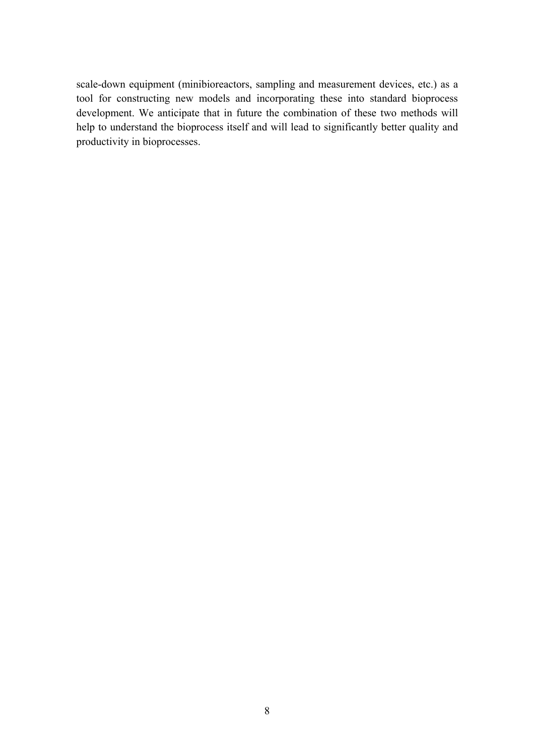scale-down equipment (minibioreactors, sampling and measurement devices, etc.) as a tool for constructing new models and incorporating these into standard bioprocess development. We anticipate that in future the combination of these two methods will help to understand the bioprocess itself and will lead to significantly better quality and productivity in bioprocesses.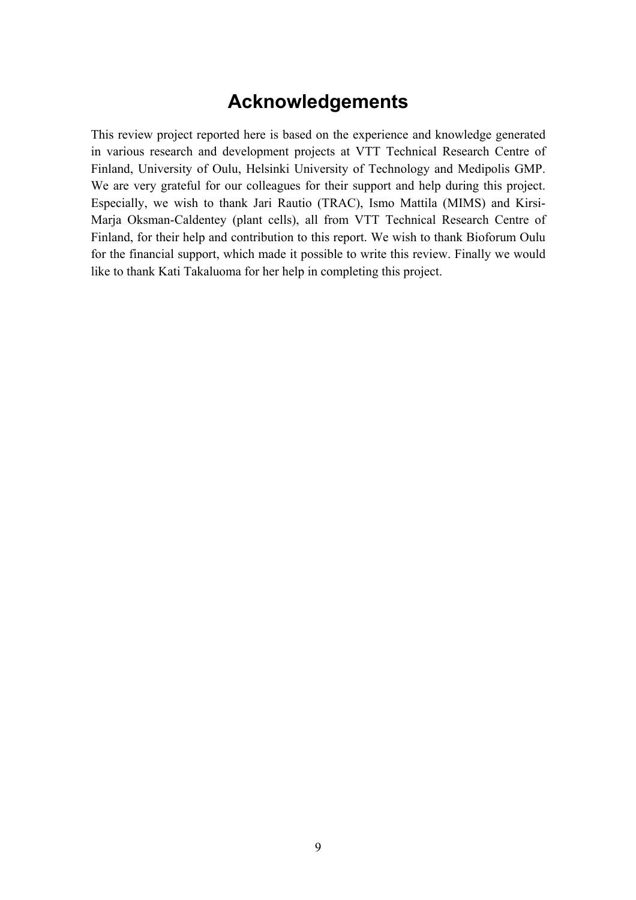# Acknowledgements

This review project reported here is based on the experience and knowledge generated in various research and development projects at VTT Technical Research Centre of Finland, University of Oulu, Helsinki University of Technology and Medipolis GMP. We are very grateful for our colleagues for their support and help during this project. Especially, we wish to thank Jari Rautio (TRAC), Ismo Mattila (MIMS) and Kirsi-Marja Oksman-Caldentey (plant cells), all from VTT Technical Research Centre of Finland, for their help and contribution to this report. We wish to thank Bioforum Oulu for the financial support, which made it possible to write this review. Finally we would like to thank Kati Takaluoma for her help in completing this project.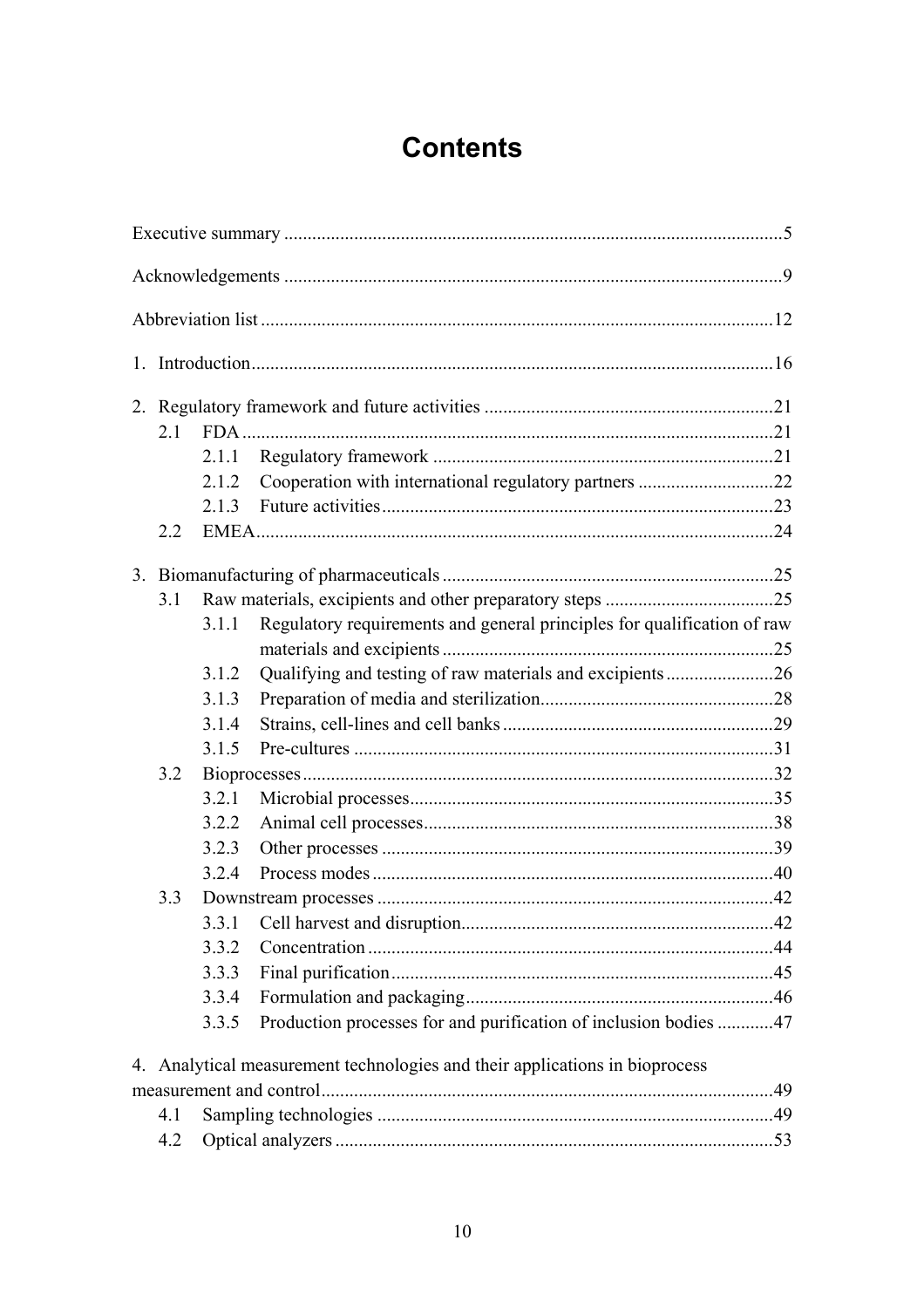# Contents

Executive summary ....................................................................................................5

Acknowledgements ....................................................................................................9

Abbreviation list ......................................................................................................12

1. Introduction.........................................................................................................16

2. Regulatory framework and future activities .......................................................21
   - 2.1 FDA ............................................................................................................21
     - 2.1.1 Regulatory framework ...................................................................21
     - 2.1.2 Cooperation with international regulatory partners .......................22
     - 2.1.3 Future activities..............................................................................23
   - 2.2 EMEA..........................................................................................................24

3. Biomanufacturing of pharmaceuticals ................................................................25
   - 3.1 Raw materials, excipients and other preparatory steps ..............................25
     - 3.1.1 Regulatory requirements and general principles for qualification of raw materials and excipients .................................................................25
     - 3.1.2 Qualifying and testing of raw materials and excipients .................26
     - 3.1.3 Preparation of media and sterilization............................................28
     - 3.1.4 Strains, cell-lines and cell banks ....................................................29
     - 3.1.5 Pre-cultures ....................................................................................31
   - 3.2 Bioprocesses................................................................................................32
     - 3.2.1 Microbial processes........................................................................35
     - 3.2.2 Animal cell processes.....................................................................38
     - 3.2.3 Other processes ..............................................................................39
     - 3.2.4 Process modes ................................................................................40
   - 3.3 Downstream processes ...............................................................................42
     - 3.3.1 Cell harvest and disruption.............................................................42
     - 3.3.2 Concentration .................................................................................44
     - 3.3.3 Final purification............................................................................45
     - 3.3.4 Formulation and packaging............................................................46
     - 3.3.5 Production processes for and purification of inclusion bodies ......47

4. Analytical measurement technologies and their applications in bioprocess measurement and control...........................................................................................49
   - 4.1 Sampling technologies ...............................................................................49
   - 4.2 Optical analyzers ........................................................................................53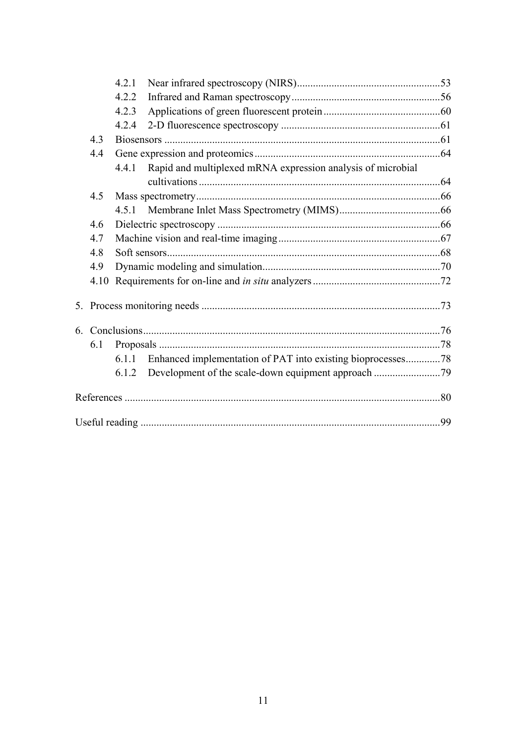- 4.2.1 Near infrared spectroscopy (NIRS) ...... 53
- 4.2.2 Infrared and Raman spectroscopy ...... 56
- 4.2.3 Applications of green fluorescent protein ...... 60
- 4.2.4 2-D fluorescence spectroscopy ...... 61
- 4.3 Biosensors ...... 61
- 4.4 Gene expression and proteomics ...... 64
  - 4.4.1 Rapid and multiplexed mRNA expression analysis of microbial cultivations ...... 64
- 4.5 Mass spectrometry ...... 66
  - 4.5.1 Membrane Inlet Mass Spectrometry (MIMS) ...... 66
- 4.6 Dielectric spectroscopy ...... 66
- 4.7 Machine vision and real-time imaging ...... 67
- 4.8 Soft sensors ...... 68
- 4.9 Dynamic modeling and simulation ...... 70
- 4.10 Requirements for on-line and *in situ* analyzers ...... 72

5. Process monitoring needs ...... 73

6. Conclusions ...... 76
   - 6.1 Proposals ...... 78
     - 6.1.1 Enhanced implementation of PAT into existing bioprocesses ...... 78
     - 6.1.2 Development of the scale-down equipment approach ...... 79

References ...... 80

Useful reading ...... 99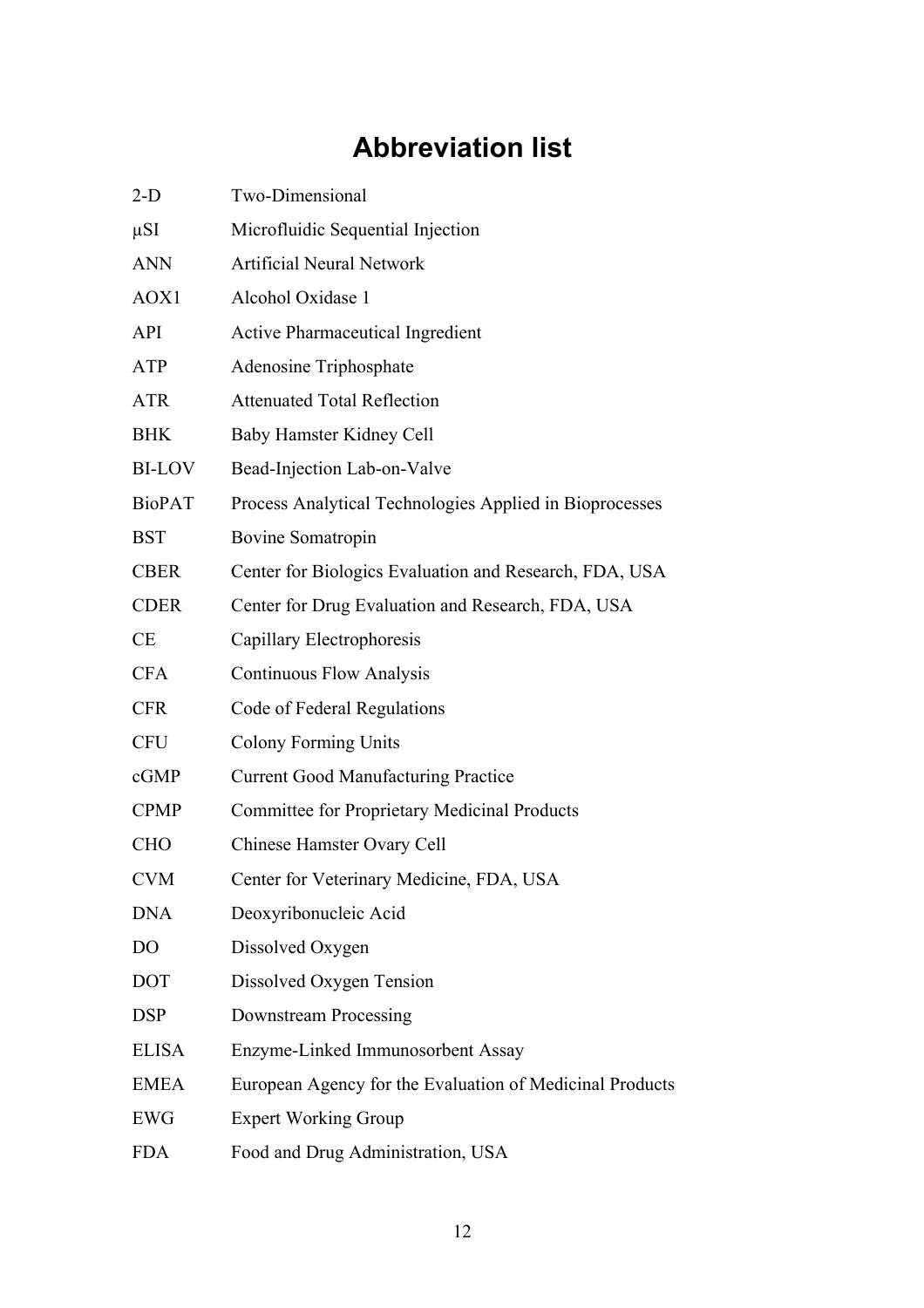# Abbreviation list

| | |
|---|---|
| 2-D | Two-Dimensional |
| µSI | Microfluidic Sequential Injection |
| ANN | Artificial Neural Network |
| AOX1 | Alcohol Oxidase 1 |
| API | Active Pharmaceutical Ingredient |
| ATP | Adenosine Triphosphate |
| ATR | Attenuated Total Reflection |
| BHK | Baby Hamster Kidney Cell |
| BI-LOV | Bead-Injection Lab-on-Valve |
| BioPAT | Process Analytical Technologies Applied in Bioprocesses |
| BST | Bovine Somatropin |
| CBER | Center for Biologics Evaluation and Research, FDA, USA |
| CDER | Center for Drug Evaluation and Research, FDA, USA |
| CE | Capillary Electrophoresis |
| CFA | Continuous Flow Analysis |
| CFR | Code of Federal Regulations |
| CFU | Colony Forming Units |
| cGMP | Current Good Manufacturing Practice |
| CPMP | Committee for Proprietary Medicinal Products |
| CHO | Chinese Hamster Ovary Cell |
| CVM | Center for Veterinary Medicine, FDA, USA |
| DNA | Deoxyribonucleic Acid |
| DO | Dissolved Oxygen |
| DOT | Dissolved Oxygen Tension |
| DSP | Downstream Processing |
| ELISA | Enzyme-Linked Immunosorbent Assay |
| EMEA | European Agency for the Evaluation of Medicinal Products |
| EWG | Expert Working Group |
| FDA | Food and Drug Administration, USA |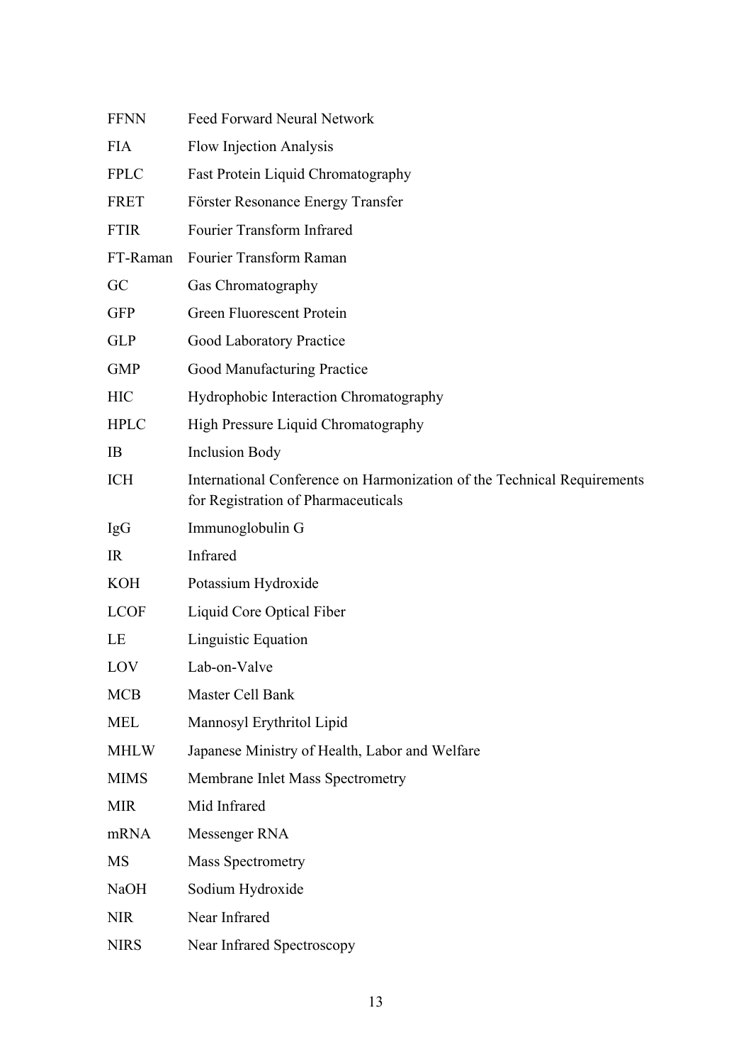| | |
|---|---|
| FFNN | Feed Forward Neural Network |
| FIA | Flow Injection Analysis |
| FPLC | Fast Protein Liquid Chromatography |
| FRET | Förster Resonance Energy Transfer |
| FTIR | Fourier Transform Infrared |
| FT-Raman | Fourier Transform Raman |
| GC | Gas Chromatography |
| GFP | Green Fluorescent Protein |
| GLP | Good Laboratory Practice |
| GMP | Good Manufacturing Practice |
| HIC | Hydrophobic Interaction Chromatography |
| HPLC | High Pressure Liquid Chromatography |
| IB | Inclusion Body |
| ICH | International Conference on Harmonization of the Technical Requirements for Registration of Pharmaceuticals |
| IgG | Immunoglobulin G |
| IR | Infrared |
| KOH | Potassium Hydroxide |
| LCOF | Liquid Core Optical Fiber |
| LE | Linguistic Equation |
| LOV | Lab-on-Valve |
| MCB | Master Cell Bank |
| MEL | Mannosyl Erythritol Lipid |
| MHLW | Japanese Ministry of Health, Labor and Welfare |
| MIMS | Membrane Inlet Mass Spectrometry |
| MIR | Mid Infrared |
| mRNA | Messenger RNA |
| MS | Mass Spectrometry |
| NaOH | Sodium Hydroxide |
| NIR | Near Infrared |
| NIRS | Near Infrared Spectroscopy |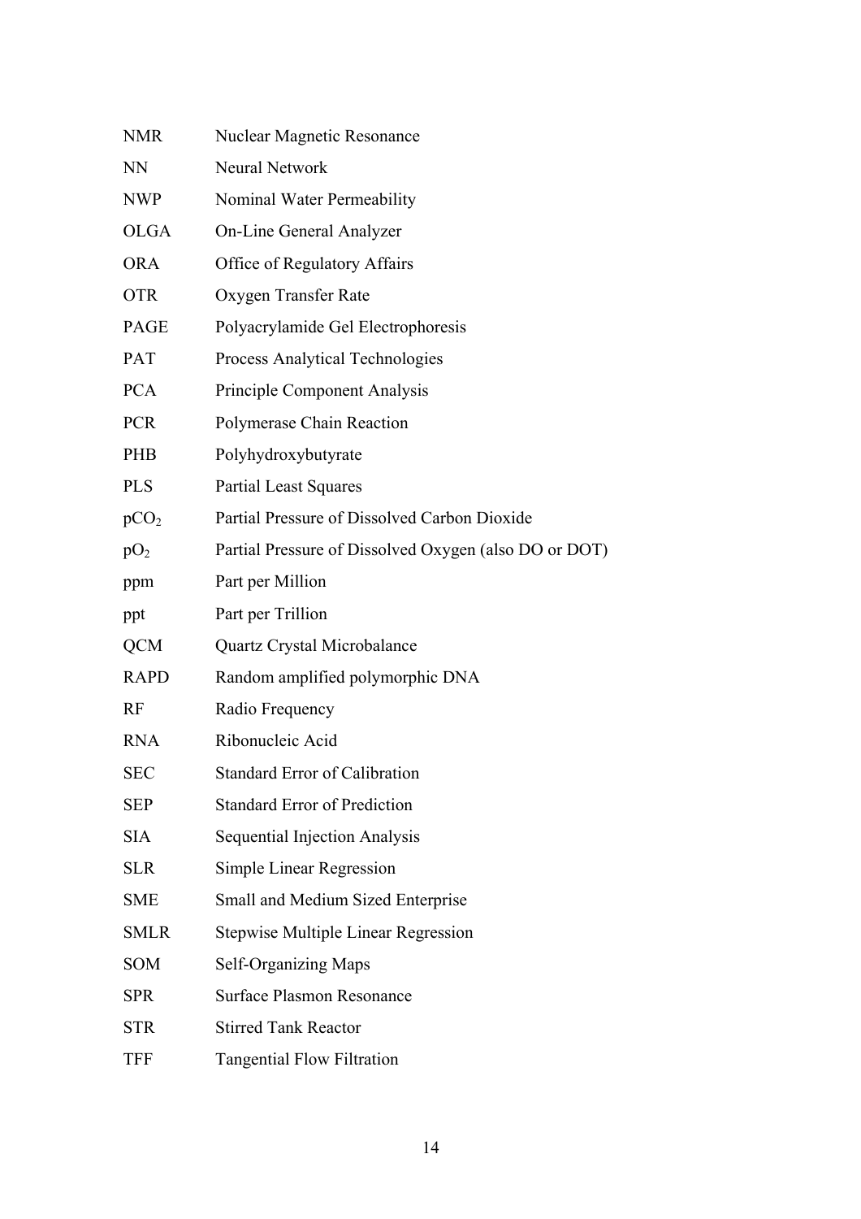| | |
|---|---|
| NMR | Nuclear Magnetic Resonance |
| NN | Neural Network |
| NWP | Nominal Water Permeability |
| OLGA | On-Line General Analyzer |
| ORA | Office of Regulatory Affairs |
| OTR | Oxygen Transfer Rate |
| PAGE | Polyacrylamide Gel Electrophoresis |
| PAT | Process Analytical Technologies |
| PCA | Principle Component Analysis |
| PCR | Polymerase Chain Reaction |
| PHB | Polyhydroxybutyrate |
| PLS | Partial Least Squares |
| $pCO_2$ | Partial Pressure of Dissolved Carbon Dioxide |
| $pO_2$ | Partial Pressure of Dissolved Oxygen (also DO or DOT) |
| ppm | Part per Million |
| ppt | Part per Trillion |
| QCM | Quartz Crystal Microbalance |
| RAPD | Random amplified polymorphic DNA |
| RF | Radio Frequency |
| RNA | Ribonucleic Acid |
| SEC | Standard Error of Calibration |
| SEP | Standard Error of Prediction |
| SIA | Sequential Injection Analysis |
| SLR | Simple Linear Regression |
| SME | Small and Medium Sized Enterprise |
| SMLR | Stepwise Multiple Linear Regression |
| SOM | Self-Organizing Maps |
| SPR | Surface Plasmon Resonance |
| STR | Stirred Tank Reactor |
| TFF | Tangential Flow Filtration |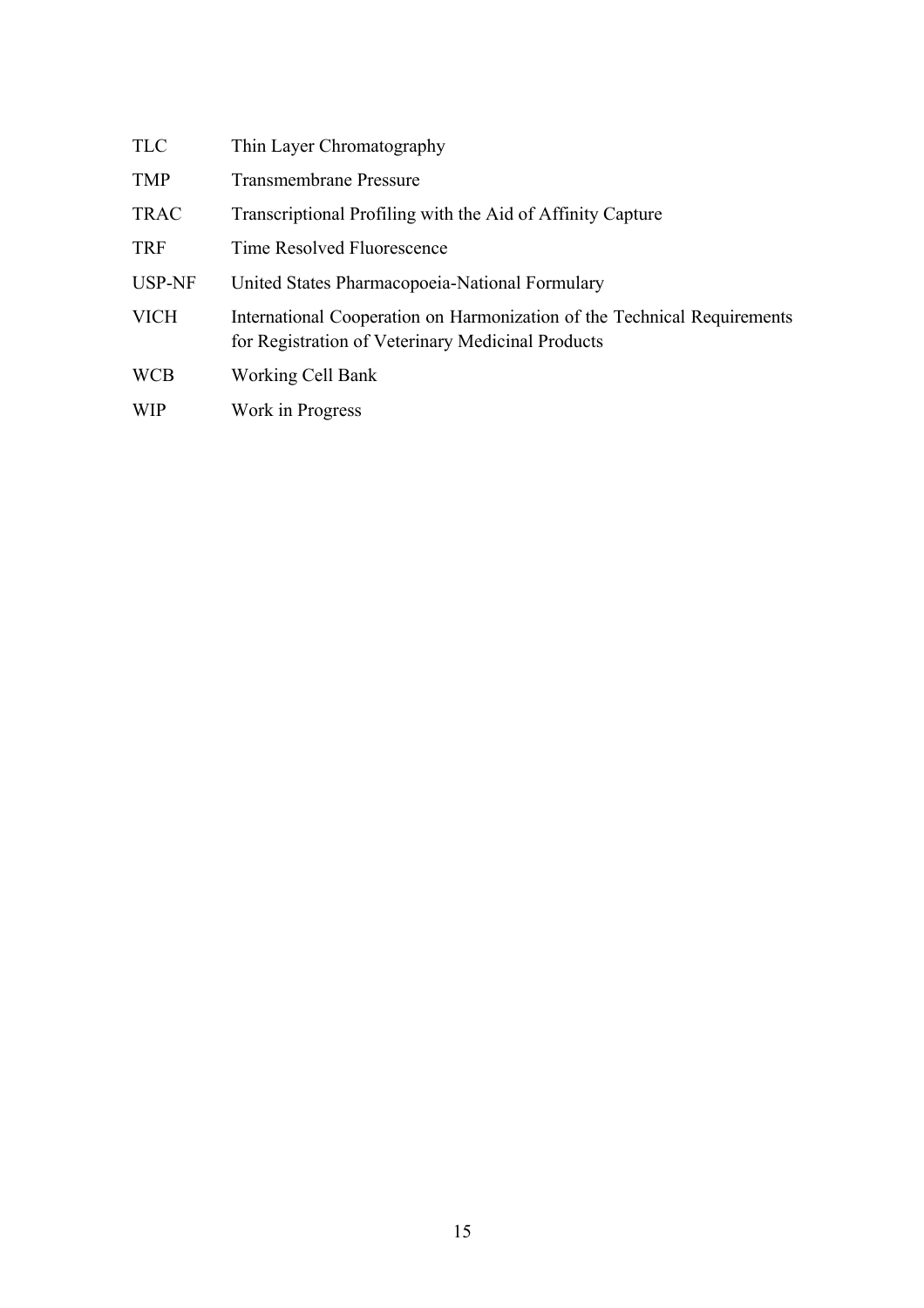| | |
|---|---|
| TLC | Thin Layer Chromatography |
| TMP | Transmembrane Pressure |
| TRAC | Transcriptional Profiling with the Aid of Affinity Capture |
| TRF | Time Resolved Fluorescence |
| USP-NF | United States Pharmacopoeia-National Formulary |
| VICH | International Cooperation on Harmonization of the Technical Requirements for Registration of Veterinary Medicinal Products |
| WCB | Working Cell Bank |
| WIP | Work in Progress |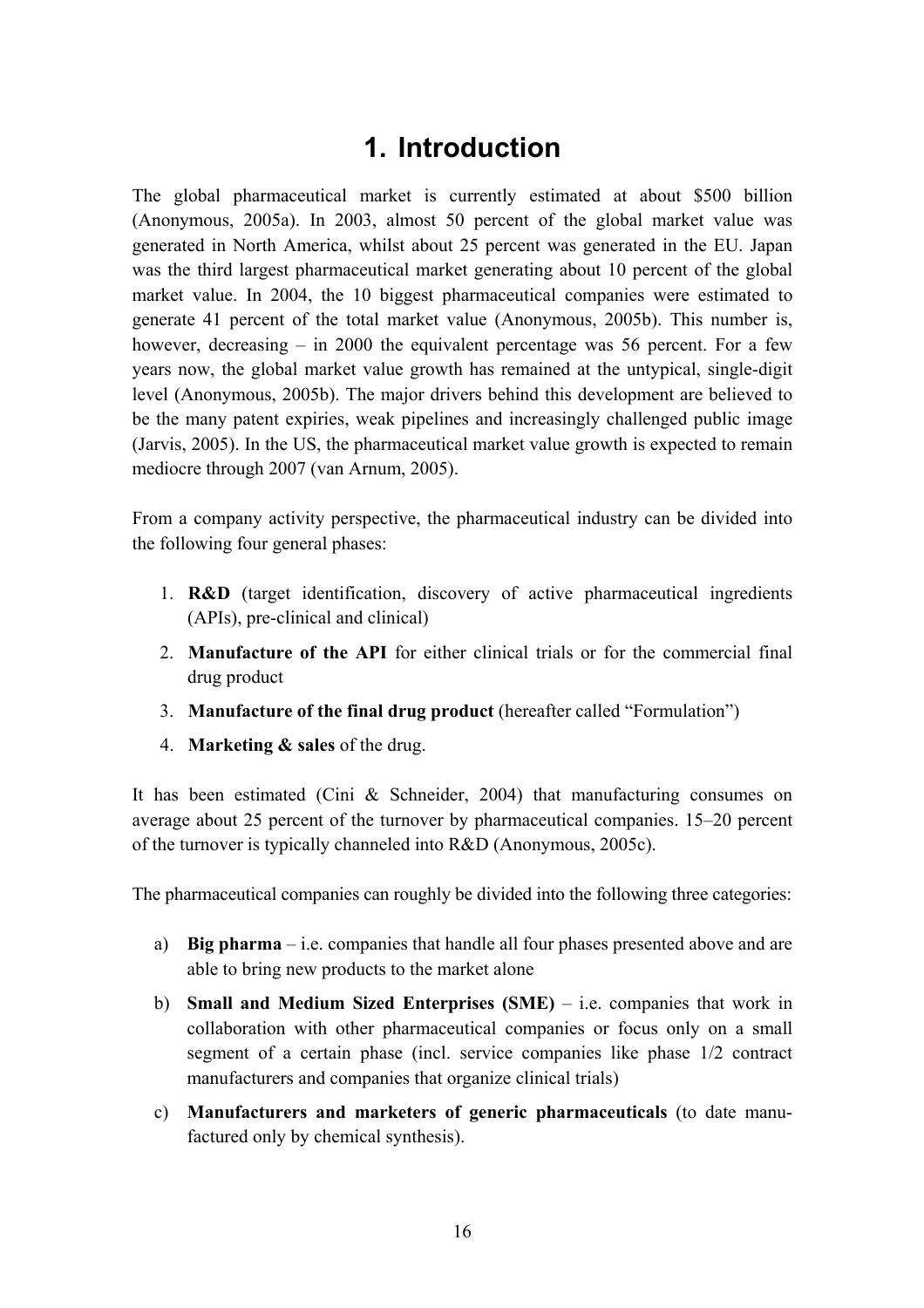# 1. Introduction

The global pharmaceutical market is currently estimated at about $500 billion (Anonymous, 2005a). In 2003, almost 50 percent of the global market value was generated in North America, whilst about 25 percent was generated in the EU. Japan was the third largest pharmaceutical market generating about 10 percent of the global market value. In 2004, the 10 biggest pharmaceutical companies were estimated to generate 41 percent of the total market value (Anonymous, 2005b). This number is, however, decreasing – in 2000 the equivalent percentage was 56 percent. For a few years now, the global market value growth has remained at the untypical, single-digit level (Anonymous, 2005b). The major drivers behind this development are believed to be the many patent expiries, weak pipelines and increasingly challenged public image (Jarvis, 2005). In the US, the pharmaceutical market value growth is expected to remain mediocre through 2007 (van Arnum, 2005).

From a company activity perspective, the pharmaceutical industry can be divided into the following four general phases:

1. **R&D** (target identification, discovery of active pharmaceutical ingredients (APIs), pre-clinical and clinical)
2. **Manufacture of the API** for either clinical trials or for the commercial final drug product
3. **Manufacture of the final drug product** (hereafter called "Formulation")
4. **Marketing & sales** of the drug.

It has been estimated (Cini & Schneider, 2004) that manufacturing consumes on average about 25 percent of the turnover by pharmaceutical companies. 15–20 percent of the turnover is typically channeled into R&D (Anonymous, 2005c).

The pharmaceutical companies can roughly be divided into the following three categories:

a) **Big pharma** – i.e. companies that handle all four phases presented above and are able to bring new products to the market alone

b) **Small and Medium Sized Enterprises (SME)** – i.e. companies that work in collaboration with other pharmaceutical companies or focus only on a small segment of a certain phase (incl. service companies like phase 1/2 contract manufacturers and companies that organize clinical trials)

c) **Manufacturers and marketers of generic pharmaceuticals** (to date manufactured only by chemical synthesis).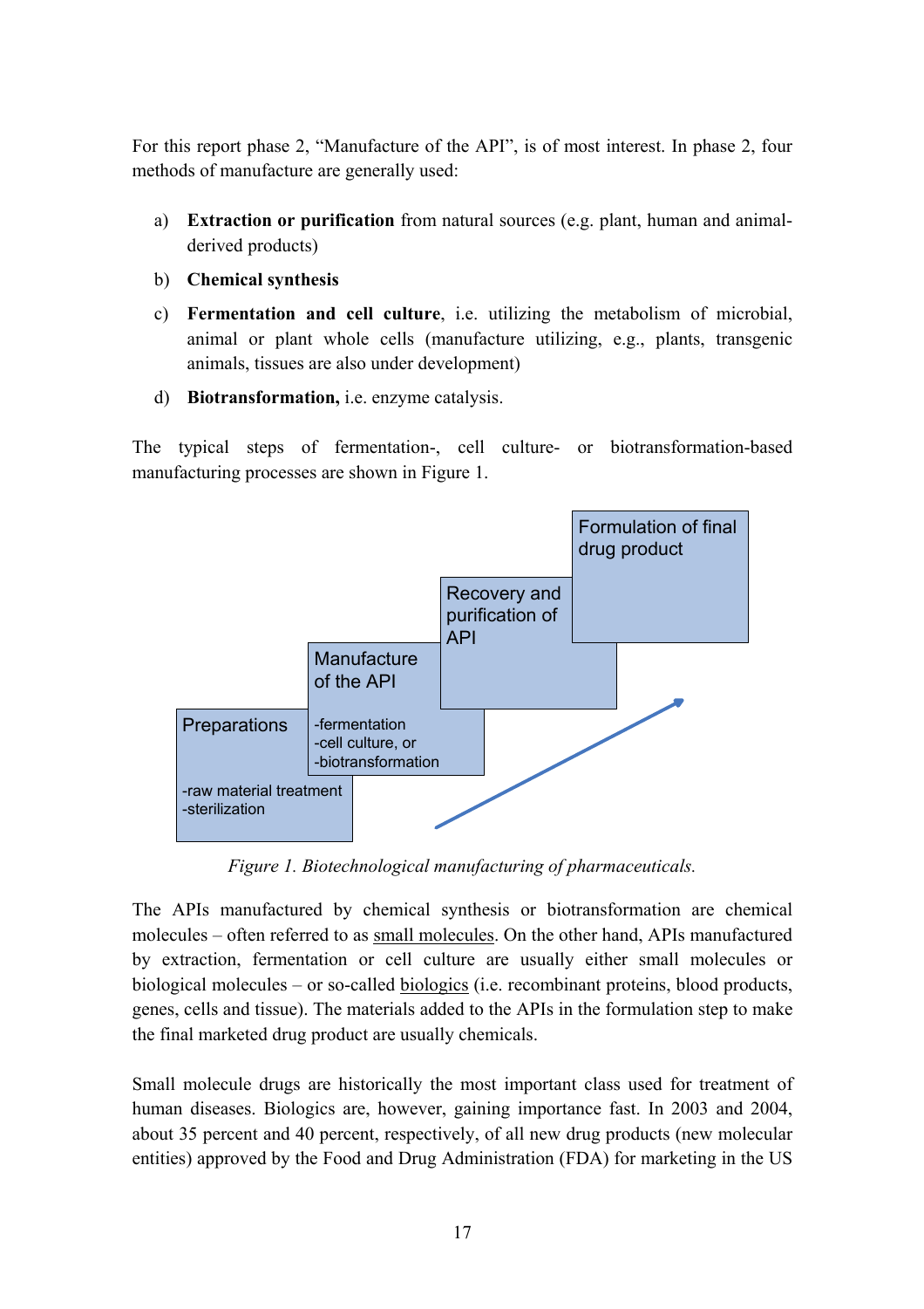For this report phase 2, "Manufacture of the API", is of most interest. In phase 2, four methods of manufacture are generally used:

a) **Extraction or purification** from natural sources (e.g. plant, human and animal-derived products)

b) **Chemical synthesis**

c) **Fermentation and cell culture**, i.e. utilizing the metabolism of microbial, animal or plant whole cells (manufacture utilizing, e.g., plants, transgenic animals, tissues are also under development)

d) **Biotransformation,** i.e. enzyme catalysis.

The typical steps of fermentation-, cell culture- or biotransformation-based manufacturing processes are shown in Figure 1.

Preparations
-raw material treatment
-sterilization

Manufacture of the API
-fermentation
-cell culture, or
-biotransformation

Recovery and purification of API

Formulation of final drug product

*Figure 1. Biotechnological manufacturing of pharmaceuticals.*

The APIs manufactured by chemical synthesis or biotransformation are chemical molecules – often referred to as small molecules. On the other hand, APIs manufactured by extraction, fermentation or cell culture are usually either small molecules or biological molecules – or so-called biologics (i.e. recombinant proteins, blood products, genes, cells and tissue). The materials added to the APIs in the formulation step to make the final marketed drug product are usually chemicals.

Small molecule drugs are historically the most important class used for treatment of human diseases. Biologics are, however, gaining importance fast. In 2003 and 2004, about 35 percent and 40 percent, respectively, of all new drug products (new molecular entities) approved by the Food and Drug Administration (FDA) for marketing in the US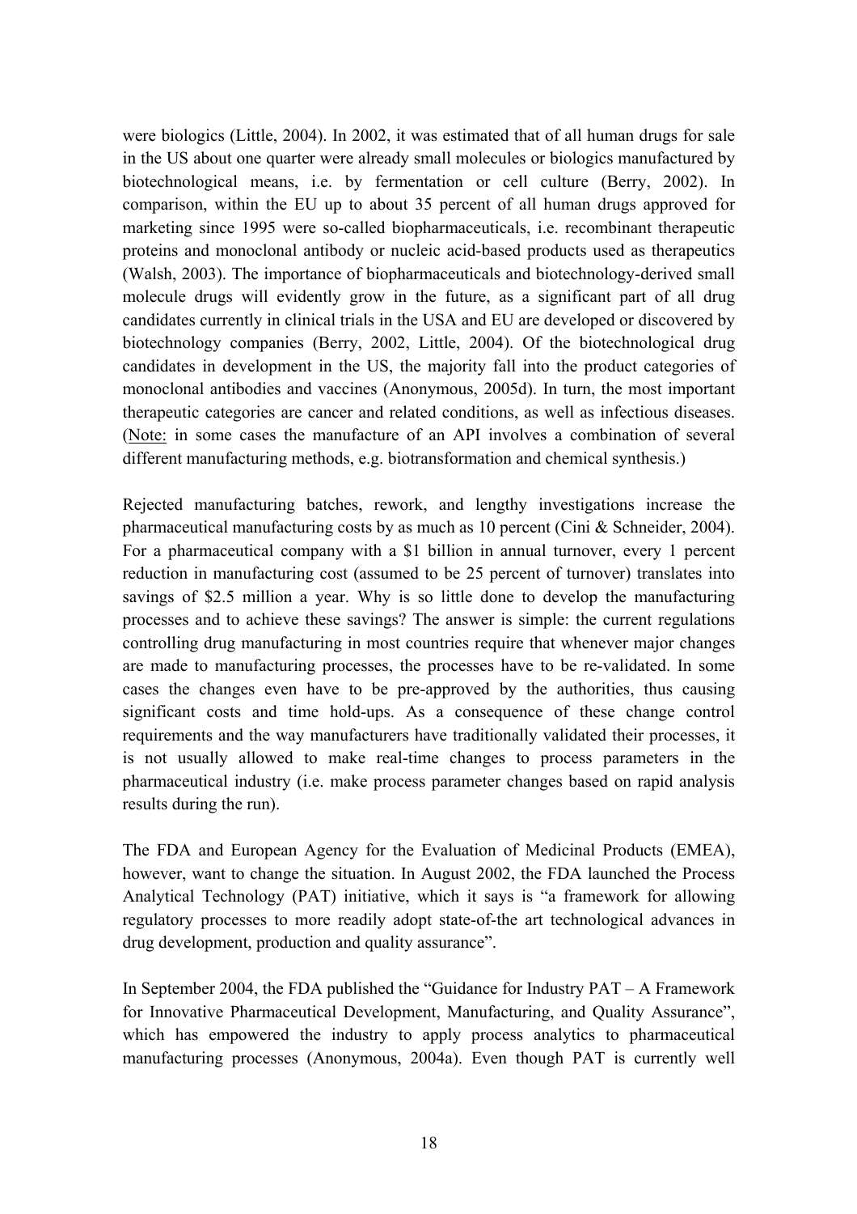were biologics (Little, 2004). In 2002, it was estimated that of all human drugs for sale in the US about one quarter were already small molecules or biologics manufactured by biotechnological means, i.e. by fermentation or cell culture (Berry, 2002). In comparison, within the EU up to about 35 percent of all human drugs approved for marketing since 1995 were so-called biopharmaceuticals, i.e. recombinant therapeutic proteins and monoclonal antibody or nucleic acid-based products used as therapeutics (Walsh, 2003). The importance of biopharmaceuticals and biotechnology-derived small molecule drugs will evidently grow in the future, as a significant part of all drug candidates currently in clinical trials in the USA and EU are developed or discovered by biotechnology companies (Berry, 2002, Little, 2004). Of the biotechnological drug candidates in development in the US, the majority fall into the product categories of monoclonal antibodies and vaccines (Anonymous, 2005d). In turn, the most important therapeutic categories are cancer and related conditions, as well as infectious diseases. (<u>Note:</u> in some cases the manufacture of an API involves a combination of several different manufacturing methods, e.g. biotransformation and chemical synthesis.)

Rejected manufacturing batches, rework, and lengthy investigations increase the pharmaceutical manufacturing costs by as much as 10 percent (Cini & Schneider, 2004). For a pharmaceutical company with a $1 billion in annual turnover, every 1 percent reduction in manufacturing cost (assumed to be 25 percent of turnover) translates into savings of $2.5 million a year. Why is so little done to develop the manufacturing processes and to achieve these savings? The answer is simple: the current regulations controlling drug manufacturing in most countries require that whenever major changes are made to manufacturing processes, the processes have to be re-validated. In some cases the changes even have to be pre-approved by the authorities, thus causing significant costs and time hold-ups. As a consequence of these change control requirements and the way manufacturers have traditionally validated their processes, it is not usually allowed to make real-time changes to process parameters in the pharmaceutical industry (i.e. make process parameter changes based on rapid analysis results during the run).

The FDA and European Agency for the Evaluation of Medicinal Products (EMEA), however, want to change the situation. In August 2002, the FDA launched the Process Analytical Technology (PAT) initiative, which it says is "a framework for allowing regulatory processes to more readily adopt state-of-the art technological advances in drug development, production and quality assurance".

In September 2004, the FDA published the "Guidance for Industry PAT – A Framework for Innovative Pharmaceutical Development, Manufacturing, and Quality Assurance", which has empowered the industry to apply process analytics to pharmaceutical manufacturing processes (Anonymous, 2004a). Even though PAT is currently well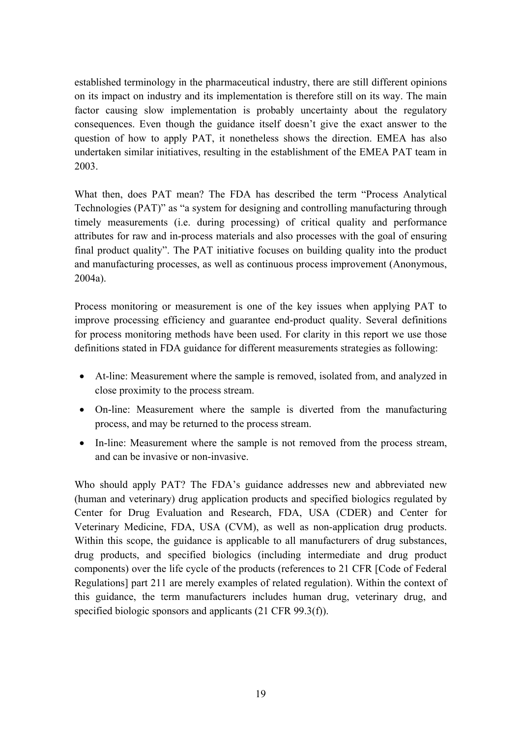established terminology in the pharmaceutical industry, there are still different opinions on its impact on industry and its implementation is therefore still on its way. The main factor causing slow implementation is probably uncertainty about the regulatory consequences. Even though the guidance itself doesn't give the exact answer to the question of how to apply PAT, it nonetheless shows the direction. EMEA has also undertaken similar initiatives, resulting in the establishment of the EMEA PAT team in 2003.

What then, does PAT mean? The FDA has described the term "Process Analytical Technologies (PAT)" as "a system for designing and controlling manufacturing through timely measurements (i.e. during processing) of critical quality and performance attributes for raw and in-process materials and also processes with the goal of ensuring final product quality". The PAT initiative focuses on building quality into the product and manufacturing processes, as well as continuous process improvement (Anonymous, 2004a).

Process monitoring or measurement is one of the key issues when applying PAT to improve processing efficiency and guarantee end-product quality. Several definitions for process monitoring methods have been used. For clarity in this report we use those definitions stated in FDA guidance for different measurements strategies as following:

- At-line: Measurement where the sample is removed, isolated from, and analyzed in close proximity to the process stream.
- On-line: Measurement where the sample is diverted from the manufacturing process, and may be returned to the process stream.
- In-line: Measurement where the sample is not removed from the process stream, and can be invasive or non-invasive.

Who should apply PAT? The FDA's guidance addresses new and abbreviated new (human and veterinary) drug application products and specified biologics regulated by Center for Drug Evaluation and Research, FDA, USA (CDER) and Center for Veterinary Medicine, FDA, USA (CVM), as well as non-application drug products. Within this scope, the guidance is applicable to all manufacturers of drug substances, drug products, and specified biologics (including intermediate and drug product components) over the life cycle of the products (references to 21 CFR [Code of Federal Regulations] part 211 are merely examples of related regulation). Within the context of this guidance, the term manufacturers includes human drug, veterinary drug, and specified biologic sponsors and applicants (21 CFR 99.3(f)).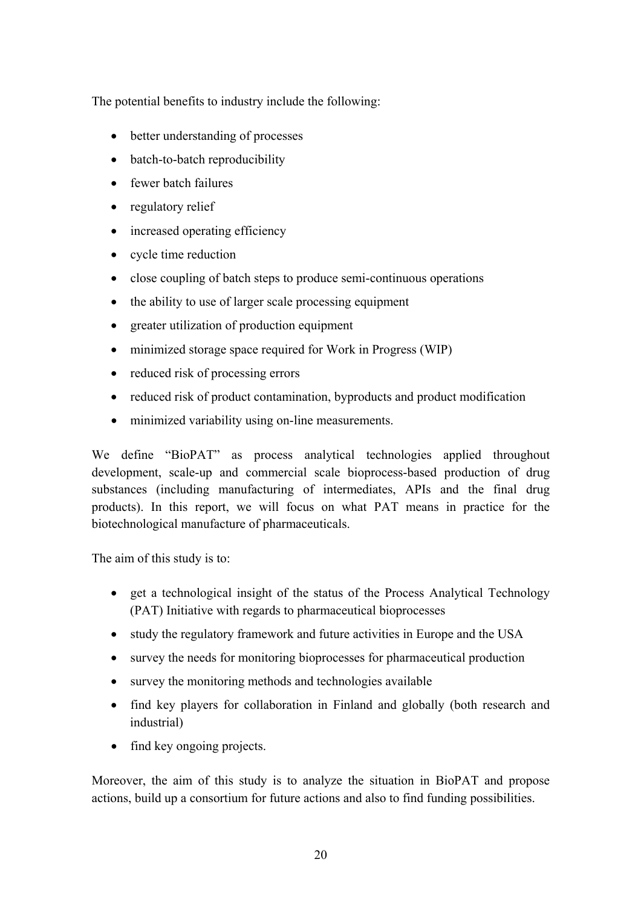The potential benefits to industry include the following:

- better understanding of processes
- batch-to-batch reproducibility
- fewer batch failures
- regulatory relief
- increased operating efficiency
- cycle time reduction
- close coupling of batch steps to produce semi-continuous operations
- the ability to use of larger scale processing equipment
- greater utilization of production equipment
- minimized storage space required for Work in Progress (WIP)
- reduced risk of processing errors
- reduced risk of product contamination, byproducts and product modification
- minimized variability using on-line measurements.

We define "BioPAT" as process analytical technologies applied throughout development, scale-up and commercial scale bioprocess-based production of drug substances (including manufacturing of intermediates, APIs and the final drug products). In this report, we will focus on what PAT means in practice for the biotechnological manufacture of pharmaceuticals.

The aim of this study is to:

- get a technological insight of the status of the Process Analytical Technology (PAT) Initiative with regards to pharmaceutical bioprocesses
- study the regulatory framework and future activities in Europe and the USA
- survey the needs for monitoring bioprocesses for pharmaceutical production
- survey the monitoring methods and technologies available
- find key players for collaboration in Finland and globally (both research and industrial)
- find key ongoing projects.

Moreover, the aim of this study is to analyze the situation in BioPAT and propose actions, build up a consortium for future actions and also to find funding possibilities.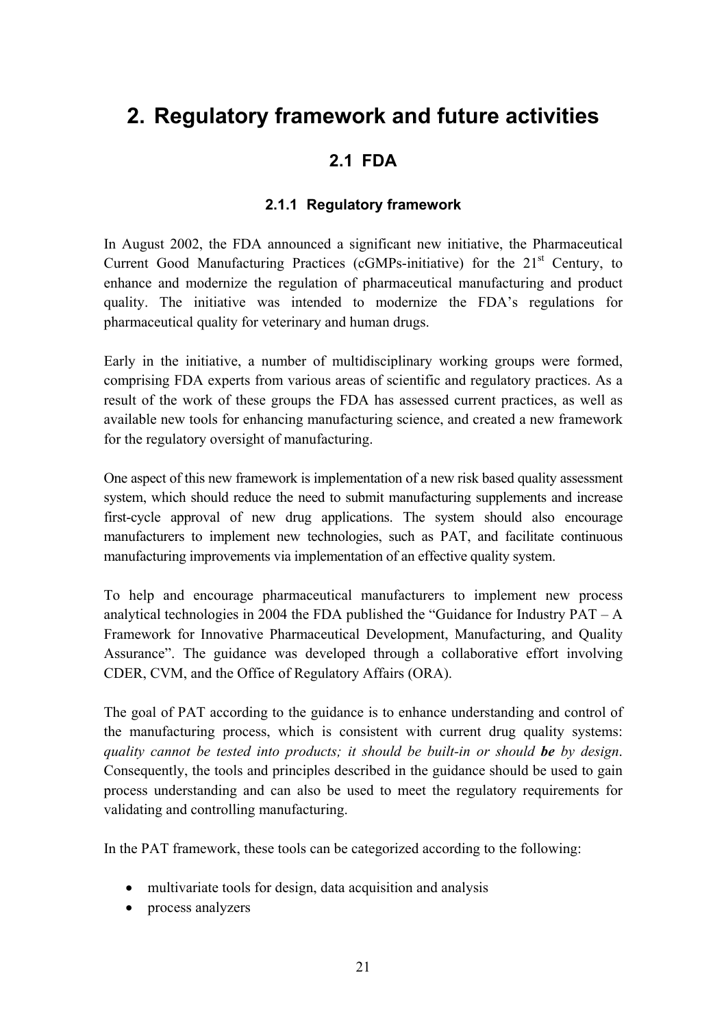# 2. Regulatory framework and future activities

## 2.1 FDA

### 2.1.1 Regulatory framework

In August 2002, the FDA announced a significant new initiative, the Pharmaceutical Current Good Manufacturing Practices (cGMPs-initiative) for the 21st Century, to enhance and modernize the regulation of pharmaceutical manufacturing and product quality. The initiative was intended to modernize the FDA's regulations for pharmaceutical quality for veterinary and human drugs.

Early in the initiative, a number of multidisciplinary working groups were formed, comprising FDA experts from various areas of scientific and regulatory practices. As a result of the work of these groups the FDA has assessed current practices, as well as available new tools for enhancing manufacturing science, and created a new framework for the regulatory oversight of manufacturing.

One aspect of this new framework is implementation of a new risk based quality assessment system, which should reduce the need to submit manufacturing supplements and increase first-cycle approval of new drug applications. The system should also encourage manufacturers to implement new technologies, such as PAT, and facilitate continuous manufacturing improvements via implementation of an effective quality system.

To help and encourage pharmaceutical manufacturers to implement new process analytical technologies in 2004 the FDA published the "Guidance for Industry PAT – A Framework for Innovative Pharmaceutical Development, Manufacturing, and Quality Assurance". The guidance was developed through a collaborative effort involving CDER, CVM, and the Office of Regulatory Affairs (ORA).

The goal of PAT according to the guidance is to enhance understanding and control of the manufacturing process, which is consistent with current drug quality systems: *quality cannot be tested into products; it should be built-in or should **be** by design*. Consequently, the tools and principles described in the guidance should be used to gain process understanding and can also be used to meet the regulatory requirements for validating and controlling manufacturing.

In the PAT framework, these tools can be categorized according to the following:

- multivariate tools for design, data acquisition and analysis
- process analyzers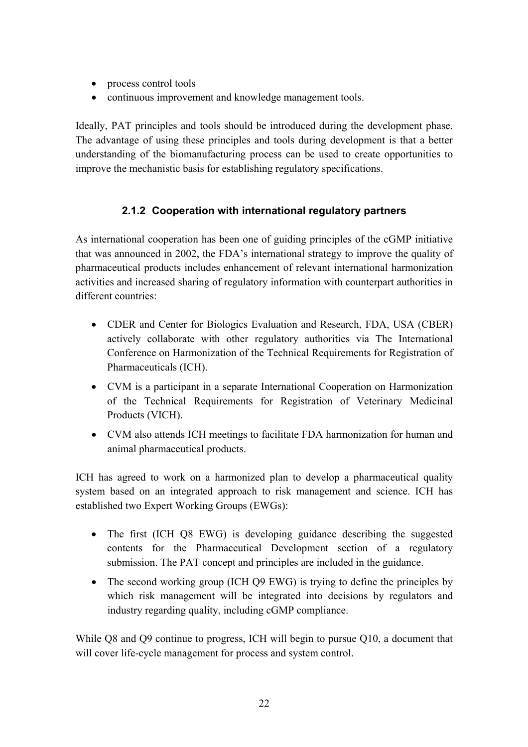- process control tools
- continuous improvement and knowledge management tools.

Ideally, PAT principles and tools should be introduced during the development phase. The advantage of using these principles and tools during development is that a better understanding of the biomanufacturing process can be used to create opportunities to improve the mechanistic basis for establishing regulatory specifications.

### 2.1.2 Cooperation with international regulatory partners

As international cooperation has been one of guiding principles of the cGMP initiative that was announced in 2002, the FDA's international strategy to improve the quality of pharmaceutical products includes enhancement of relevant international harmonization activities and increased sharing of regulatory information with counterpart authorities in different countries:

- CDER and Center for Biologics Evaluation and Research, FDA, USA (CBER) actively collaborate with other regulatory authorities via The International Conference on Harmonization of the Technical Requirements for Registration of Pharmaceuticals (ICH).
- CVM is a participant in a separate International Cooperation on Harmonization of the Technical Requirements for Registration of Veterinary Medicinal Products (VICH).
- CVM also attends ICH meetings to facilitate FDA harmonization for human and animal pharmaceutical products.

ICH has agreed to work on a harmonized plan to develop a pharmaceutical quality system based on an integrated approach to risk management and science. ICH has established two Expert Working Groups (EWGs):

- The first (ICH Q8 EWG) is developing guidance describing the suggested contents for the Pharmaceutical Development section of a regulatory submission. The PAT concept and principles are included in the guidance.
- The second working group (ICH Q9 EWG) is trying to define the principles by which risk management will be integrated into decisions by regulators and industry regarding quality, including cGMP compliance.

While Q8 and Q9 continue to progress, ICH will begin to pursue Q10, a document that will cover life-cycle management for process and system control.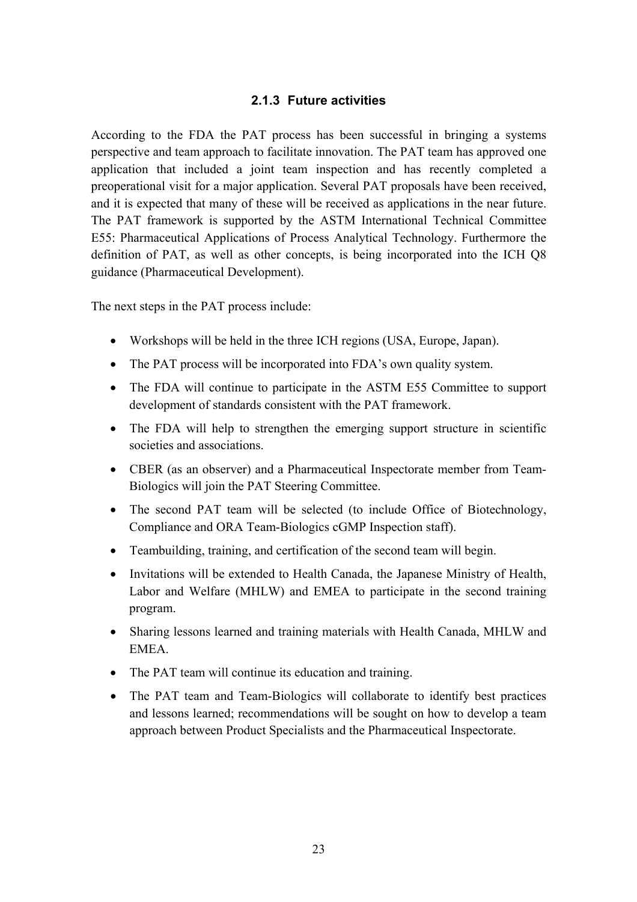### 2.1.3 Future activities

According to the FDA the PAT process has been successful in bringing a systems perspective and team approach to facilitate innovation. The PAT team has approved one application that included a joint team inspection and has recently completed a preoperational visit for a major application. Several PAT proposals have been received, and it is expected that many of these will be received as applications in the near future. The PAT framework is supported by the ASTM International Technical Committee E55: Pharmaceutical Applications of Process Analytical Technology. Furthermore the definition of PAT, as well as other concepts, is being incorporated into the ICH Q8 guidance (Pharmaceutical Development).

The next steps in the PAT process include:

- Workshops will be held in the three ICH regions (USA, Europe, Japan).
- The PAT process will be incorporated into FDA's own quality system.
- The FDA will continue to participate in the ASTM E55 Committee to support development of standards consistent with the PAT framework.
- The FDA will help to strengthen the emerging support structure in scientific societies and associations.
- CBER (as an observer) and a Pharmaceutical Inspectorate member from Team-Biologics will join the PAT Steering Committee.
- The second PAT team will be selected (to include Office of Biotechnology, Compliance and ORA Team-Biologics cGMP Inspection staff).
- Teambuilding, training, and certification of the second team will begin.
- Invitations will be extended to Health Canada, the Japanese Ministry of Health, Labor and Welfare (MHLW) and EMEA to participate in the second training program.
- Sharing lessons learned and training materials with Health Canada, MHLW and EMEA.
- The PAT team will continue its education and training.
- The PAT team and Team-Biologics will collaborate to identify best practices and lessons learned; recommendations will be sought on how to develop a team approach between Product Specialists and the Pharmaceutical Inspectorate.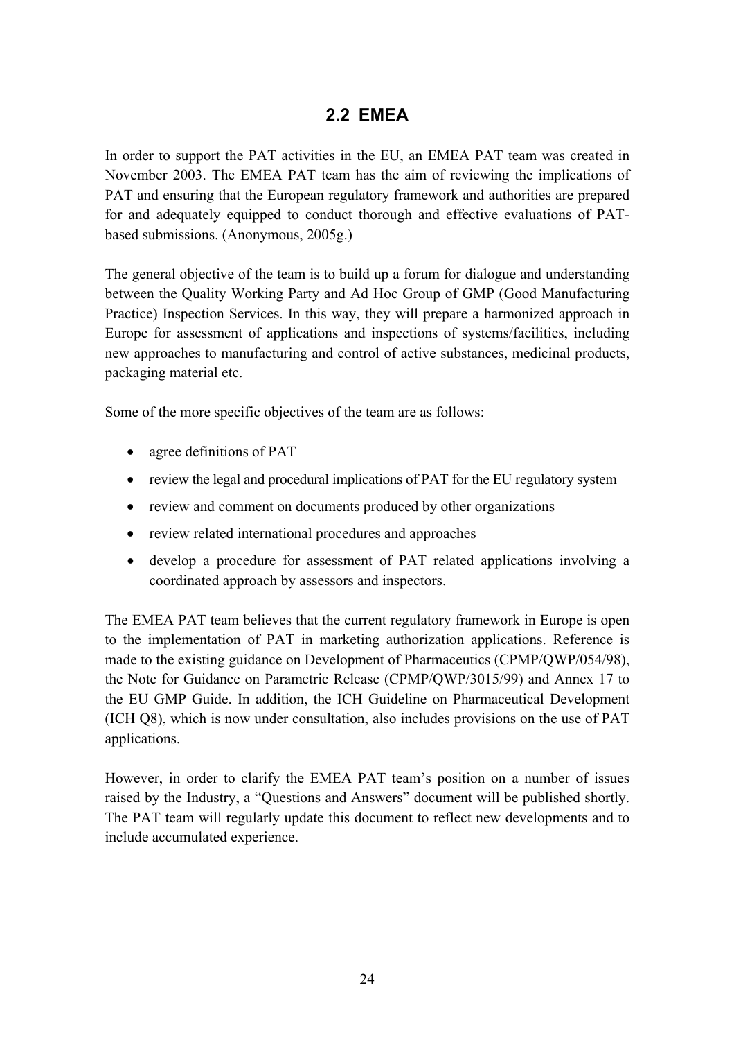## 2.2 EMEA

In order to support the PAT activities in the EU, an EMEA PAT team was created in November 2003. The EMEA PAT team has the aim of reviewing the implications of PAT and ensuring that the European regulatory framework and authorities are prepared for and adequately equipped to conduct thorough and effective evaluations of PAT-based submissions. (Anonymous, 2005g.)

The general objective of the team is to build up a forum for dialogue and understanding between the Quality Working Party and Ad Hoc Group of GMP (Good Manufacturing Practice) Inspection Services. In this way, they will prepare a harmonized approach in Europe for assessment of applications and inspections of systems/facilities, including new approaches to manufacturing and control of active substances, medicinal products, packaging material etc.

Some of the more specific objectives of the team are as follows:

- agree definitions of PAT
- review the legal and procedural implications of PAT for the EU regulatory system
- review and comment on documents produced by other organizations
- review related international procedures and approaches
- develop a procedure for assessment of PAT related applications involving a coordinated approach by assessors and inspectors.

The EMEA PAT team believes that the current regulatory framework in Europe is open to the implementation of PAT in marketing authorization applications. Reference is made to the existing guidance on Development of Pharmaceutics (CPMP/QWP/054/98), the Note for Guidance on Parametric Release (CPMP/QWP/3015/99) and Annex 17 to the EU GMP Guide. In addition, the ICH Guideline on Pharmaceutical Development (ICH Q8), which is now under consultation, also includes provisions on the use of PAT applications.

However, in order to clarify the EMEA PAT team's position on a number of issues raised by the Industry, a "Questions and Answers" document will be published shortly. The PAT team will regularly update this document to reflect new developments and to include accumulated experience.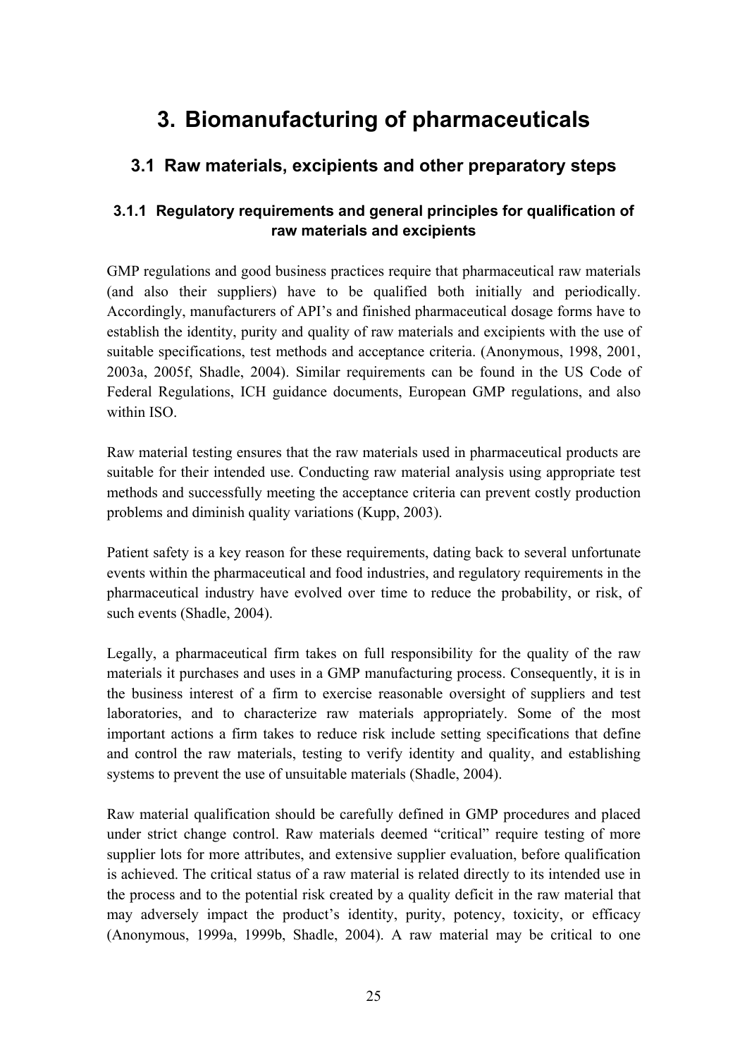# 3. Biomanufacturing of pharmaceuticals

## 3.1 Raw materials, excipients and other preparatory steps

### 3.1.1 Regulatory requirements and general principles for qualification of raw materials and excipients

GMP regulations and good business practices require that pharmaceutical raw materials (and also their suppliers) have to be qualified both initially and periodically. Accordingly, manufacturers of API's and finished pharmaceutical dosage forms have to establish the identity, purity and quality of raw materials and excipients with the use of suitable specifications, test methods and acceptance criteria. (Anonymous, 1998, 2001, 2003a, 2005f, Shadle, 2004). Similar requirements can be found in the US Code of Federal Regulations, ICH guidance documents, European GMP regulations, and also within ISO.

Raw material testing ensures that the raw materials used in pharmaceutical products are suitable for their intended use. Conducting raw material analysis using appropriate test methods and successfully meeting the acceptance criteria can prevent costly production problems and diminish quality variations (Kupp, 2003).

Patient safety is a key reason for these requirements, dating back to several unfortunate events within the pharmaceutical and food industries, and regulatory requirements in the pharmaceutical industry have evolved over time to reduce the probability, or risk, of such events (Shadle, 2004).

Legally, a pharmaceutical firm takes on full responsibility for the quality of the raw materials it purchases and uses in a GMP manufacturing process. Consequently, it is in the business interest of a firm to exercise reasonable oversight of suppliers and test laboratories, and to characterize raw materials appropriately. Some of the most important actions a firm takes to reduce risk include setting specifications that define and control the raw materials, testing to verify identity and quality, and establishing systems to prevent the use of unsuitable materials (Shadle, 2004).

Raw material qualification should be carefully defined in GMP procedures and placed under strict change control. Raw materials deemed "critical" require testing of more supplier lots for more attributes, and extensive supplier evaluation, before qualification is achieved. The critical status of a raw material is related directly to its intended use in the process and to the potential risk created by a quality deficit in the raw material that may adversely impact the product's identity, purity, potency, toxicity, or efficacy (Anonymous, 1999a, 1999b, Shadle, 2004). A raw material may be critical to one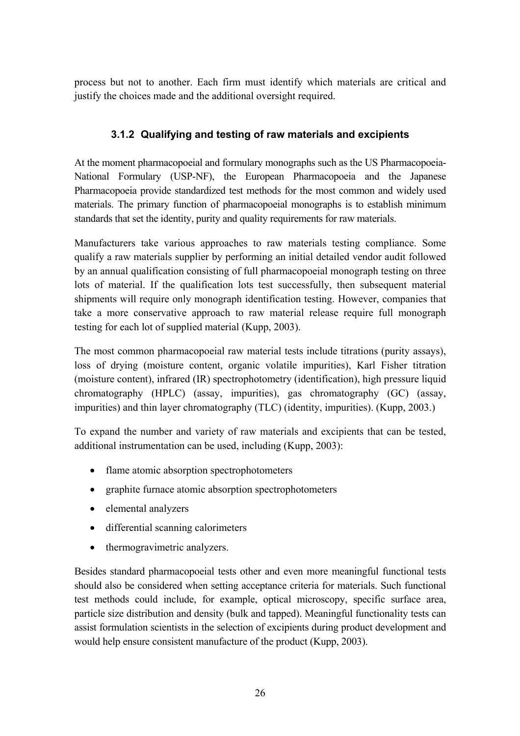process but not to another. Each firm must identify which materials are critical and justify the choices made and the additional oversight required.

### 3.1.2 Qualifying and testing of raw materials and excipients

At the moment pharmacopoeial and formulary monographs such as the US Pharmacopoeia-National Formulary (USP-NF), the European Pharmacopoeia and the Japanese Pharmacopoeia provide standardized test methods for the most common and widely used materials. The primary function of pharmacopoeial monographs is to establish minimum standards that set the identity, purity and quality requirements for raw materials.

Manufacturers take various approaches to raw materials testing compliance. Some qualify a raw materials supplier by performing an initial detailed vendor audit followed by an annual qualification consisting of full pharmacopoeial monograph testing on three lots of material. If the qualification lots test successfully, then subsequent material shipments will require only monograph identification testing. However, companies that take a more conservative approach to raw material release require full monograph testing for each lot of supplied material (Kupp, 2003).

The most common pharmacopoeial raw material tests include titrations (purity assays), loss of drying (moisture content, organic volatile impurities), Karl Fisher titration (moisture content), infrared (IR) spectrophotometry (identification), high pressure liquid chromatography (HPLC) (assay, impurities), gas chromatography (GC) (assay, impurities) and thin layer chromatography (TLC) (identity, impurities). (Kupp, 2003.)

To expand the number and variety of raw materials and excipients that can be tested, additional instrumentation can be used, including (Kupp, 2003):

- flame atomic absorption spectrophotometers
- graphite furnace atomic absorption spectrophotometers
- elemental analyzers
- differential scanning calorimeters
- thermogravimetric analyzers.

Besides standard pharmacopoeial tests other and even more meaningful functional tests should also be considered when setting acceptance criteria for materials. Such functional test methods could include, for example, optical microscopy, specific surface area, particle size distribution and density (bulk and tapped). Meaningful functionality tests can assist formulation scientists in the selection of excipients during product development and would help ensure consistent manufacture of the product (Kupp, 2003).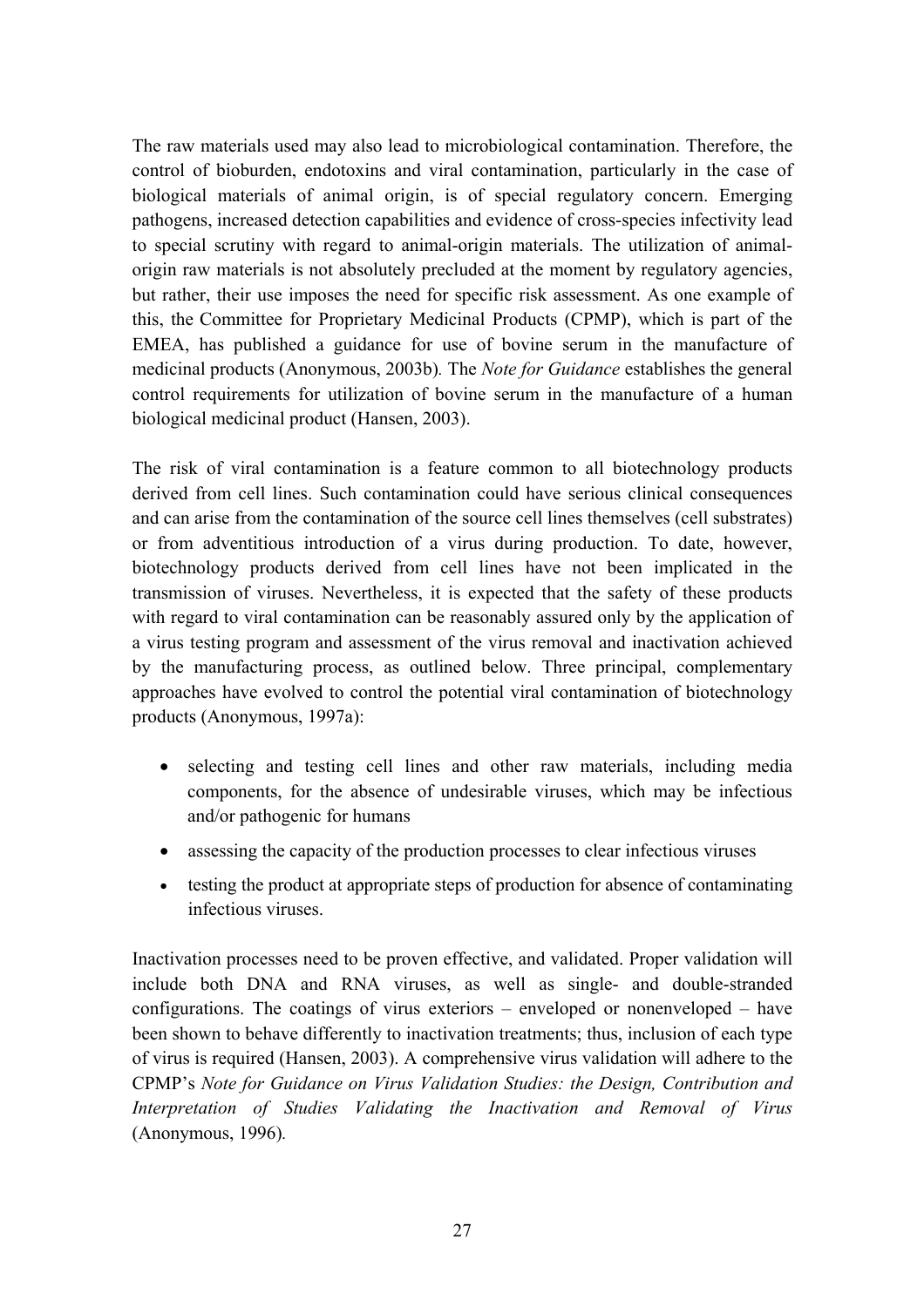The raw materials used may also lead to microbiological contamination. Therefore, the control of bioburden, endotoxins and viral contamination, particularly in the case of biological materials of animal origin, is of special regulatory concern. Emerging pathogens, increased detection capabilities and evidence of cross-species infectivity lead to special scrutiny with regard to animal-origin materials. The utilization of animal-origin raw materials is not absolutely precluded at the moment by regulatory agencies, but rather, their use imposes the need for specific risk assessment. As one example of this, the Committee for Proprietary Medicinal Products (CPMP), which is part of the EMEA, has published a guidance for use of bovine serum in the manufacture of medicinal products (Anonymous, 2003b). The *Note for Guidance* establishes the general control requirements for utilization of bovine serum in the manufacture of a human biological medicinal product (Hansen, 2003).

The risk of viral contamination is a feature common to all biotechnology products derived from cell lines. Such contamination could have serious clinical consequences and can arise from the contamination of the source cell lines themselves (cell substrates) or from adventitious introduction of a virus during production. To date, however, biotechnology products derived from cell lines have not been implicated in the transmission of viruses. Nevertheless, it is expected that the safety of these products with regard to viral contamination can be reasonably assured only by the application of a virus testing program and assessment of the virus removal and inactivation achieved by the manufacturing process, as outlined below. Three principal, complementary approaches have evolved to control the potential viral contamination of biotechnology products (Anonymous, 1997a):

- selecting and testing cell lines and other raw materials, including media components, for the absence of undesirable viruses, which may be infectious and/or pathogenic for humans
- assessing the capacity of the production processes to clear infectious viruses
- testing the product at appropriate steps of production for absence of contaminating infectious viruses.

Inactivation processes need to be proven effective, and validated. Proper validation will include both DNA and RNA viruses, as well as single- and double-stranded configurations. The coatings of virus exteriors – enveloped or nonenveloped – have been shown to behave differently to inactivation treatments; thus, inclusion of each type of virus is required (Hansen, 2003). A comprehensive virus validation will adhere to the CPMP's *Note for Guidance on Virus Validation Studies: the Design, Contribution and Interpretation of Studies Validating the Inactivation and Removal of Virus* (Anonymous, 1996).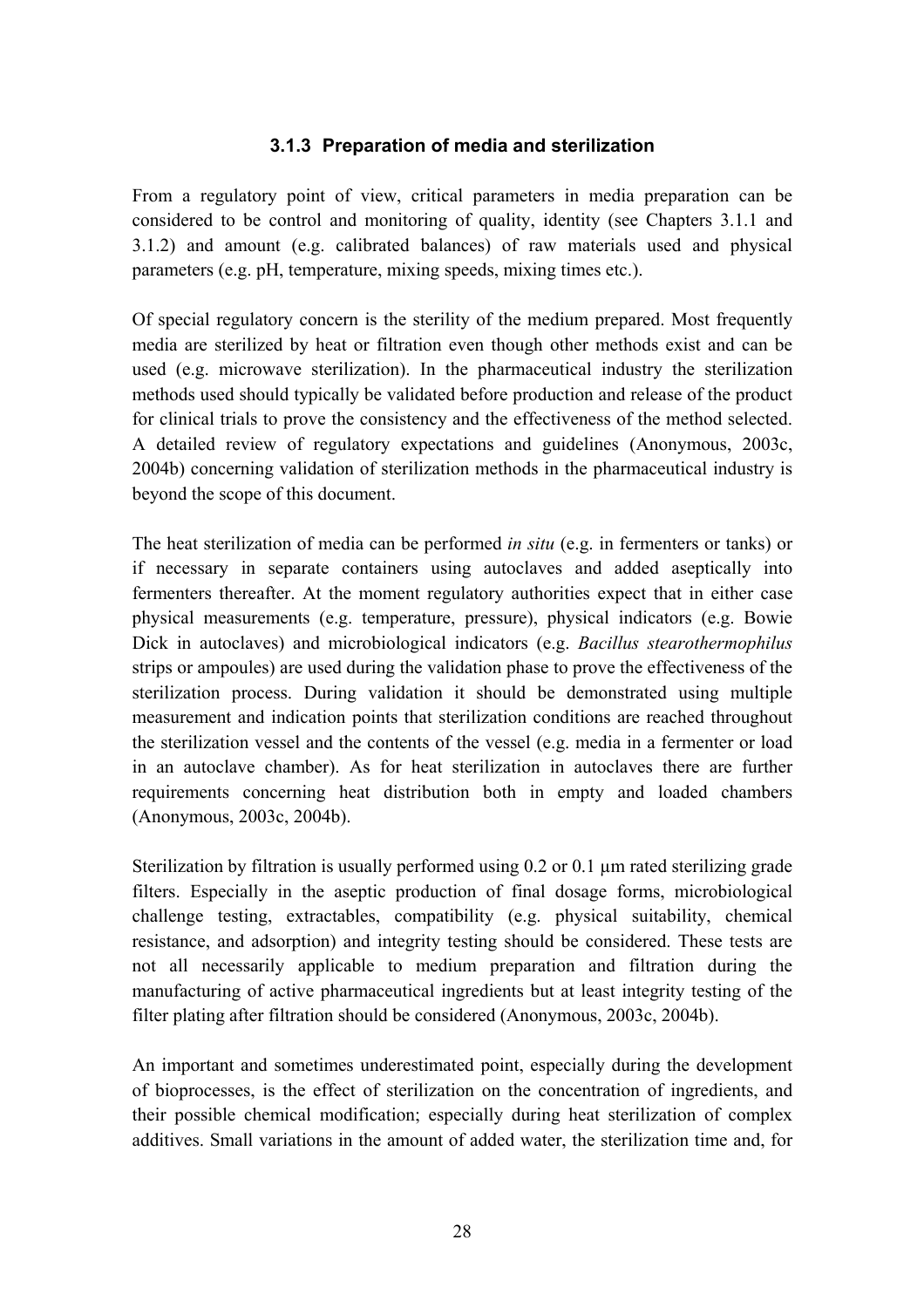### 3.1.3 Preparation of media and sterilization

From a regulatory point of view, critical parameters in media preparation can be considered to be control and monitoring of quality, identity (see Chapters 3.1.1 and 3.1.2) and amount (e.g. calibrated balances) of raw materials used and physical parameters (e.g. pH, temperature, mixing speeds, mixing times etc.).

Of special regulatory concern is the sterility of the medium prepared. Most frequently media are sterilized by heat or filtration even though other methods exist and can be used (e.g. microwave sterilization). In the pharmaceutical industry the sterilization methods used should typically be validated before production and release of the product for clinical trials to prove the consistency and the effectiveness of the method selected. A detailed review of regulatory expectations and guidelines (Anonymous, 2003c, 2004b) concerning validation of sterilization methods in the pharmaceutical industry is beyond the scope of this document.

The heat sterilization of media can be performed *in situ* (e.g. in fermenters or tanks) or if necessary in separate containers using autoclaves and added aseptically into fermenters thereafter. At the moment regulatory authorities expect that in either case physical measurements (e.g. temperature, pressure), physical indicators (e.g. Bowie Dick in autoclaves) and microbiological indicators (e.g. *Bacillus stearothermophilus* strips or ampoules) are used during the validation phase to prove the effectiveness of the sterilization process. During validation it should be demonstrated using multiple measurement and indication points that sterilization conditions are reached throughout the sterilization vessel and the contents of the vessel (e.g. media in a fermenter or load in an autoclave chamber). As for heat sterilization in autoclaves there are further requirements concerning heat distribution both in empty and loaded chambers (Anonymous, 2003c, 2004b).

Sterilization by filtration is usually performed using 0.2 or 0.1 µm rated sterilizing grade filters. Especially in the aseptic production of final dosage forms, microbiological challenge testing, extractables, compatibility (e.g. physical suitability, chemical resistance, and adsorption) and integrity testing should be considered. These tests are not all necessarily applicable to medium preparation and filtration during the manufacturing of active pharmaceutical ingredients but at least integrity testing of the filter plating after filtration should be considered (Anonymous, 2003c, 2004b).

An important and sometimes underestimated point, especially during the development of bioprocesses, is the effect of sterilization on the concentration of ingredients, and their possible chemical modification; especially during heat sterilization of complex additives. Small variations in the amount of added water, the sterilization time and, for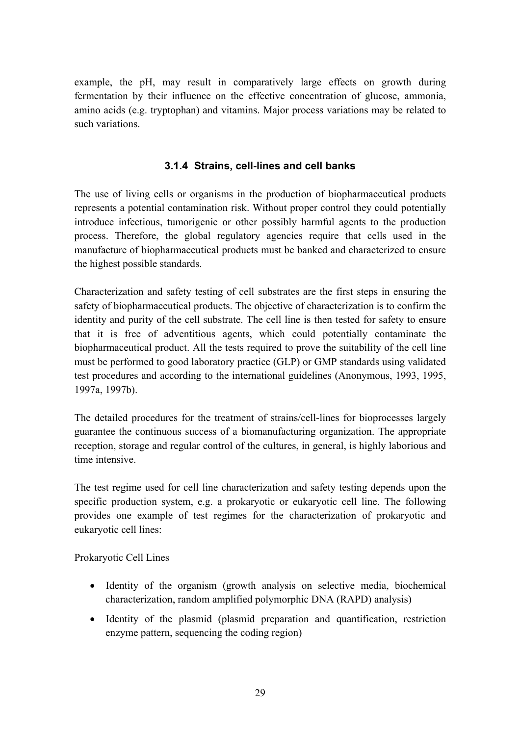example, the pH, may result in comparatively large effects on growth during fermentation by their influence on the effective concentration of glucose, ammonia, amino acids (e.g. tryptophan) and vitamins. Major process variations may be related to such variations.

### 3.1.4 Strains, cell-lines and cell banks

The use of living cells or organisms in the production of biopharmaceutical products represents a potential contamination risk. Without proper control they could potentially introduce infectious, tumorigenic or other possibly harmful agents to the production process. Therefore, the global regulatory agencies require that cells used in the manufacture of biopharmaceutical products must be banked and characterized to ensure the highest possible standards.

Characterization and safety testing of cell substrates are the first steps in ensuring the safety of biopharmaceutical products. The objective of characterization is to confirm the identity and purity of the cell substrate. The cell line is then tested for safety to ensure that it is free of adventitious agents, which could potentially contaminate the biopharmaceutical product. All the tests required to prove the suitability of the cell line must be performed to good laboratory practice (GLP) or GMP standards using validated test procedures and according to the international guidelines (Anonymous, 1993, 1995, 1997a, 1997b).

The detailed procedures for the treatment of strains/cell-lines for bioprocesses largely guarantee the continuous success of a biomanufacturing organization. The appropriate reception, storage and regular control of the cultures, in general, is highly laborious and time intensive.

The test regime used for cell line characterization and safety testing depends upon the specific production system, e.g. a prokaryotic or eukaryotic cell line. The following provides one example of test regimes for the characterization of prokaryotic and eukaryotic cell lines:

Prokaryotic Cell Lines

- Identity of the organism (growth analysis on selective media, biochemical characterization, random amplified polymorphic DNA (RAPD) analysis)
- Identity of the plasmid (plasmid preparation and quantification, restriction enzyme pattern, sequencing the coding region)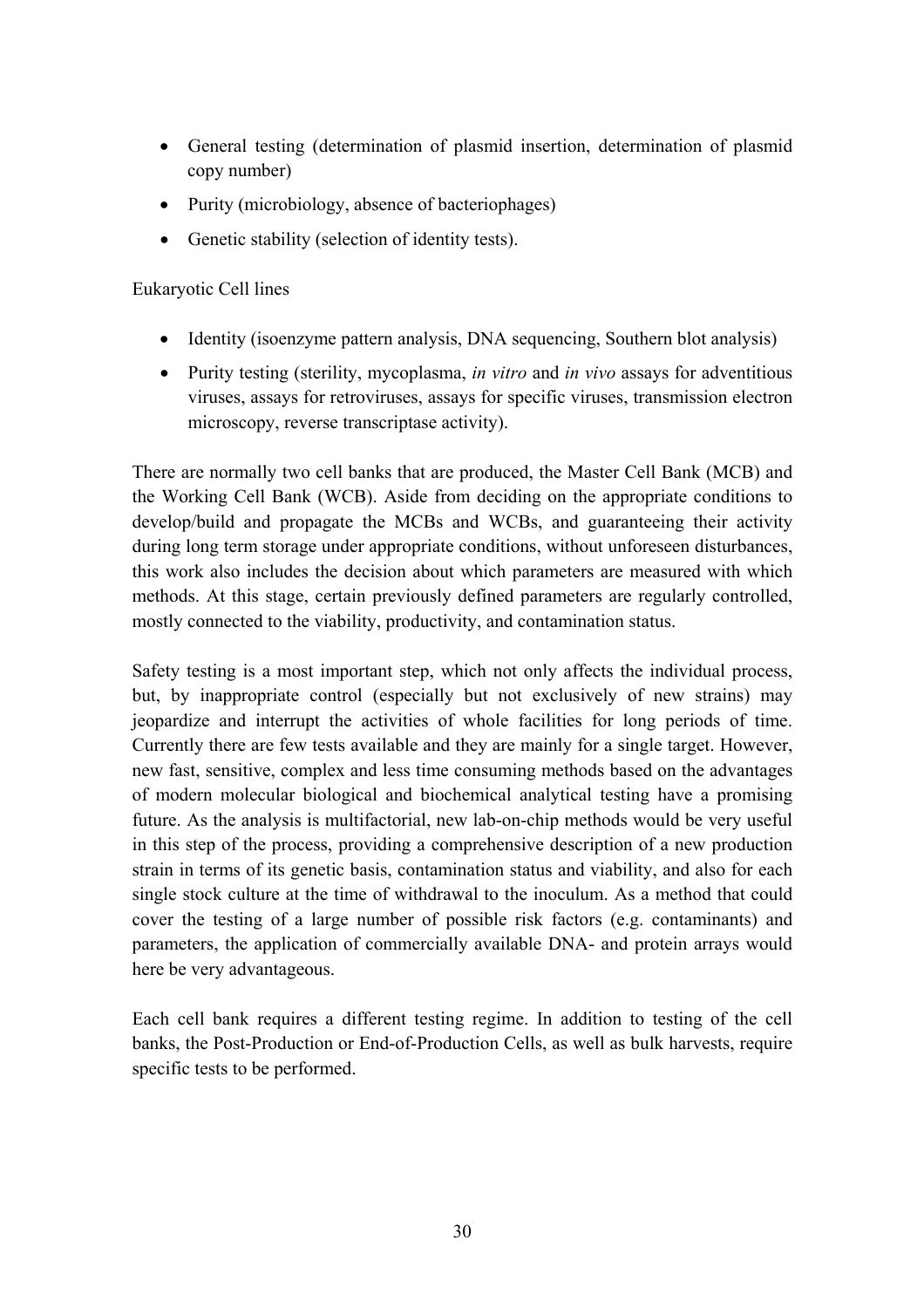- General testing (determination of plasmid insertion, determination of plasmid copy number)
- Purity (microbiology, absence of bacteriophages)
- Genetic stability (selection of identity tests).

Eukaryotic Cell lines

- Identity (isoenzyme pattern analysis, DNA sequencing, Southern blot analysis)
- Purity testing (sterility, mycoplasma, *in vitro* and *in vivo* assays for adventitious viruses, assays for retroviruses, assays for specific viruses, transmission electron microscopy, reverse transcriptase activity).

There are normally two cell banks that are produced, the Master Cell Bank (MCB) and the Working Cell Bank (WCB). Aside from deciding on the appropriate conditions to develop/build and propagate the MCBs and WCBs, and guaranteeing their activity during long term storage under appropriate conditions, without unforeseen disturbances, this work also includes the decision about which parameters are measured with which methods. At this stage, certain previously defined parameters are regularly controlled, mostly connected to the viability, productivity, and contamination status.

Safety testing is a most important step, which not only affects the individual process, but, by inappropriate control (especially but not exclusively of new strains) may jeopardize and interrupt the activities of whole facilities for long periods of time. Currently there are few tests available and they are mainly for a single target. However, new fast, sensitive, complex and less time consuming methods based on the advantages of modern molecular biological and biochemical analytical testing have a promising future. As the analysis is multifactorial, new lab-on-chip methods would be very useful in this step of the process, providing a comprehensive description of a new production strain in terms of its genetic basis, contamination status and viability, and also for each single stock culture at the time of withdrawal to the inoculum. As a method that could cover the testing of a large number of possible risk factors (e.g. contaminants) and parameters, the application of commercially available DNA- and protein arrays would here be very advantageous.

Each cell bank requires a different testing regime. In addition to testing of the cell banks, the Post-Production or End-of-Production Cells, as well as bulk harvests, require specific tests to be performed.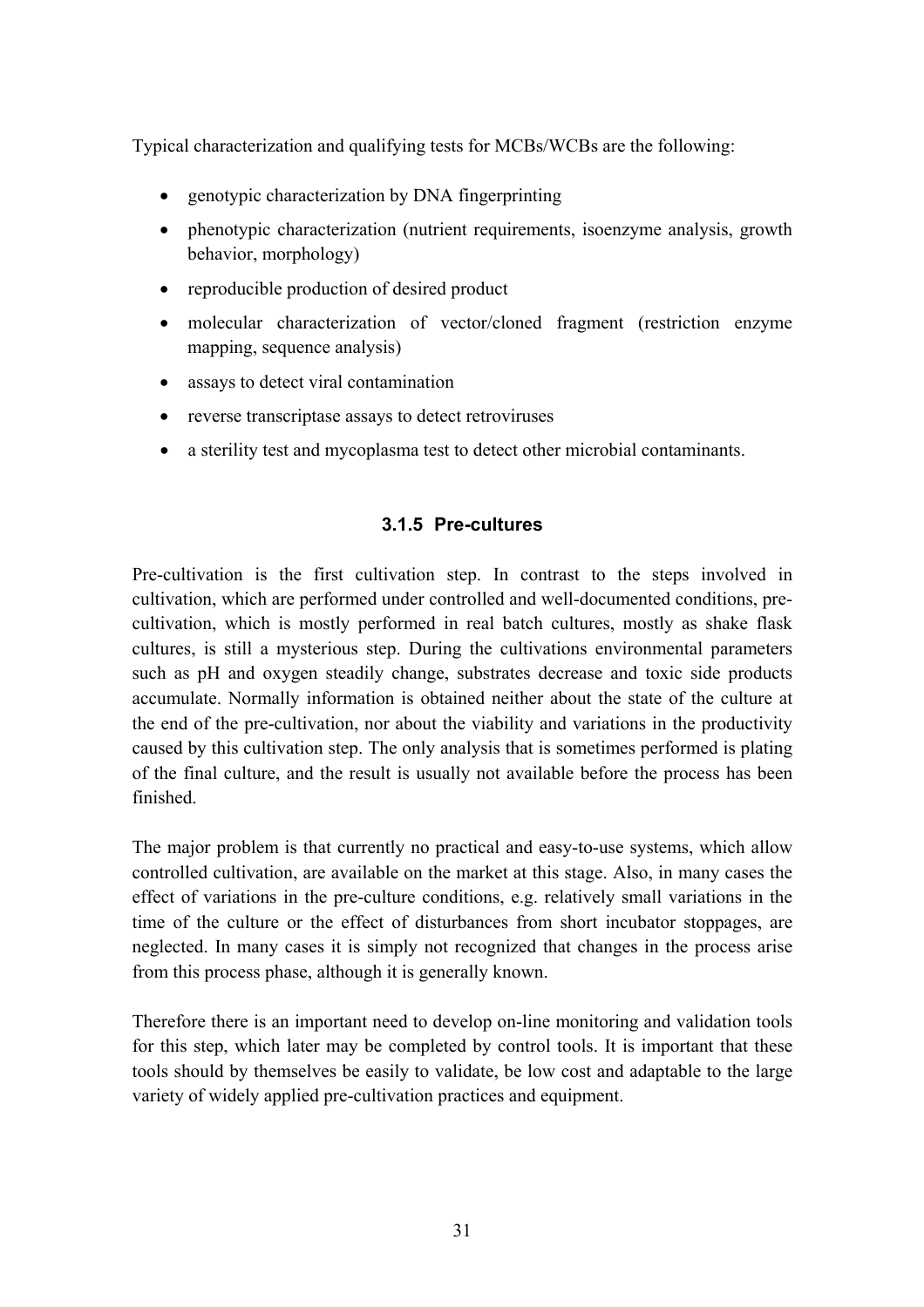Typical characterization and qualifying tests for MCBs/WCBs are the following:

- genotypic characterization by DNA fingerprinting
- phenotypic characterization (nutrient requirements, isoenzyme analysis, growth behavior, morphology)
- reproducible production of desired product
- molecular characterization of vector/cloned fragment (restriction enzyme mapping, sequence analysis)
- assays to detect viral contamination
- reverse transcriptase assays to detect retroviruses
- a sterility test and mycoplasma test to detect other microbial contaminants.

### 3.1.5 Pre-cultures

Pre-cultivation is the first cultivation step. In contrast to the steps involved in cultivation, which are performed under controlled and well-documented conditions, pre-cultivation, which is mostly performed in real batch cultures, mostly as shake flask cultures, is still a mysterious step. During the cultivations environmental parameters such as pH and oxygen steadily change, substrates decrease and toxic side products accumulate. Normally information is obtained neither about the state of the culture at the end of the pre-cultivation, nor about the viability and variations in the productivity caused by this cultivation step. The only analysis that is sometimes performed is plating of the final culture, and the result is usually not available before the process has been finished.

The major problem is that currently no practical and easy-to-use systems, which allow controlled cultivation, are available on the market at this stage. Also, in many cases the effect of variations in the pre-culture conditions, e.g. relatively small variations in the time of the culture or the effect of disturbances from short incubator stoppages, are neglected. In many cases it is simply not recognized that changes in the process arise from this process phase, although it is generally known.

Therefore there is an important need to develop on-line monitoring and validation tools for this step, which later may be completed by control tools. It is important that these tools should by themselves be easily to validate, be low cost and adaptable to the large variety of widely applied pre-cultivation practices and equipment.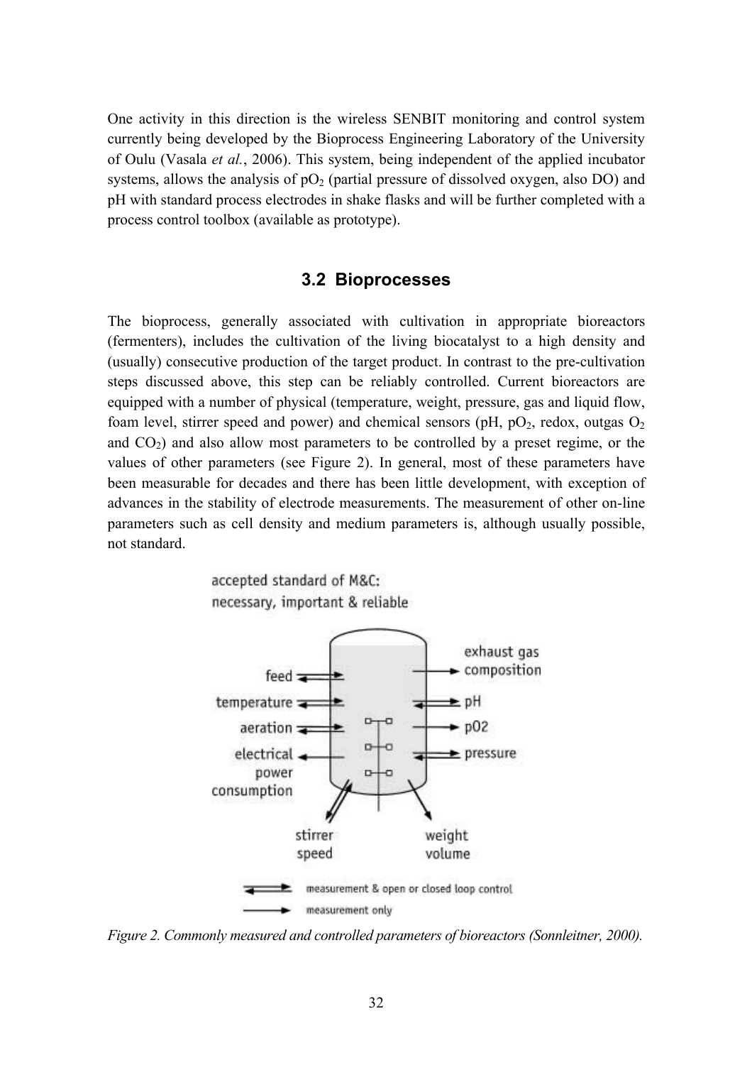One activity in this direction is the wireless SENBIT monitoring and control system currently being developed by the Bioprocess Engineering Laboratory of the University of Oulu (Vasala *et al.*, 2006). This system, being independent of the applied incubator systems, allows the analysis of $pO_2$ (partial pressure of dissolved oxygen, also DO) and pH with standard process electrodes in shake flasks and will be further completed with a process control toolbox (available as prototype).

## 3.2 Bioprocesses

The bioprocess, generally associated with cultivation in appropriate bioreactors (fermenters), includes the cultivation of the living biocatalyst to a high density and (usually) consecutive production of the target product. In contrast to the pre-cultivation steps discussed above, this step can be reliably controlled. Current bioreactors are equipped with a number of physical (temperature, weight, pressure, gas and liquid flow, foam level, stirrer speed and power) and chemical sensors (pH, $pO_2$, redox, outgas $O_2$ and $CO_2$) and also allow most parameters to be controlled by a preset regime, or the values of other parameters (see Figure 2). In general, most of these parameters have been measurable for decades and there has been little development, with exception of advances in the stability of electrode measurements. The measurement of other on-line parameters such as cell density and medium parameters is, although usually possible, not standard.

accepted standard of M&C: necessary, important & reliable

feed, temperature, aeration, electrical power consumption, stirrer speed, weight volume, exhaust gas composition, pH, pO2, pressure

measurement & open or closed loop control

measurement only

*Figure 2. Commonly measured and controlled parameters of bioreactors (Sonnleitner, 2000).*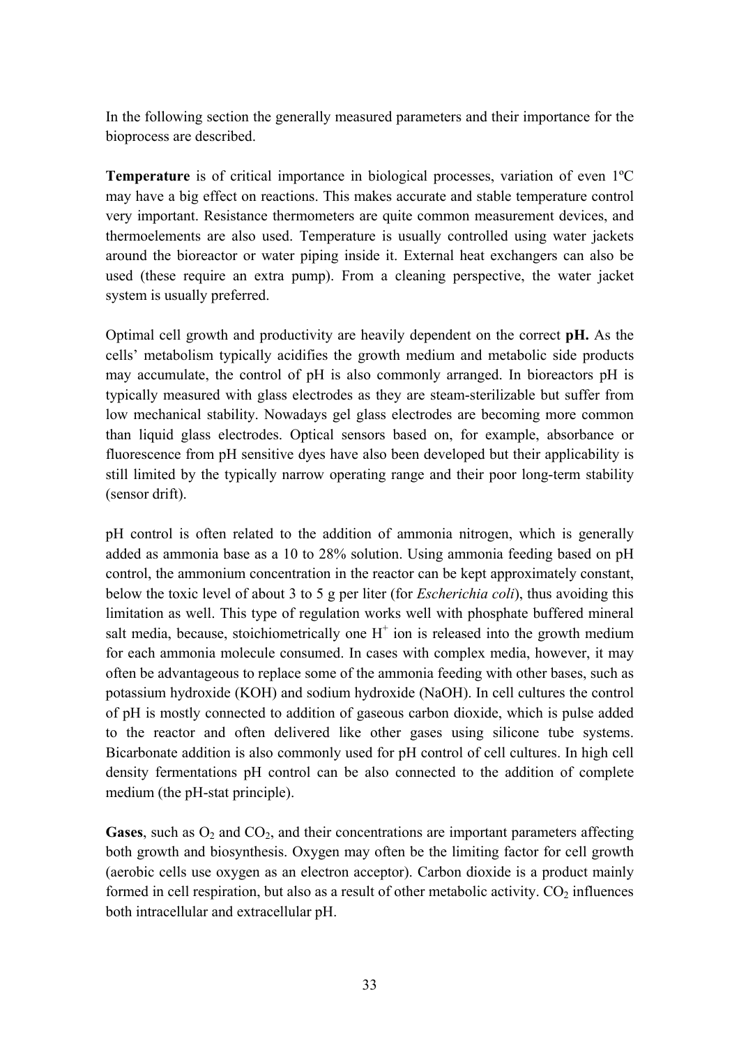In the following section the generally measured parameters and their importance for the bioprocess are described.

**Temperature** is of critical importance in biological processes, variation of even 1ºC may have a big effect on reactions. This makes accurate and stable temperature control very important. Resistance thermometers are quite common measurement devices, and thermoelements are also used. Temperature is usually controlled using water jackets around the bioreactor or water piping inside it. External heat exchangers can also be used (these require an extra pump). From a cleaning perspective, the water jacket system is usually preferred.

Optimal cell growth and productivity are heavily dependent on the correct **pH.** As the cells' metabolism typically acidifies the growth medium and metabolic side products may accumulate, the control of pH is also commonly arranged. In bioreactors pH is typically measured with glass electrodes as they are steam-sterilizable but suffer from low mechanical stability. Nowadays gel glass electrodes are becoming more common than liquid glass electrodes. Optical sensors based on, for example, absorbance or fluorescence from pH sensitive dyes have also been developed but their applicability is still limited by the typically narrow operating range and their poor long-term stability (sensor drift).

pH control is often related to the addition of ammonia nitrogen, which is generally added as ammonia base as a 10 to 28% solution. Using ammonia feeding based on pH control, the ammonium concentration in the reactor can be kept approximately constant, below the toxic level of about 3 to 5 g per liter (for *Escherichia coli*), thus avoiding this limitation as well. This type of regulation works well with phosphate buffered mineral salt media, because, stoichiometrically one $H^+$ ion is released into the growth medium for each ammonia molecule consumed. In cases with complex media, however, it may often be advantageous to replace some of the ammonia feeding with other bases, such as potassium hydroxide (KOH) and sodium hydroxide (NaOH). In cell cultures the control of pH is mostly connected to addition of gaseous carbon dioxide, which is pulse added to the reactor and often delivered like other gases using silicone tube systems. Bicarbonate addition is also commonly used for pH control of cell cultures. In high cell density fermentations pH control can be also connected to the addition of complete medium (the pH-stat principle).

**Gases**, such as $O_2$ and $CO_2$, and their concentrations are important parameters affecting both growth and biosynthesis. Oxygen may often be the limiting factor for cell growth (aerobic cells use oxygen as an electron acceptor). Carbon dioxide is a product mainly formed in cell respiration, but also as a result of other metabolic activity. $CO_2$ influences both intracellular and extracellular pH.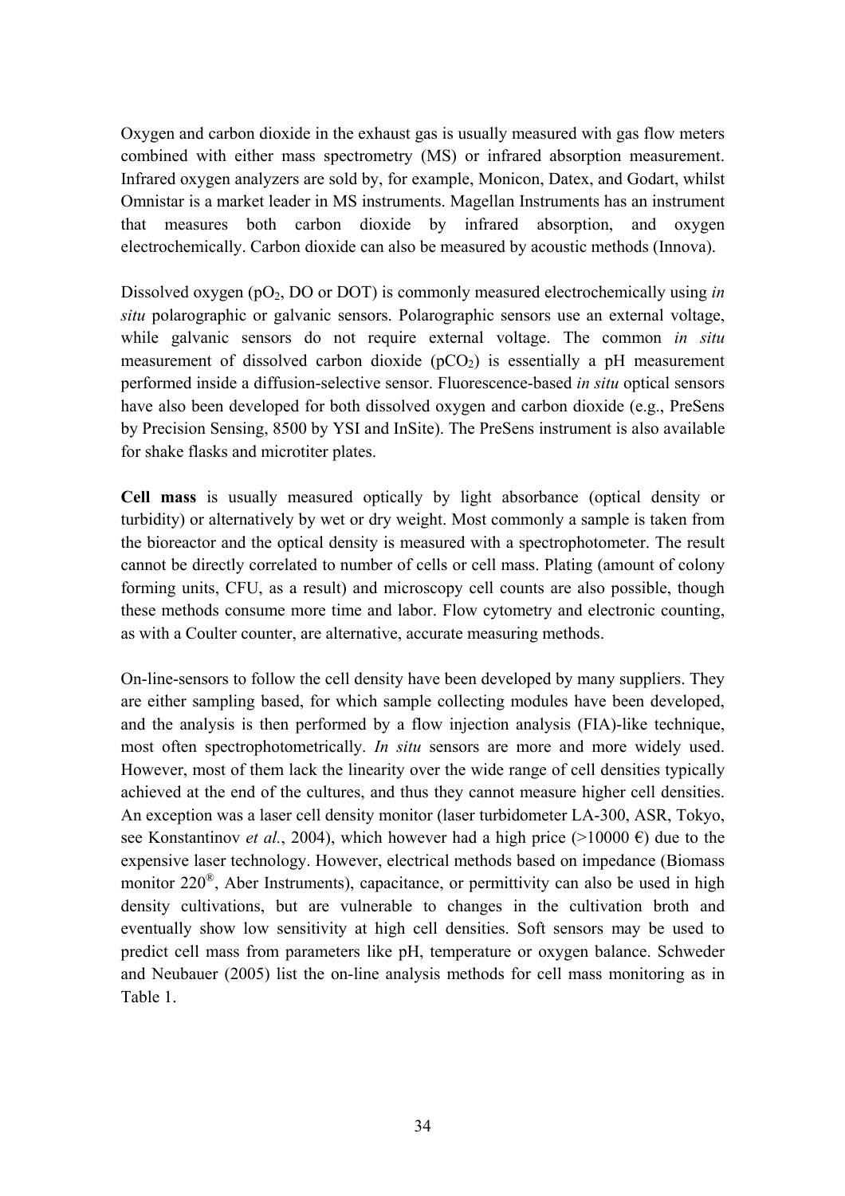Oxygen and carbon dioxide in the exhaust gas is usually measured with gas flow meters combined with either mass spectrometry (MS) or infrared absorption measurement. Infrared oxygen analyzers are sold by, for example, Monicon, Datex, and Godart, whilst Omnistar is a market leader in MS instruments. Magellan Instruments has an instrument that measures both carbon dioxide by infrared absorption, and oxygen electrochemically. Carbon dioxide can also be measured by acoustic methods (Innova).

Dissolved oxygen ($pO_2$, DO or DOT) is commonly measured electrochemically using *in situ* polarographic or galvanic sensors. Polarographic sensors use an external voltage, while galvanic sensors do not require external voltage. The common *in situ* measurement of dissolved carbon dioxide ($pCO_2$) is essentially a pH measurement performed inside a diffusion-selective sensor. Fluorescence-based *in situ* optical sensors have also been developed for both dissolved oxygen and carbon dioxide (e.g., PreSens by Precision Sensing, 8500 by YSI and InSite). The PreSens instrument is also available for shake flasks and microtiter plates.

**Cell mass** is usually measured optically by light absorbance (optical density or turbidity) or alternatively by wet or dry weight. Most commonly a sample is taken from the bioreactor and the optical density is measured with a spectrophotometer. The result cannot be directly correlated to number of cells or cell mass. Plating (amount of colony forming units, CFU, as a result) and microscopy cell counts are also possible, though these methods consume more time and labor. Flow cytometry and electronic counting, as with a Coulter counter, are alternative, accurate measuring methods.

On-line-sensors to follow the cell density have been developed by many suppliers. They are either sampling based, for which sample collecting modules have been developed, and the analysis is then performed by a flow injection analysis (FIA)-like technique, most often spectrophotometrically. *In situ* sensors are more and more widely used. However, most of them lack the linearity over the wide range of cell densities typically achieved at the end of the cultures, and thus they cannot measure higher cell densities. An exception was a laser cell density monitor (laser turbidometer LA-300, ASR, Tokyo, see Konstantinov *et al.*, 2004), which however had a high price (>10000 €) due to the expensive laser technology. However, electrical methods based on impedance (Biomass monitor 220®, Aber Instruments), capacitance, or permittivity can also be used in high density cultivations, but are vulnerable to changes in the cultivation broth and eventually show low sensitivity at high cell densities. Soft sensors may be used to predict cell mass from parameters like pH, temperature or oxygen balance. Schweder and Neubauer (2005) list the on-line analysis methods for cell mass monitoring as in Table 1.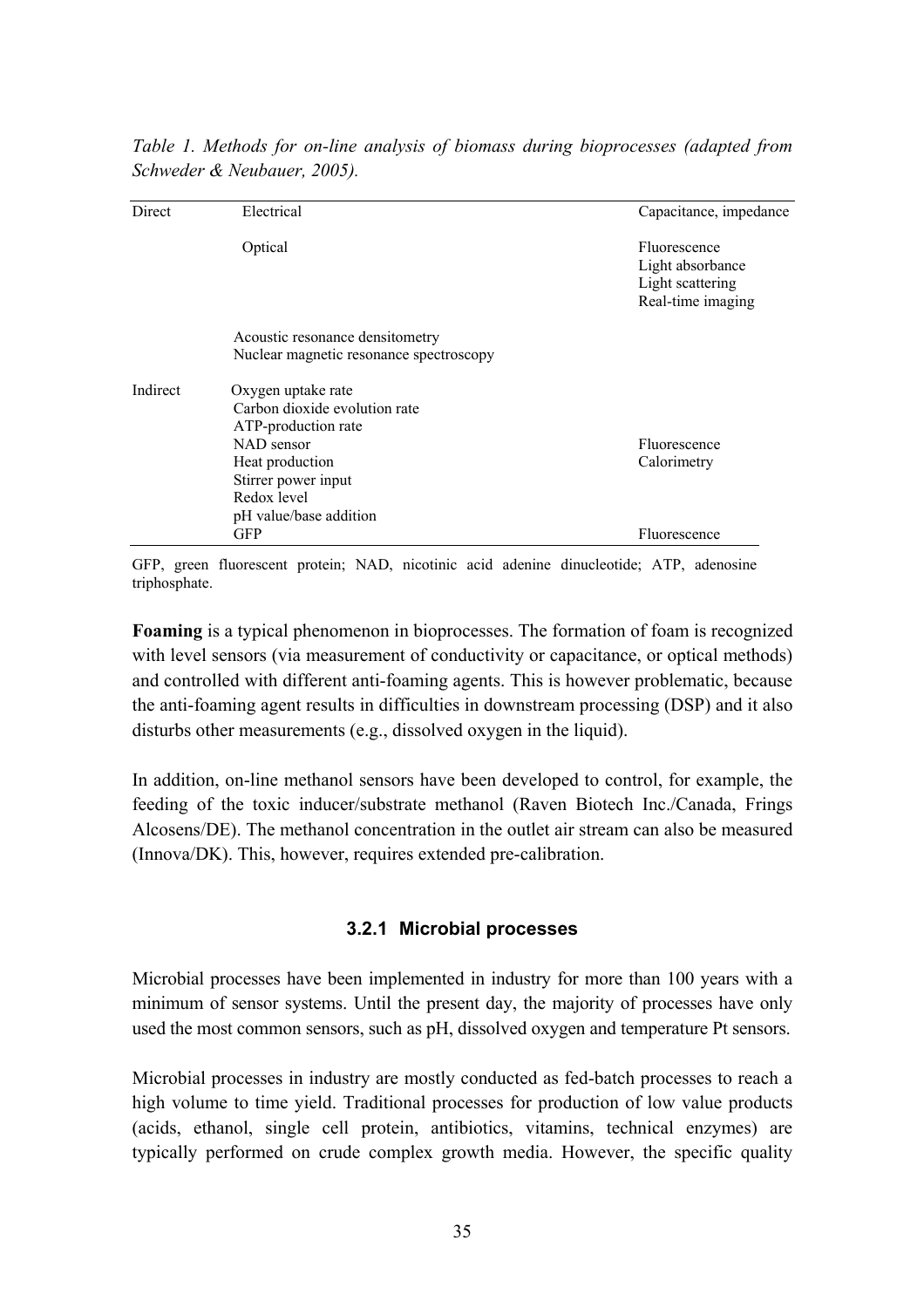*Table 1. Methods for on-line analysis of biomass during bioprocesses (adapted from Schweder & Neubauer, 2005).*

| | | |
|---|---|---|
| Direct | Electrical | Capacitance, impedance |
| | Optical | Fluorescence<br>Light absorbance<br>Light scattering<br>Real-time imaging |
| | Acoustic resonance densitometry<br>Nuclear magnetic resonance spectroscopy | |
| Indirect | Oxygen uptake rate | |
| | Carbon dioxide evolution rate | |
| | ATP-production rate | |
| | NAD sensor | Fluorescence |
| | Heat production | Calorimetry |
| | Stirrer power input | |
| | Redox level | |
| | pH value/base addition | |
| | GFP | Fluorescence |

GFP, green fluorescent protein; NAD, nicotinic acid adenine dinucleotide; ATP, adenosine triphosphate.

**Foaming** is a typical phenomenon in bioprocesses. The formation of foam is recognized with level sensors (via measurement of conductivity or capacitance, or optical methods) and controlled with different anti-foaming agents. This is however problematic, because the anti-foaming agent results in difficulties in downstream processing (DSP) and it also disturbs other measurements (e.g., dissolved oxygen in the liquid).

In addition, on-line methanol sensors have been developed to control, for example, the feeding of the toxic inducer/substrate methanol (Raven Biotech Inc./Canada, Frings Alcosens/DE). The methanol concentration in the outlet air stream can also be measured (Innova/DK). This, however, requires extended pre-calibration.

### 3.2.1 Microbial processes

Microbial processes have been implemented in industry for more than 100 years with a minimum of sensor systems. Until the present day, the majority of processes have only used the most common sensors, such as pH, dissolved oxygen and temperature Pt sensors.

Microbial processes in industry are mostly conducted as fed-batch processes to reach a high volume to time yield. Traditional processes for production of low value products (acids, ethanol, single cell protein, antibiotics, vitamins, technical enzymes) are typically performed on crude complex growth media. However, the specific quality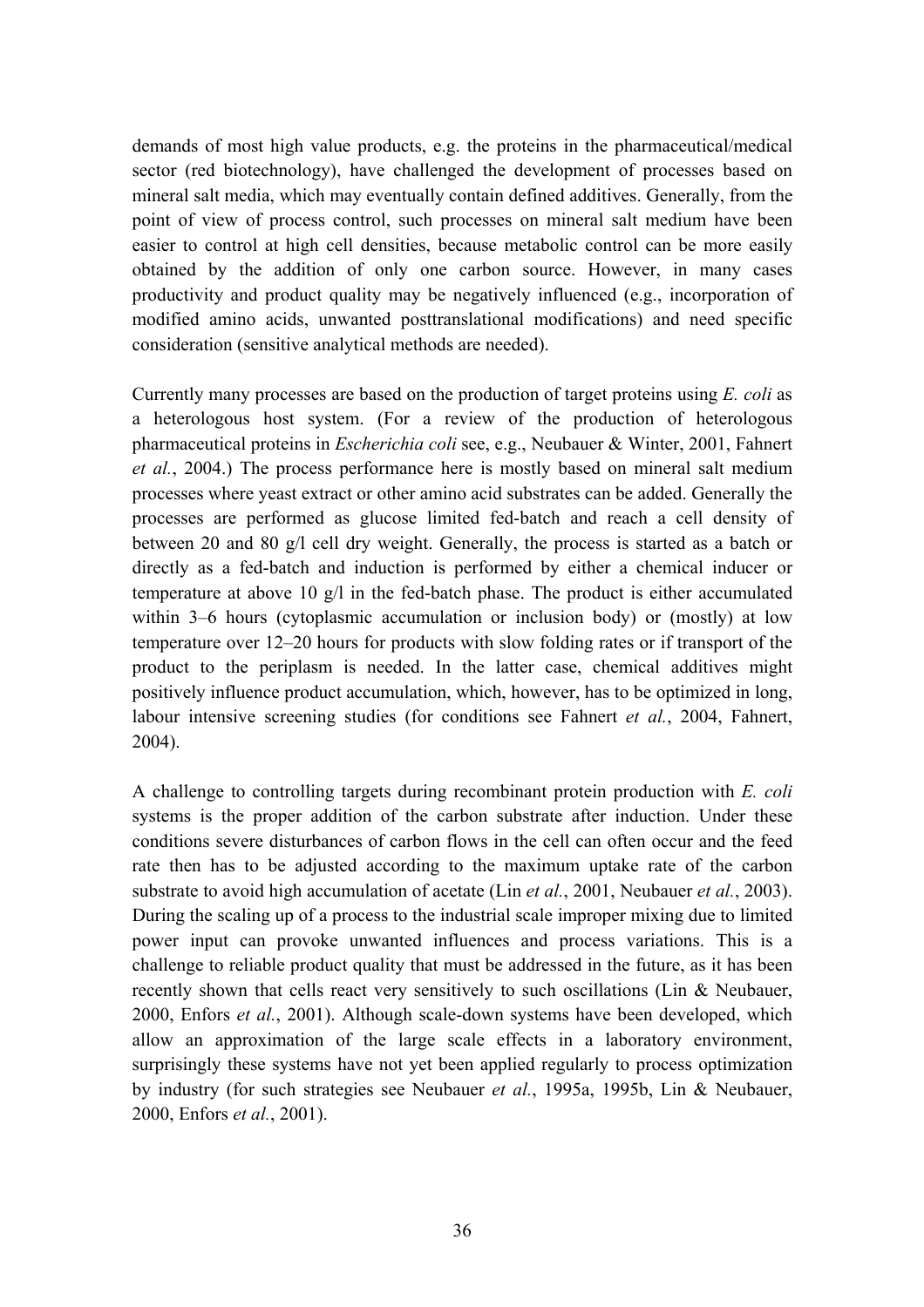demands of most high value products, e.g. the proteins in the pharmaceutical/medical sector (red biotechnology), have challenged the development of processes based on mineral salt media, which may eventually contain defined additives. Generally, from the point of view of process control, such processes on mineral salt medium have been easier to control at high cell densities, because metabolic control can be more easily obtained by the addition of only one carbon source. However, in many cases productivity and product quality may be negatively influenced (e.g., incorporation of modified amino acids, unwanted posttranslational modifications) and need specific consideration (sensitive analytical methods are needed).

Currently many processes are based on the production of target proteins using *E. coli* as a heterologous host system. (For a review of the production of heterologous pharmaceutical proteins in *Escherichia coli* see, e.g., Neubauer & Winter, 2001, Fahnert *et al.*, 2004.) The process performance here is mostly based on mineral salt medium processes where yeast extract or other amino acid substrates can be added. Generally the processes are performed as glucose limited fed-batch and reach a cell density of between 20 and 80 g/l cell dry weight. Generally, the process is started as a batch or directly as a fed-batch and induction is performed by either a chemical inducer or temperature at above 10 g/l in the fed-batch phase. The product is either accumulated within 3–6 hours (cytoplasmic accumulation or inclusion body) or (mostly) at low temperature over 12–20 hours for products with slow folding rates or if transport of the product to the periplasm is needed. In the latter case, chemical additives might positively influence product accumulation, which, however, has to be optimized in long, labour intensive screening studies (for conditions see Fahnert *et al.*, 2004, Fahnert, 2004).

A challenge to controlling targets during recombinant protein production with *E. coli* systems is the proper addition of the carbon substrate after induction. Under these conditions severe disturbances of carbon flows in the cell can often occur and the feed rate then has to be adjusted according to the maximum uptake rate of the carbon substrate to avoid high accumulation of acetate (Lin *et al.*, 2001, Neubauer *et al.*, 2003). During the scaling up of a process to the industrial scale improper mixing due to limited power input can provoke unwanted influences and process variations. This is a challenge to reliable product quality that must be addressed in the future, as it has been recently shown that cells react very sensitively to such oscillations (Lin & Neubauer, 2000, Enfors *et al.*, 2001). Although scale-down systems have been developed, which allow an approximation of the large scale effects in a laboratory environment, surprisingly these systems have not yet been applied regularly to process optimization by industry (for such strategies see Neubauer *et al.*, 1995a, 1995b, Lin & Neubauer, 2000, Enfors *et al.*, 2001).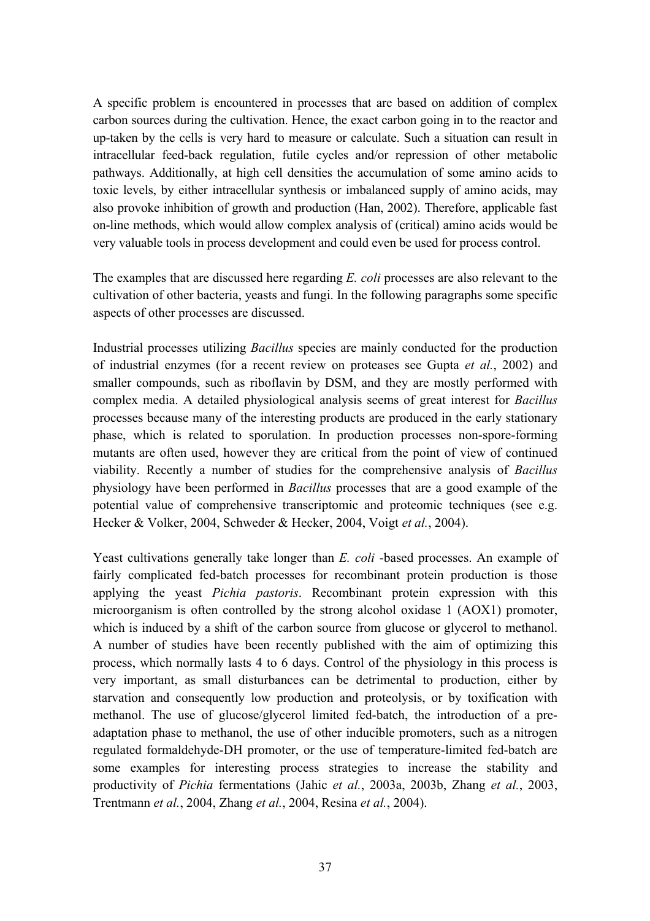A specific problem is encountered in processes that are based on addition of complex carbon sources during the cultivation. Hence, the exact carbon going in to the reactor and up-taken by the cells is very hard to measure or calculate. Such a situation can result in intracellular feed-back regulation, futile cycles and/or repression of other metabolic pathways. Additionally, at high cell densities the accumulation of some amino acids to toxic levels, by either intracellular synthesis or imbalanced supply of amino acids, may also provoke inhibition of growth and production (Han, 2002). Therefore, applicable fast on-line methods, which would allow complex analysis of (critical) amino acids would be very valuable tools in process development and could even be used for process control.

The examples that are discussed here regarding *E. coli* processes are also relevant to the cultivation of other bacteria, yeasts and fungi. In the following paragraphs some specific aspects of other processes are discussed.

Industrial processes utilizing *Bacillus* species are mainly conducted for the production of industrial enzymes (for a recent review on proteases see Gupta *et al.*, 2002) and smaller compounds, such as riboflavin by DSM, and they are mostly performed with complex media. A detailed physiological analysis seems of great interest for *Bacillus* processes because many of the interesting products are produced in the early stationary phase, which is related to sporulation. In production processes non-spore-forming mutants are often used, however they are critical from the point of view of continued viability. Recently a number of studies for the comprehensive analysis of *Bacillus* physiology have been performed in *Bacillus* processes that are a good example of the potential value of comprehensive transcriptomic and proteomic techniques (see e.g. Hecker & Volker, 2004, Schweder & Hecker, 2004, Voigt *et al.*, 2004).

Yeast cultivations generally take longer than *E. coli* -based processes. An example of fairly complicated fed-batch processes for recombinant protein production is those applying the yeast *Pichia pastoris*. Recombinant protein expression with this microorganism is often controlled by the strong alcohol oxidase 1 (AOX1) promoter, which is induced by a shift of the carbon source from glucose or glycerol to methanol. A number of studies have been recently published with the aim of optimizing this process, which normally lasts 4 to 6 days. Control of the physiology in this process is very important, as small disturbances can be detrimental to production, either by starvation and consequently low production and proteolysis, or by toxification with methanol. The use of glucose/glycerol limited fed-batch, the introduction of a pre-adaptation phase to methanol, the use of other inducible promoters, such as a nitrogen regulated formaldehyde-DH promoter, or the use of temperature-limited fed-batch are some examples for interesting process strategies to increase the stability and productivity of *Pichia* fermentations (Jahic *et al.*, 2003a, 2003b, Zhang *et al.*, 2003, Trentmann *et al.*, 2004, Zhang *et al.*, 2004, Resina *et al.*, 2004).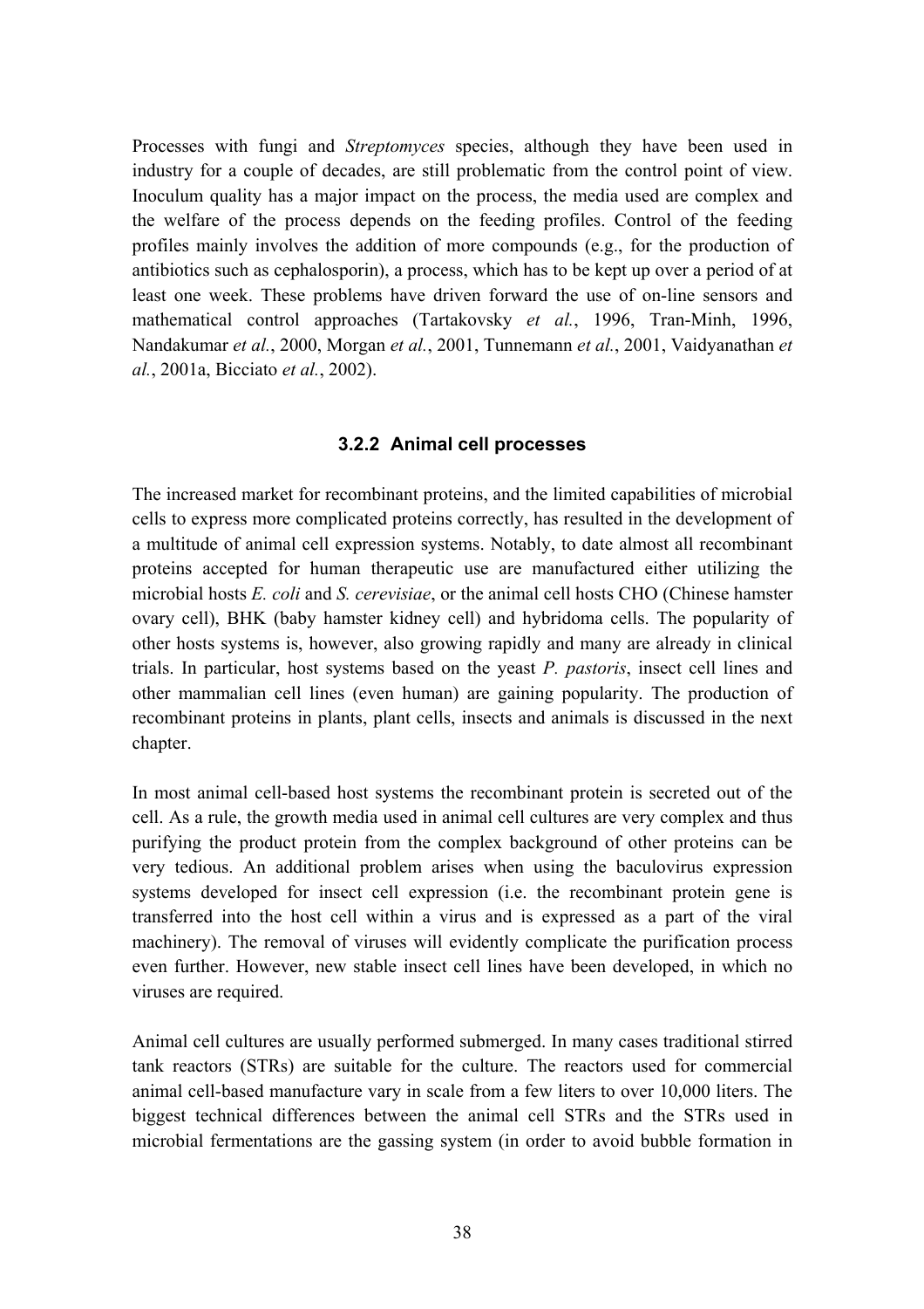Processes with fungi and *Streptomyces* species, although they have been used in industry for a couple of decades, are still problematic from the control point of view. Inoculum quality has a major impact on the process, the media used are complex and the welfare of the process depends on the feeding profiles. Control of the feeding profiles mainly involves the addition of more compounds (e.g., for the production of antibiotics such as cephalosporin), a process, which has to be kept up over a period of at least one week. These problems have driven forward the use of on-line sensors and mathematical control approaches (Tartakovsky *et al.*, 1996, Tran-Minh, 1996, Nandakumar *et al.*, 2000, Morgan *et al.*, 2001, Tunnemann *et al.*, 2001, Vaidyanathan *et al.*, 2001a, Bicciato *et al.*, 2002).

### 3.2.2 Animal cell processes

The increased market for recombinant proteins, and the limited capabilities of microbial cells to express more complicated proteins correctly, has resulted in the development of a multitude of animal cell expression systems. Notably, to date almost all recombinant proteins accepted for human therapeutic use are manufactured either utilizing the microbial hosts *E. coli* and *S. cerevisiae*, or the animal cell hosts CHO (Chinese hamster ovary cell), BHK (baby hamster kidney cell) and hybridoma cells. The popularity of other hosts systems is, however, also growing rapidly and many are already in clinical trials. In particular, host systems based on the yeast *P. pastoris*, insect cell lines and other mammalian cell lines (even human) are gaining popularity. The production of recombinant proteins in plants, plant cells, insects and animals is discussed in the next chapter.

In most animal cell-based host systems the recombinant protein is secreted out of the cell. As a rule, the growth media used in animal cell cultures are very complex and thus purifying the product protein from the complex background of other proteins can be very tedious. An additional problem arises when using the baculovirus expression systems developed for insect cell expression (i.e. the recombinant protein gene is transferred into the host cell within a virus and is expressed as a part of the viral machinery). The removal of viruses will evidently complicate the purification process even further. However, new stable insect cell lines have been developed, in which no viruses are required.

Animal cell cultures are usually performed submerged. In many cases traditional stirred tank reactors (STRs) are suitable for the culture. The reactors used for commercial animal cell-based manufacture vary in scale from a few liters to over 10,000 liters. The biggest technical differences between the animal cell STRs and the STRs used in microbial fermentations are the gassing system (in order to avoid bubble formation in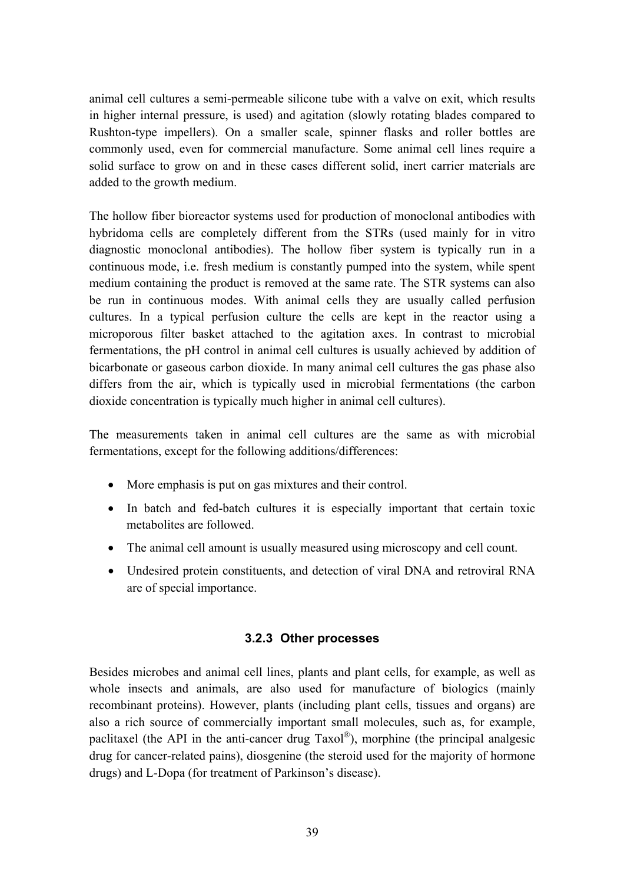animal cell cultures a semi-permeable silicone tube with a valve on exit, which results in higher internal pressure, is used) and agitation (slowly rotating blades compared to Rushton-type impellers). On a smaller scale, spinner flasks and roller bottles are commonly used, even for commercial manufacture. Some animal cell lines require a solid surface to grow on and in these cases different solid, inert carrier materials are added to the growth medium.

The hollow fiber bioreactor systems used for production of monoclonal antibodies with hybridoma cells are completely different from the STRs (used mainly for in vitro diagnostic monoclonal antibodies). The hollow fiber system is typically run in a continuous mode, i.e. fresh medium is constantly pumped into the system, while spent medium containing the product is removed at the same rate. The STR systems can also be run in continuous modes. With animal cells they are usually called perfusion cultures. In a typical perfusion culture the cells are kept in the reactor using a microporous filter basket attached to the agitation axes. In contrast to microbial fermentations, the pH control in animal cell cultures is usually achieved by addition of bicarbonate or gaseous carbon dioxide. In many animal cell cultures the gas phase also differs from the air, which is typically used in microbial fermentations (the carbon dioxide concentration is typically much higher in animal cell cultures).

The measurements taken in animal cell cultures are the same as with microbial fermentations, except for the following additions/differences:

- More emphasis is put on gas mixtures and their control.
- In batch and fed-batch cultures it is especially important that certain toxic metabolites are followed.
- The animal cell amount is usually measured using microscopy and cell count.
- Undesired protein constituents, and detection of viral DNA and retroviral RNA are of special importance.

### 3.2.3 Other processes

Besides microbes and animal cell lines, plants and plant cells, for example, as well as whole insects and animals, are also used for manufacture of biologics (mainly recombinant proteins). However, plants (including plant cells, tissues and organs) are also a rich source of commercially important small molecules, such as, for example, paclitaxel (the API in the anti-cancer drug Taxol®), morphine (the principal analgesic drug for cancer-related pains), diosgenine (the steroid used for the majority of hormone drugs) and L-Dopa (for treatment of Parkinson's disease).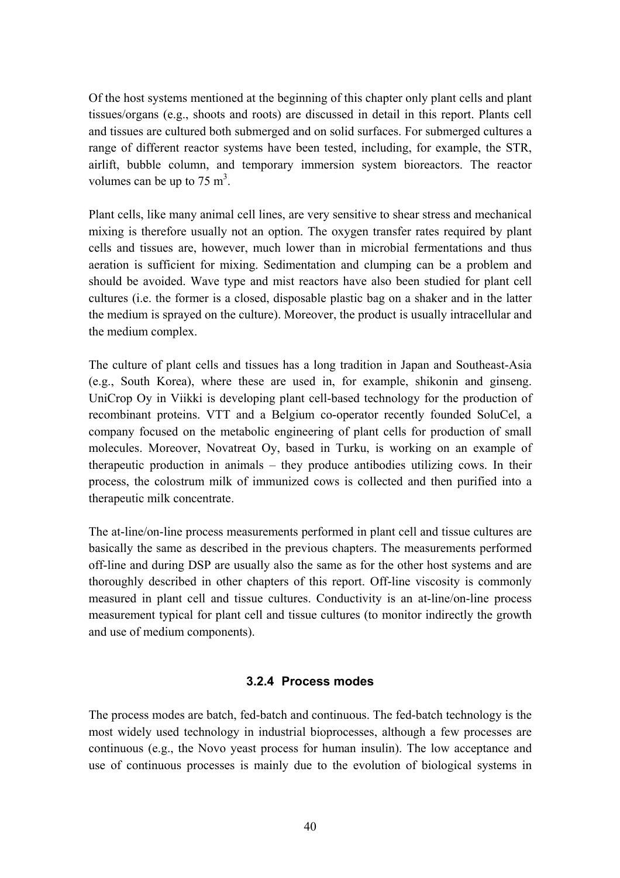Of the host systems mentioned at the beginning of this chapter only plant cells and plant tissues/organs (e.g., shoots and roots) are discussed in detail in this report. Plants cell and tissues are cultured both submerged and on solid surfaces. For submerged cultures a range of different reactor systems have been tested, including, for example, the STR, airlift, bubble column, and temporary immersion system bioreactors. The reactor volumes can be up to 75 $m^3$.

Plant cells, like many animal cell lines, are very sensitive to shear stress and mechanical mixing is therefore usually not an option. The oxygen transfer rates required by plant cells and tissues are, however, much lower than in microbial fermentations and thus aeration is sufficient for mixing. Sedimentation and clumping can be a problem and should be avoided. Wave type and mist reactors have also been studied for plant cell cultures (i.e. the former is a closed, disposable plastic bag on a shaker and in the latter the medium is sprayed on the culture). Moreover, the product is usually intracellular and the medium complex.

The culture of plant cells and tissues has a long tradition in Japan and Southeast-Asia (e.g., South Korea), where these are used in, for example, shikonin and ginseng. UniCrop Oy in Viikki is developing plant cell-based technology for the production of recombinant proteins. VTT and a Belgium co-operator recently founded SoluCel, a company focused on the metabolic engineering of plant cells for production of small molecules. Moreover, Novatreat Oy, based in Turku, is working on an example of therapeutic production in animals – they produce antibodies utilizing cows. In their process, the colostrum milk of immunized cows is collected and then purified into a therapeutic milk concentrate.

The at-line/on-line process measurements performed in plant cell and tissue cultures are basically the same as described in the previous chapters. The measurements performed off-line and during DSP are usually also the same as for the other host systems and are thoroughly described in other chapters of this report. Off-line viscosity is commonly measured in plant cell and tissue cultures. Conductivity is an at-line/on-line process measurement typical for plant cell and tissue cultures (to monitor indirectly the growth and use of medium components).

### 3.2.4 Process modes

The process modes are batch, fed-batch and continuous. The fed-batch technology is the most widely used technology in industrial bioprocesses, although a few processes are continuous (e.g., the Novo yeast process for human insulin). The low acceptance and use of continuous processes is mainly due to the evolution of biological systems in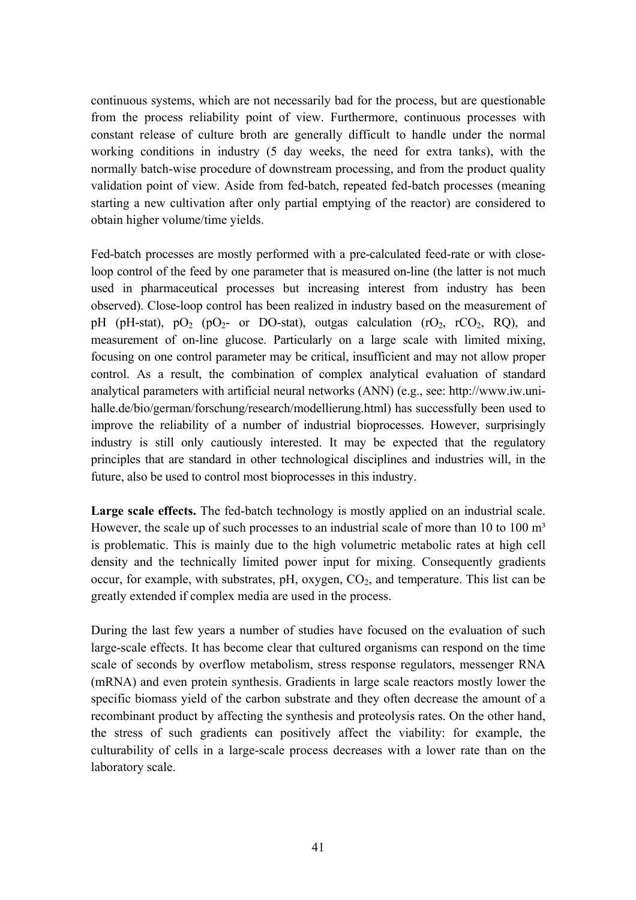continuous systems, which are not necessarily bad for the process, but are questionable from the process reliability point of view. Furthermore, continuous processes with constant release of culture broth are generally difficult to handle under the normal working conditions in industry (5 day weeks, the need for extra tanks), with the normally batch-wise procedure of downstream processing, and from the product quality validation point of view. Aside from fed-batch, repeated fed-batch processes (meaning starting a new cultivation after only partial emptying of the reactor) are considered to obtain higher volume/time yields.

Fed-batch processes are mostly performed with a pre-calculated feed-rate or with close-loop control of the feed by one parameter that is measured on-line (the latter is not much used in pharmaceutical processes but increasing interest from industry has been observed). Close-loop control has been realized in industry based on the measurement of pH (pH-stat), $pO_2$ ($pO_2$- or DO-stat), outgas calculation ($rO_2$, $rCO_2$, RQ), and measurement of on-line glucose. Particularly on a large scale with limited mixing, focusing on one control parameter may be critical, insufficient and may not allow proper control. As a result, the combination of complex analytical evaluation of standard analytical parameters with artificial neural networks (ANN) (e.g., see: http://www.iw.uni-halle.de/bio/german/forschung/research/modellierung.html) has successfully been used to improve the reliability of a number of industrial bioprocesses. However, surprisingly industry is still only cautiously interested. It may be expected that the regulatory principles that are standard in other technological disciplines and industries will, in the future, also be used to control most bioprocesses in this industry.

**Large scale effects.** The fed-batch technology is mostly applied on an industrial scale. However, the scale up of such processes to an industrial scale of more than 10 to 100 m³ is problematic. This is mainly due to the high volumetric metabolic rates at high cell density and the technically limited power input for mixing. Consequently gradients occur, for example, with substrates, pH, oxygen, $CO_2$, and temperature. This list can be greatly extended if complex media are used in the process.

During the last few years a number of studies have focused on the evaluation of such large-scale effects. It has become clear that cultured organisms can respond on the time scale of seconds by overflow metabolism, stress response regulators, messenger RNA (mRNA) and even protein synthesis. Gradients in large scale reactors mostly lower the specific biomass yield of the carbon substrate and they often decrease the amount of a recombinant product by affecting the synthesis and proteolysis rates. On the other hand, the stress of such gradients can positively affect the viability: for example, the culturability of cells in a large-scale process decreases with a lower rate than on the laboratory scale.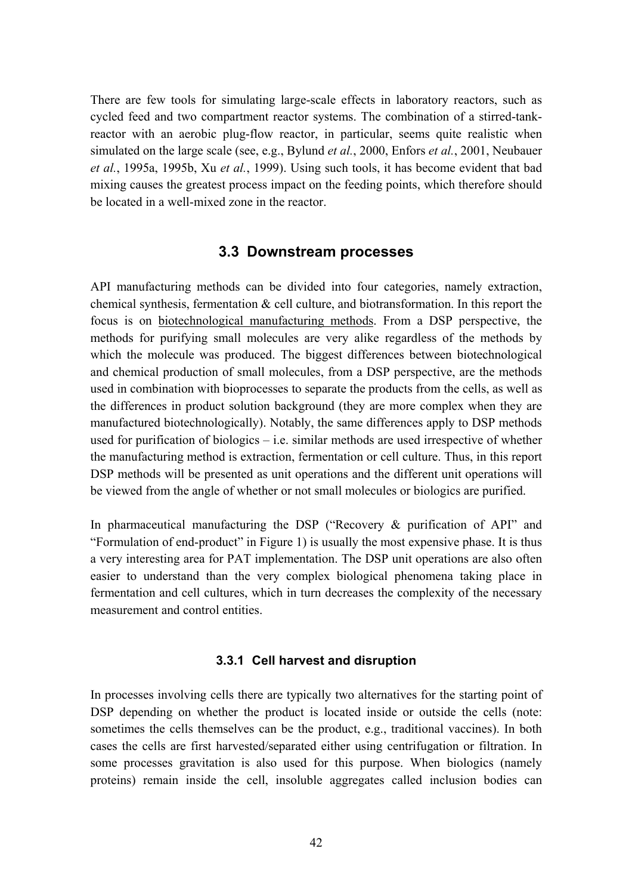There are few tools for simulating large-scale effects in laboratory reactors, such as cycled feed and two compartment reactor systems. The combination of a stirred-tank-reactor with an aerobic plug-flow reactor, in particular, seems quite realistic when simulated on the large scale (see, e.g., Bylund *et al.*, 2000, Enfors *et al.*, 2001, Neubauer *et al.*, 1995a, 1995b, Xu *et al.*, 1999). Using such tools, it has become evident that bad mixing causes the greatest process impact on the feeding points, which therefore should be located in a well-mixed zone in the reactor.

## 3.3 Downstream processes

API manufacturing methods can be divided into four categories, namely extraction, chemical synthesis, fermentation & cell culture, and biotransformation. In this report the focus is on biotechnological manufacturing methods. From a DSP perspective, the methods for purifying small molecules are very alike regardless of the methods by which the molecule was produced. The biggest differences between biotechnological and chemical production of small molecules, from a DSP perspective, are the methods used in combination with bioprocesses to separate the products from the cells, as well as the differences in product solution background (they are more complex when they are manufactured biotechnologically). Notably, the same differences apply to DSP methods used for purification of biologics – i.e. similar methods are used irrespective of whether the manufacturing method is extraction, fermentation or cell culture. Thus, in this report DSP methods will be presented as unit operations and the different unit operations will be viewed from the angle of whether or not small molecules or biologics are purified.

In pharmaceutical manufacturing the DSP ("Recovery & purification of API" and "Formulation of end-product" in Figure 1) is usually the most expensive phase. It is thus a very interesting area for PAT implementation. The DSP unit operations are also often easier to understand than the very complex biological phenomena taking place in fermentation and cell cultures, which in turn decreases the complexity of the necessary measurement and control entities.

### 3.3.1 Cell harvest and disruption

In processes involving cells there are typically two alternatives for the starting point of DSP depending on whether the product is located inside or outside the cells (note: sometimes the cells themselves can be the product, e.g., traditional vaccines). In both cases the cells are first harvested/separated either using centrifugation or filtration. In some processes gravitation is also used for this purpose. When biologics (namely proteins) remain inside the cell, insoluble aggregates called inclusion bodies can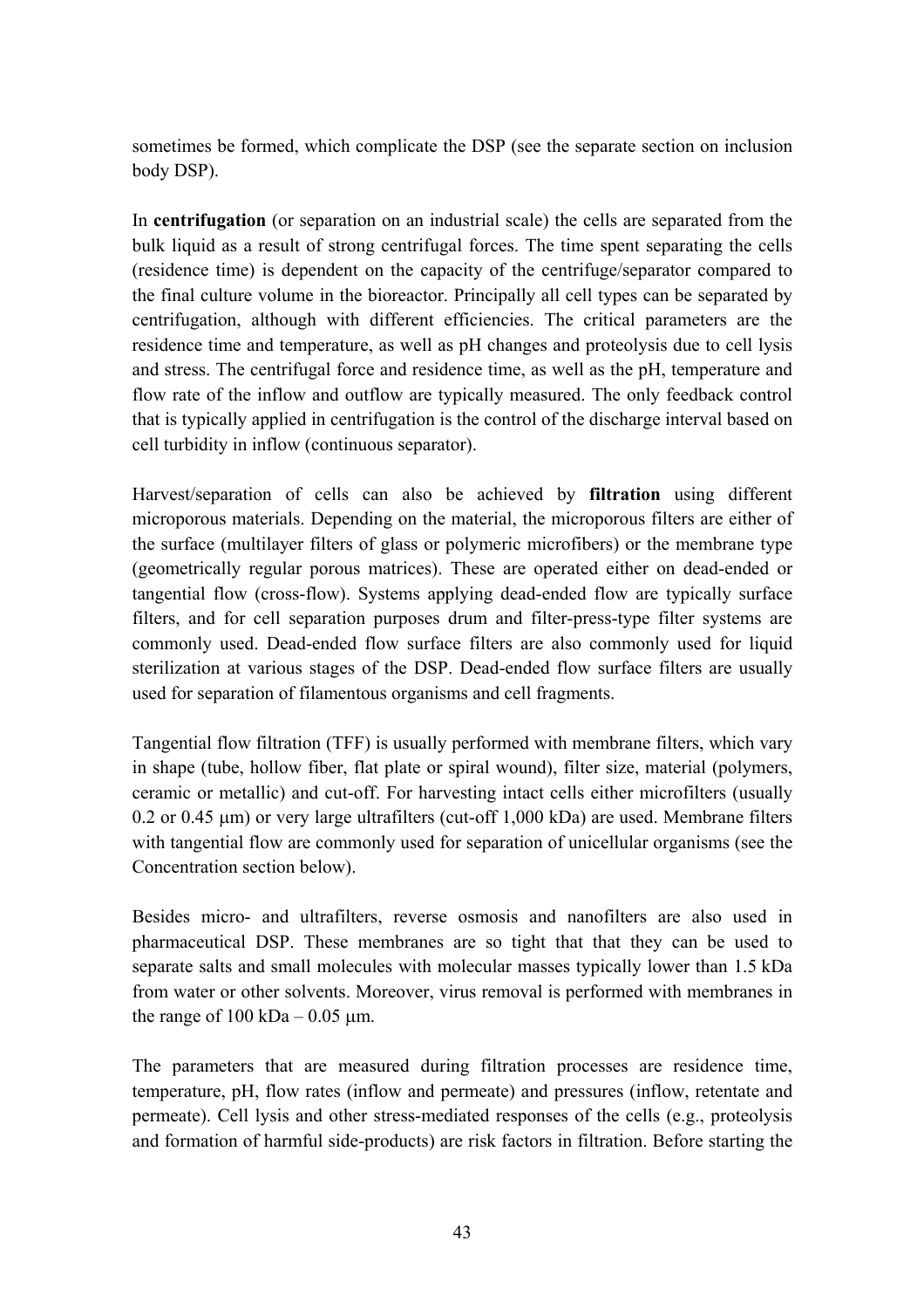sometimes be formed, which complicate the DSP (see the separate section on inclusion body DSP).

In **centrifugation** (or separation on an industrial scale) the cells are separated from the bulk liquid as a result of strong centrifugal forces. The time spent separating the cells (residence time) is dependent on the capacity of the centrifuge/separator compared to the final culture volume in the bioreactor. Principally all cell types can be separated by centrifugation, although with different efficiencies. The critical parameters are the residence time and temperature, as well as pH changes and proteolysis due to cell lysis and stress. The centrifugal force and residence time, as well as the pH, temperature and flow rate of the inflow and outflow are typically measured. The only feedback control that is typically applied in centrifugation is the control of the discharge interval based on cell turbidity in inflow (continuous separator).

Harvest/separation of cells can also be achieved by **filtration** using different microporous materials. Depending on the material, the microporous filters are either of the surface (multilayer filters of glass or polymeric microfibers) or the membrane type (geometrically regular porous matrices). These are operated either on dead-ended or tangential flow (cross-flow). Systems applying dead-ended flow are typically surface filters, and for cell separation purposes drum and filter-press-type filter systems are commonly used. Dead-ended flow surface filters are also commonly used for liquid sterilization at various stages of the DSP. Dead-ended flow surface filters are usually used for separation of filamentous organisms and cell fragments.

Tangential flow filtration (TFF) is usually performed with membrane filters, which vary in shape (tube, hollow fiber, flat plate or spiral wound), filter size, material (polymers, ceramic or metallic) and cut-off. For harvesting intact cells either microfilters (usually 0.2 or 0.45 μm) or very large ultrafilters (cut-off 1,000 kDa) are used. Membrane filters with tangential flow are commonly used for separation of unicellular organisms (see the Concentration section below).

Besides micro- and ultrafilters, reverse osmosis and nanofilters are also used in pharmaceutical DSP. These membranes are so tight that that they can be used to separate salts and small molecules with molecular masses typically lower than 1.5 kDa from water or other solvents. Moreover, virus removal is performed with membranes in the range of 100 kDa – 0.05 μm.

The parameters that are measured during filtration processes are residence time, temperature, pH, flow rates (inflow and permeate) and pressures (inflow, retentate and permeate). Cell lysis and other stress-mediated responses of the cells (e.g., proteolysis and formation of harmful side-products) are risk factors in filtration. Before starting the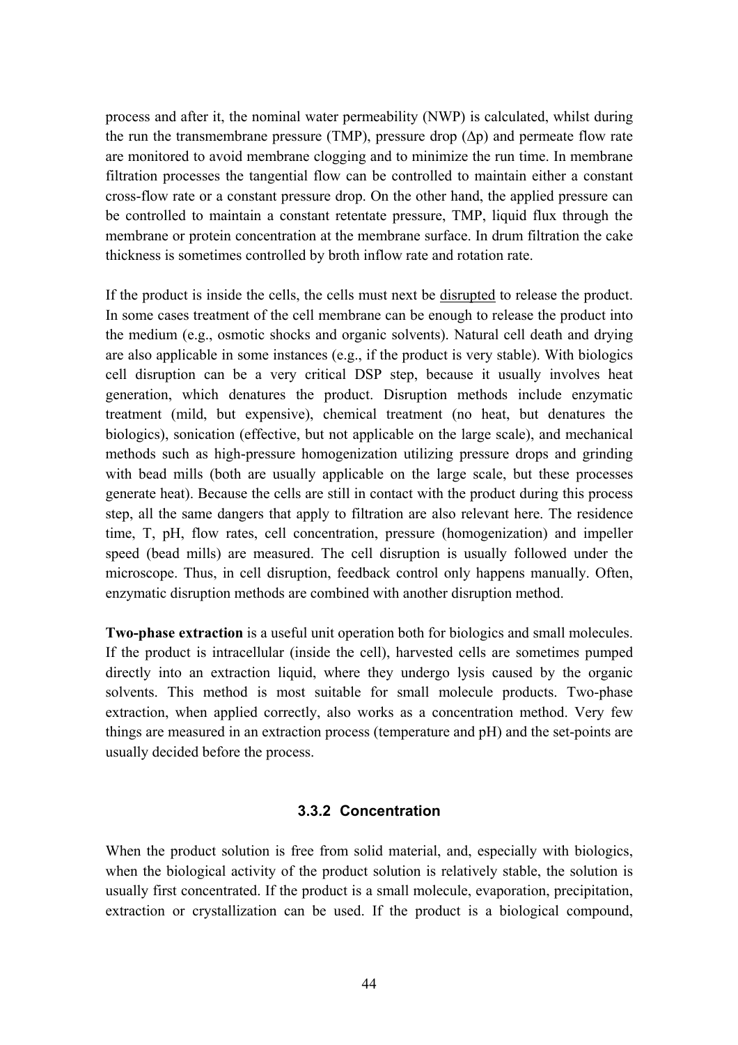process and after it, the nominal water permeability (NWP) is calculated, whilst during the run the transmembrane pressure (TMP), pressure drop ($\Delta p$) and permeate flow rate are monitored to avoid membrane clogging and to minimize the run time. In membrane filtration processes the tangential flow can be controlled to maintain either a constant cross-flow rate or a constant pressure drop. On the other hand, the applied pressure can be controlled to maintain a constant retentate pressure, TMP, liquid flux through the membrane or protein concentration at the membrane surface. In drum filtration the cake thickness is sometimes controlled by broth inflow rate and rotation rate.

If the product is inside the cells, the cells must next be disrupted to release the product. In some cases treatment of the cell membrane can be enough to release the product into the medium (e.g., osmotic shocks and organic solvents). Natural cell death and drying are also applicable in some instances (e.g., if the product is very stable). With biologics cell disruption can be a very critical DSP step, because it usually involves heat generation, which denatures the product. Disruption methods include enzymatic treatment (mild, but expensive), chemical treatment (no heat, but denatures the biologics), sonication (effective, but not applicable on the large scale), and mechanical methods such as high-pressure homogenization utilizing pressure drops and grinding with bead mills (both are usually applicable on the large scale, but these processes generate heat). Because the cells are still in contact with the product during this process step, all the same dangers that apply to filtration are also relevant here. The residence time, T, pH, flow rates, cell concentration, pressure (homogenization) and impeller speed (bead mills) are measured. The cell disruption is usually followed under the microscope. Thus, in cell disruption, feedback control only happens manually. Often, enzymatic disruption methods are combined with another disruption method.

**Two-phase extraction** is a useful unit operation both for biologics and small molecules. If the product is intracellular (inside the cell), harvested cells are sometimes pumped directly into an extraction liquid, where they undergo lysis caused by the organic solvents. This method is most suitable for small molecule products. Two-phase extraction, when applied correctly, also works as a concentration method. Very few things are measured in an extraction process (temperature and pH) and the set-points are usually decided before the process.

### 3.3.2 Concentration

When the product solution is free from solid material, and, especially with biologics, when the biological activity of the product solution is relatively stable, the solution is usually first concentrated. If the product is a small molecule, evaporation, precipitation, extraction or crystallization can be used. If the product is a biological compound,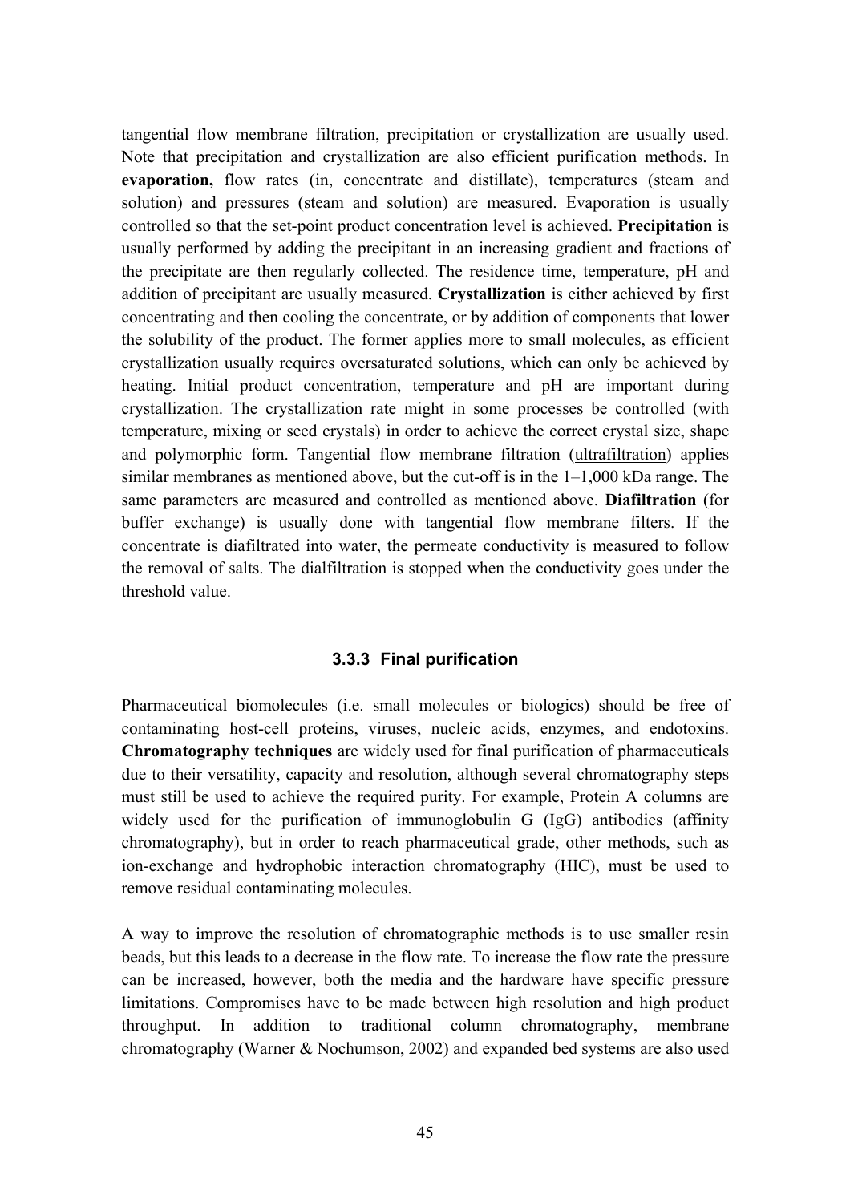tangential flow membrane filtration, precipitation or crystallization are usually used. Note that precipitation and crystallization are also efficient purification methods. In **evaporation,** flow rates (in, concentrate and distillate), temperatures (steam and solution) and pressures (steam and solution) are measured. Evaporation is usually controlled so that the set-point product concentration level is achieved. **Precipitation** is usually performed by adding the precipitant in an increasing gradient and fractions of the precipitate are then regularly collected. The residence time, temperature, pH and addition of precipitant are usually measured. **Crystallization** is either achieved by first concentrating and then cooling the concentrate, or by addition of components that lower the solubility of the product. The former applies more to small molecules, as efficient crystallization usually requires oversaturated solutions, which can only be achieved by heating. Initial product concentration, temperature and pH are important during crystallization. The crystallization rate might in some processes be controlled (with temperature, mixing or seed crystals) in order to achieve the correct crystal size, shape and polymorphic form. Tangential flow membrane filtration (ultrafiltration) applies similar membranes as mentioned above, but the cut-off is in the 1–1,000 kDa range. The same parameters are measured and controlled as mentioned above. **Diafiltration** (for buffer exchange) is usually done with tangential flow membrane filters. If the concentrate is diafiltrated into water, the permeate conductivity is measured to follow the removal of salts. The dialfiltration is stopped when the conductivity goes under the threshold value.

### 3.3.3 Final purification

Pharmaceutical biomolecules (i.e. small molecules or biologics) should be free of contaminating host-cell proteins, viruses, nucleic acids, enzymes, and endotoxins. **Chromatography techniques** are widely used for final purification of pharmaceuticals due to their versatility, capacity and resolution, although several chromatography steps must still be used to achieve the required purity. For example, Protein A columns are widely used for the purification of immunoglobulin G (IgG) antibodies (affinity chromatography), but in order to reach pharmaceutical grade, other methods, such as ion-exchange and hydrophobic interaction chromatography (HIC), must be used to remove residual contaminating molecules.

A way to improve the resolution of chromatographic methods is to use smaller resin beads, but this leads to a decrease in the flow rate. To increase the flow rate the pressure can be increased, however, both the media and the hardware have specific pressure limitations. Compromises have to be made between high resolution and high product throughput. In addition to traditional column chromatography, membrane chromatography (Warner & Nochumson, 2002) and expanded bed systems are also used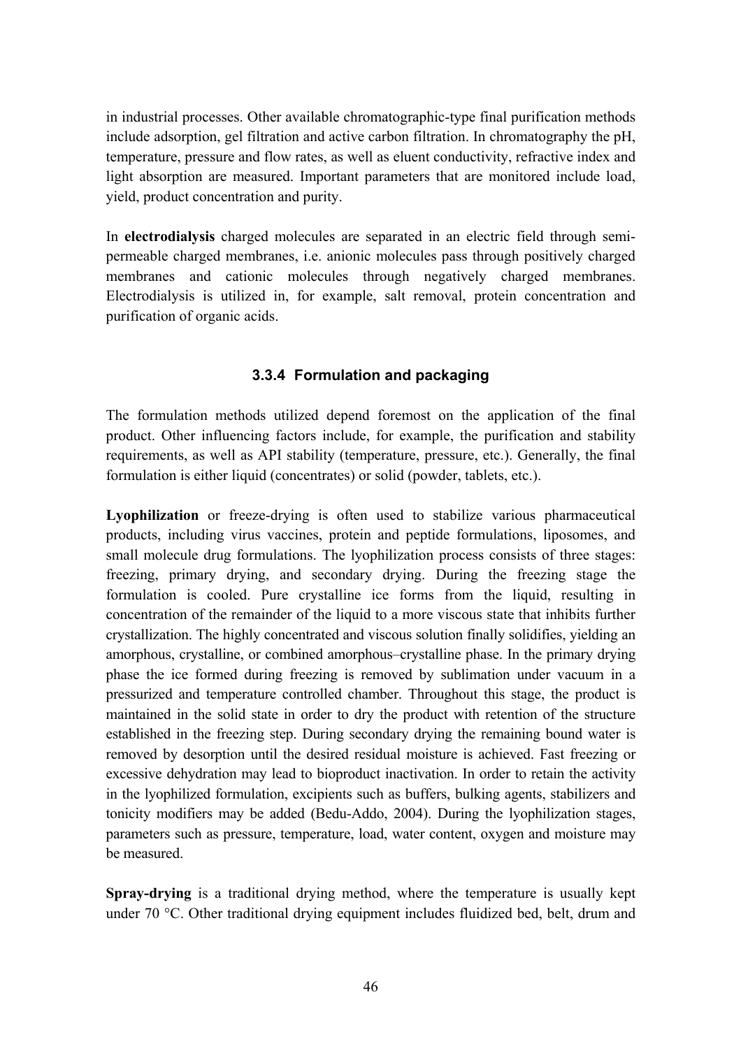in industrial processes. Other available chromatographic-type final purification methods include adsorption, gel filtration and active carbon filtration. In chromatography the pH, temperature, pressure and flow rates, as well as eluent conductivity, refractive index and light absorption are measured. Important parameters that are monitored include load, yield, product concentration and purity.

In **electrodialysis** charged molecules are separated in an electric field through semi-permeable charged membranes, i.e. anionic molecules pass through positively charged membranes and cationic molecules through negatively charged membranes. Electrodialysis is utilized in, for example, salt removal, protein concentration and purification of organic acids.

### 3.3.4 Formulation and packaging

The formulation methods utilized depend foremost on the application of the final product. Other influencing factors include, for example, the purification and stability requirements, as well as API stability (temperature, pressure, etc.). Generally, the final formulation is either liquid (concentrates) or solid (powder, tablets, etc.).

**Lyophilization** or freeze-drying is often used to stabilize various pharmaceutical products, including virus vaccines, protein and peptide formulations, liposomes, and small molecule drug formulations. The lyophilization process consists of three stages: freezing, primary drying, and secondary drying. During the freezing stage the formulation is cooled. Pure crystalline ice forms from the liquid, resulting in concentration of the remainder of the liquid to a more viscous state that inhibits further crystallization. The highly concentrated and viscous solution finally solidifies, yielding an amorphous, crystalline, or combined amorphous–crystalline phase. In the primary drying phase the ice formed during freezing is removed by sublimation under vacuum in a pressurized and temperature controlled chamber. Throughout this stage, the product is maintained in the solid state in order to dry the product with retention of the structure established in the freezing step. During secondary drying the remaining bound water is removed by desorption until the desired residual moisture is achieved. Fast freezing or excessive dehydration may lead to bioproduct inactivation. In order to retain the activity in the lyophilized formulation, excipients such as buffers, bulking agents, stabilizers and tonicity modifiers may be added (Bedu-Addo, 2004). During the lyophilization stages, parameters such as pressure, temperature, load, water content, oxygen and moisture may be measured.

**Spray-drying** is a traditional drying method, where the temperature is usually kept under 70 °C. Other traditional drying equipment includes fluidized bed, belt, drum and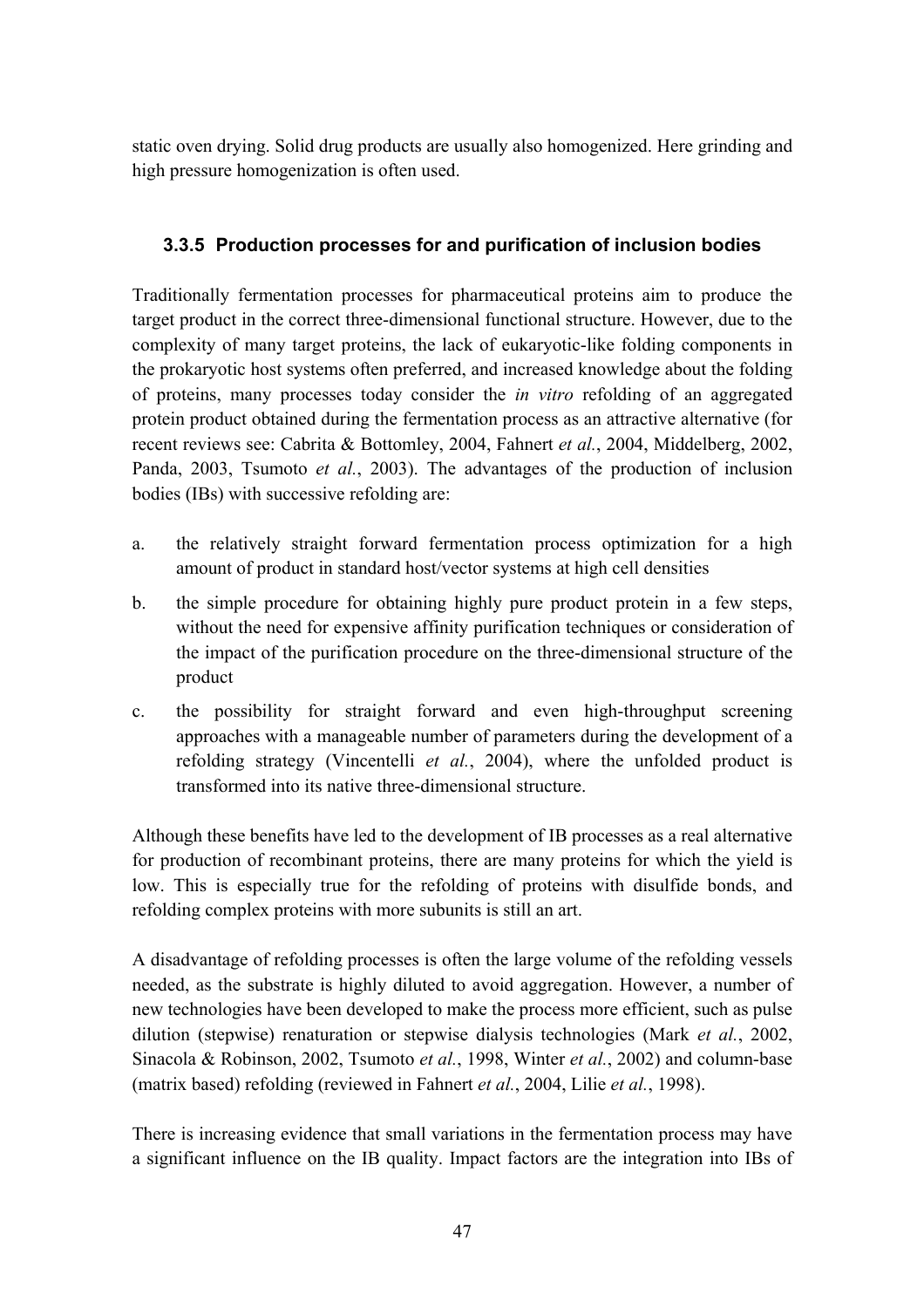static oven drying. Solid drug products are usually also homogenized. Here grinding and high pressure homogenization is often used.

### 3.3.5 Production processes for and purification of inclusion bodies

Traditionally fermentation processes for pharmaceutical proteins aim to produce the target product in the correct three-dimensional functional structure. However, due to the complexity of many target proteins, the lack of eukaryotic-like folding components in the prokaryotic host systems often preferred, and increased knowledge about the folding of proteins, many processes today consider the *in vitro* refolding of an aggregated protein product obtained during the fermentation process as an attractive alternative (for recent reviews see: Cabrita & Bottomley, 2004, Fahnert *et al.*, 2004, Middelberg, 2002, Panda, 2003, Tsumoto *et al.*, 2003). The advantages of the production of inclusion bodies (IBs) with successive refolding are:

a. the relatively straight forward fermentation process optimization for a high amount of product in standard host/vector systems at high cell densities

b. the simple procedure for obtaining highly pure product protein in a few steps, without the need for expensive affinity purification techniques or consideration of the impact of the purification procedure on the three-dimensional structure of the product

c. the possibility for straight forward and even high-throughput screening approaches with a manageable number of parameters during the development of a refolding strategy (Vincentelli *et al.*, 2004), where the unfolded product is transformed into its native three-dimensional structure.

Although these benefits have led to the development of IB processes as a real alternative for production of recombinant proteins, there are many proteins for which the yield is low. This is especially true for the refolding of proteins with disulfide bonds, and refolding complex proteins with more subunits is still an art.

A disadvantage of refolding processes is often the large volume of the refolding vessels needed, as the substrate is highly diluted to avoid aggregation. However, a number of new technologies have been developed to make the process more efficient, such as pulse dilution (stepwise) renaturation or stepwise dialysis technologies (Mark *et al.*, 2002, Sinacola & Robinson, 2002, Tsumoto *et al.*, 1998, Winter *et al.*, 2002) and column-base (matrix based) refolding (reviewed in Fahnert *et al.*, 2004, Lilie *et al.*, 1998).

There is increasing evidence that small variations in the fermentation process may have a significant influence on the IB quality. Impact factors are the integration into IBs of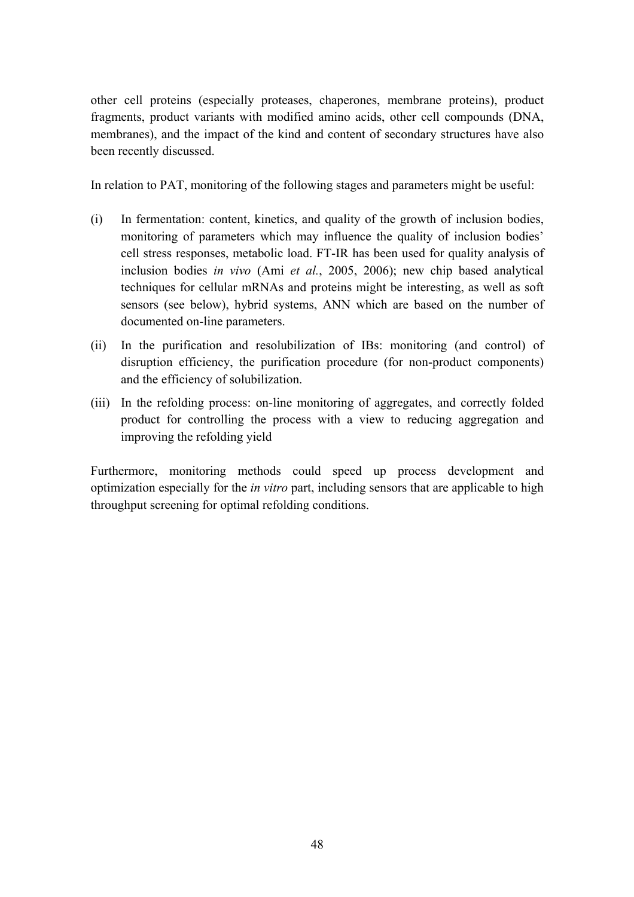other cell proteins (especially proteases, chaperones, membrane proteins), product fragments, product variants with modified amino acids, other cell compounds (DNA, membranes), and the impact of the kind and content of secondary structures have also been recently discussed.

In relation to PAT, monitoring of the following stages and parameters might be useful:

(i) In fermentation: content, kinetics, and quality of the growth of inclusion bodies, monitoring of parameters which may influence the quality of inclusion bodies' cell stress responses, metabolic load. FT-IR has been used for quality analysis of inclusion bodies *in vivo* (Ami *et al.*, 2005, 2006); new chip based analytical techniques for cellular mRNAs and proteins might be interesting, as well as soft sensors (see below), hybrid systems, ANN which are based on the number of documented on-line parameters.

(ii) In the purification and resolubilization of IBs: monitoring (and control) of disruption efficiency, the purification procedure (for non-product components) and the efficiency of solubilization.

(iii) In the refolding process: on-line monitoring of aggregates, and correctly folded product for controlling the process with a view to reducing aggregation and improving the refolding yield

Furthermore, monitoring methods could speed up process development and optimization especially for the *in vitro* part, including sensors that are applicable to high throughput screening for optimal refolding conditions.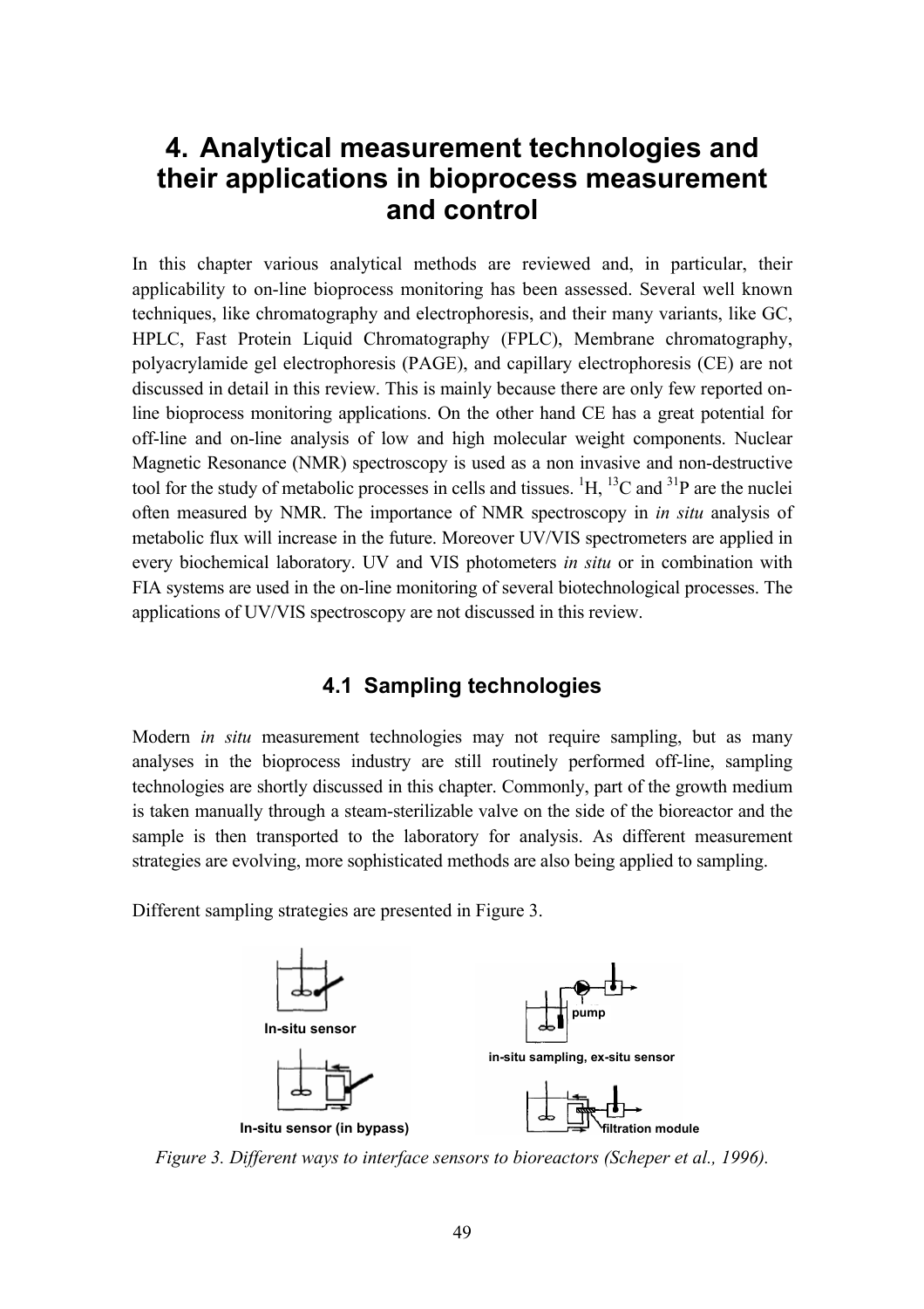# 4. Analytical measurement technologies and their applications in bioprocess measurement and control

In this chapter various analytical methods are reviewed and, in particular, their applicability to on-line bioprocess monitoring has been assessed. Several well known techniques, like chromatography and electrophoresis, and their many variants, like GC, HPLC, Fast Protein Liquid Chromatography (FPLC), Membrane chromatography, polyacrylamide gel electrophoresis (PAGE), and capillary electrophoresis (CE) are not discussed in detail in this review. This is mainly because there are only few reported on-line bioprocess monitoring applications. On the other hand CE has a great potential for off-line and on-line analysis of low and high molecular weight components. Nuclear Magnetic Resonance (NMR) spectroscopy is used as a non invasive and non-destructive tool for the study of metabolic processes in cells and tissues. $^{1}H$, $^{13}C$ and $^{31}P$ are the nuclei often measured by NMR. The importance of NMR spectroscopy in *in situ* analysis of metabolic flux will increase in the future. Moreover UV/VIS spectrometers are applied in every biochemical laboratory. UV and VIS photometers *in situ* or in combination with FIA systems are used in the on-line monitoring of several biotechnological processes. The applications of UV/VIS spectroscopy are not discussed in this review.

## 4.1 Sampling technologies

Modern *in situ* measurement technologies may not require sampling, but as many analyses in the bioprocess industry are still routinely performed off-line, sampling technologies are shortly discussed in this chapter. Commonly, part of the growth medium is taken manually through a steam-sterilizable valve on the side of the bioreactor and the sample is then transported to the laboratory for analysis. As different measurement strategies are evolving, more sophisticated methods are also being applied to sampling.

Different sampling strategies are presented in Figure 3.

In-situ sensor

pump

in-situ sampling, ex-situ sensor

In-situ sensor (in bypass)

filtration module

*Figure 3. Different ways to interface sensors to bioreactors (Scheper et al., 1996).*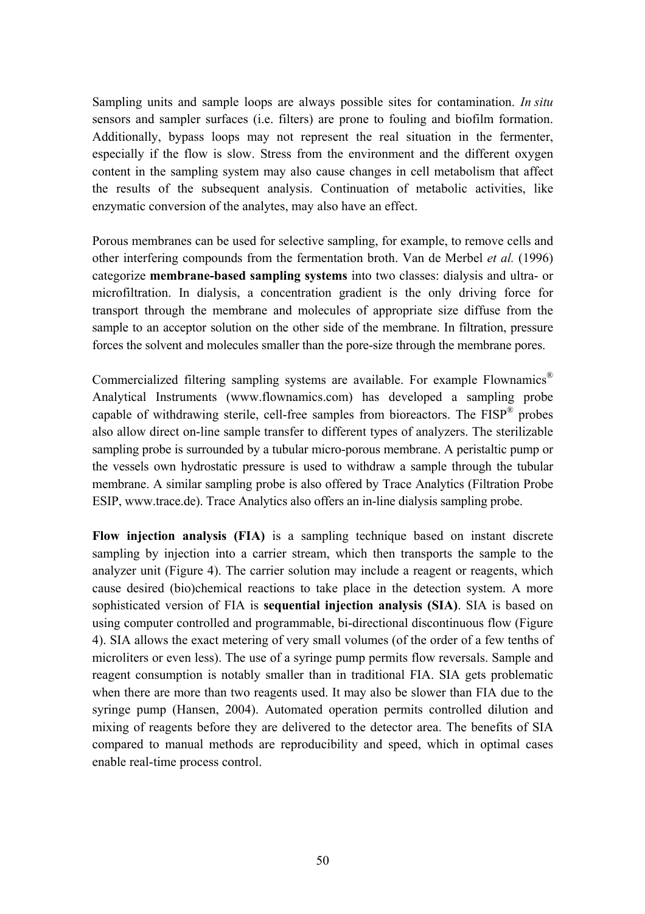Sampling units and sample loops are always possible sites for contamination. *In situ* sensors and sampler surfaces (i.e. filters) are prone to fouling and biofilm formation. Additionally, bypass loops may not represent the real situation in the fermenter, especially if the flow is slow. Stress from the environment and the different oxygen content in the sampling system may also cause changes in cell metabolism that affect the results of the subsequent analysis. Continuation of metabolic activities, like enzymatic conversion of the analytes, may also have an effect.

Porous membranes can be used for selective sampling, for example, to remove cells and other interfering compounds from the fermentation broth. Van de Merbel *et al.* (1996) categorize **membrane-based sampling systems** into two classes: dialysis and ultra- or microfiltration. In dialysis, a concentration gradient is the only driving force for transport through the membrane and molecules of appropriate size diffuse from the sample to an acceptor solution on the other side of the membrane. In filtration, pressure forces the solvent and molecules smaller than the pore-size through the membrane pores.

Commercialized filtering sampling systems are available. For example Flownamics® Analytical Instruments (www.flownamics.com) has developed a sampling probe capable of withdrawing sterile, cell-free samples from bioreactors. The FISP® probes also allow direct on-line sample transfer to different types of analyzers. The sterilizable sampling probe is surrounded by a tubular micro-porous membrane. A peristaltic pump or the vessels own hydrostatic pressure is used to withdraw a sample through the tubular membrane. A similar sampling probe is also offered by Trace Analytics (Filtration Probe ESIP, www.trace.de). Trace Analytics also offers an in-line dialysis sampling probe.

**Flow injection analysis (FIA)** is a sampling technique based on instant discrete sampling by injection into a carrier stream, which then transports the sample to the analyzer unit (Figure 4). The carrier solution may include a reagent or reagents, which cause desired (bio)chemical reactions to take place in the detection system. A more sophisticated version of FIA is **sequential injection analysis (SIA)**. SIA is based on using computer controlled and programmable, bi-directional discontinuous flow (Figure 4). SIA allows the exact metering of very small volumes (of the order of a few tenths of microliters or even less). The use of a syringe pump permits flow reversals. Sample and reagent consumption is notably smaller than in traditional FIA. SIA gets problematic when there are more than two reagents used. It may also be slower than FIA due to the syringe pump (Hansen, 2004). Automated operation permits controlled dilution and mixing of reagents before they are delivered to the detector area. The benefits of SIA compared to manual methods are reproducibility and speed, which in optimal cases enable real-time process control.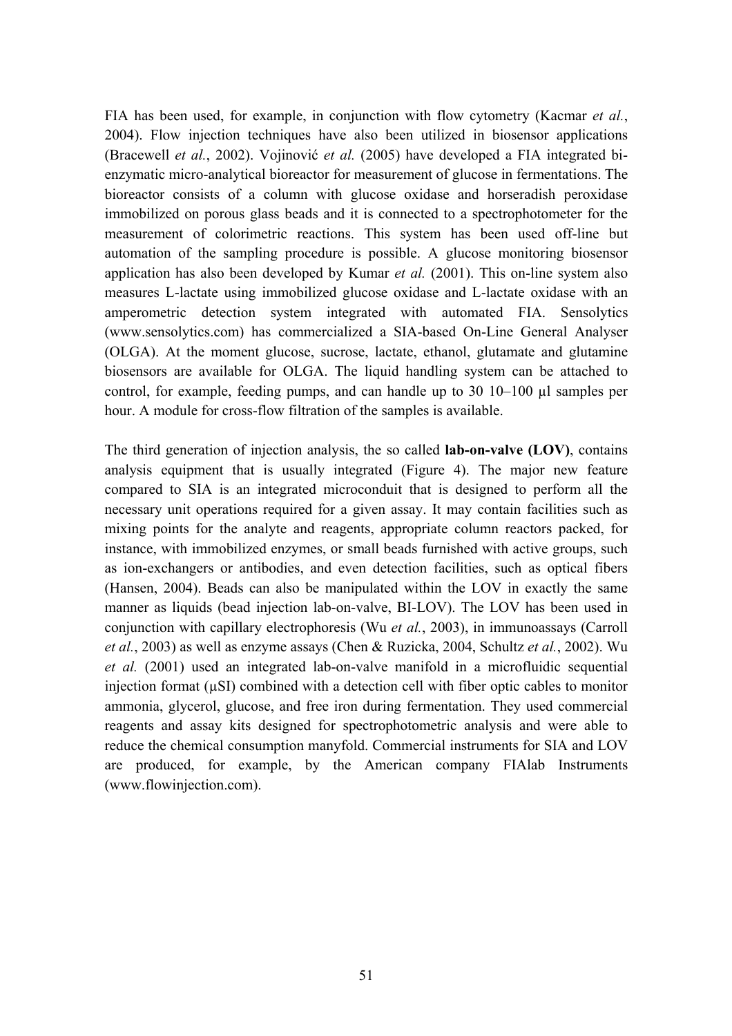FIA has been used, for example, in conjunction with flow cytometry (Kacmar *et al.*, 2004). Flow injection techniques have also been utilized in biosensor applications (Bracewell *et al.*, 2002). Vojinović *et al.* (2005) have developed a FIA integrated bi-enzymatic micro-analytical bioreactor for measurement of glucose in fermentations. The bioreactor consists of a column with glucose oxidase and horseradish peroxidase immobilized on porous glass beads and it is connected to a spectrophotometer for the measurement of colorimetric reactions. This system has been used off-line but automation of the sampling procedure is possible. A glucose monitoring biosensor application has also been developed by Kumar *et al.* (2001). This on-line system also measures L-lactate using immobilized glucose oxidase and L-lactate oxidase with an amperometric detection system integrated with automated FIA. Sensolytics (www.sensolytics.com) has commercialized a SIA-based On-Line General Analyser (OLGA). At the moment glucose, sucrose, lactate, ethanol, glutamate and glutamine biosensors are available for OLGA. The liquid handling system can be attached to control, for example, feeding pumps, and can handle up to 30 10–100 µl samples per hour. A module for cross-flow filtration of the samples is available.

The third generation of injection analysis, the so called **lab-on-valve (LOV)**, contains analysis equipment that is usually integrated (Figure 4). The major new feature compared to SIA is an integrated microconduit that is designed to perform all the necessary unit operations required for a given assay. It may contain facilities such as mixing points for the analyte and reagents, appropriate column reactors packed, for instance, with immobilized enzymes, or small beads furnished with active groups, such as ion-exchangers or antibodies, and even detection facilities, such as optical fibers (Hansen, 2004). Beads can also be manipulated within the LOV in exactly the same manner as liquids (bead injection lab-on-valve, BI-LOV). The LOV has been used in conjunction with capillary electrophoresis (Wu *et al.*, 2003), in immunoassays (Carroll *et al.*, 2003) as well as enzyme assays (Chen & Ruzicka, 2004, Schultz *et al.*, 2002). Wu *et al.* (2001) used an integrated lab-on-valve manifold in a microfluidic sequential injection format (µSI) combined with a detection cell with fiber optic cables to monitor ammonia, glycerol, glucose, and free iron during fermentation. They used commercial reagents and assay kits designed for spectrophotometric analysis and were able to reduce the chemical consumption manyfold. Commercial instruments for SIA and LOV are produced, for example, by the American company FIAlab Instruments (www.flowinjection.com).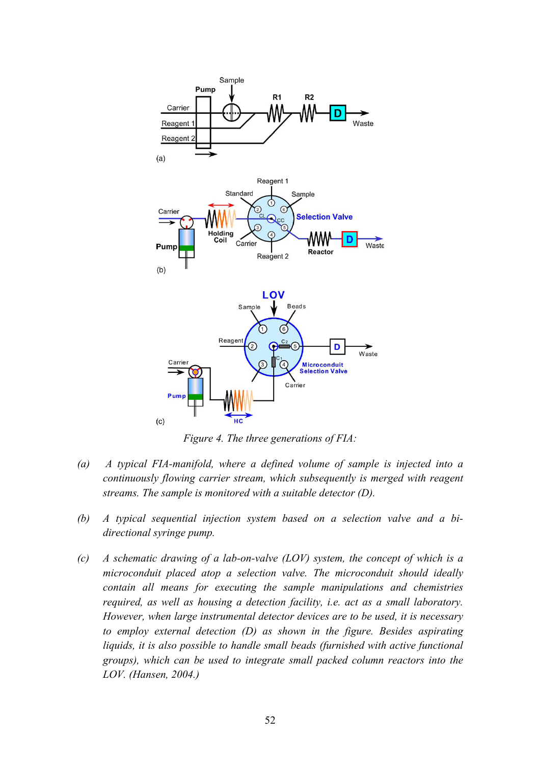*Figure 4. The three generations of FIA:*

*(a)* *A typical FIA-manifold, where a defined volume of sample is injected into a continuously flowing carrier stream, which subsequently is merged with reagent streams. The sample is monitored with a suitable detector (D).*

*(b)* *A typical sequential injection system based on a selection valve and a bi-directional syringe pump.*

*(c)* *A schematic drawing of a lab-on-valve (LOV) system, the concept of which is a microconduit placed atop a selection valve. The microconduit should ideally contain all means for executing the sample manipulations and chemistries required, as well as housing a detection facility, i.e. act as a small laboratory. However, when large instrumental detector devices are to be used, it is necessary to employ external detection (D) as shown in the figure. Besides aspirating liquids, it is also possible to handle small beads (furnished with active functional groups), which can be used to integrate small packed column reactors into the LOV. (Hansen, 2004.)*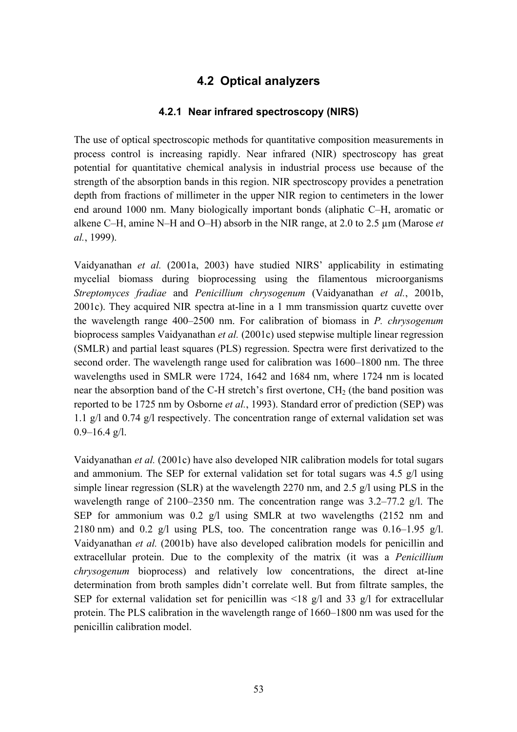## 4.2 Optical analyzers

### 4.2.1 Near infrared spectroscopy (NIRS)

The use of optical spectroscopic methods for quantitative composition measurements in process control is increasing rapidly. Near infrared (NIR) spectroscopy has great potential for quantitative chemical analysis in industrial process use because of the strength of the absorption bands in this region. NIR spectroscopy provides a penetration depth from fractions of millimeter in the upper NIR region to centimeters in the lower end around 1000 nm. Many biologically important bonds (aliphatic C–H, aromatic or alkene C–H, amine N–H and O–H) absorb in the NIR range, at 2.0 to 2.5 µm (Marose *et al.*, 1999).

Vaidyanathan *et al.* (2001a, 2003) have studied NIRS' applicability in estimating mycelial biomass during bioprocessing using the filamentous microorganisms *Streptomyces fradiae* and *Penicillium chrysogenum* (Vaidyanathan *et al.*, 2001b, 2001c). They acquired NIR spectra at-line in a 1 mm transmission quartz cuvette over the wavelength range 400–2500 nm. For calibration of biomass in *P. chrysogenum* bioprocess samples Vaidyanathan *et al.* (2001c) used stepwise multiple linear regression (SMLR) and partial least squares (PLS) regression. Spectra were first derivatized to the second order. The wavelength range used for calibration was 1600–1800 nm. The three wavelengths used in SMLR were 1724, 1642 and 1684 nm, where 1724 nm is located near the absorption band of the C-H stretch's first overtone, $CH_2$ (the band position was reported to be 1725 nm by Osborne *et al.*, 1993). Standard error of prediction (SEP) was 1.1 g/l and 0.74 g/l respectively. The concentration range of external validation set was 0.9–16.4 g/l.

Vaidyanathan *et al.* (2001c) have also developed NIR calibration models for total sugars and ammonium. The SEP for external validation set for total sugars was 4.5 g/l using simple linear regression (SLR) at the wavelength 2270 nm, and 2.5 g/l using PLS in the wavelength range of 2100–2350 nm. The concentration range was 3.2–77.2 g/l. The SEP for ammonium was 0.2 g/l using SMLR at two wavelengths (2152 nm and 2180 nm) and 0.2 g/l using PLS, too. The concentration range was 0.16–1.95 g/l. Vaidyanathan *et al.* (2001b) have also developed calibration models for penicillin and extracellular protein. Due to the complexity of the matrix (it was a *Penicillium chrysogenum* bioprocess) and relatively low concentrations, the direct at-line determination from broth samples didn't correlate well. But from filtrate samples, the SEP for external validation set for penicillin was <18 g/l and 33 g/l for extracellular protein. The PLS calibration in the wavelength range of 1660–1800 nm was used for the penicillin calibration model.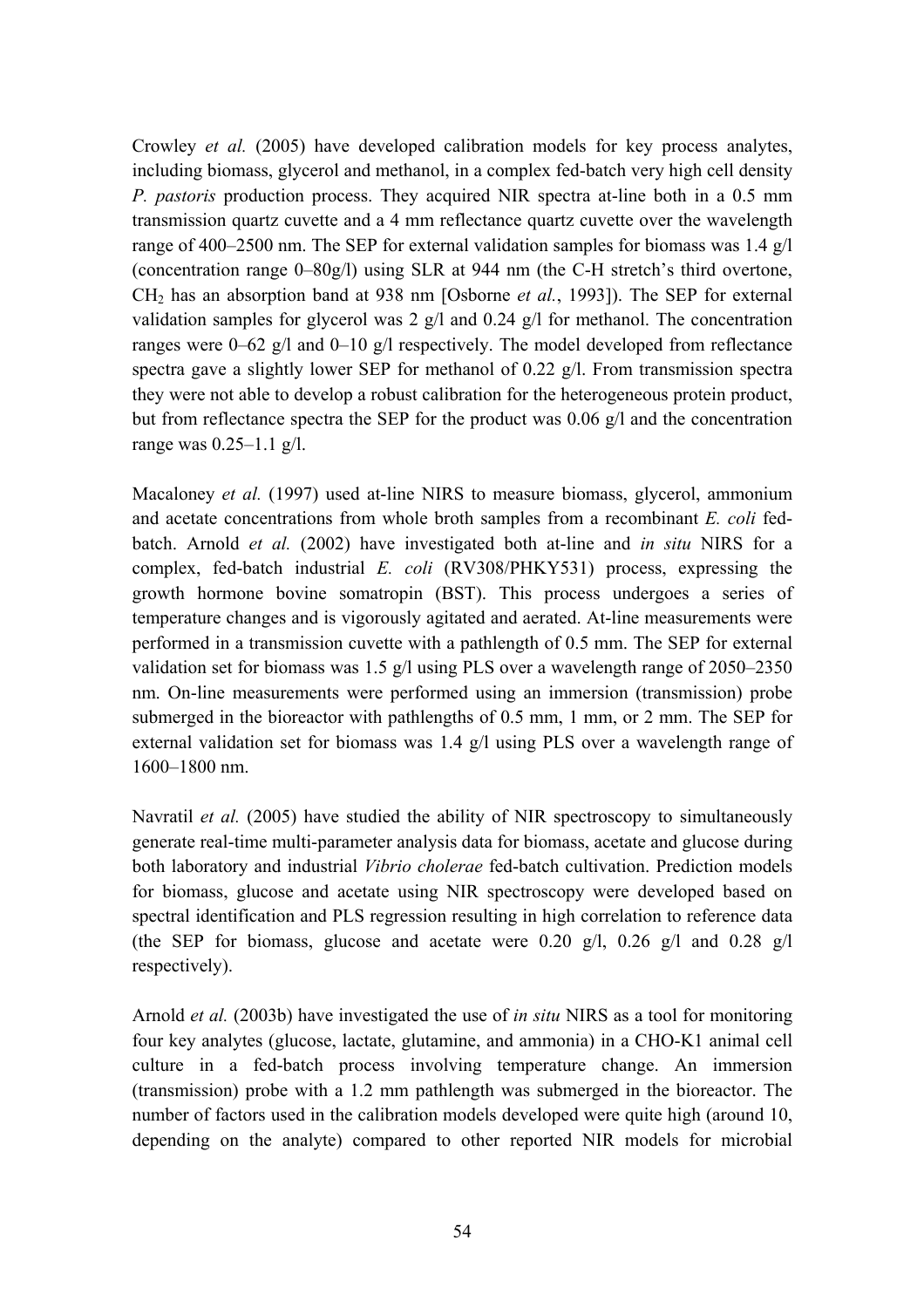Crowley *et al.* (2005) have developed calibration models for key process analytes, including biomass, glycerol and methanol, in a complex fed-batch very high cell density *P. pastoris* production process. They acquired NIR spectra at-line both in a 0.5 mm transmission quartz cuvette and a 4 mm reflectance quartz cuvette over the wavelength range of 400–2500 nm. The SEP for external validation samples for biomass was 1.4 g/l (concentration range 0–80g/l) using SLR at 944 nm (the C-H stretch's third overtone, $CH_2$ has an absorption band at 938 nm [Osborne *et al.*, 1993]). The SEP for external validation samples for glycerol was 2 g/l and 0.24 g/l for methanol. The concentration ranges were 0–62 g/l and 0–10 g/l respectively. The model developed from reflectance spectra gave a slightly lower SEP for methanol of 0.22 g/l. From transmission spectra they were not able to develop a robust calibration for the heterogeneous protein product, but from reflectance spectra the SEP for the product was 0.06 g/l and the concentration range was 0.25–1.1 g/l.

Macaloney *et al.* (1997) used at-line NIRS to measure biomass, glycerol, ammonium and acetate concentrations from whole broth samples from a recombinant *E. coli* fed-batch. Arnold *et al.* (2002) have investigated both at-line and *in situ* NIRS for a complex, fed-batch industrial *E. coli* (RV308/PHKY531) process, expressing the growth hormone bovine somatropin (BST). This process undergoes a series of temperature changes and is vigorously agitated and aerated. At-line measurements were performed in a transmission cuvette with a pathlength of 0.5 mm. The SEP for external validation set for biomass was 1.5 g/l using PLS over a wavelength range of 2050–2350 nm. On-line measurements were performed using an immersion (transmission) probe submerged in the bioreactor with pathlengths of 0.5 mm, 1 mm, or 2 mm. The SEP for external validation set for biomass was 1.4 g/l using PLS over a wavelength range of 1600–1800 nm.

Navratil *et al.* (2005) have studied the ability of NIR spectroscopy to simultaneously generate real-time multi-parameter analysis data for biomass, acetate and glucose during both laboratory and industrial *Vibrio cholerae* fed-batch cultivation. Prediction models for biomass, glucose and acetate using NIR spectroscopy were developed based on spectral identification and PLS regression resulting in high correlation to reference data (the SEP for biomass, glucose and acetate were 0.20 g/l, 0.26 g/l and 0.28 g/l respectively).

Arnold *et al.* (2003b) have investigated the use of *in situ* NIRS as a tool for monitoring four key analytes (glucose, lactate, glutamine, and ammonia) in a CHO-K1 animal cell culture in a fed-batch process involving temperature change. An immersion (transmission) probe with a 1.2 mm pathlength was submerged in the bioreactor. The number of factors used in the calibration models developed were quite high (around 10, depending on the analyte) compared to other reported NIR models for microbial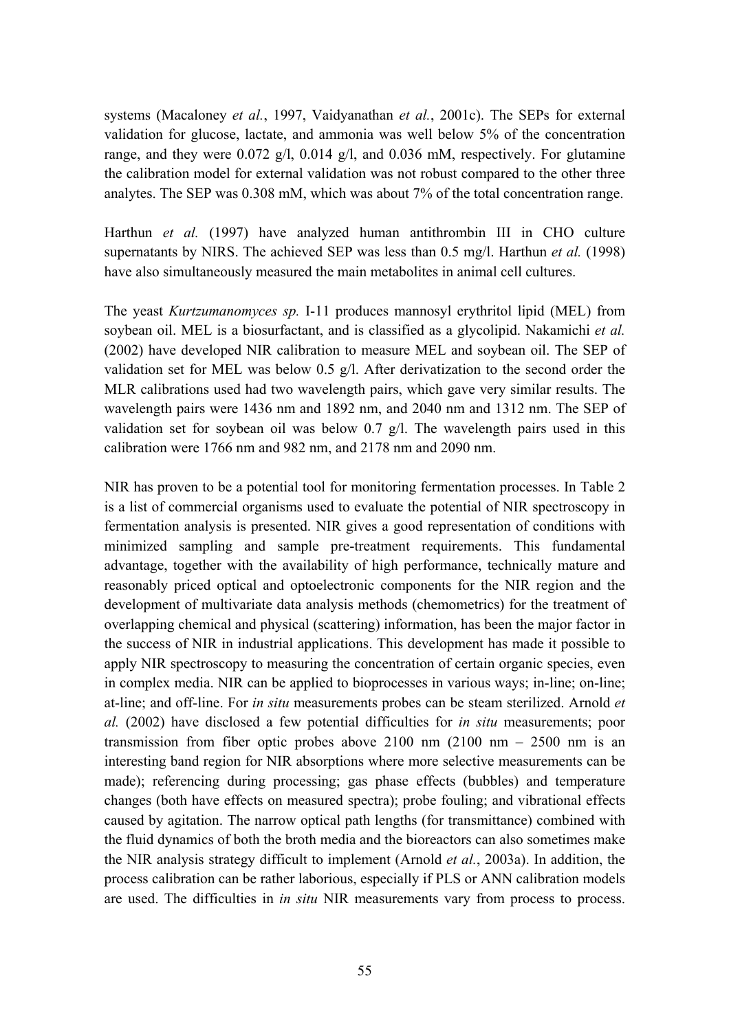systems (Macaloney *et al.*, 1997, Vaidyanathan *et al.*, 2001c). The SEPs for external validation for glucose, lactate, and ammonia was well below 5% of the concentration range, and they were 0.072 g/l, 0.014 g/l, and 0.036 mM, respectively. For glutamine the calibration model for external validation was not robust compared to the other three analytes. The SEP was 0.308 mM, which was about 7% of the total concentration range.

Harthun *et al.* (1997) have analyzed human antithrombin III in CHO culture supernatants by NIRS. The achieved SEP was less than 0.5 mg/l. Harthun *et al.* (1998) have also simultaneously measured the main metabolites in animal cell cultures.

The yeast *Kurtzumanomyces sp.* I-11 produces mannosyl erythritol lipid (MEL) from soybean oil. MEL is a biosurfactant, and is classified as a glycolipid. Nakamichi *et al.* (2002) have developed NIR calibration to measure MEL and soybean oil. The SEP of validation set for MEL was below 0.5 g/l. After derivatization to the second order the MLR calibrations used had two wavelength pairs, which gave very similar results. The wavelength pairs were 1436 nm and 1892 nm, and 2040 nm and 1312 nm. The SEP of validation set for soybean oil was below 0.7 g/l. The wavelength pairs used in this calibration were 1766 nm and 982 nm, and 2178 nm and 2090 nm.

NIR has proven to be a potential tool for monitoring fermentation processes. In Table 2 is a list of commercial organisms used to evaluate the potential of NIR spectroscopy in fermentation analysis is presented. NIR gives a good representation of conditions with minimized sampling and sample pre-treatment requirements. This fundamental advantage, together with the availability of high performance, technically mature and reasonably priced optical and optoelectronic components for the NIR region and the development of multivariate data analysis methods (chemometrics) for the treatment of overlapping chemical and physical (scattering) information, has been the major factor in the success of NIR in industrial applications. This development has made it possible to apply NIR spectroscopy to measuring the concentration of certain organic species, even in complex media. NIR can be applied to bioprocesses in various ways; in-line; on-line; at-line; and off-line. For *in situ* measurements probes can be steam sterilized. Arnold *et al.* (2002) have disclosed a few potential difficulties for *in situ* measurements; poor transmission from fiber optic probes above 2100 nm (2100 nm – 2500 nm is an interesting band region for NIR absorptions where more selective measurements can be made); referencing during processing; gas phase effects (bubbles) and temperature changes (both have effects on measured spectra); probe fouling; and vibrational effects caused by agitation. The narrow optical path lengths (for transmittance) combined with the fluid dynamics of both the broth media and the bioreactors can also sometimes make the NIR analysis strategy difficult to implement (Arnold *et al.*, 2003a). In addition, the process calibration can be rather laborious, especially if PLS or ANN calibration models are used. The difficulties in *in situ* NIR measurements vary from process to process.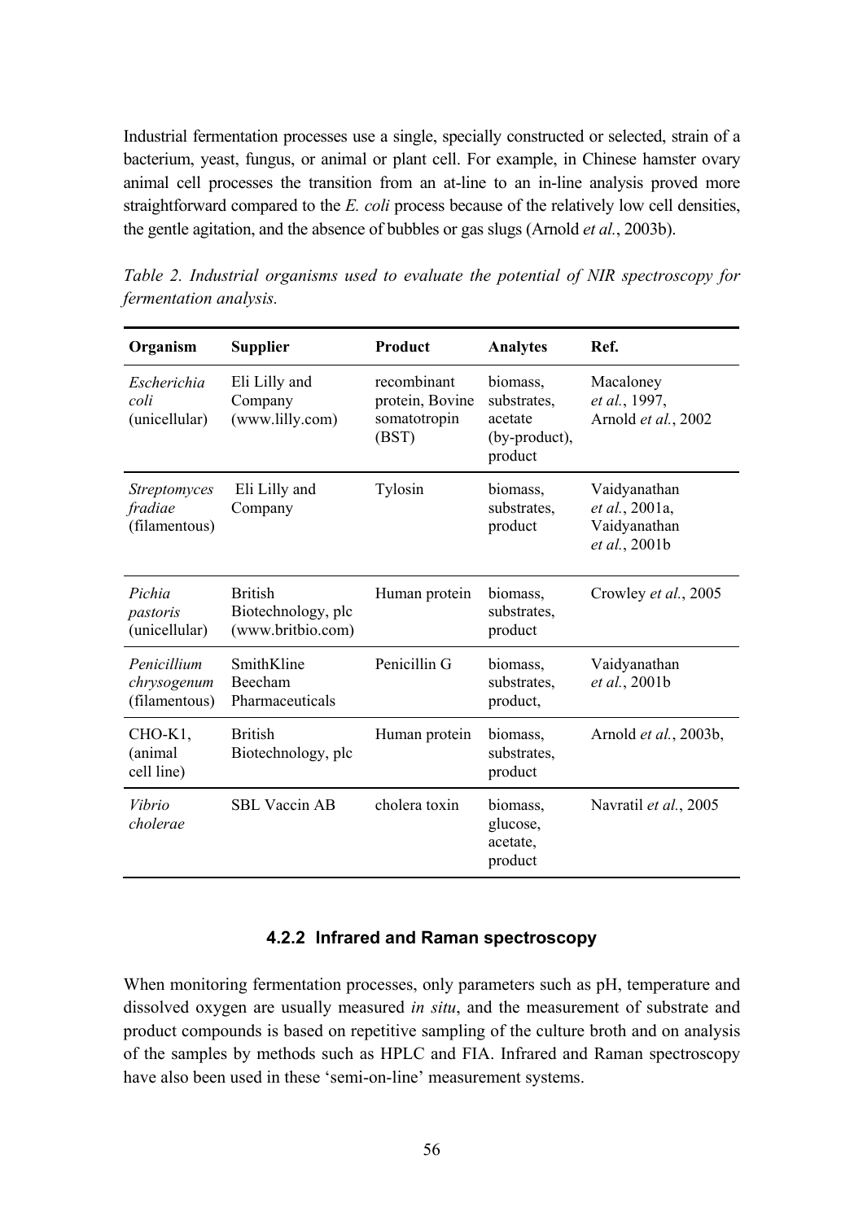Industrial fermentation processes use a single, specially constructed or selected, strain of a bacterium, yeast, fungus, or animal or plant cell. For example, in Chinese hamster ovary animal cell processes the transition from an at-line to an in-line analysis proved more straightforward compared to the *E. coli* process because of the relatively low cell densities, the gentle agitation, and the absence of bubbles or gas slugs (Arnold *et al.*, 2003b).

*Table 2. Industrial organisms used to evaluate the potential of NIR spectroscopy for fermentation analysis.*

| Organism | Supplier | Product | Analytes | Ref. |
|---|---|---|---|---|
| *Escherichia coli* (unicellular) | Eli Lilly and Company (www.lilly.com) | recombinant protein, Bovine somatotropin (BST) | biomass, substrates, acetate (by-product), product | Macaloney *et al.*, 1997, Arnold *et al.*, 2002 |
| *Streptomyces fradiae* (filamentous) | Eli Lilly and Company | Tylosin | biomass, substrates, product | Vaidyanathan *et al.*, 2001a, Vaidyanathan *et al.*, 2001b |
| *Pichia pastoris* (unicellular) | British Biotechnology, plc (www.britbio.com) | Human protein | biomass, substrates, product | Crowley *et al.*, 2005 |
| *Penicillium chrysogenum* (filamentous) | SmithKline Beecham Pharmaceuticals | Penicillin G | biomass, substrates, product, | Vaidyanathan *et al.*, 2001b |
| CHO-K1, (animal cell line) | British Biotechnology, plc | Human protein | biomass, substrates, product | Arnold *et al.*, 2003b, |
| *Vibrio cholerae* | SBL Vaccin AB | cholera toxin | biomass, glucose, acetate, product | Navratil *et al.*, 2005 |

#### 4.2.2 Infrared and Raman spectroscopy

When monitoring fermentation processes, only parameters such as pH, temperature and dissolved oxygen are usually measured *in situ*, and the measurement of substrate and product compounds is based on repetitive sampling of the culture broth and on analysis of the samples by methods such as HPLC and FIA. Infrared and Raman spectroscopy have also been used in these 'semi-on-line' measurement systems.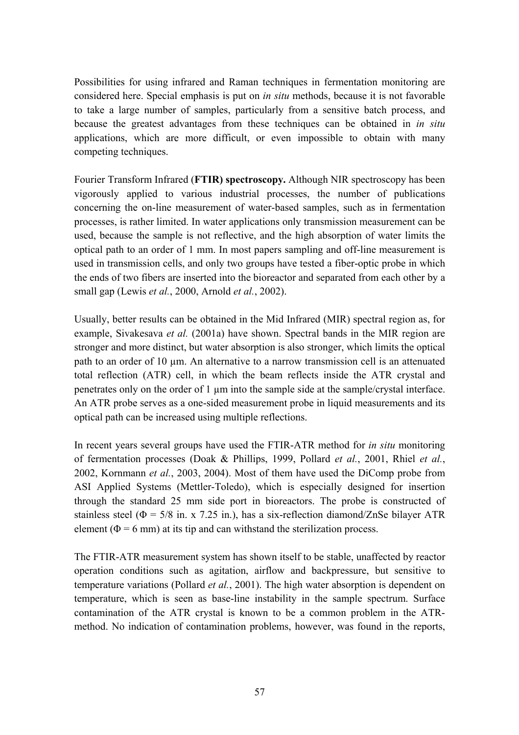Possibilities for using infrared and Raman techniques in fermentation monitoring are considered here. Special emphasis is put on *in situ* methods, because it is not favorable to take a large number of samples, particularly from a sensitive batch process, and because the greatest advantages from these techniques can be obtained in *in situ* applications, which are more difficult, or even impossible to obtain with many competing techniques.

Fourier Transform Infrared (**FTIR) spectroscopy.** Although NIR spectroscopy has been vigorously applied to various industrial processes, the number of publications concerning the on-line measurement of water-based samples, such as in fermentation processes, is rather limited. In water applications only transmission measurement can be used, because the sample is not reflective, and the high absorption of water limits the optical path to an order of 1 mm. In most papers sampling and off-line measurement is used in transmission cells, and only two groups have tested a fiber-optic probe in which the ends of two fibers are inserted into the bioreactor and separated from each other by a small gap (Lewis *et al.*, 2000, Arnold *et al.*, 2002).

Usually, better results can be obtained in the Mid Infrared (MIR) spectral region as, for example, Sivakesava *et al.* (2001a) have shown. Spectral bands in the MIR region are stronger and more distinct, but water absorption is also stronger, which limits the optical path to an order of 10 µm. An alternative to a narrow transmission cell is an attenuated total reflection (ATR) cell, in which the beam reflects inside the ATR crystal and penetrates only on the order of 1 µm into the sample side at the sample/crystal interface. An ATR probe serves as a one-sided measurement probe in liquid measurements and its optical path can be increased using multiple reflections.

In recent years several groups have used the FTIR-ATR method for *in situ* monitoring of fermentation processes (Doak & Phillips, 1999, Pollard *et al.*, 2001, Rhiel *et al.*, 2002, Kornmann *et al.*, 2003, 2004). Most of them have used the DiComp probe from ASI Applied Systems (Mettler-Toledo), which is especially designed for insertion through the standard 25 mm side port in bioreactors. The probe is constructed of stainless steel ($\Phi$ = 5/8 in. x 7.25 in.), has a six-reflection diamond/ZnSe bilayer ATR element ($\Phi$ = 6 mm) at its tip and can withstand the sterilization process.

The FTIR-ATR measurement system has shown itself to be stable, unaffected by reactor operation conditions such as agitation, airflow and backpressure, but sensitive to temperature variations (Pollard *et al.*, 2001). The high water absorption is dependent on temperature, which is seen as base-line instability in the sample spectrum. Surface contamination of the ATR crystal is known to be a common problem in the ATR-method. No indication of contamination problems, however, was found in the reports,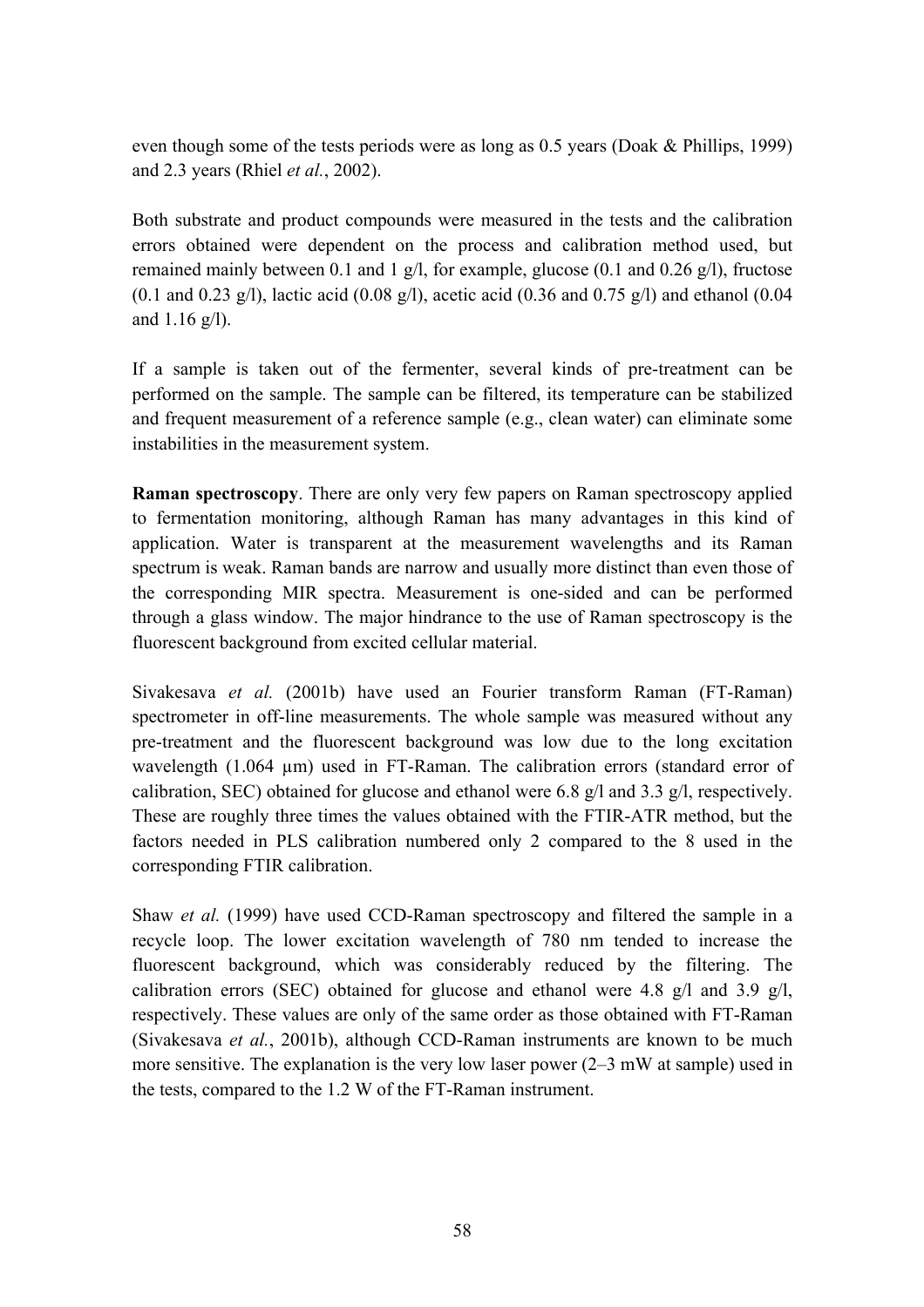even though some of the tests periods were as long as 0.5 years (Doak & Phillips, 1999) and 2.3 years (Rhiel *et al.*, 2002).

Both substrate and product compounds were measured in the tests and the calibration errors obtained were dependent on the process and calibration method used, but remained mainly between 0.1 and 1 g/l, for example, glucose (0.1 and 0.26 g/l), fructose (0.1 and 0.23 g/l), lactic acid (0.08 g/l), acetic acid (0.36 and 0.75 g/l) and ethanol (0.04 and 1.16 g/l).

If a sample is taken out of the fermenter, several kinds of pre-treatment can be performed on the sample. The sample can be filtered, its temperature can be stabilized and frequent measurement of a reference sample (e.g., clean water) can eliminate some instabilities in the measurement system.

**Raman spectroscopy**. There are only very few papers on Raman spectroscopy applied to fermentation monitoring, although Raman has many advantages in this kind of application. Water is transparent at the measurement wavelengths and its Raman spectrum is weak. Raman bands are narrow and usually more distinct than even those of the corresponding MIR spectra. Measurement is one-sided and can be performed through a glass window. The major hindrance to the use of Raman spectroscopy is the fluorescent background from excited cellular material.

Sivakesava *et al.* (2001b) have used an Fourier transform Raman (FT-Raman) spectrometer in off-line measurements. The whole sample was measured without any pre-treatment and the fluorescent background was low due to the long excitation wavelength (1.064 µm) used in FT-Raman. The calibration errors (standard error of calibration, SEC) obtained for glucose and ethanol were 6.8 g/l and 3.3 g/l, respectively. These are roughly three times the values obtained with the FTIR-ATR method, but the factors needed in PLS calibration numbered only 2 compared to the 8 used in the corresponding FTIR calibration.

Shaw *et al.* (1999) have used CCD-Raman spectroscopy and filtered the sample in a recycle loop. The lower excitation wavelength of 780 nm tended to increase the fluorescent background, which was considerably reduced by the filtering. The calibration errors (SEC) obtained for glucose and ethanol were 4.8 g/l and 3.9 g/l, respectively. These values are only of the same order as those obtained with FT-Raman (Sivakesava *et al.*, 2001b), although CCD-Raman instruments are known to be much more sensitive. The explanation is the very low laser power (2–3 mW at sample) used in the tests, compared to the 1.2 W of the FT-Raman instrument.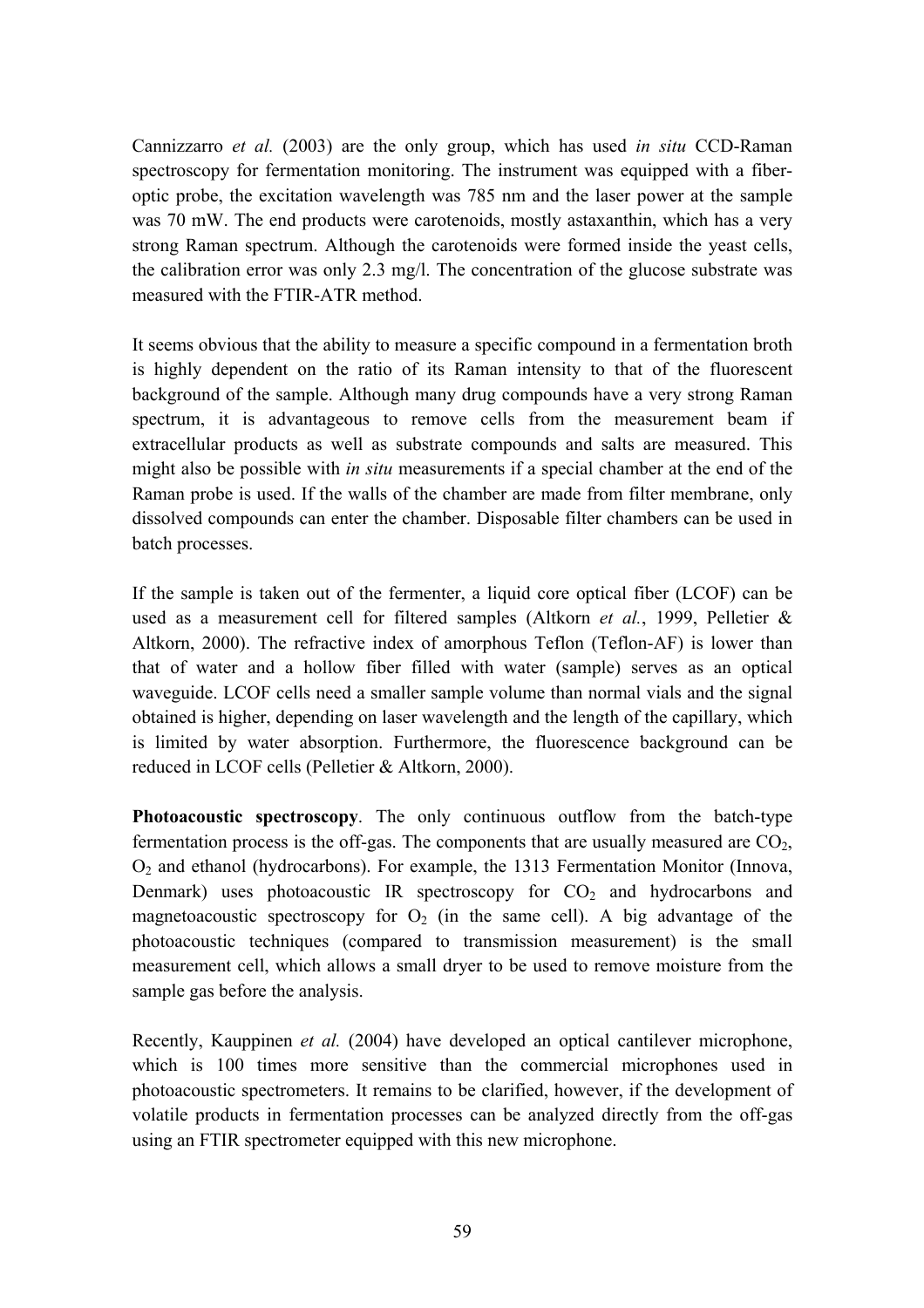Cannizzarro *et al.* (2003) are the only group, which has used *in situ* CCD-Raman spectroscopy for fermentation monitoring. The instrument was equipped with a fiber-optic probe, the excitation wavelength was 785 nm and the laser power at the sample was 70 mW. The end products were carotenoids, mostly astaxanthin, which has a very strong Raman spectrum. Although the carotenoids were formed inside the yeast cells, the calibration error was only 2.3 mg/l. The concentration of the glucose substrate was measured with the FTIR-ATR method.

It seems obvious that the ability to measure a specific compound in a fermentation broth is highly dependent on the ratio of its Raman intensity to that of the fluorescent background of the sample. Although many drug compounds have a very strong Raman spectrum, it is advantageous to remove cells from the measurement beam if extracellular products as well as substrate compounds and salts are measured. This might also be possible with *in situ* measurements if a special chamber at the end of the Raman probe is used. If the walls of the chamber are made from filter membrane, only dissolved compounds can enter the chamber. Disposable filter chambers can be used in batch processes.

If the sample is taken out of the fermenter, a liquid core optical fiber (LCOF) can be used as a measurement cell for filtered samples (Altkorn *et al.*, 1999, Pelletier & Altkorn, 2000). The refractive index of amorphous Teflon (Teflon-AF) is lower than that of water and a hollow fiber filled with water (sample) serves as an optical waveguide. LCOF cells need a smaller sample volume than normal vials and the signal obtained is higher, depending on laser wavelength and the length of the capillary, which is limited by water absorption. Furthermore, the fluorescence background can be reduced in LCOF cells (Pelletier & Altkorn, 2000).

**Photoacoustic spectroscopy**. The only continuous outflow from the batch-type fermentation process is the off-gas. The components that are usually measured are $CO_2$, $O_2$ and ethanol (hydrocarbons). For example, the 1313 Fermentation Monitor (Innova, Denmark) uses photoacoustic IR spectroscopy for $CO_2$ and hydrocarbons and magnetoacoustic spectroscopy for $O_2$ (in the same cell). A big advantage of the photoacoustic techniques (compared to transmission measurement) is the small measurement cell, which allows a small dryer to be used to remove moisture from the sample gas before the analysis.

Recently, Kauppinen *et al.* (2004) have developed an optical cantilever microphone, which is 100 times more sensitive than the commercial microphones used in photoacoustic spectrometers. It remains to be clarified, however, if the development of volatile products in fermentation processes can be analyzed directly from the off-gas using an FTIR spectrometer equipped with this new microphone.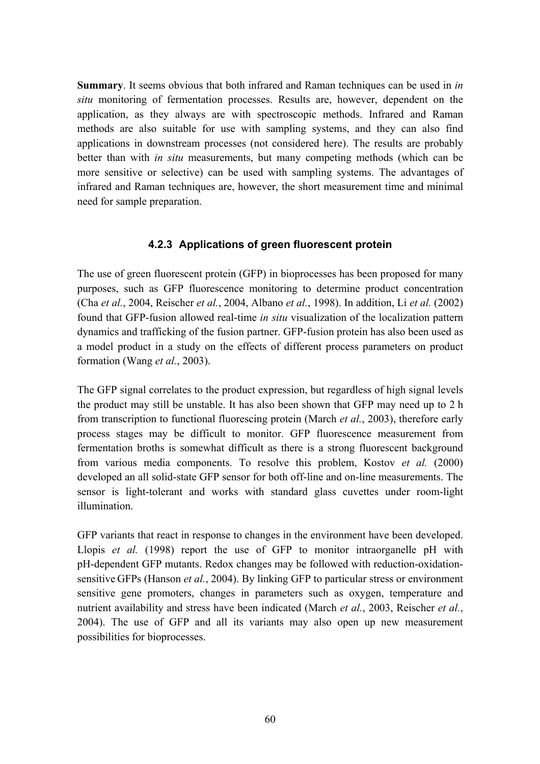**Summary**. It seems obvious that both infrared and Raman techniques can be used in *in situ* monitoring of fermentation processes. Results are, however, dependent on the application, as they always are with spectroscopic methods. Infrared and Raman methods are also suitable for use with sampling systems, and they can also find applications in downstream processes (not considered here). The results are probably better than with *in situ* measurements, but many competing methods (which can be more sensitive or selective) can be used with sampling systems. The advantages of infrared and Raman techniques are, however, the short measurement time and minimal need for sample preparation.

### 4.2.3 Applications of green fluorescent protein

The use of green fluorescent protein (GFP) in bioprocesses has been proposed for many purposes, such as GFP fluorescence monitoring to determine product concentration (Cha *et al.*, 2004, Reischer *et al.*, 2004, Albano *et al.*, 1998). In addition, Li *et al.* (2002) found that GFP-fusion allowed real-time *in situ* visualization of the localization pattern dynamics and trafficking of the fusion partner. GFP-fusion protein has also been used as a model product in a study on the effects of different process parameters on product formation (Wang *et al.*, 2003).

The GFP signal correlates to the product expression, but regardless of high signal levels the product may still be unstable. It has also been shown that GFP may need up to 2 h from transcription to functional fluorescing protein (March *et al.*, 2003), therefore early process stages may be difficult to monitor. GFP fluorescence measurement from fermentation broths is somewhat difficult as there is a strong fluorescent background from various media components. To resolve this problem, Kostov *et al.* (2000) developed an all solid-state GFP sensor for both off-line and on-line measurements. The sensor is light-tolerant and works with standard glass cuvettes under room-light illumination.

GFP variants that react in response to changes in the environment have been developed. Llopis *et al.* (1998) report the use of GFP to monitor intraorganelle pH with pH-dependent GFP mutants. Redox changes may be followed with reduction-oxidation-sensitive GFPs (Hanson *et al.*, 2004). By linking GFP to particular stress or environment sensitive gene promoters, changes in parameters such as oxygen, temperature and nutrient availability and stress have been indicated (March *et al.*, 2003, Reischer *et al.*, 2004). The use of GFP and all its variants may also open up new measurement possibilities for bioprocesses.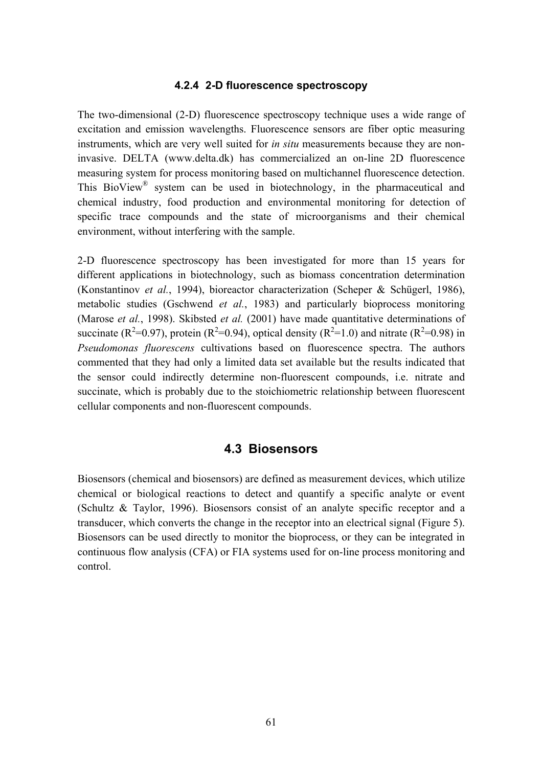### 4.2.4 2-D fluorescence spectroscopy

The two-dimensional (2-D) fluorescence spectroscopy technique uses a wide range of excitation and emission wavelengths. Fluorescence sensors are fiber optic measuring instruments, which are very well suited for *in situ* measurements because they are non-invasive. DELTA (www.delta.dk) has commercialized an on-line 2D fluorescence measuring system for process monitoring based on multichannel fluorescence detection. This BioView® system can be used in biotechnology, in the pharmaceutical and chemical industry, food production and environmental monitoring for detection of specific trace compounds and the state of microorganisms and their chemical environment, without interfering with the sample.

2-D fluorescence spectroscopy has been investigated for more than 15 years for different applications in biotechnology, such as biomass concentration determination (Konstantinov *et al.*, 1994), bioreactor characterization (Scheper & Schügerl, 1986), metabolic studies (Gschwend *et al.*, 1983) and particularly bioprocess monitoring (Marose *et al.*, 1998). Skibsted *et al.* (2001) have made quantitative determinations of succinate ($R^2$=0.97), protein ($R^2$=0.94), optical density ($R^2$=1.0) and nitrate ($R^2$=0.98) in *Pseudomonas fluorescens* cultivations based on fluorescence spectra. The authors commented that they had only a limited data set available but the results indicated that the sensor could indirectly determine non-fluorescent compounds, i.e. nitrate and succinate, which is probably due to the stoichiometric relationship between fluorescent cellular components and non-fluorescent compounds.

## 4.3 Biosensors

Biosensors (chemical and biosensors) are defined as measurement devices, which utilize chemical or biological reactions to detect and quantify a specific analyte or event (Schultz & Taylor, 1996). Biosensors consist of an analyte specific receptor and a transducer, which converts the change in the receptor into an electrical signal (Figure 5). Biosensors can be used directly to monitor the bioprocess, or they can be integrated in continuous flow analysis (CFA) or FIA systems used for on-line process monitoring and control.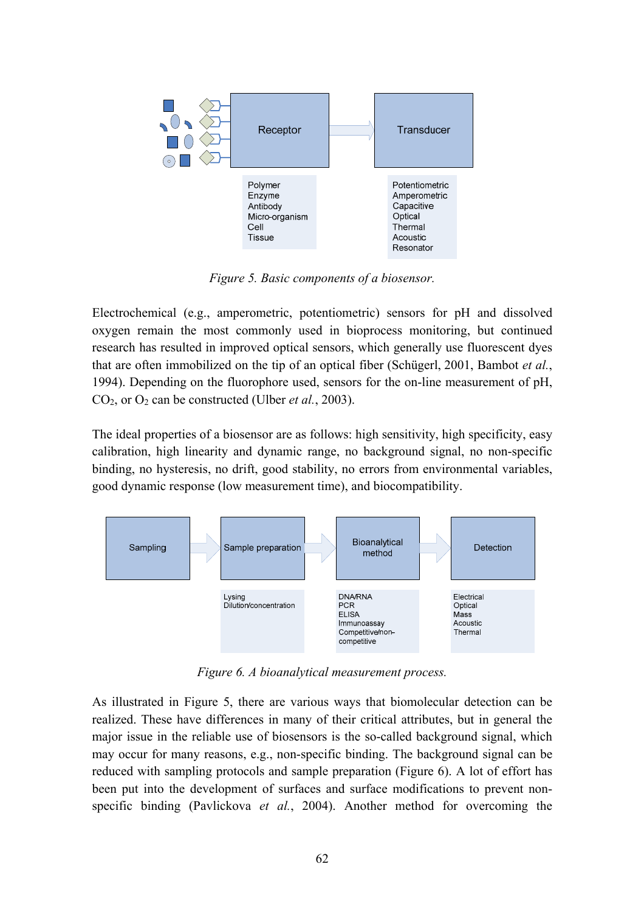Receptor → Transducer

Polymer
Enzyme
Antibody
Micro-organism
Cell
Tissue

Potentiometric
Amperometric
Capacitive
Optical
Thermal
Acoustic
Resonator

*Figure 5. Basic components of a biosensor.*

Electrochemical (e.g., amperometric, potentiometric) sensors for pH and dissolved oxygen remain the most commonly used in bioprocess monitoring, but continued research has resulted in improved optical sensors, which generally use fluorescent dyes that are often immobilized on the tip of an optical fiber (Schügerl, 2001, Bambot *et al.*, 1994). Depending on the fluorophore used, sensors for the on-line measurement of pH, $CO_2$, or $O_2$ can be constructed (Ulber *et al.*, 2003).

The ideal properties of a biosensor are as follows: high sensitivity, high specificity, easy calibration, high linearity and dynamic range, no background signal, no non-specific binding, no hysteresis, no drift, good stability, no errors from environmental variables, good dynamic response (low measurement time), and biocompatibility.

Sampling → Sample preparation → Bioanalytical method → Detection

Lysing
Dilution/concentration

DNA/RNA
PCR
ELISA
Immunoassay
Competitive/non-competitive

Electrical
Optical
Mass
Acoustic
Thermal

*Figure 6. A bioanalytical measurement process.*

As illustrated in Figure 5, there are various ways that biomolecular detection can be realized. These have differences in many of their critical attributes, but in general the major issue in the reliable use of biosensors is the so-called background signal, which may occur for many reasons, e.g., non-specific binding. The background signal can be reduced with sampling protocols and sample preparation (Figure 6). A lot of effort has been put into the development of surfaces and surface modifications to prevent non-specific binding (Pavlickova *et al.*, 2004). Another method for overcoming the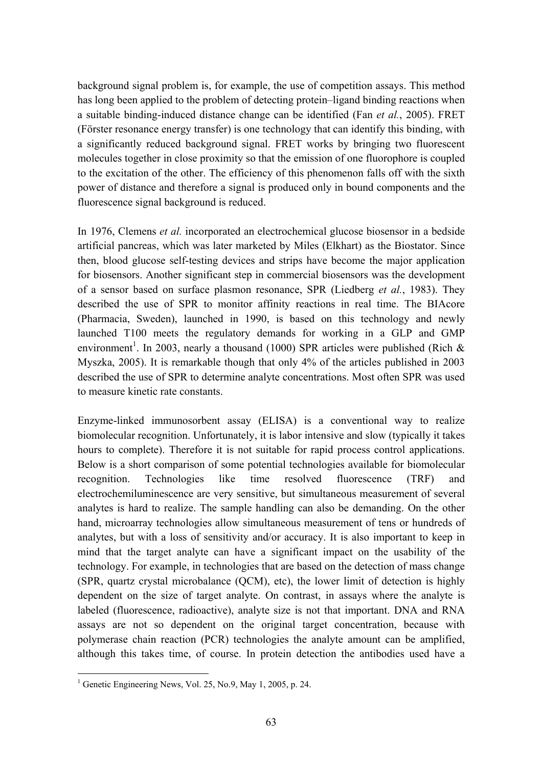background signal problem is, for example, the use of competition assays. This method has long been applied to the problem of detecting protein–ligand binding reactions when a suitable binding-induced distance change can be identified (Fan *et al.*, 2005). FRET (Förster resonance energy transfer) is one technology that can identify this binding, with a significantly reduced background signal. FRET works by bringing two fluorescent molecules together in close proximity so that the emission of one fluorophore is coupled to the excitation of the other. The efficiency of this phenomenon falls off with the sixth power of distance and therefore a signal is produced only in bound components and the fluorescence signal background is reduced.

In 1976, Clemens *et al.* incorporated an electrochemical glucose biosensor in a bedside artificial pancreas, which was later marketed by Miles (Elkhart) as the Biostator. Since then, blood glucose self-testing devices and strips have become the major application for biosensors. Another significant step in commercial biosensors was the development of a sensor based on surface plasmon resonance, SPR (Liedberg *et al.*, 1983). They described the use of SPR to monitor affinity reactions in real time. The BIAcore (Pharmacia, Sweden), launched in 1990, is based on this technology and newly launched T100 meets the regulatory demands for working in a GLP and GMP environment[1]. In 2003, nearly a thousand (1000) SPR articles were published (Rich & Myszka, 2005). It is remarkable though that only 4% of the articles published in 2003 described the use of SPR to determine analyte concentrations. Most often SPR was used to measure kinetic rate constants.

Enzyme-linked immunosorbent assay (ELISA) is a conventional way to realize biomolecular recognition. Unfortunately, it is labor intensive and slow (typically it takes hours to complete). Therefore it is not suitable for rapid process control applications. Below is a short comparison of some potential technologies available for biomolecular recognition. Technologies like time resolved fluorescence (TRF) and electrochemiluminescence are very sensitive, but simultaneous measurement of several analytes is hard to realize. The sample handling can also be demanding. On the other hand, microarray technologies allow simultaneous measurement of tens or hundreds of analytes, but with a loss of sensitivity and/or accuracy. It is also important to keep in mind that the target analyte can have a significant impact on the usability of the technology. For example, in technologies that are based on the detection of mass change (SPR, quartz crystal microbalance (QCM), etc), the lower limit of detection is highly dependent on the size of target analyte. On contrast, in assays where the analyte is labeled (fluorescence, radioactive), analyte size is not that important. DNA and RNA assays are not so dependent on the original target concentration, because with polymerase chain reaction (PCR) technologies the analyte amount can be amplified, although this takes time, of course. In protein detection the antibodies used have a

[1] Genetic Engineering News, Vol. 25, No.9, May 1, 2005, p. 24.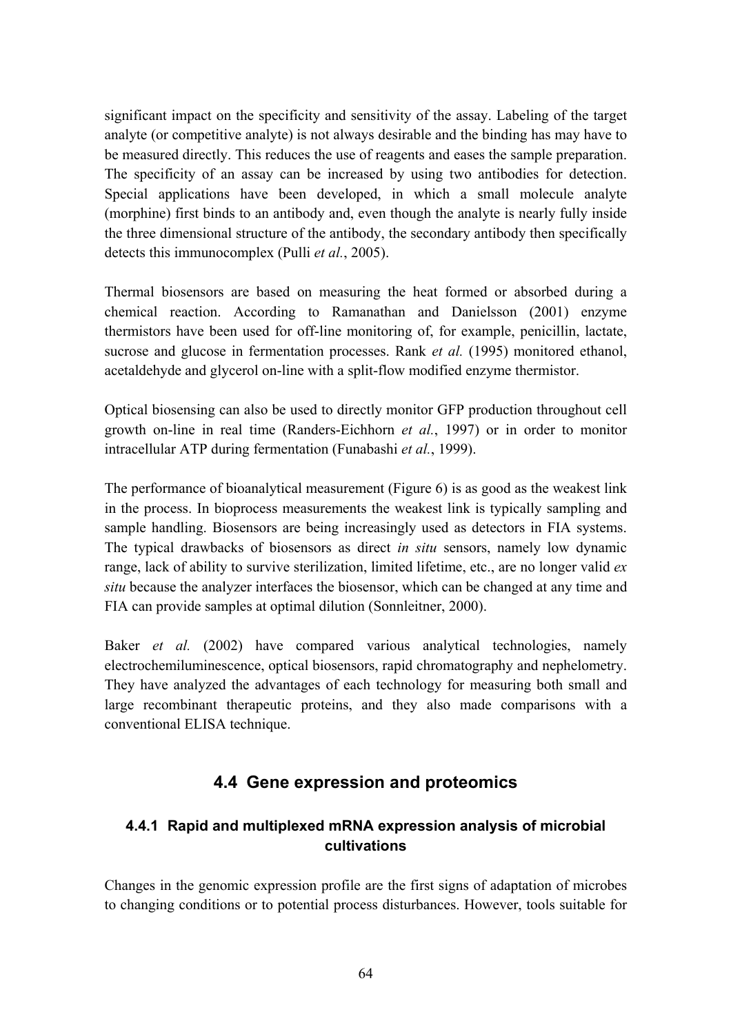significant impact on the specificity and sensitivity of the assay. Labeling of the target analyte (or competitive analyte) is not always desirable and the binding has may have to be measured directly. This reduces the use of reagents and eases the sample preparation. The specificity of an assay can be increased by using two antibodies for detection. Special applications have been developed, in which a small molecule analyte (morphine) first binds to an antibody and, even though the analyte is nearly fully inside the three dimensional structure of the antibody, the secondary antibody then specifically detects this immunocomplex (Pulli *et al.*, 2005).

Thermal biosensors are based on measuring the heat formed or absorbed during a chemical reaction. According to Ramanathan and Danielsson (2001) enzyme thermistors have been used for off-line monitoring of, for example, penicillin, lactate, sucrose and glucose in fermentation processes. Rank *et al.* (1995) monitored ethanol, acetaldehyde and glycerol on-line with a split-flow modified enzyme thermistor.

Optical biosensing can also be used to directly monitor GFP production throughout cell growth on-line in real time (Randers-Eichhorn *et al.*, 1997) or in order to monitor intracellular ATP during fermentation (Funabashi *et al.*, 1999).

The performance of bioanalytical measurement (Figure 6) is as good as the weakest link in the process. In bioprocess measurements the weakest link is typically sampling and sample handling. Biosensors are being increasingly used as detectors in FIA systems. The typical drawbacks of biosensors as direct *in situ* sensors, namely low dynamic range, lack of ability to survive sterilization, limited lifetime, etc., are no longer valid *ex situ* because the analyzer interfaces the biosensor, which can be changed at any time and FIA can provide samples at optimal dilution (Sonnleitner, 2000).

Baker *et al.* (2002) have compared various analytical technologies, namely electrochemiluminescence, optical biosensors, rapid chromatography and nephelometry. They have analyzed the advantages of each technology for measuring both small and large recombinant therapeutic proteins, and they also made comparisons with a conventional ELISA technique.

## 4.4 Gene expression and proteomics

### 4.4.1 Rapid and multiplexed mRNA expression analysis of microbial cultivations

Changes in the genomic expression profile are the first signs of adaptation of microbes to changing conditions or to potential process disturbances. However, tools suitable for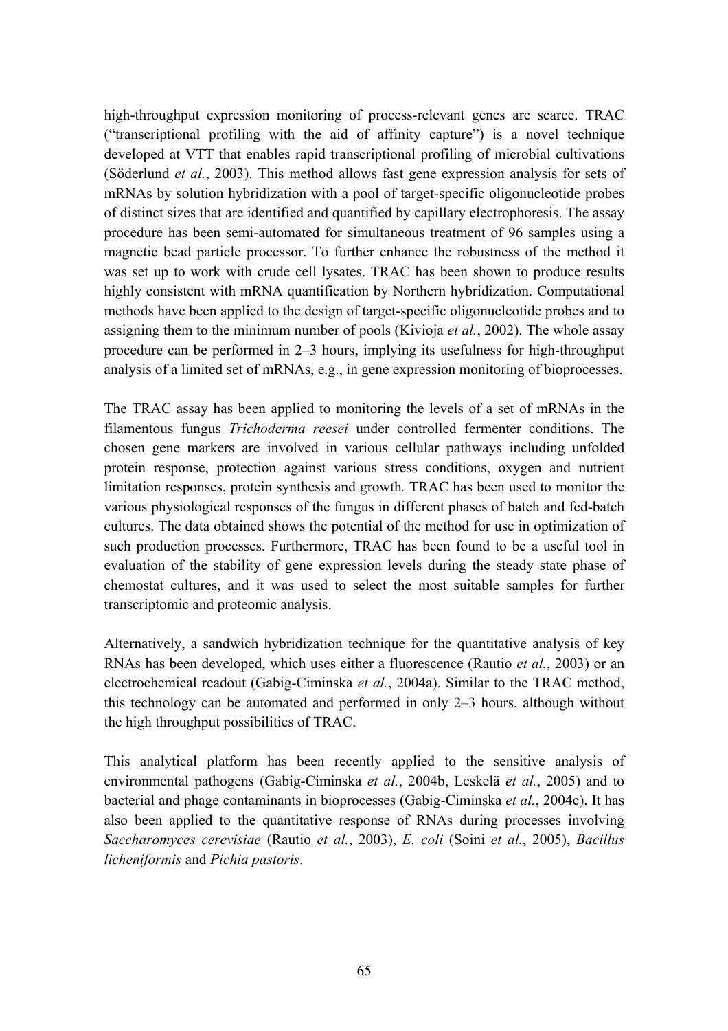high-throughput expression monitoring of process-relevant genes are scarce. TRAC ("transcriptional profiling with the aid of affinity capture") is a novel technique developed at VTT that enables rapid transcriptional profiling of microbial cultivations (Söderlund *et al.*, 2003). This method allows fast gene expression analysis for sets of mRNAs by solution hybridization with a pool of target-specific oligonucleotide probes of distinct sizes that are identified and quantified by capillary electrophoresis. The assay procedure has been semi-automated for simultaneous treatment of 96 samples using a magnetic bead particle processor. To further enhance the robustness of the method it was set up to work with crude cell lysates. TRAC has been shown to produce results highly consistent with mRNA quantification by Northern hybridization. Computational methods have been applied to the design of target-specific oligonucleotide probes and to assigning them to the minimum number of pools (Kivioja *et al.*, 2002). The whole assay procedure can be performed in 2–3 hours, implying its usefulness for high-throughput analysis of a limited set of mRNAs, e.g., in gene expression monitoring of bioprocesses.

The TRAC assay has been applied to monitoring the levels of a set of mRNAs in the filamentous fungus *Trichoderma reesei* under controlled fermenter conditions. The chosen gene markers are involved in various cellular pathways including unfolded protein response, protection against various stress conditions, oxygen and nutrient limitation responses, protein synthesis and growth. TRAC has been used to monitor the various physiological responses of the fungus in different phases of batch and fed-batch cultures. The data obtained shows the potential of the method for use in optimization of such production processes. Furthermore, TRAC has been found to be a useful tool in evaluation of the stability of gene expression levels during the steady state phase of chemostat cultures, and it was used to select the most suitable samples for further transcriptomic and proteomic analysis.

Alternatively, a sandwich hybridization technique for the quantitative analysis of key RNAs has been developed, which uses either a fluorescence (Rautio *et al.*, 2003) or an electrochemical readout (Gabig-Ciminska *et al.*, 2004a). Similar to the TRAC method, this technology can be automated and performed in only 2–3 hours, although without the high throughput possibilities of TRAC.

This analytical platform has been recently applied to the sensitive analysis of environmental pathogens (Gabig-Ciminska *et al.*, 2004b, Leskelä *et al.*, 2005) and to bacterial and phage contaminants in bioprocesses (Gabig-Ciminska *et al.*, 2004c). It has also been applied to the quantitative response of RNAs during processes involving *Saccharomyces cerevisiae* (Rautio *et al.*, 2003), *E. coli* (Soini *et al.*, 2005), *Bacillus licheniformis* and *Pichia pastoris*.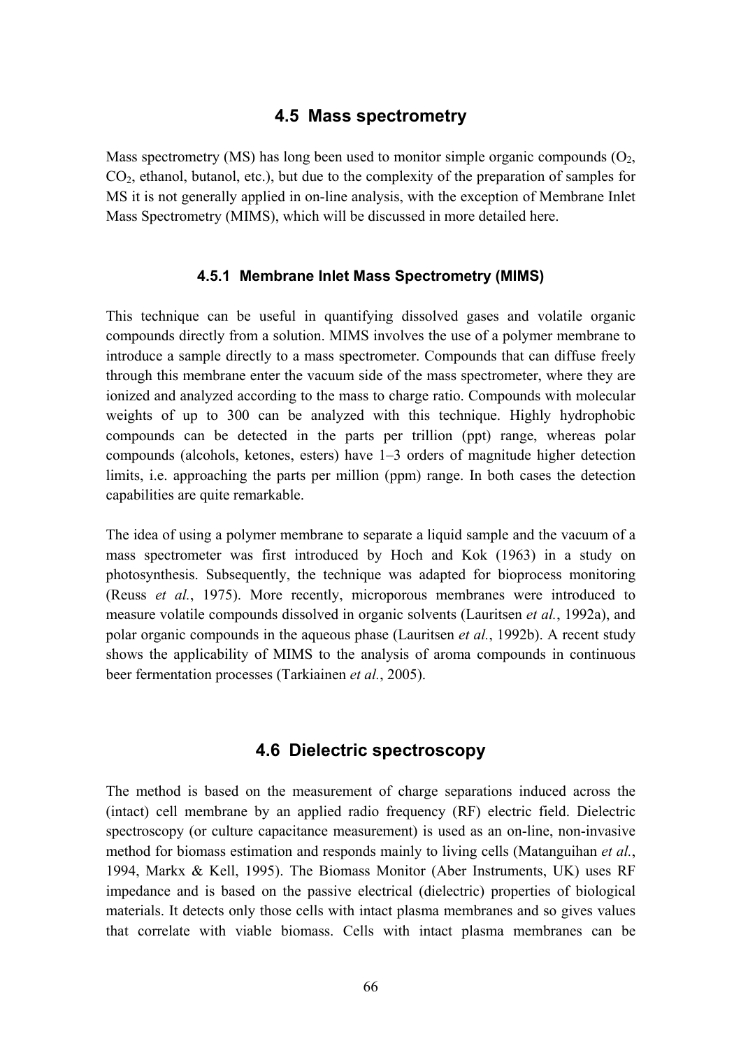## 4.5 Mass spectrometry

Mass spectrometry (MS) has long been used to monitor simple organic compounds ($O_2$, $CO_2$, ethanol, butanol, etc.), but due to the complexity of the preparation of samples for MS it is not generally applied in on-line analysis, with the exception of Membrane Inlet Mass Spectrometry (MIMS), which will be discussed in more detailed here.

### 4.5.1 Membrane Inlet Mass Spectrometry (MIMS)

This technique can be useful in quantifying dissolved gases and volatile organic compounds directly from a solution. MIMS involves the use of a polymer membrane to introduce a sample directly to a mass spectrometer. Compounds that can diffuse freely through this membrane enter the vacuum side of the mass spectrometer, where they are ionized and analyzed according to the mass to charge ratio. Compounds with molecular weights of up to 300 can be analyzed with this technique. Highly hydrophobic compounds can be detected in the parts per trillion (ppt) range, whereas polar compounds (alcohols, ketones, esters) have 1–3 orders of magnitude higher detection limits, i.e. approaching the parts per million (ppm) range. In both cases the detection capabilities are quite remarkable.

The idea of using a polymer membrane to separate a liquid sample and the vacuum of a mass spectrometer was first introduced by Hoch and Kok (1963) in a study on photosynthesis. Subsequently, the technique was adapted for bioprocess monitoring (Reuss *et al.*, 1975). More recently, microporous membranes were introduced to measure volatile compounds dissolved in organic solvents (Lauritsen *et al.*, 1992a), and polar organic compounds in the aqueous phase (Lauritsen *et al.*, 1992b). A recent study shows the applicability of MIMS to the analysis of aroma compounds in continuous beer fermentation processes (Tarkiainen *et al.*, 2005).

## 4.6 Dielectric spectroscopy

The method is based on the measurement of charge separations induced across the (intact) cell membrane by an applied radio frequency (RF) electric field. Dielectric spectroscopy (or culture capacitance measurement) is used as an on-line, non-invasive method for biomass estimation and responds mainly to living cells (Matanguihan *et al.*, 1994, Markx & Kell, 1995). The Biomass Monitor (Aber Instruments, UK) uses RF impedance and is based on the passive electrical (dielectric) properties of biological materials. It detects only those cells with intact plasma membranes and so gives values that correlate with viable biomass. Cells with intact plasma membranes can be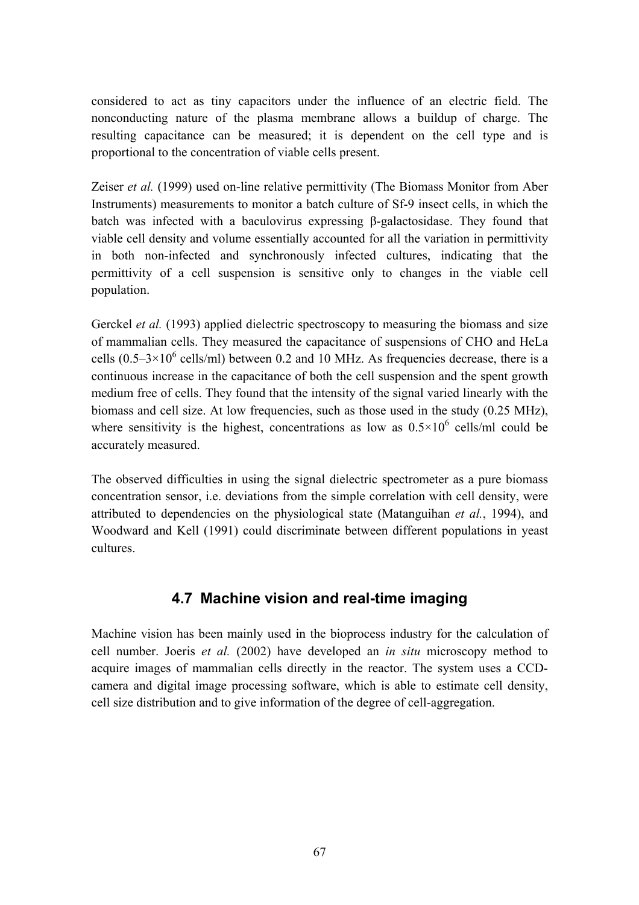considered to act as tiny capacitors under the influence of an electric field. The nonconducting nature of the plasma membrane allows a buildup of charge. The resulting capacitance can be measured; it is dependent on the cell type and is proportional to the concentration of viable cells present.

Zeiser *et al.* (1999) used on-line relative permittivity (The Biomass Monitor from Aber Instruments) measurements to monitor a batch culture of Sf-9 insect cells, in which the batch was infected with a baculovirus expressing β-galactosidase. They found that viable cell density and volume essentially accounted for all the variation in permittivity in both non-infected and synchronously infected cultures, indicating that the permittivity of a cell suspension is sensitive only to changes in the viable cell population.

Gerckel *et al.* (1993) applied dielectric spectroscopy to measuring the biomass and size of mammalian cells. They measured the capacitance of suspensions of CHO and HeLa cells ($0.5–3\times10^6$ cells/ml) between 0.2 and 10 MHz. As frequencies decrease, there is a continuous increase in the capacitance of both the cell suspension and the spent growth medium free of cells. They found that the intensity of the signal varied linearly with the biomass and cell size. At low frequencies, such as those used in the study (0.25 MHz), where sensitivity is the highest, concentrations as low as $0.5\times10^6$ cells/ml could be accurately measured.

The observed difficulties in using the signal dielectric spectrometer as a pure biomass concentration sensor, i.e. deviations from the simple correlation with cell density, were attributed to dependencies on the physiological state (Matanguihan *et al.*, 1994), and Woodward and Kell (1991) could discriminate between different populations in yeast cultures.

## 4.7 Machine vision and real-time imaging

Machine vision has been mainly used in the bioprocess industry for the calculation of cell number. Joeris *et al.* (2002) have developed an *in situ* microscopy method to acquire images of mammalian cells directly in the reactor. The system uses a CCD-camera and digital image processing software, which is able to estimate cell density, cell size distribution and to give information of the degree of cell-aggregation.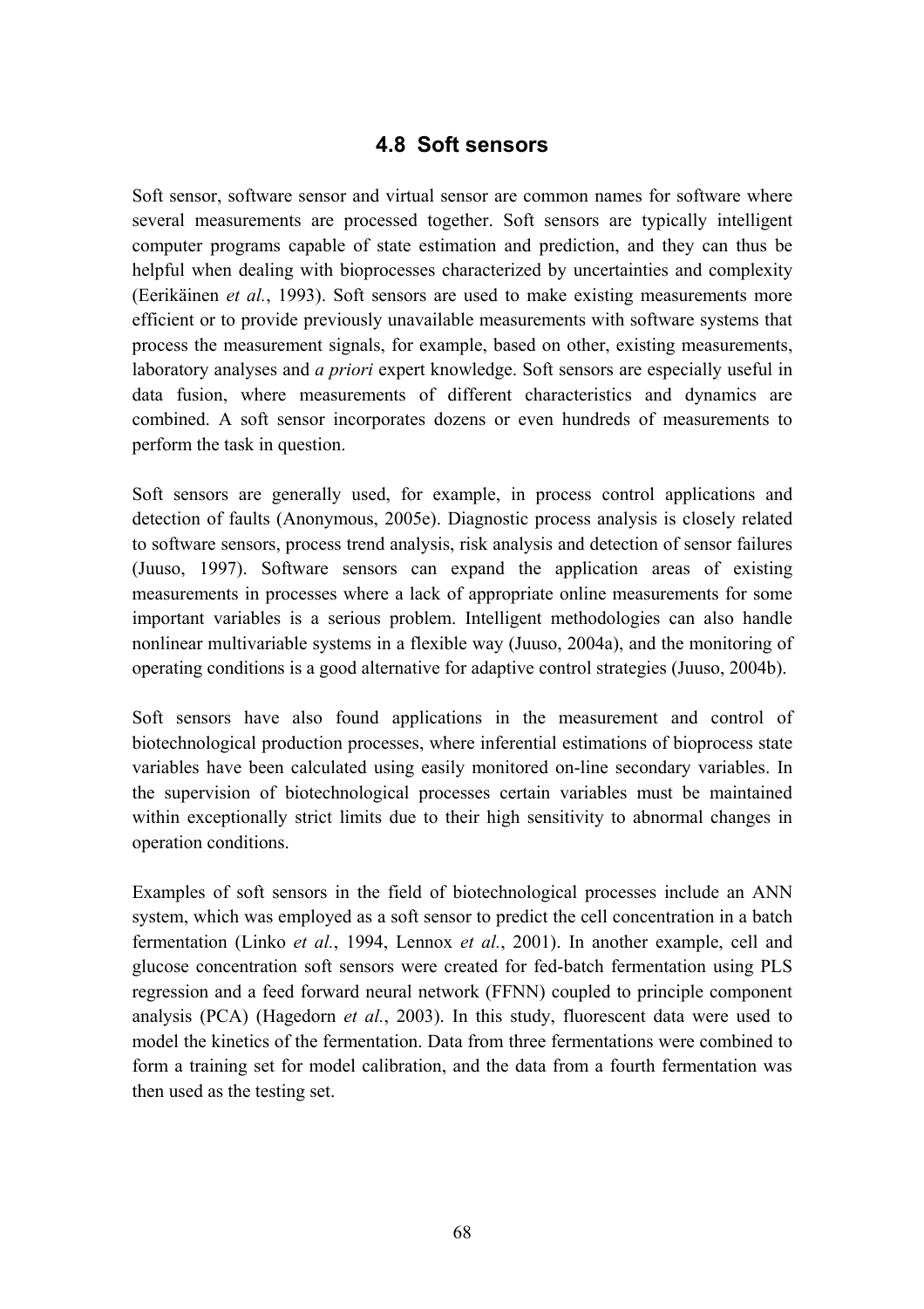## 4.8 Soft sensors

Soft sensor, software sensor and virtual sensor are common names for software where several measurements are processed together. Soft sensors are typically intelligent computer programs capable of state estimation and prediction, and they can thus be helpful when dealing with bioprocesses characterized by uncertainties and complexity (Eerikäinen *et al.*, 1993). Soft sensors are used to make existing measurements more efficient or to provide previously unavailable measurements with software systems that process the measurement signals, for example, based on other, existing measurements, laboratory analyses and *a priori* expert knowledge. Soft sensors are especially useful in data fusion, where measurements of different characteristics and dynamics are combined. A soft sensor incorporates dozens or even hundreds of measurements to perform the task in question.

Soft sensors are generally used, for example, in process control applications and detection of faults (Anonymous, 2005e). Diagnostic process analysis is closely related to software sensors, process trend analysis, risk analysis and detection of sensor failures (Juuso, 1997). Software sensors can expand the application areas of existing measurements in processes where a lack of appropriate online measurements for some important variables is a serious problem. Intelligent methodologies can also handle nonlinear multivariable systems in a flexible way (Juuso, 2004a), and the monitoring of operating conditions is a good alternative for adaptive control strategies (Juuso, 2004b).

Soft sensors have also found applications in the measurement and control of biotechnological production processes, where inferential estimations of bioprocess state variables have been calculated using easily monitored on-line secondary variables. In the supervision of biotechnological processes certain variables must be maintained within exceptionally strict limits due to their high sensitivity to abnormal changes in operation conditions.

Examples of soft sensors in the field of biotechnological processes include an ANN system, which was employed as a soft sensor to predict the cell concentration in a batch fermentation (Linko *et al.*, 1994, Lennox *et al.*, 2001). In another example, cell and glucose concentration soft sensors were created for fed-batch fermentation using PLS regression and a feed forward neural network (FFNN) coupled to principle component analysis (PCA) (Hagedorn *et al.*, 2003). In this study, fluorescent data were used to model the kinetics of the fermentation. Data from three fermentations were combined to form a training set for model calibration, and the data from a fourth fermentation was then used as the testing set.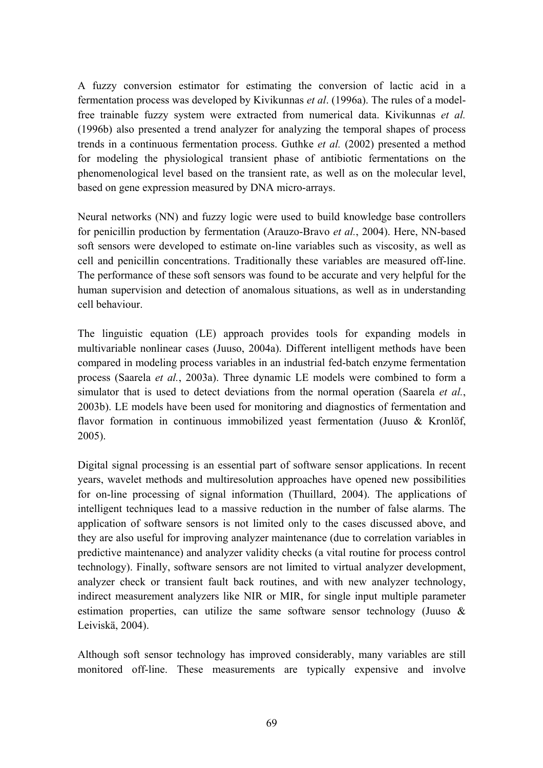A fuzzy conversion estimator for estimating the conversion of lactic acid in a fermentation process was developed by Kivikunnas *et al*. (1996a). The rules of a model-free trainable fuzzy system were extracted from numerical data. Kivikunnas *et al.* (1996b) also presented a trend analyzer for analyzing the temporal shapes of process trends in a continuous fermentation process. Guthke *et al.* (2002) presented a method for modeling the physiological transient phase of antibiotic fermentations on the phenomenological level based on the transient rate, as well as on the molecular level, based on gene expression measured by DNA micro-arrays.

Neural networks (NN) and fuzzy logic were used to build knowledge base controllers for penicillin production by fermentation (Arauzo-Bravo *et al.*, 2004). Here, NN-based soft sensors were developed to estimate on-line variables such as viscosity, as well as cell and penicillin concentrations. Traditionally these variables are measured off-line. The performance of these soft sensors was found to be accurate and very helpful for the human supervision and detection of anomalous situations, as well as in understanding cell behaviour.

The linguistic equation (LE) approach provides tools for expanding models in multivariable nonlinear cases (Juuso, 2004a). Different intelligent methods have been compared in modeling process variables in an industrial fed-batch enzyme fermentation process (Saarela *et al.*, 2003a). Three dynamic LE models were combined to form a simulator that is used to detect deviations from the normal operation (Saarela *et al.*, 2003b). LE models have been used for monitoring and diagnostics of fermentation and flavor formation in continuous immobilized yeast fermentation (Juuso & Kronlöf, 2005).

Digital signal processing is an essential part of software sensor applications. In recent years, wavelet methods and multiresolution approaches have opened new possibilities for on-line processing of signal information (Thuillard, 2004). The applications of intelligent techniques lead to a massive reduction in the number of false alarms. The application of software sensors is not limited only to the cases discussed above, and they are also useful for improving analyzer maintenance (due to correlation variables in predictive maintenance) and analyzer validity checks (a vital routine for process control technology). Finally, software sensors are not limited to virtual analyzer development, analyzer check or transient fault back routines, and with new analyzer technology, indirect measurement analyzers like NIR or MIR, for single input multiple parameter estimation properties, can utilize the same software sensor technology (Juuso & Leiviskä, 2004).

Although soft sensor technology has improved considerably, many variables are still monitored off-line. These measurements are typically expensive and involve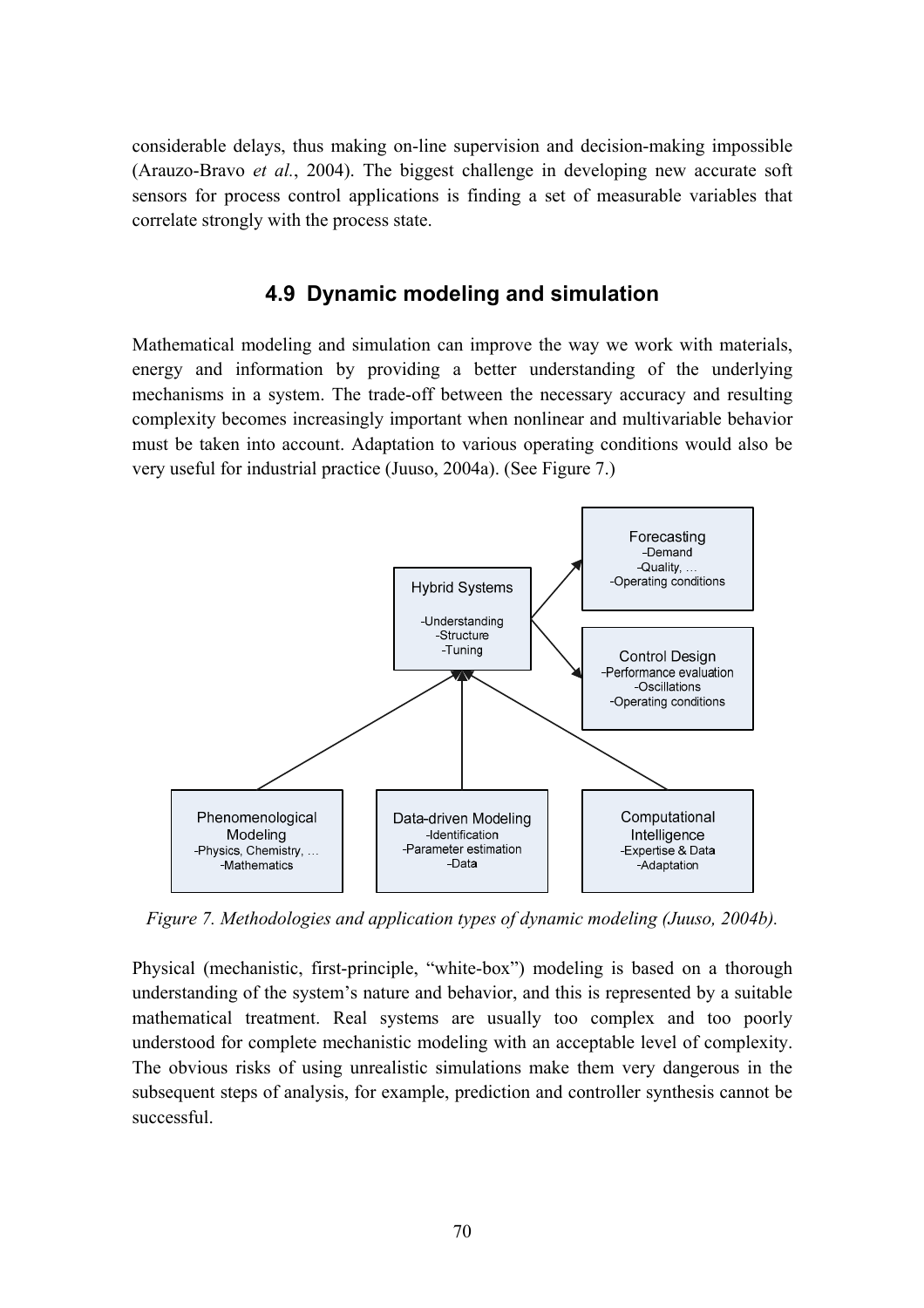considerable delays, thus making on-line supervision and decision-making impossible (Arauzo-Bravo *et al.*, 2004). The biggest challenge in developing new accurate soft sensors for process control applications is finding a set of measurable variables that correlate strongly with the process state.

## 4.9 Dynamic modeling and simulation

Mathematical modeling and simulation can improve the way we work with materials, energy and information by providing a better understanding of the underlying mechanisms in a system. The trade-off between the necessary accuracy and resulting complexity becomes increasingly important when nonlinear and multivariable behavior must be taken into account. Adaptation to various operating conditions would also be very useful for industrial practice (Juuso, 2004a). (See Figure 7.)

Forecasting
-Demand
-Quality, …
-Operating conditions

Hybrid Systems
-Understanding
-Structure
-Tuning

Control Design
-Performance evaluation
-Oscillations
-Operating conditions

Phenomenological Modeling
-Physics, Chemistry, …
-Mathematics

Data-driven Modeling
-Identification
-Parameter estimation
-Data

Computational Intelligence
-Expertise & Data
-Adaptation

*Figure 7. Methodologies and application types of dynamic modeling (Juuso, 2004b).*

Physical (mechanistic, first-principle, "white-box") modeling is based on a thorough understanding of the system's nature and behavior, and this is represented by a suitable mathematical treatment. Real systems are usually too complex and too poorly understood for complete mechanistic modeling with an acceptable level of complexity. The obvious risks of using unrealistic simulations make them very dangerous in the subsequent steps of analysis, for example, prediction and controller synthesis cannot be successful.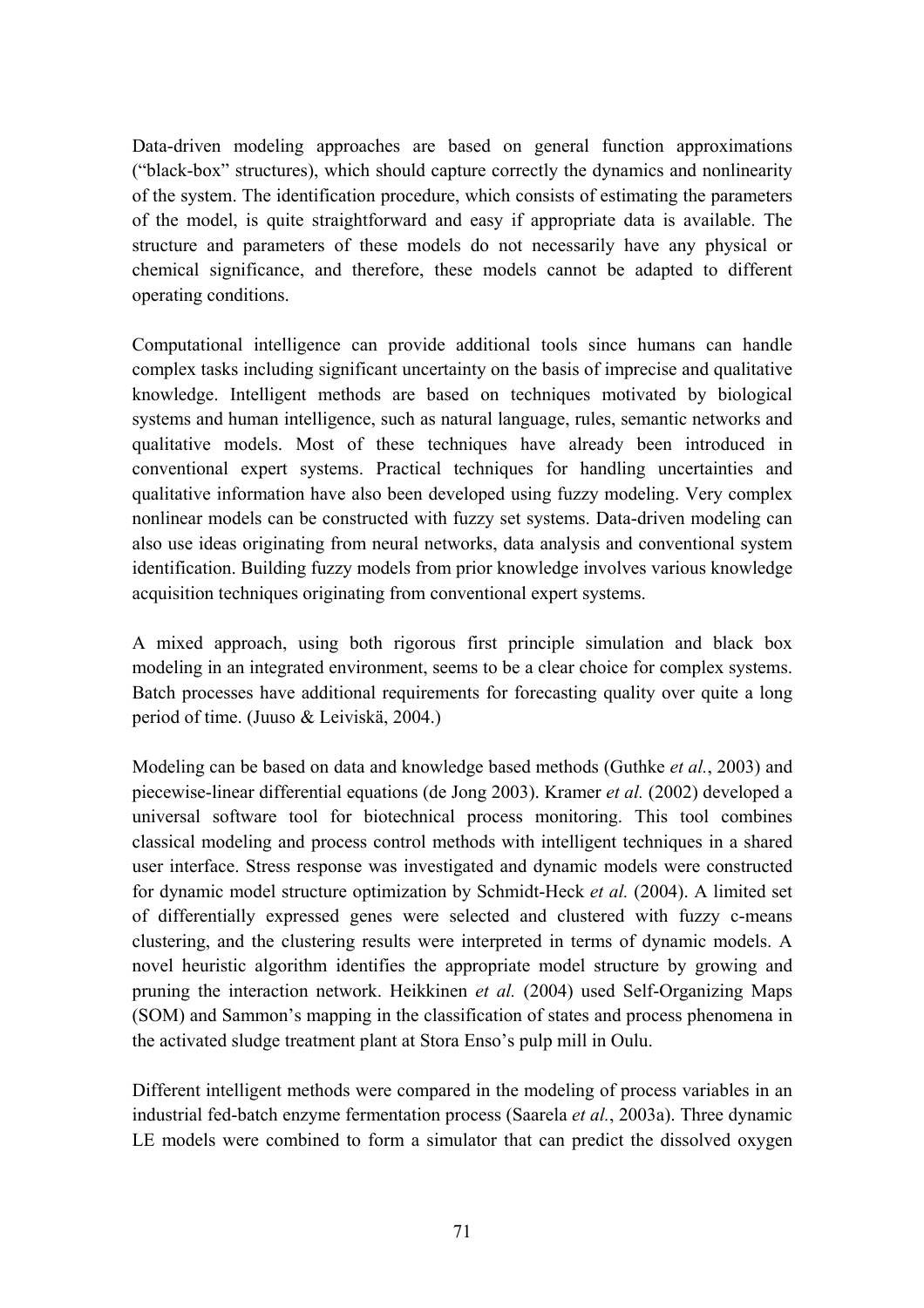Data-driven modeling approaches are based on general function approximations ("black-box" structures), which should capture correctly the dynamics and nonlinearity of the system. The identification procedure, which consists of estimating the parameters of the model, is quite straightforward and easy if appropriate data is available. The structure and parameters of these models do not necessarily have any physical or chemical significance, and therefore, these models cannot be adapted to different operating conditions.

Computational intelligence can provide additional tools since humans can handle complex tasks including significant uncertainty on the basis of imprecise and qualitative knowledge. Intelligent methods are based on techniques motivated by biological systems and human intelligence, such as natural language, rules, semantic networks and qualitative models. Most of these techniques have already been introduced in conventional expert systems. Practical techniques for handling uncertainties and qualitative information have also been developed using fuzzy modeling. Very complex nonlinear models can be constructed with fuzzy set systems. Data-driven modeling can also use ideas originating from neural networks, data analysis and conventional system identification. Building fuzzy models from prior knowledge involves various knowledge acquisition techniques originating from conventional expert systems.

A mixed approach, using both rigorous first principle simulation and black box modeling in an integrated environment, seems to be a clear choice for complex systems. Batch processes have additional requirements for forecasting quality over quite a long period of time. (Juuso & Leiviskä, 2004.)

Modeling can be based on data and knowledge based methods (Guthke *et al.*, 2003) and piecewise-linear differential equations (de Jong 2003). Kramer *et al.* (2002) developed a universal software tool for biotechnical process monitoring. This tool combines classical modeling and process control methods with intelligent techniques in a shared user interface. Stress response was investigated and dynamic models were constructed for dynamic model structure optimization by Schmidt-Heck *et al.* (2004). A limited set of differentially expressed genes were selected and clustered with fuzzy c-means clustering, and the clustering results were interpreted in terms of dynamic models. A novel heuristic algorithm identifies the appropriate model structure by growing and pruning the interaction network. Heikkinen *et al.* (2004) used Self-Organizing Maps (SOM) and Sammon's mapping in the classification of states and process phenomena in the activated sludge treatment plant at Stora Enso's pulp mill in Oulu.

Different intelligent methods were compared in the modeling of process variables in an industrial fed-batch enzyme fermentation process (Saarela *et al.*, 2003a). Three dynamic LE models were combined to form a simulator that can predict the dissolved oxygen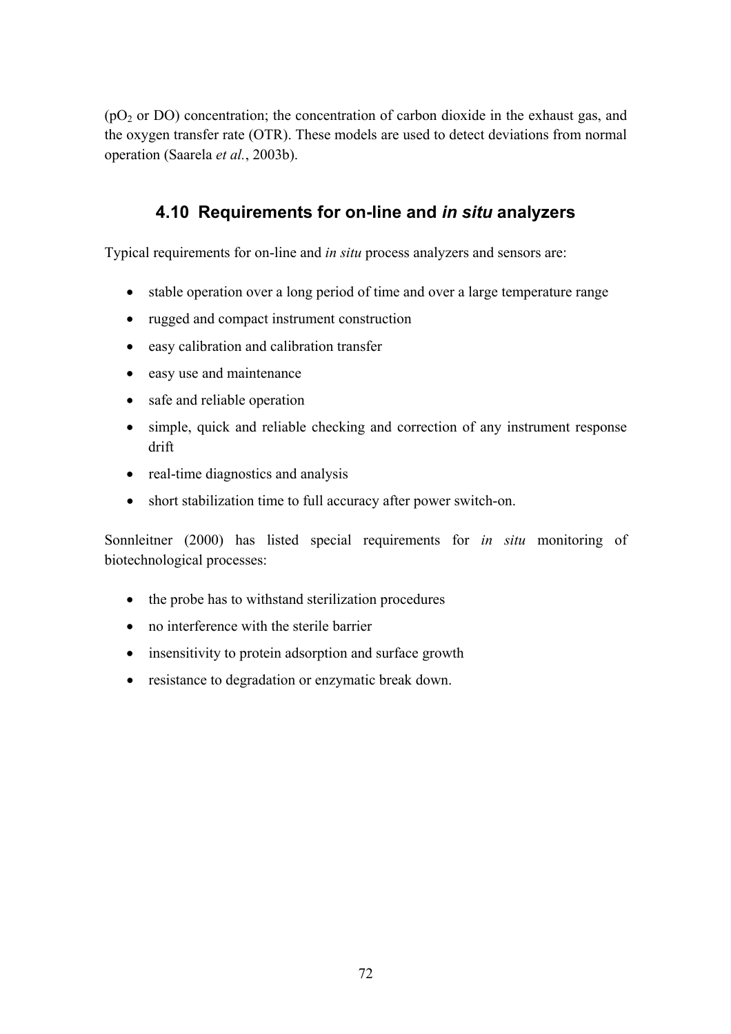($pO_2$ or DO) concentration; the concentration of carbon dioxide in the exhaust gas, and the oxygen transfer rate (OTR). These models are used to detect deviations from normal operation (Saarela *et al.*, 2003b).

## 4.10 Requirements for on-line and *in situ* analyzers

Typical requirements for on-line and *in situ* process analyzers and sensors are:

- stable operation over a long period of time and over a large temperature range
- rugged and compact instrument construction
- easy calibration and calibration transfer
- easy use and maintenance
- safe and reliable operation
- simple, quick and reliable checking and correction of any instrument response drift
- real-time diagnostics and analysis
- short stabilization time to full accuracy after power switch-on.

Sonnleitner (2000) has listed special requirements for *in situ* monitoring of biotechnological processes:

- the probe has to withstand sterilization procedures
- no interference with the sterile barrier
- insensitivity to protein adsorption and surface growth
- resistance to degradation or enzymatic break down.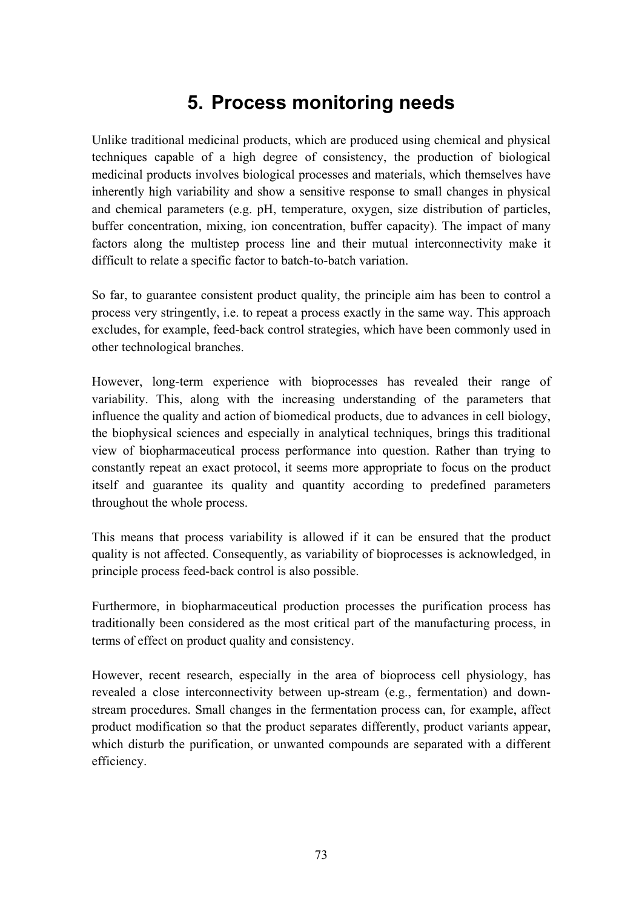# 5. Process monitoring needs

Unlike traditional medicinal products, which are produced using chemical and physical techniques capable of a high degree of consistency, the production of biological medicinal products involves biological processes and materials, which themselves have inherently high variability and show a sensitive response to small changes in physical and chemical parameters (e.g. pH, temperature, oxygen, size distribution of particles, buffer concentration, mixing, ion concentration, buffer capacity). The impact of many factors along the multistep process line and their mutual interconnectivity make it difficult to relate a specific factor to batch-to-batch variation.

So far, to guarantee consistent product quality, the principle aim has been to control a process very stringently, i.e. to repeat a process exactly in the same way. This approach excludes, for example, feed-back control strategies, which have been commonly used in other technological branches.

However, long-term experience with bioprocesses has revealed their range of variability. This, along with the increasing understanding of the parameters that influence the quality and action of biomedical products, due to advances in cell biology, the biophysical sciences and especially in analytical techniques, brings this traditional view of biopharmaceutical process performance into question. Rather than trying to constantly repeat an exact protocol, it seems more appropriate to focus on the product itself and guarantee its quality and quantity according to predefined parameters throughout the whole process.

This means that process variability is allowed if it can be ensured that the product quality is not affected. Consequently, as variability of bioprocesses is acknowledged, in principle process feed-back control is also possible.

Furthermore, in biopharmaceutical production processes the purification process has traditionally been considered as the most critical part of the manufacturing process, in terms of effect on product quality and consistency.

However, recent research, especially in the area of bioprocess cell physiology, has revealed a close interconnectivity between up-stream (e.g., fermentation) and down-stream procedures. Small changes in the fermentation process can, for example, affect product modification so that the product separates differently, product variants appear, which disturb the purification, or unwanted compounds are separated with a different efficiency.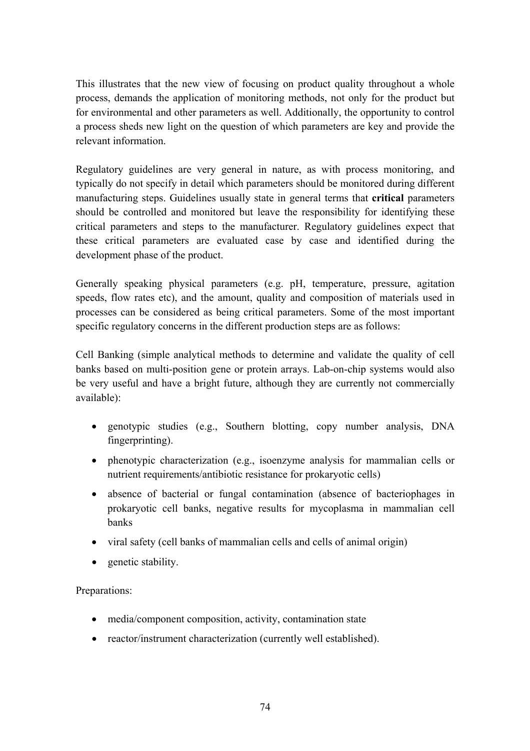This illustrates that the new view of focusing on product quality throughout a whole process, demands the application of monitoring methods, not only for the product but for environmental and other parameters as well. Additionally, the opportunity to control a process sheds new light on the question of which parameters are key and provide the relevant information.

Regulatory guidelines are very general in nature, as with process monitoring, and typically do not specify in detail which parameters should be monitored during different manufacturing steps. Guidelines usually state in general terms that **critical** parameters should be controlled and monitored but leave the responsibility for identifying these critical parameters and steps to the manufacturer. Regulatory guidelines expect that these critical parameters are evaluated case by case and identified during the development phase of the product.

Generally speaking physical parameters (e.g. pH, temperature, pressure, agitation speeds, flow rates etc), and the amount, quality and composition of materials used in processes can be considered as being critical parameters. Some of the most important specific regulatory concerns in the different production steps are as follows:

Cell Banking (simple analytical methods to determine and validate the quality of cell banks based on multi-position gene or protein arrays. Lab-on-chip systems would also be very useful and have a bright future, although they are currently not commercially available):

- genotypic studies (e.g., Southern blotting, copy number analysis, DNA fingerprinting).
- phenotypic characterization (e.g., isoenzyme analysis for mammalian cells or nutrient requirements/antibiotic resistance for prokaryotic cells)
- absence of bacterial or fungal contamination (absence of bacteriophages in prokaryotic cell banks, negative results for mycoplasma in mammalian cell banks
- viral safety (cell banks of mammalian cells and cells of animal origin)
- genetic stability.

Preparations:

- media/component composition, activity, contamination state
- reactor/instrument characterization (currently well established).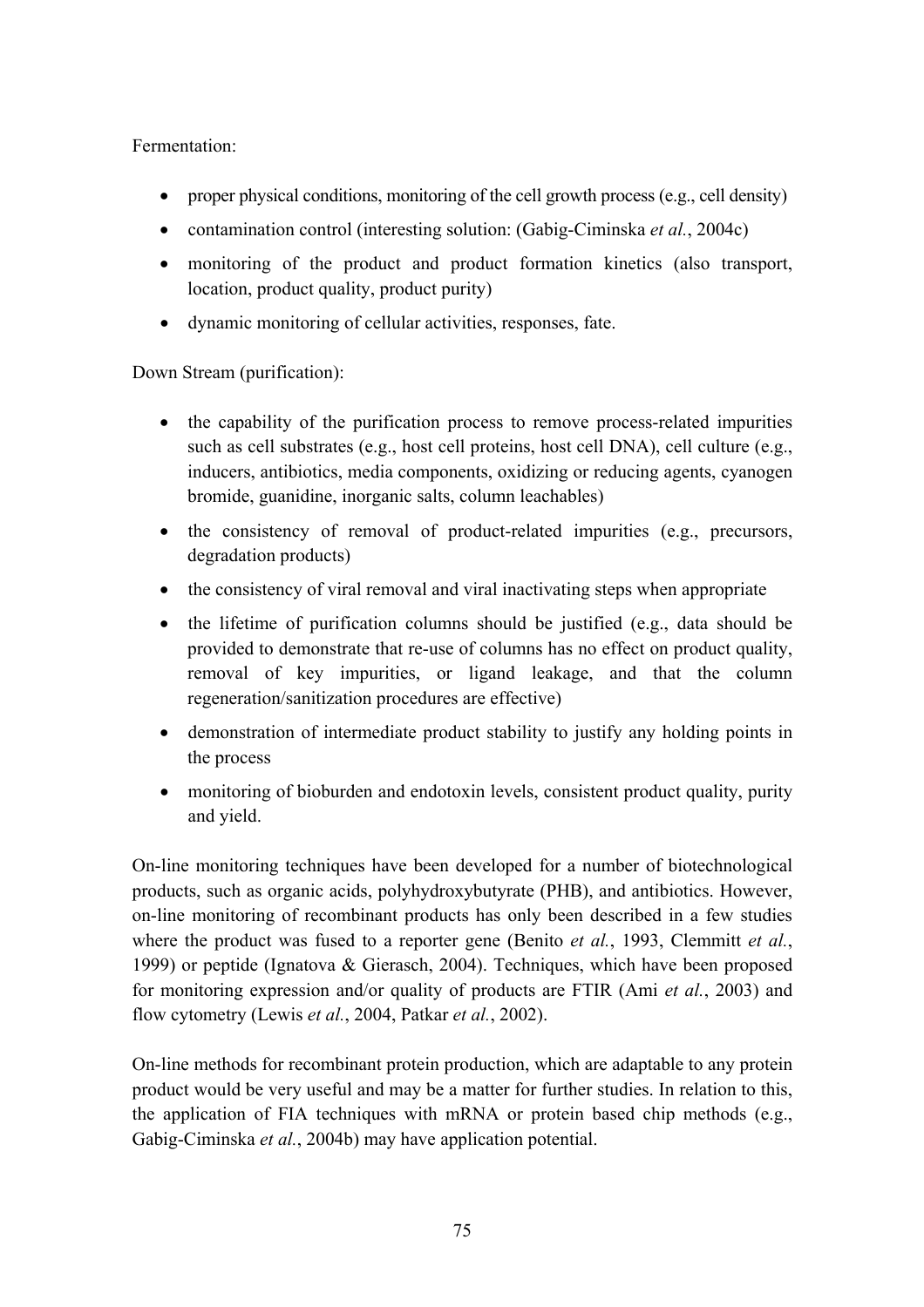Fermentation:

- proper physical conditions, monitoring of the cell growth process (e.g., cell density)
- contamination control (interesting solution: (Gabig-Ciminska *et al.*, 2004c)
- monitoring of the product and product formation kinetics (also transport, location, product quality, product purity)
- dynamic monitoring of cellular activities, responses, fate.

Down Stream (purification):

- the capability of the purification process to remove process-related impurities such as cell substrates (e.g., host cell proteins, host cell DNA), cell culture (e.g., inducers, antibiotics, media components, oxidizing or reducing agents, cyanogen bromide, guanidine, inorganic salts, column leachables)
- the consistency of removal of product-related impurities (e.g., precursors, degradation products)
- the consistency of viral removal and viral inactivating steps when appropriate
- the lifetime of purification columns should be justified (e.g., data should be provided to demonstrate that re-use of columns has no effect on product quality, removal of key impurities, or ligand leakage, and that the column regeneration/sanitization procedures are effective)
- demonstration of intermediate product stability to justify any holding points in the process
- monitoring of bioburden and endotoxin levels, consistent product quality, purity and yield.

On-line monitoring techniques have been developed for a number of biotechnological products, such as organic acids, polyhydroxybutyrate (PHB), and antibiotics. However, on-line monitoring of recombinant products has only been described in a few studies where the product was fused to a reporter gene (Benito *et al.*, 1993, Clemmitt *et al.*, 1999) or peptide (Ignatova & Gierasch, 2004). Techniques, which have been proposed for monitoring expression and/or quality of products are FTIR (Ami *et al.*, 2003) and flow cytometry (Lewis *et al.*, 2004, Patkar *et al.*, 2002).

On-line methods for recombinant protein production, which are adaptable to any protein product would be very useful and may be a matter for further studies. In relation to this, the application of FIA techniques with mRNA or protein based chip methods (e.g., Gabig-Ciminska *et al.*, 2004b) may have application potential.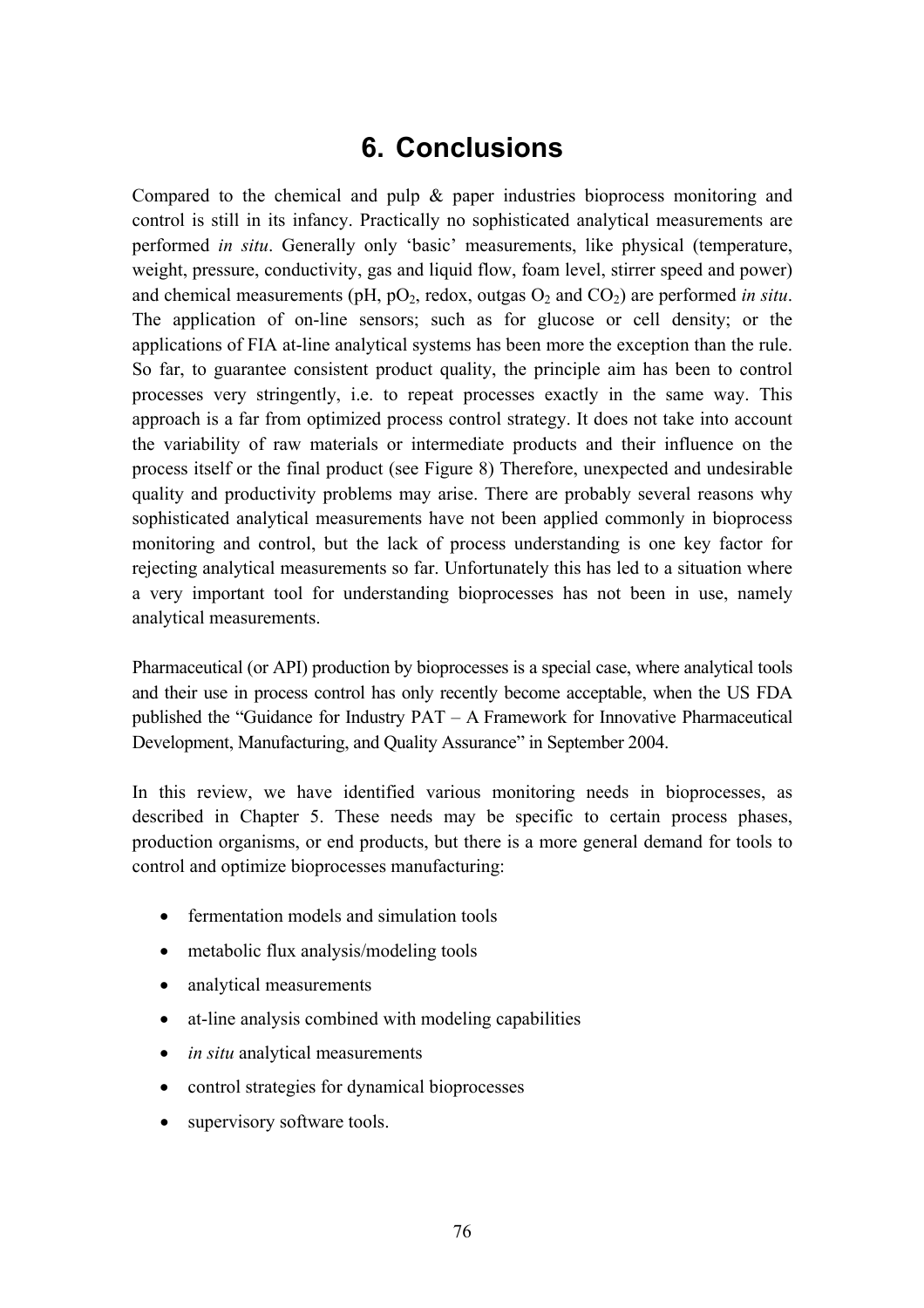# 6. Conclusions

Compared to the chemical and pulp & paper industries bioprocess monitoring and control is still in its infancy. Practically no sophisticated analytical measurements are performed *in situ*. Generally only 'basic' measurements, like physical (temperature, weight, pressure, conductivity, gas and liquid flow, foam level, stirrer speed and power) and chemical measurements (pH, $pO_2$, redox, outgas $O_2$ and $CO_2$) are performed *in situ*. The application of on-line sensors; such as for glucose or cell density; or the applications of FIA at-line analytical systems has been more the exception than the rule. So far, to guarantee consistent product quality, the principle aim has been to control processes very stringently, i.e. to repeat processes exactly in the same way. This approach is a far from optimized process control strategy. It does not take into account the variability of raw materials or intermediate products and their influence on the process itself or the final product (see Figure 8) Therefore, unexpected and undesirable quality and productivity problems may arise. There are probably several reasons why sophisticated analytical measurements have not been applied commonly in bioprocess monitoring and control, but the lack of process understanding is one key factor for rejecting analytical measurements so far. Unfortunately this has led to a situation where a very important tool for understanding bioprocesses has not been in use, namely analytical measurements.

Pharmaceutical (or API) production by bioprocesses is a special case, where analytical tools and their use in process control has only recently become acceptable, when the US FDA published the "Guidance for Industry PAT – A Framework for Innovative Pharmaceutical Development, Manufacturing, and Quality Assurance" in September 2004.

In this review, we have identified various monitoring needs in bioprocesses, as described in Chapter 5. These needs may be specific to certain process phases, production organisms, or end products, but there is a more general demand for tools to control and optimize bioprocesses manufacturing:

- fermentation models and simulation tools
- metabolic flux analysis/modeling tools
- analytical measurements
- at-line analysis combined with modeling capabilities
- *in situ* analytical measurements
- control strategies for dynamical bioprocesses
- supervisory software tools.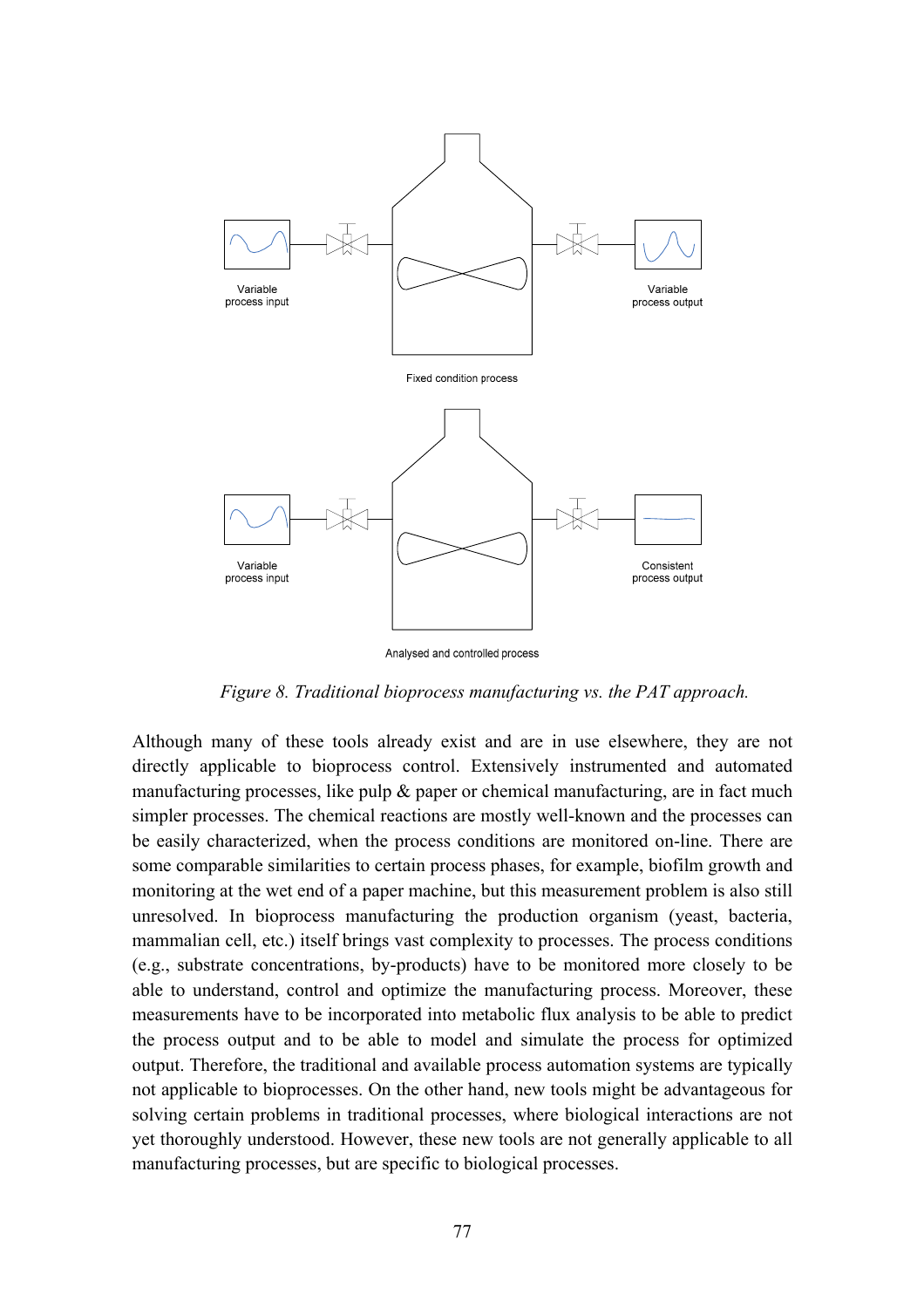Variable process input

Variable process output

Fixed condition process

Variable process input

Consistent process output

Analysed and controlled process

*Figure 8. Traditional bioprocess manufacturing vs. the PAT approach.*

Although many of these tools already exist and are in use elsewhere, they are not directly applicable to bioprocess control. Extensively instrumented and automated manufacturing processes, like pulp & paper or chemical manufacturing, are in fact much simpler processes. The chemical reactions are mostly well-known and the processes can be easily characterized, when the process conditions are monitored on-line. There are some comparable similarities to certain process phases, for example, biofilm growth and monitoring at the wet end of a paper machine, but this measurement problem is also still unresolved. In bioprocess manufacturing the production organism (yeast, bacteria, mammalian cell, etc.) itself brings vast complexity to processes. The process conditions (e.g., substrate concentrations, by-products) have to be monitored more closely to be able to understand, control and optimize the manufacturing process. Moreover, these measurements have to be incorporated into metabolic flux analysis to be able to predict the process output and to be able to model and simulate the process for optimized output. Therefore, the traditional and available process automation systems are typically not applicable to bioprocesses. On the other hand, new tools might be advantageous for solving certain problems in traditional processes, where biological interactions are not yet thoroughly understood. However, these new tools are not generally applicable to all manufacturing processes, but are specific to biological processes.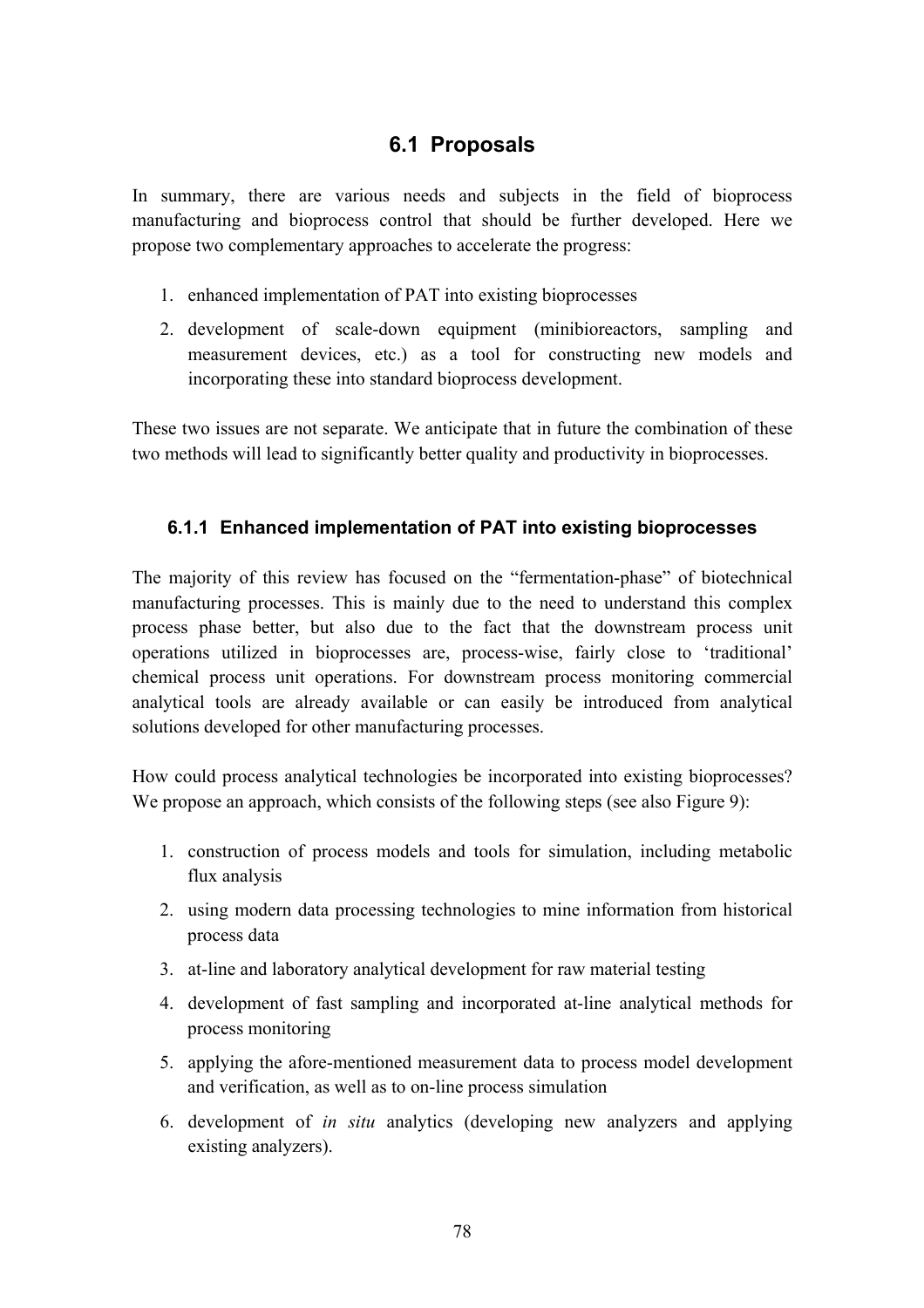## 6.1 Proposals

In summary, there are various needs and subjects in the field of bioprocess manufacturing and bioprocess control that should be further developed. Here we propose two complementary approaches to accelerate the progress:

1. enhanced implementation of PAT into existing bioprocesses
2. development of scale-down equipment (minibioreactors, sampling and measurement devices, etc.) as a tool for constructing new models and incorporating these into standard bioprocess development.

These two issues are not separate. We anticipate that in future the combination of these two methods will lead to significantly better quality and productivity in bioprocesses.

### 6.1.1 Enhanced implementation of PAT into existing bioprocesses

The majority of this review has focused on the "fermentation-phase" of biotechnical manufacturing processes. This is mainly due to the need to understand this complex process phase better, but also due to the fact that the downstream process unit operations utilized in bioprocesses are, process-wise, fairly close to 'traditional' chemical process unit operations. For downstream process monitoring commercial analytical tools are already available or can easily be introduced from analytical solutions developed for other manufacturing processes.

How could process analytical technologies be incorporated into existing bioprocesses? We propose an approach, which consists of the following steps (see also Figure 9):

1. construction of process models and tools for simulation, including metabolic flux analysis
2. using modern data processing technologies to mine information from historical process data
3. at-line and laboratory analytical development for raw material testing
4. development of fast sampling and incorporated at-line analytical methods for process monitoring
5. applying the afore-mentioned measurement data to process model development and verification, as well as to on-line process simulation
6. development of *in situ* analytics (developing new analyzers and applying existing analyzers).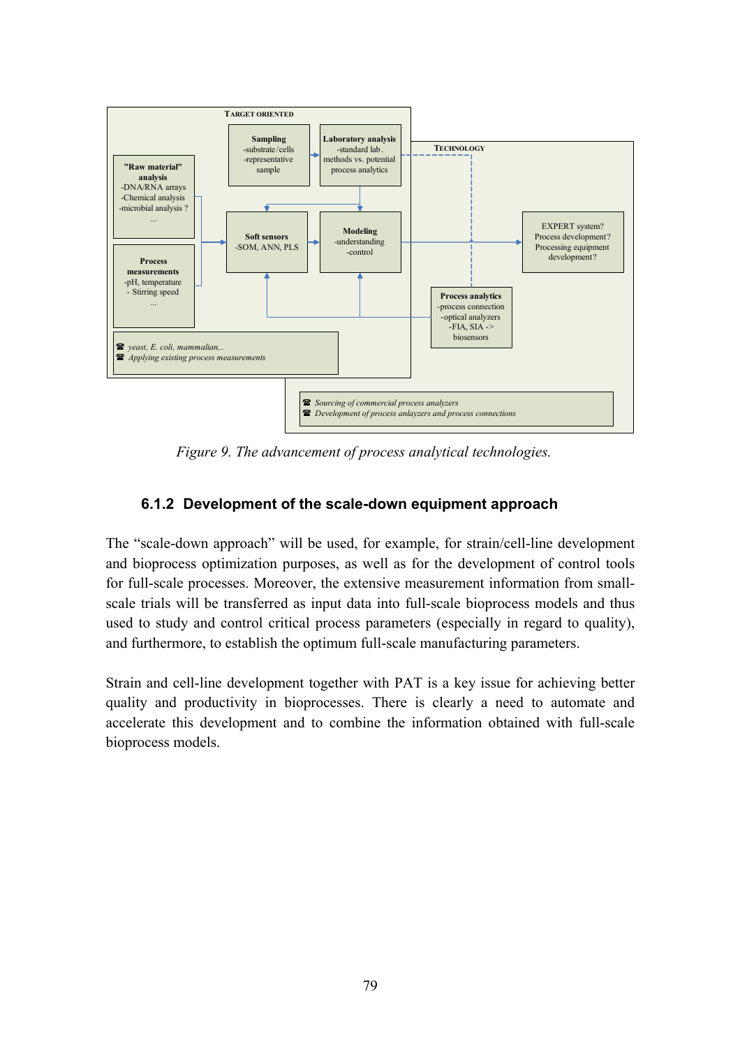*Figure 9. The advancement of process analytical technologies.*

### 6.1.2 Development of the scale-down equipment approach

The "scale-down approach" will be used, for example, for strain/cell-line development and bioprocess optimization purposes, as well as for the development of control tools for full-scale processes. Moreover, the extensive measurement information from small-scale trials will be transferred as input data into full-scale bioprocess models and thus used to study and control critical process parameters (especially in regard to quality), and furthermore, to establish the optimum full-scale manufacturing parameters.

Strain and cell-line development together with PAT is a key issue for achieving better quality and productivity in bioprocesses. There is clearly a need to automate and accelerate this development and to combine the information obtained with full-scale bioprocess models.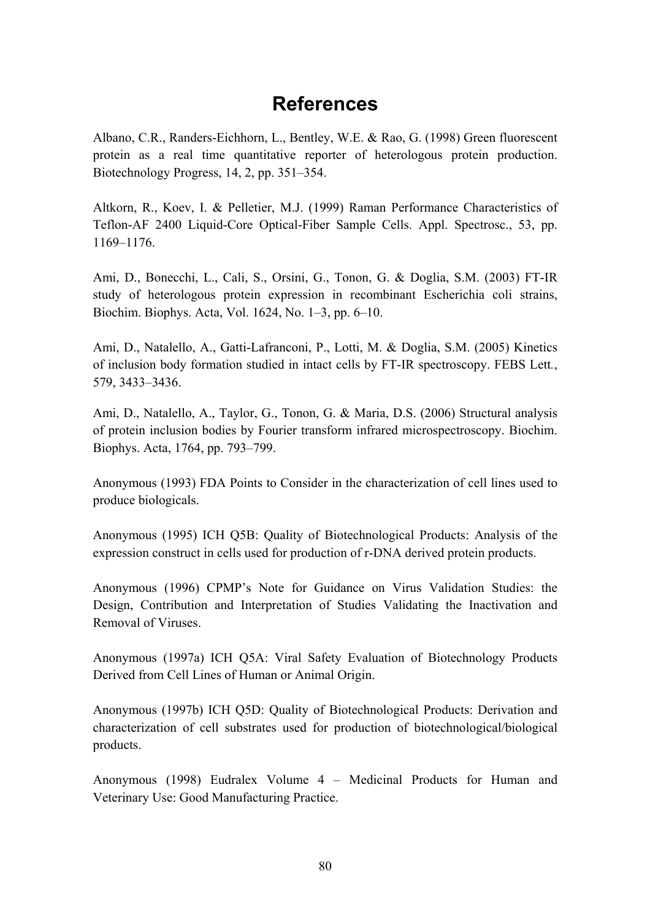# References

Albano, C.R., Randers-Eichhorn, L., Bentley, W.E. & Rao, G. (1998) Green fluorescent protein as a real time quantitative reporter of heterologous protein production. Biotechnology Progress, 14, 2, pp. 351–354.

Altkorn, R., Koev, I. & Pelletier, M.J. (1999) Raman Performance Characteristics of Teflon-AF 2400 Liquid-Core Optical-Fiber Sample Cells. Appl. Spectrosc., 53, pp. 1169–1176.

Ami, D., Bonecchi, L., Cali, S., Orsini, G., Tonon, G. & Doglia, S.M. (2003) FT-IR study of heterologous protein expression in recombinant Escherichia coli strains, Biochim. Biophys. Acta, Vol. 1624, No. 1–3, pp. 6–10.

Ami, D., Natalello, A., Gatti-Lafranconi, P., Lotti, M. & Doglia, S.M. (2005) Kinetics of inclusion body formation studied in intact cells by FT-IR spectroscopy. FEBS Lett., 579, 3433–3436.

Ami, D., Natalello, A., Taylor, G., Tonon, G. & Maria, D.S. (2006) Structural analysis of protein inclusion bodies by Fourier transform infrared microspectroscopy. Biochim. Biophys. Acta, 1764, pp. 793–799.

Anonymous (1993) FDA Points to Consider in the characterization of cell lines used to produce biologicals.

Anonymous (1995) ICH Q5B: Quality of Biotechnological Products: Analysis of the expression construct in cells used for production of r-DNA derived protein products.

Anonymous (1996) CPMP's Note for Guidance on Virus Validation Studies: the Design, Contribution and Interpretation of Studies Validating the Inactivation and Removal of Viruses.

Anonymous (1997a) ICH Q5A: Viral Safety Evaluation of Biotechnology Products Derived from Cell Lines of Human or Animal Origin.

Anonymous (1997b) ICH Q5D: Quality of Biotechnological Products: Derivation and characterization of cell substrates used for production of biotechnological/biological products.

Anonymous (1998) Eudralex Volume 4 – Medicinal Products for Human and Veterinary Use: Good Manufacturing Practice.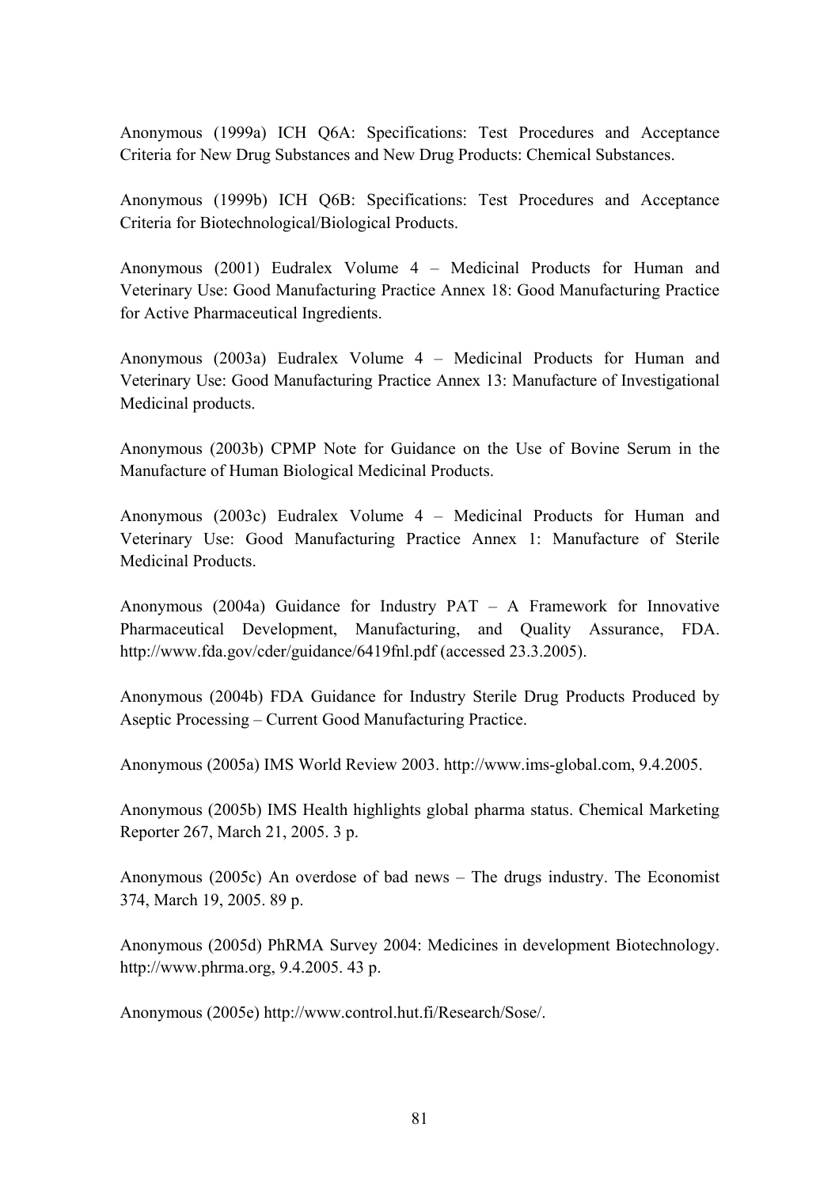Anonymous (1999a) ICH Q6A: Specifications: Test Procedures and Acceptance Criteria for New Drug Substances and New Drug Products: Chemical Substances.

Anonymous (1999b) ICH Q6B: Specifications: Test Procedures and Acceptance Criteria for Biotechnological/Biological Products.

Anonymous (2001) Eudralex Volume 4 – Medicinal Products for Human and Veterinary Use: Good Manufacturing Practice Annex 18: Good Manufacturing Practice for Active Pharmaceutical Ingredients.

Anonymous (2003a) Eudralex Volume 4 – Medicinal Products for Human and Veterinary Use: Good Manufacturing Practice Annex 13: Manufacture of Investigational Medicinal products.

Anonymous (2003b) CPMP Note for Guidance on the Use of Bovine Serum in the Manufacture of Human Biological Medicinal Products.

Anonymous (2003c) Eudralex Volume 4 – Medicinal Products for Human and Veterinary Use: Good Manufacturing Practice Annex 1: Manufacture of Sterile Medicinal Products.

Anonymous (2004a) Guidance for Industry PAT – A Framework for Innovative Pharmaceutical Development, Manufacturing, and Quality Assurance, FDA. http://www.fda.gov/cder/guidance/6419fnl.pdf (accessed 23.3.2005).

Anonymous (2004b) FDA Guidance for Industry Sterile Drug Products Produced by Aseptic Processing – Current Good Manufacturing Practice.

Anonymous (2005a) IMS World Review 2003. http://www.ims-global.com, 9.4.2005.

Anonymous (2005b) IMS Health highlights global pharma status. Chemical Marketing Reporter 267, March 21, 2005. 3 p.

Anonymous (2005c) An overdose of bad news – The drugs industry. The Economist 374, March 19, 2005. 89 p.

Anonymous (2005d) PhRMA Survey 2004: Medicines in development Biotechnology. http://www.phrma.org, 9.4.2005. 43 p.

Anonymous (2005e) http://www.control.hut.fi/Research/Sose/.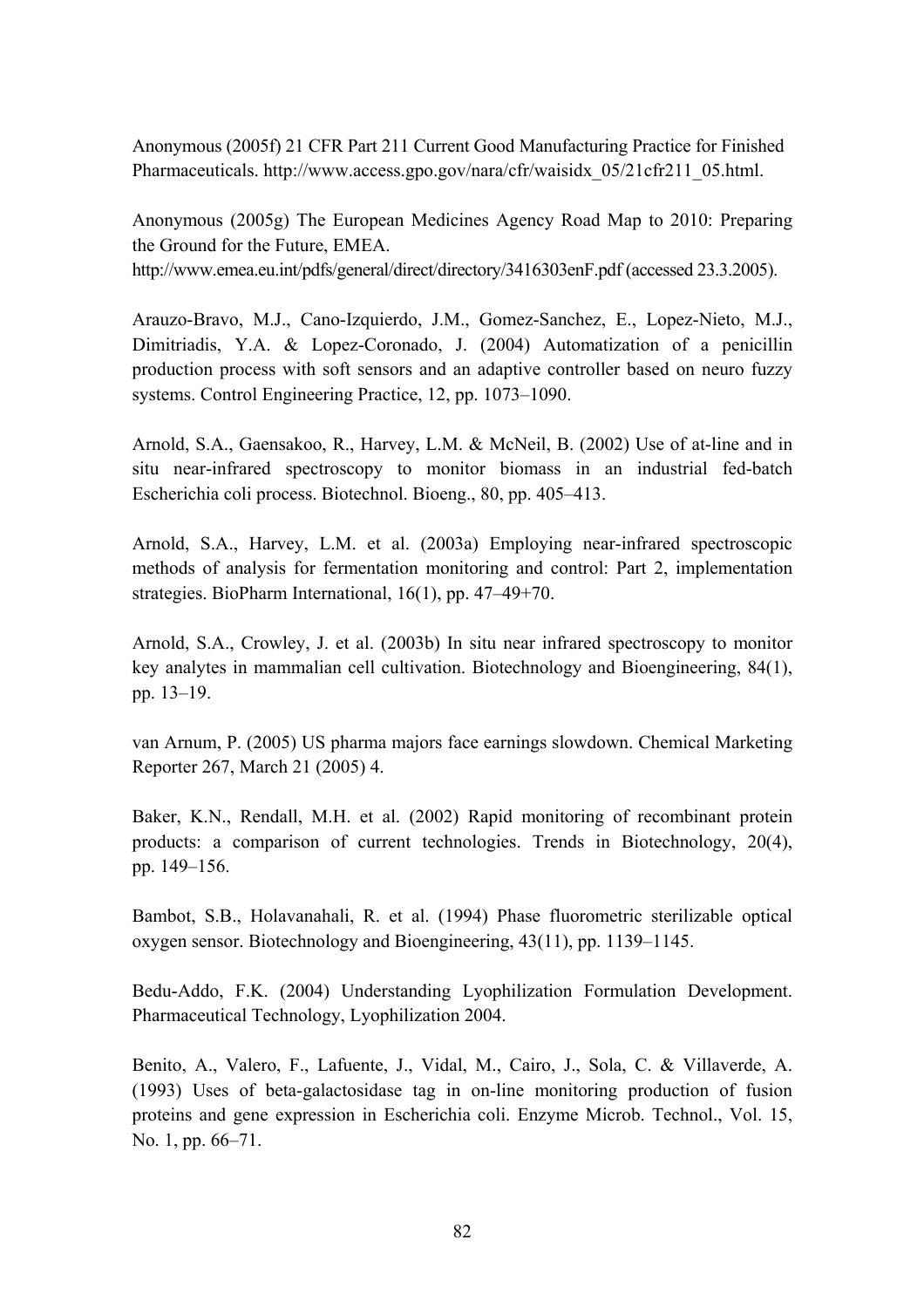Anonymous (2005f) 21 CFR Part 211 Current Good Manufacturing Practice for Finished Pharmaceuticals. http://www.access.gpo.gov/nara/cfr/waisidx_05/21cfr211_05.html.

Anonymous (2005g) The European Medicines Agency Road Map to 2010: Preparing the Ground for the Future, EMEA.
http://www.emea.eu.int/pdfs/general/direct/directory/3416303enF.pdf (accessed 23.3.2005).

Arauzo-Bravo, M.J., Cano-Izquierdo, J.M., Gomez-Sanchez, E., Lopez-Nieto, M.J., Dimitriadis, Y.A. & Lopez-Coronado, J. (2004) Automatization of a penicillin production process with soft sensors and an adaptive controller based on neuro fuzzy systems. Control Engineering Practice, 12, pp. 1073–1090.

Arnold, S.A., Gaensakoo, R., Harvey, L.M. & McNeil, B. (2002) Use of at-line and in situ near-infrared spectroscopy to monitor biomass in an industrial fed-batch Escherichia coli process. Biotechnol. Bioeng., 80, pp. 405–413.

Arnold, S.A., Harvey, L.M. et al. (2003a) Employing near-infrared spectroscopic methods of analysis for fermentation monitoring and control: Part 2, implementation strategies. BioPharm International, 16(1), pp. 47–49+70.

Arnold, S.A., Crowley, J. et al. (2003b) In situ near infrared spectroscopy to monitor key analytes in mammalian cell cultivation. Biotechnology and Bioengineering, 84(1), pp. 13–19.

van Arnum, P. (2005) US pharma majors face earnings slowdown. Chemical Marketing Reporter 267, March 21 (2005) 4.

Baker, K.N., Rendall, M.H. et al. (2002) Rapid monitoring of recombinant protein products: a comparison of current technologies. Trends in Biotechnology, 20(4), pp. 149–156.

Bambot, S.B., Holavanahali, R. et al. (1994) Phase fluorometric sterilizable optical oxygen sensor. Biotechnology and Bioengineering, 43(11), pp. 1139–1145.

Bedu-Addo, F.K. (2004) Understanding Lyophilization Formulation Development. Pharmaceutical Technology, Lyophilization 2004.

Benito, A., Valero, F., Lafuente, J., Vidal, M., Cairo, J., Sola, C. & Villaverde, A. (1993) Uses of beta-galactosidase tag in on-line monitoring production of fusion proteins and gene expression in Escherichia coli. Enzyme Microb. Technol., Vol. 15, No. 1, pp. 66–71.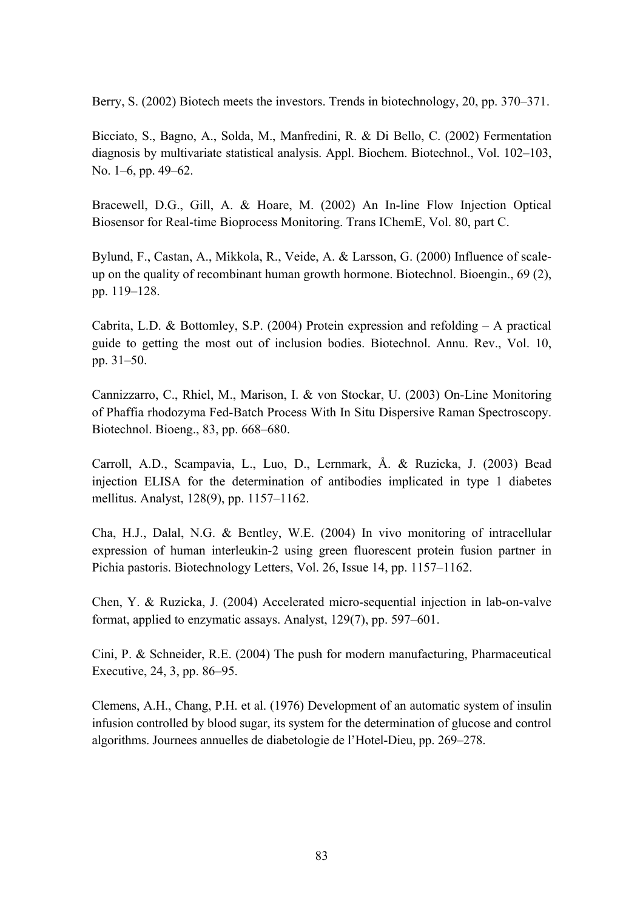Berry, S. (2002) Biotech meets the investors. Trends in biotechnology, 20, pp. 370–371.

Bicciato, S., Bagno, A., Solda, M., Manfredini, R. & Di Bello, C. (2002) Fermentation diagnosis by multivariate statistical analysis. Appl. Biochem. Biotechnol., Vol. 102–103, No. 1–6, pp. 49–62.

Bracewell, D.G., Gill, A. & Hoare, M. (2002) An In-line Flow Injection Optical Biosensor for Real-time Bioprocess Monitoring. Trans IChemE, Vol. 80, part C.

Bylund, F., Castan, A., Mikkola, R., Veide, A. & Larsson, G. (2000) Influence of scale-up on the quality of recombinant human growth hormone. Biotechnol. Bioengin., 69 (2), pp. 119–128.

Cabrita, L.D. & Bottomley, S.P. (2004) Protein expression and refolding – A practical guide to getting the most out of inclusion bodies. Biotechnol. Annu. Rev., Vol. 10, pp. 31–50.

Cannizzarro, C., Rhiel, M., Marison, I. & von Stockar, U. (2003) On-Line Monitoring of Phaffia rhodozyma Fed-Batch Process With In Situ Dispersive Raman Spectroscopy. Biotechnol. Bioeng., 83, pp. 668–680.

Carroll, A.D., Scampavia, L., Luo, D., Lernmark, Å. & Ruzicka, J. (2003) Bead injection ELISA for the determination of antibodies implicated in type 1 diabetes mellitus. Analyst, 128(9), pp. 1157–1162.

Cha, H.J., Dalal, N.G. & Bentley, W.E. (2004) In vivo monitoring of intracellular expression of human interleukin-2 using green fluorescent protein fusion partner in Pichia pastoris. Biotechnology Letters, Vol. 26, Issue 14, pp. 1157–1162.

Chen, Y. & Ruzicka, J. (2004) Accelerated micro-sequential injection in lab-on-valve format, applied to enzymatic assays. Analyst, 129(7), pp. 597–601.

Cini, P. & Schneider, R.E. (2004) The push for modern manufacturing, Pharmaceutical Executive, 24, 3, pp. 86–95.

Clemens, A.H., Chang, P.H. et al. (1976) Development of an automatic system of insulin infusion controlled by blood sugar, its system for the determination of glucose and control algorithms. Journees annuelles de diabetologie de l'Hotel-Dieu, pp. 269–278.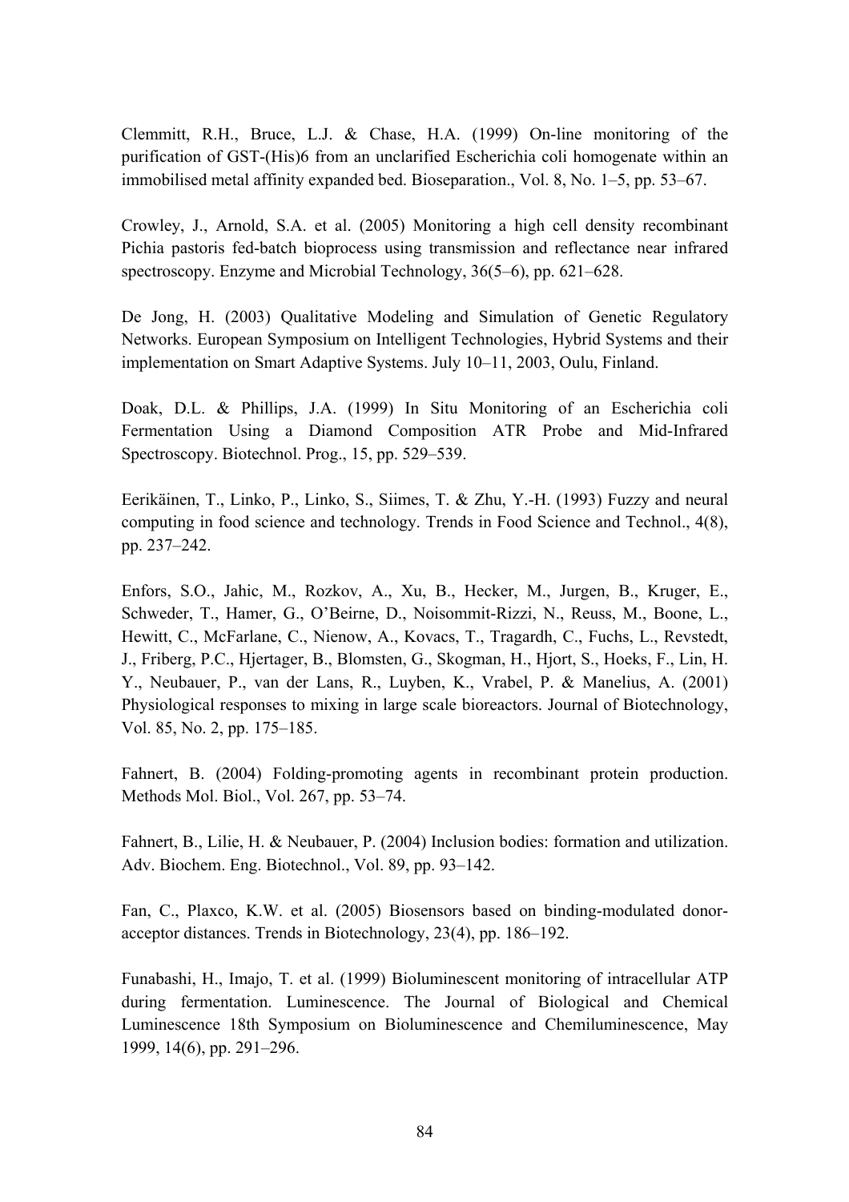Clemmitt, R.H., Bruce, L.J. & Chase, H.A. (1999) On-line monitoring of the purification of GST-(His)6 from an unclarified Escherichia coli homogenate within an immobilised metal affinity expanded bed. Bioseparation., Vol. 8, No. 1–5, pp. 53–67.

Crowley, J., Arnold, S.A. et al. (2005) Monitoring a high cell density recombinant Pichia pastoris fed-batch bioprocess using transmission and reflectance near infrared spectroscopy. Enzyme and Microbial Technology, 36(5–6), pp. 621–628.

De Jong, H. (2003) Qualitative Modeling and Simulation of Genetic Regulatory Networks. European Symposium on Intelligent Technologies, Hybrid Systems and their implementation on Smart Adaptive Systems. July 10–11, 2003, Oulu, Finland.

Doak, D.L. & Phillips, J.A. (1999) In Situ Monitoring of an Escherichia coli Fermentation Using a Diamond Composition ATR Probe and Mid-Infrared Spectroscopy. Biotechnol. Prog., 15, pp. 529–539.

Eerikäinen, T., Linko, P., Linko, S., Siimes, T. & Zhu, Y.-H. (1993) Fuzzy and neural computing in food science and technology. Trends in Food Science and Technol., 4(8), pp. 237–242.

Enfors, S.O., Jahic, M., Rozkov, A., Xu, B., Hecker, M., Jurgen, B., Kruger, E., Schweder, T., Hamer, G., O'Beirne, D., Noisommit-Rizzi, N., Reuss, M., Boone, L., Hewitt, C., McFarlane, C., Nienow, A., Kovacs, T., Tragardh, C., Fuchs, L., Revstedt, J., Friberg, P.C., Hjertager, B., Blomsten, G., Skogman, H., Hjort, S., Hoeks, F., Lin, H. Y., Neubauer, P., van der Lans, R., Luyben, K., Vrabel, P. & Manelius, A. (2001) Physiological responses to mixing in large scale bioreactors. Journal of Biotechnology, Vol. 85, No. 2, pp. 175–185.

Fahnert, B. (2004) Folding-promoting agents in recombinant protein production. Methods Mol. Biol., Vol. 267, pp. 53–74.

Fahnert, B., Lilie, H. & Neubauer, P. (2004) Inclusion bodies: formation and utilization. Adv. Biochem. Eng. Biotechnol., Vol. 89, pp. 93–142.

Fan, C., Plaxco, K.W. et al. (2005) Biosensors based on binding-modulated donor-acceptor distances. Trends in Biotechnology, 23(4), pp. 186–192.

Funabashi, H., Imajo, T. et al. (1999) Bioluminescent monitoring of intracellular ATP during fermentation. Luminescence. The Journal of Biological and Chemical Luminescence 18th Symposium on Bioluminescence and Chemiluminescence, May 1999, 14(6), pp. 291–296.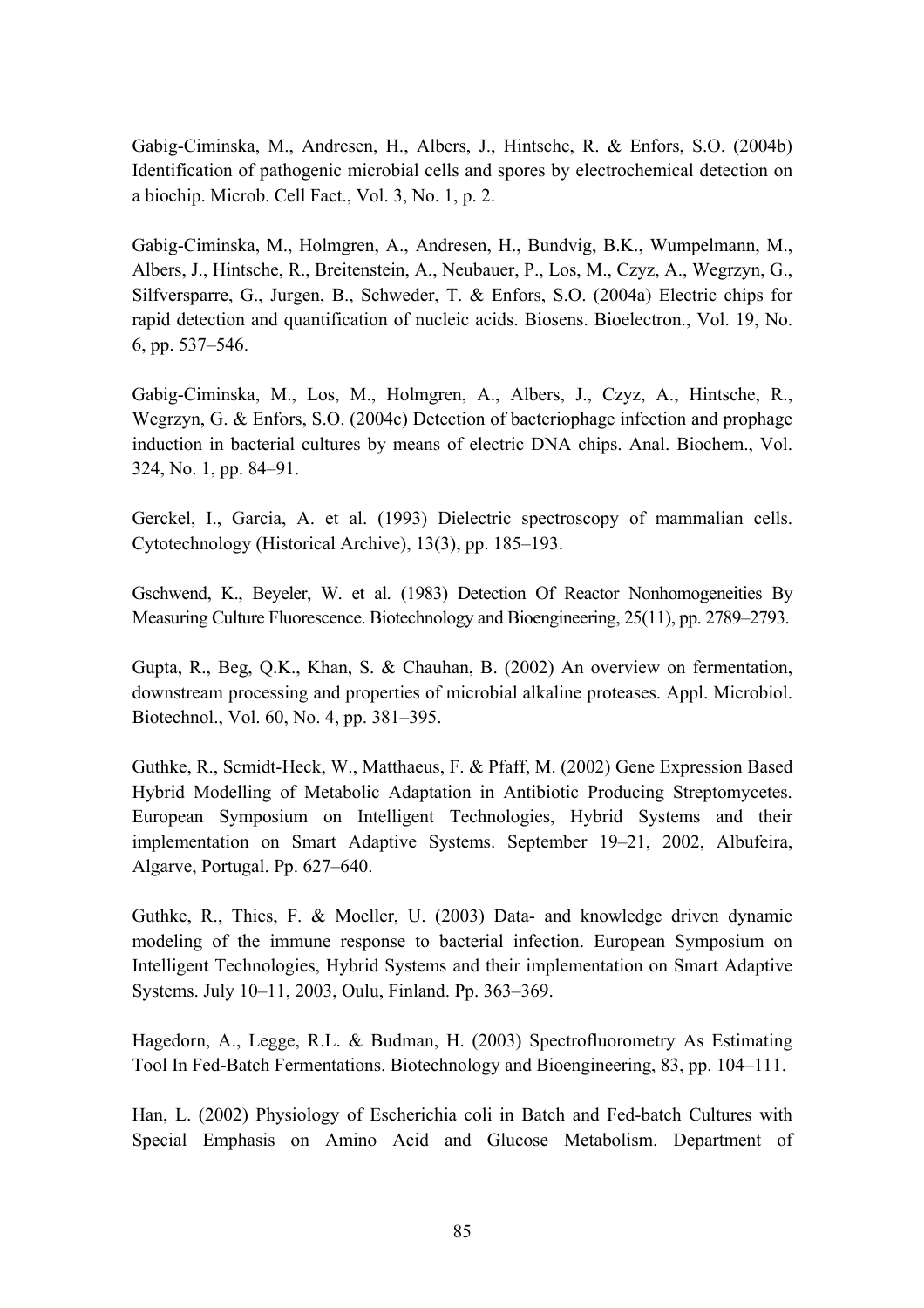Gabig-Ciminska, M., Andresen, H., Albers, J., Hintsche, R. & Enfors, S.O. (2004b) Identification of pathogenic microbial cells and spores by electrochemical detection on a biochip. Microb. Cell Fact., Vol. 3, No. 1, p. 2.

Gabig-Ciminska, M., Holmgren, A., Andresen, H., Bundvig, B.K., Wumpelmann, M., Albers, J., Hintsche, R., Breitenstein, A., Neubauer, P., Los, M., Czyz, A., Wegrzyn, G., Silfversparre, G., Jurgen, B., Schweder, T. & Enfors, S.O. (2004a) Electric chips for rapid detection and quantification of nucleic acids. Biosens. Bioelectron., Vol. 19, No. 6, pp. 537–546.

Gabig-Ciminska, M., Los, M., Holmgren, A., Albers, J., Czyz, A., Hintsche, R., Wegrzyn, G. & Enfors, S.O. (2004c) Detection of bacteriophage infection and prophage induction in bacterial cultures by means of electric DNA chips. Anal. Biochem., Vol. 324, No. 1, pp. 84–91.

Gerckel, I., Garcia, A. et al. (1993) Dielectric spectroscopy of mammalian cells. Cytotechnology (Historical Archive), 13(3), pp. 185–193.

Gschwend, K., Beyeler, W. et al. (1983) Detection Of Reactor Nonhomogeneities By Measuring Culture Fluorescence. Biotechnology and Bioengineering, 25(11), pp. 2789–2793.

Gupta, R., Beg, Q.K., Khan, S. & Chauhan, B. (2002) An overview on fermentation, downstream processing and properties of microbial alkaline proteases. Appl. Microbiol. Biotechnol., Vol. 60, No. 4, pp. 381–395.

Guthke, R., Scmidt-Heck, W., Matthaeus, F. & Pfaff, M. (2002) Gene Expression Based Hybrid Modelling of Metabolic Adaptation in Antibiotic Producing Streptomycetes. European Symposium on Intelligent Technologies, Hybrid Systems and their implementation on Smart Adaptive Systems. September 19–21, 2002, Albufeira, Algarve, Portugal. Pp. 627–640.

Guthke, R., Thies, F. & Moeller, U. (2003) Data- and knowledge driven dynamic modeling of the immune response to bacterial infection. European Symposium on Intelligent Technologies, Hybrid Systems and their implementation on Smart Adaptive Systems. July 10–11, 2003, Oulu, Finland. Pp. 363–369.

Hagedorn, A., Legge, R.L. & Budman, H. (2003) Spectrofluorometry As Estimating Tool In Fed-Batch Fermentations. Biotechnology and Bioengineering, 83, pp. 104–111.

Han, L. (2002) Physiology of Escherichia coli in Batch and Fed-batch Cultures with Special Emphasis on Amino Acid and Glucose Metabolism. Department of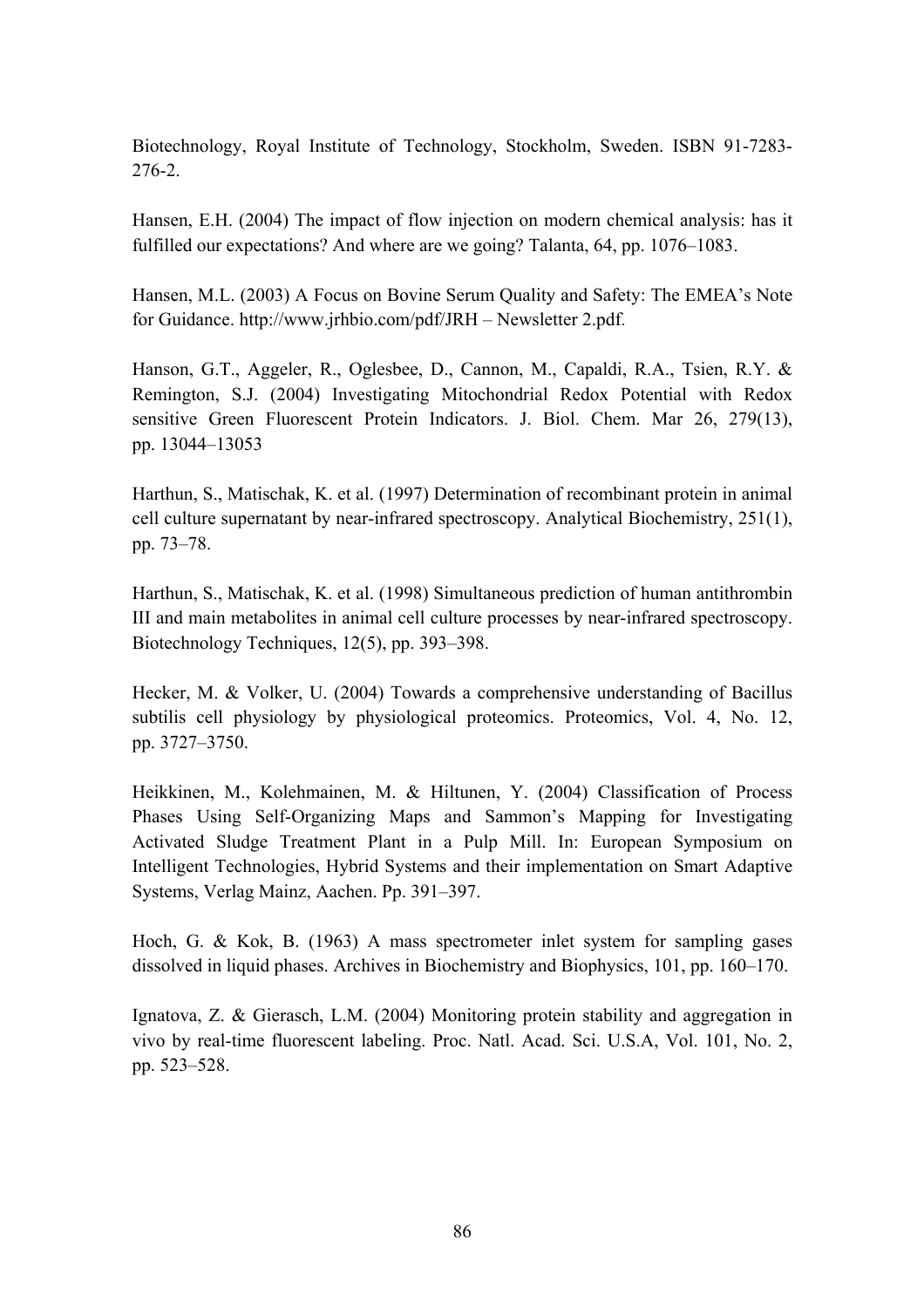Biotechnology, Royal Institute of Technology, Stockholm, Sweden. ISBN 91-7283-276-2.

Hansen, E.H. (2004) The impact of flow injection on modern chemical analysis: has it fulfilled our expectations? And where are we going? Talanta, 64, pp. 1076–1083.

Hansen, M.L. (2003) A Focus on Bovine Serum Quality and Safety: The EMEA's Note for Guidance. http://www.jrhbio.com/pdf/JRH – Newsletter 2.pdf.

Hanson, G.T., Aggeler, R., Oglesbee, D., Cannon, M., Capaldi, R.A., Tsien, R.Y. & Remington, S.J. (2004) Investigating Mitochondrial Redox Potential with Redox sensitive Green Fluorescent Protein Indicators. J. Biol. Chem. Mar 26, 279(13), pp. 13044–13053

Harthun, S., Matischak, K. et al. (1997) Determination of recombinant protein in animal cell culture supernatant by near-infrared spectroscopy. Analytical Biochemistry, 251(1), pp. 73–78.

Harthun, S., Matischak, K. et al. (1998) Simultaneous prediction of human antithrombin III and main metabolites in animal cell culture processes by near-infrared spectroscopy. Biotechnology Techniques, 12(5), pp. 393–398.

Hecker, M. & Volker, U. (2004) Towards a comprehensive understanding of Bacillus subtilis cell physiology by physiological proteomics. Proteomics, Vol. 4, No. 12, pp. 3727–3750.

Heikkinen, M., Kolehmainen, M. & Hiltunen, Y. (2004) Classification of Process Phases Using Self-Organizing Maps and Sammon's Mapping for Investigating Activated Sludge Treatment Plant in a Pulp Mill. In: European Symposium on Intelligent Technologies, Hybrid Systems and their implementation on Smart Adaptive Systems, Verlag Mainz, Aachen. Pp. 391–397.

Hoch, G. & Kok, B. (1963) A mass spectrometer inlet system for sampling gases dissolved in liquid phases. Archives in Biochemistry and Biophysics, 101, pp. 160–170.

Ignatova, Z. & Gierasch, L.M. (2004) Monitoring protein stability and aggregation in vivo by real-time fluorescent labeling. Proc. Natl. Acad. Sci. U.S.A, Vol. 101, No. 2, pp. 523–528.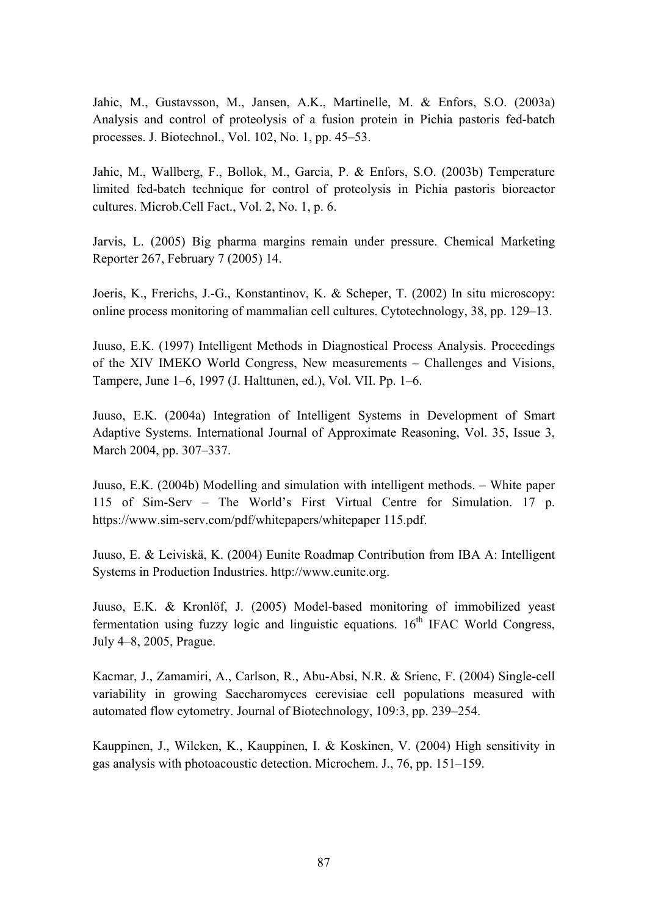Jahic, M., Gustavsson, M., Jansen, A.K., Martinelle, M. & Enfors, S.O. (2003a) Analysis and control of proteolysis of a fusion protein in Pichia pastoris fed-batch processes. J. Biotechnol., Vol. 102, No. 1, pp. 45–53.

Jahic, M., Wallberg, F., Bollok, M., Garcia, P. & Enfors, S.O. (2003b) Temperature limited fed-batch technique for control of proteolysis in Pichia pastoris bioreactor cultures. Microb.Cell Fact., Vol. 2, No. 1, p. 6.

Jarvis, L. (2005) Big pharma margins remain under pressure. Chemical Marketing Reporter 267, February 7 (2005) 14.

Joeris, K., Frerichs, J.-G., Konstantinov, K. & Scheper, T. (2002) In situ microscopy: online process monitoring of mammalian cell cultures. Cytotechnology, 38, pp. 129–13.

Juuso, E.K. (1997) Intelligent Methods in Diagnostical Process Analysis. Proceedings of the XIV IMEKO World Congress, New measurements – Challenges and Visions, Tampere, June 1–6, 1997 (J. Halttunen, ed.), Vol. VII. Pp. 1–6.

Juuso, E.K. (2004a) Integration of Intelligent Systems in Development of Smart Adaptive Systems. International Journal of Approximate Reasoning, Vol. 35, Issue 3, March 2004, pp. 307–337.

Juuso, E.K. (2004b) Modelling and simulation with intelligent methods. – White paper 115 of Sim-Serv – The World's First Virtual Centre for Simulation. 17 p. https://www.sim-serv.com/pdf/whitepapers/whitepaper 115.pdf.

Juuso, E. & Leiviskä, K. (2004) Eunite Roadmap Contribution from IBA A: Intelligent Systems in Production Industries. http://www.eunite.org.

Juuso, E.K. & Kronlöf, J. (2005) Model-based monitoring of immobilized yeast fermentation using fuzzy logic and linguistic equations. 16th IFAC World Congress, July 4–8, 2005, Prague.

Kacmar, J., Zamamiri, A., Carlson, R., Abu-Absi, N.R. & Srienc, F. (2004) Single-cell variability in growing Saccharomyces cerevisiae cell populations measured with automated flow cytometry. Journal of Biotechnology, 109:3, pp. 239–254.

Kauppinen, J., Wilcken, K., Kauppinen, I. & Koskinen, V. (2004) High sensitivity in gas analysis with photoacoustic detection. Microchem. J., 76, pp. 151–159.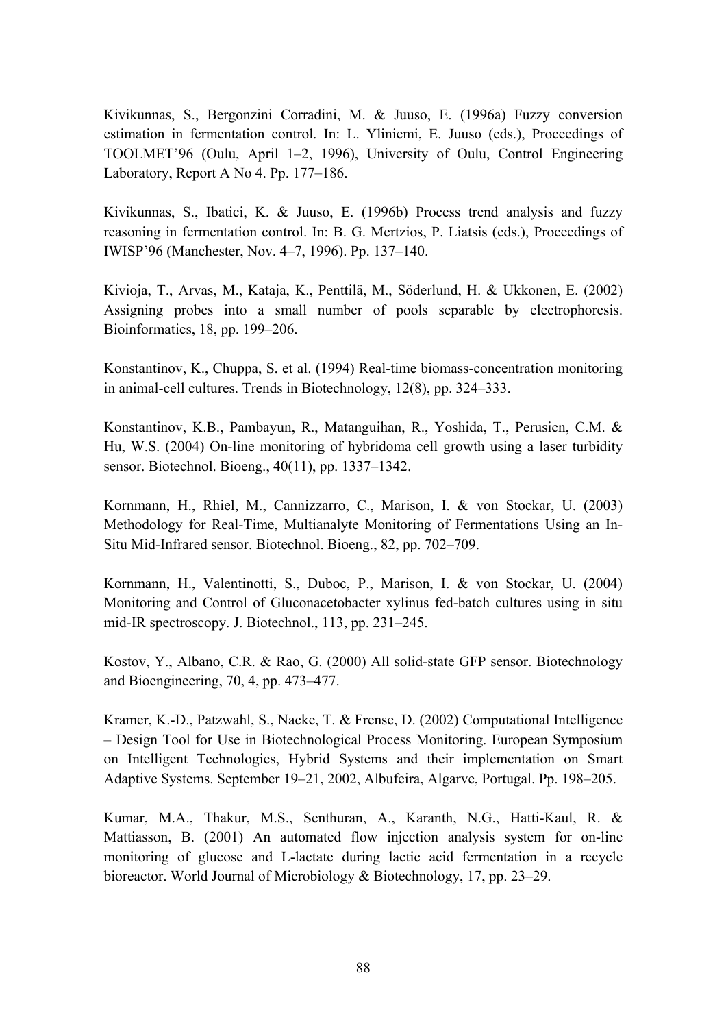Kivikunnas, S., Bergonzini Corradini, M. & Juuso, E. (1996a) Fuzzy conversion estimation in fermentation control. In: L. Yliniemi, E. Juuso (eds.), Proceedings of TOOLMET'96 (Oulu, April 1–2, 1996), University of Oulu, Control Engineering Laboratory, Report A No 4. Pp. 177–186.

Kivikunnas, S., Ibatici, K. & Juuso, E. (1996b) Process trend analysis and fuzzy reasoning in fermentation control. In: B. G. Mertzios, P. Liatsis (eds.), Proceedings of IWISP'96 (Manchester, Nov. 4–7, 1996). Pp. 137–140.

Kivioja, T., Arvas, M., Kataja, K., Penttilä, M., Söderlund, H. & Ukkonen, E. (2002) Assigning probes into a small number of pools separable by electrophoresis. Bioinformatics, 18, pp. 199–206.

Konstantinov, K., Chuppa, S. et al. (1994) Real-time biomass-concentration monitoring in animal-cell cultures. Trends in Biotechnology, 12(8), pp. 324–333.

Konstantinov, K.B., Pambayun, R., Matanguihan, R., Yoshida, T., Perusicn, C.M. & Hu, W.S. (2004) On-line monitoring of hybridoma cell growth using a laser turbidity sensor. Biotechnol. Bioeng., 40(11), pp. 1337–1342.

Kornmann, H., Rhiel, M., Cannizzarro, C., Marison, I. & von Stockar, U. (2003) Methodology for Real-Time, Multianalyte Monitoring of Fermentations Using an In-Situ Mid-Infrared sensor. Biotechnol. Bioeng., 82, pp. 702–709.

Kornmann, H., Valentinotti, S., Duboc, P., Marison, I. & von Stockar, U. (2004) Monitoring and Control of Gluconacetobacter xylinus fed-batch cultures using in situ mid-IR spectroscopy. J. Biotechnol., 113, pp. 231–245.

Kostov, Y., Albano, C.R. & Rao, G. (2000) All solid-state GFP sensor. Biotechnology and Bioengineering, 70, 4, pp. 473–477.

Kramer, K.-D., Patzwahl, S., Nacke, T. & Frense, D. (2002) Computational Intelligence – Design Tool for Use in Biotechnological Process Monitoring. European Symposium on Intelligent Technologies, Hybrid Systems and their implementation on Smart Adaptive Systems. September 19–21, 2002, Albufeira, Algarve, Portugal. Pp. 198–205.

Kumar, M.A., Thakur, M.S., Senthuran, A., Karanth, N.G., Hatti-Kaul, R. & Mattiasson, B. (2001) An automated flow injection analysis system for on-line monitoring of glucose and L-lactate during lactic acid fermentation in a recycle bioreactor. World Journal of Microbiology & Biotechnology, 17, pp. 23–29.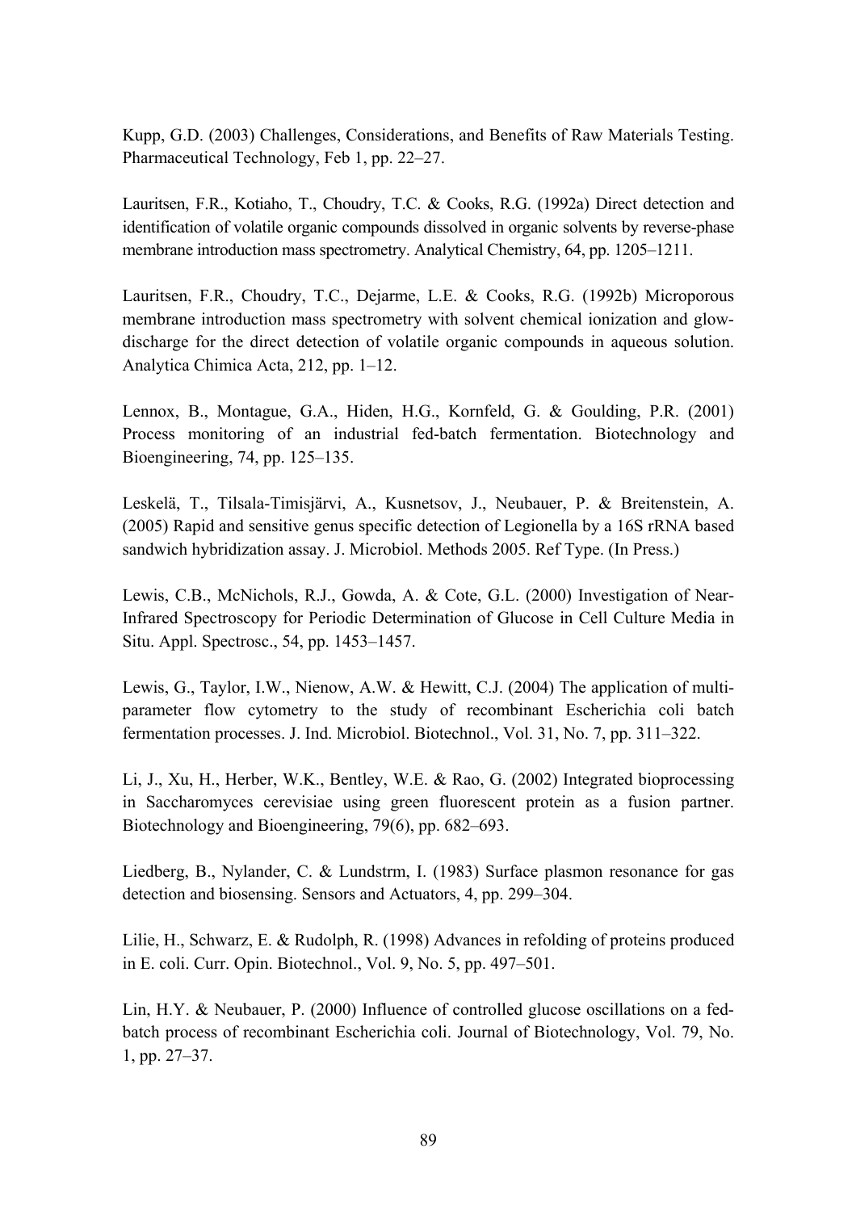Kupp, G.D. (2003) Challenges, Considerations, and Benefits of Raw Materials Testing. Pharmaceutical Technology, Feb 1, pp. 22–27.

Lauritsen, F.R., Kotiaho, T., Choudry, T.C. & Cooks, R.G. (1992a) Direct detection and identification of volatile organic compounds dissolved in organic solvents by reverse-phase membrane introduction mass spectrometry. Analytical Chemistry, 64, pp. 1205–1211.

Lauritsen, F.R., Choudry, T.C., Dejarme, L.E. & Cooks, R.G. (1992b) Microporous membrane introduction mass spectrometry with solvent chemical ionization and glow-discharge for the direct detection of volatile organic compounds in aqueous solution. Analytica Chimica Acta, 212, pp. 1–12.

Lennox, B., Montague, G.A., Hiden, H.G., Kornfeld, G. & Goulding, P.R. (2001) Process monitoring of an industrial fed-batch fermentation. Biotechnology and Bioengineering, 74, pp. 125–135.

Leskelä, T., Tilsala-Timisjärvi, A., Kusnetsov, J., Neubauer, P. & Breitenstein, A. (2005) Rapid and sensitive genus specific detection of Legionella by a 16S rRNA based sandwich hybridization assay. J. Microbiol. Methods 2005. Ref Type. (In Press.)

Lewis, C.B., McNichols, R.J., Gowda, A. & Cote, G.L. (2000) Investigation of Near-Infrared Spectroscopy for Periodic Determination of Glucose in Cell Culture Media in Situ. Appl. Spectrosc., 54, pp. 1453–1457.

Lewis, G., Taylor, I.W., Nienow, A.W. & Hewitt, C.J. (2004) The application of multi-parameter flow cytometry to the study of recombinant Escherichia coli batch fermentation processes. J. Ind. Microbiol. Biotechnol., Vol. 31, No. 7, pp. 311–322.

Li, J., Xu, H., Herber, W.K., Bentley, W.E. & Rao, G. (2002) Integrated bioprocessing in Saccharomyces cerevisiae using green fluorescent protein as a fusion partner. Biotechnology and Bioengineering, 79(6), pp. 682–693.

Liedberg, B., Nylander, C. & Lundstrm, I. (1983) Surface plasmon resonance for gas detection and biosensing. Sensors and Actuators, 4, pp. 299–304.

Lilie, H., Schwarz, E. & Rudolph, R. (1998) Advances in refolding of proteins produced in E. coli. Curr. Opin. Biotechnol., Vol. 9, No. 5, pp. 497–501.

Lin, H.Y. & Neubauer, P. (2000) Influence of controlled glucose oscillations on a fed-batch process of recombinant Escherichia coli. Journal of Biotechnology, Vol. 79, No. 1, pp. 27–37.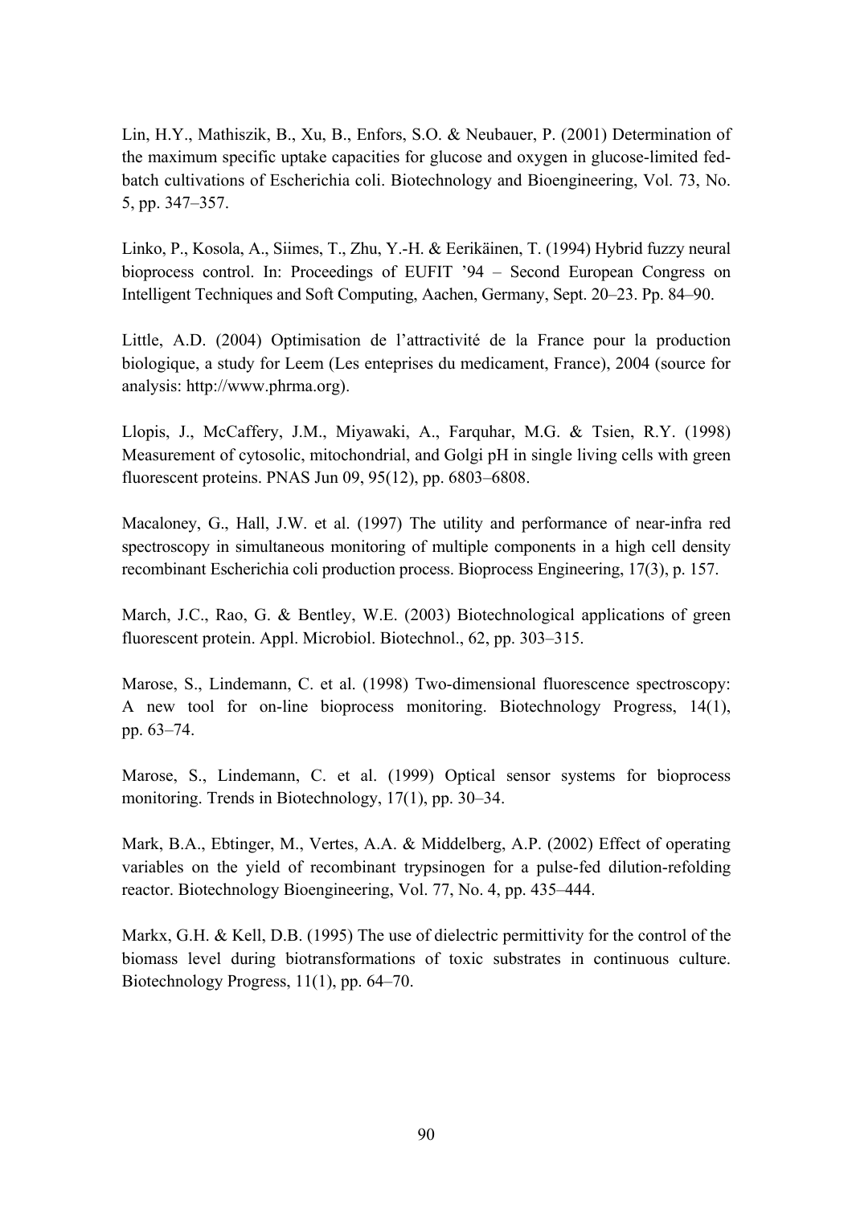Lin, H.Y., Mathiszik, B., Xu, B., Enfors, S.O. & Neubauer, P. (2001) Determination of the maximum specific uptake capacities for glucose and oxygen in glucose-limited fed-batch cultivations of Escherichia coli. Biotechnology and Bioengineering, Vol. 73, No. 5, pp. 347–357.

Linko, P., Kosola, A., Siimes, T., Zhu, Y.-H. & Eerikäinen, T. (1994) Hybrid fuzzy neural bioprocess control. In: Proceedings of EUFIT '94 – Second European Congress on Intelligent Techniques and Soft Computing, Aachen, Germany, Sept. 20–23. Pp. 84–90.

Little, A.D. (2004) Optimisation de l'attractivité de la France pour la production biologique, a study for Leem (Les enteprises du medicament, France), 2004 (source for analysis: http://www.phrma.org).

Llopis, J., McCaffery, J.M., Miyawaki, A., Farquhar, M.G. & Tsien, R.Y. (1998) Measurement of cytosolic, mitochondrial, and Golgi pH in single living cells with green fluorescent proteins. PNAS Jun 09, 95(12), pp. 6803–6808.

Macaloney, G., Hall, J.W. et al. (1997) The utility and performance of near-infra red spectroscopy in simultaneous monitoring of multiple components in a high cell density recombinant Escherichia coli production process. Bioprocess Engineering, 17(3), p. 157.

March, J.C., Rao, G. & Bentley, W.E. (2003) Biotechnological applications of green fluorescent protein. Appl. Microbiol. Biotechnol., 62, pp. 303–315.

Marose, S., Lindemann, C. et al. (1998) Two-dimensional fluorescence spectroscopy: A new tool for on-line bioprocess monitoring. Biotechnology Progress, 14(1), pp. 63–74.

Marose, S., Lindemann, C. et al. (1999) Optical sensor systems for bioprocess monitoring. Trends in Biotechnology, 17(1), pp. 30–34.

Mark, B.A., Ebtinger, M., Vertes, A.A. & Middelberg, A.P. (2002) Effect of operating variables on the yield of recombinant trypsinogen for a pulse-fed dilution-refolding reactor. Biotechnology Bioengineering, Vol. 77, No. 4, pp. 435–444.

Markx, G.H. & Kell, D.B. (1995) The use of dielectric permittivity for the control of the biomass level during biotransformations of toxic substrates in continuous culture. Biotechnology Progress, 11(1), pp. 64–70.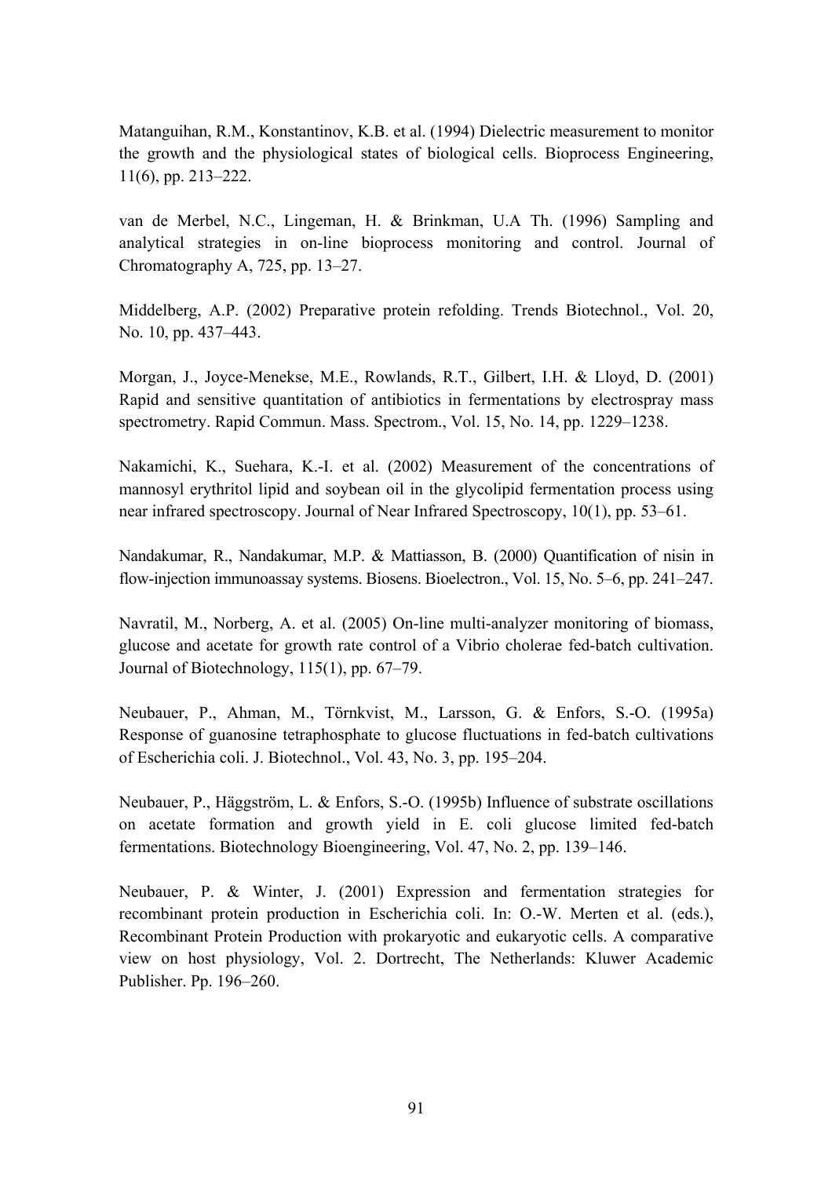Matanguihan, R.M., Konstantinov, K.B. et al. (1994) Dielectric measurement to monitor the growth and the physiological states of biological cells. Bioprocess Engineering, 11(6), pp. 213–222.

van de Merbel, N.C., Lingeman, H. & Brinkman, U.A Th. (1996) Sampling and analytical strategies in on-line bioprocess monitoring and control. Journal of Chromatography A, 725, pp. 13–27.

Middelberg, A.P. (2002) Preparative protein refolding. Trends Biotechnol., Vol. 20, No. 10, pp. 437–443.

Morgan, J., Joyce-Menekse, M.E., Rowlands, R.T., Gilbert, I.H. & Lloyd, D. (2001) Rapid and sensitive quantitation of antibiotics in fermentations by electrospray mass spectrometry. Rapid Commun. Mass. Spectrom., Vol. 15, No. 14, pp. 1229–1238.

Nakamichi, K., Suehara, K.-I. et al. (2002) Measurement of the concentrations of mannosyl erythritol lipid and soybean oil in the glycolipid fermentation process using near infrared spectroscopy. Journal of Near Infrared Spectroscopy, 10(1), pp. 53–61.

Nandakumar, R., Nandakumar, M.P. & Mattiasson, B. (2000) Quantification of nisin in flow-injection immunoassay systems. Biosens. Bioelectron., Vol. 15, No. 5–6, pp. 241–247.

Navratil, M., Norberg, A. et al. (2005) On-line multi-analyzer monitoring of biomass, glucose and acetate for growth rate control of a Vibrio cholerae fed-batch cultivation. Journal of Biotechnology, 115(1), pp. 67–79.

Neubauer, P., Ahman, M., Törnkvist, M., Larsson, G. & Enfors, S.-O. (1995a) Response of guanosine tetraphosphate to glucose fluctuations in fed-batch cultivations of Escherichia coli. J. Biotechnol., Vol. 43, No. 3, pp. 195–204.

Neubauer, P., Häggström, L. & Enfors, S.-O. (1995b) Influence of substrate oscillations on acetate formation and growth yield in E. coli glucose limited fed-batch fermentations. Biotechnology Bioengineering, Vol. 47, No. 2, pp. 139–146.

Neubauer, P. & Winter, J. (2001) Expression and fermentation strategies for recombinant protein production in Escherichia coli. In: O.-W. Merten et al. (eds.), Recombinant Protein Production with prokaryotic and eukaryotic cells. A comparative view on host physiology, Vol. 2. Dortrecht, The Netherlands: Kluwer Academic Publisher. Pp. 196–260.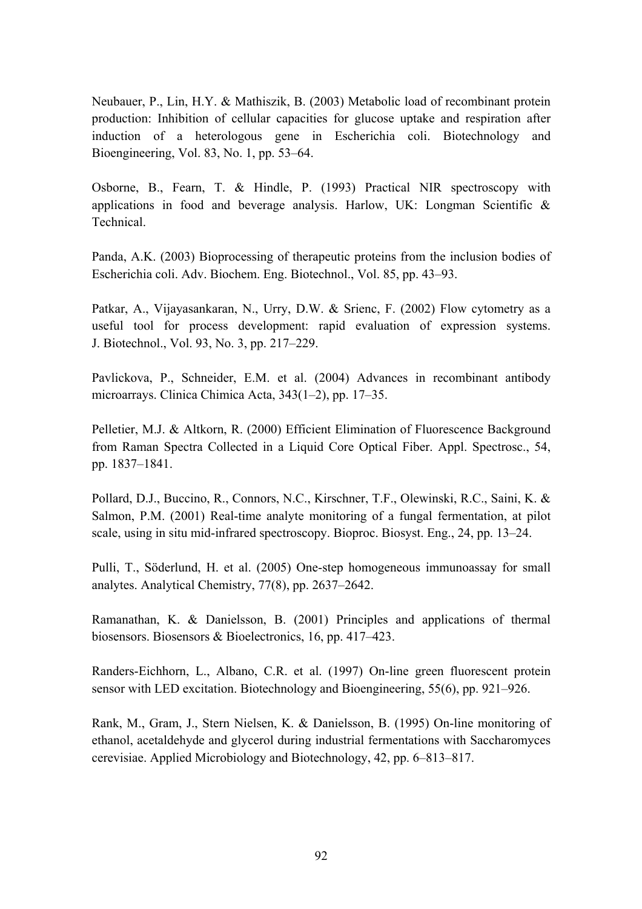Neubauer, P., Lin, H.Y. & Mathiszik, B. (2003) Metabolic load of recombinant protein production: Inhibition of cellular capacities for glucose uptake and respiration after induction of a heterologous gene in Escherichia coli. Biotechnology and Bioengineering, Vol. 83, No. 1, pp. 53–64.

Osborne, B., Fearn, T. & Hindle, P. (1993) Practical NIR spectroscopy with applications in food and beverage analysis. Harlow, UK: Longman Scientific & Technical.

Panda, A.K. (2003) Bioprocessing of therapeutic proteins from the inclusion bodies of Escherichia coli. Adv. Biochem. Eng. Biotechnol., Vol. 85, pp. 43–93.

Patkar, A., Vijayasankaran, N., Urry, D.W. & Srienc, F. (2002) Flow cytometry as a useful tool for process development: rapid evaluation of expression systems. J. Biotechnol., Vol. 93, No. 3, pp. 217–229.

Pavlickova, P., Schneider, E.M. et al. (2004) Advances in recombinant antibody microarrays. Clinica Chimica Acta, 343(1–2), pp. 17–35.

Pelletier, M.J. & Altkorn, R. (2000) Efficient Elimination of Fluorescence Background from Raman Spectra Collected in a Liquid Core Optical Fiber. Appl. Spectrosc., 54, pp. 1837–1841.

Pollard, D.J., Buccino, R., Connors, N.C., Kirschner, T.F., Olewinski, R.C., Saini, K. & Salmon, P.M. (2001) Real-time analyte monitoring of a fungal fermentation, at pilot scale, using in situ mid-infrared spectroscopy. Bioproc. Biosyst. Eng., 24, pp. 13–24.

Pulli, T., Söderlund, H. et al. (2005) One-step homogeneous immunoassay for small analytes. Analytical Chemistry, 77(8), pp. 2637–2642.

Ramanathan, K. & Danielsson, B. (2001) Principles and applications of thermal biosensors. Biosensors & Bioelectronics, 16, pp. 417–423.

Randers-Eichhorn, L., Albano, C.R. et al. (1997) On-line green fluorescent protein sensor with LED excitation. Biotechnology and Bioengineering, 55(6), pp. 921–926.

Rank, M., Gram, J., Stern Nielsen, K. & Danielsson, B. (1995) On-line monitoring of ethanol, acetaldehyde and glycerol during industrial fermentations with Saccharomyces cerevisiae. Applied Microbiology and Biotechnology, 42, pp. 6–813–817.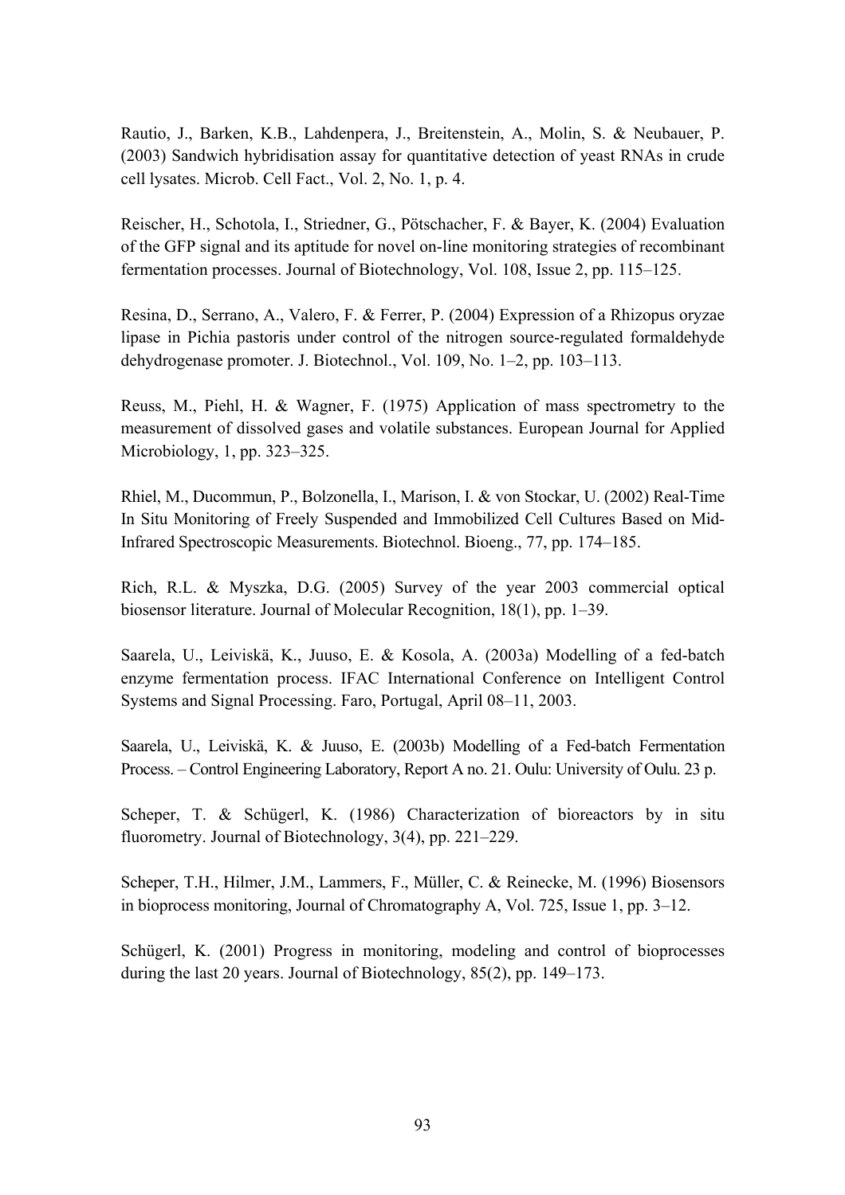Rautio, J., Barken, K.B., Lahdenpera, J., Breitenstein, A., Molin, S. & Neubauer, P. (2003) Sandwich hybridisation assay for quantitative detection of yeast RNAs in crude cell lysates. Microb. Cell Fact., Vol. 2, No. 1, p. 4.

Reischer, H., Schotola, I., Striedner, G., Pötschacher, F. & Bayer, K. (2004) Evaluation of the GFP signal and its aptitude for novel on-line monitoring strategies of recombinant fermentation processes. Journal of Biotechnology, Vol. 108, Issue 2, pp. 115–125.

Resina, D., Serrano, A., Valero, F. & Ferrer, P. (2004) Expression of a Rhizopus oryzae lipase in Pichia pastoris under control of the nitrogen source-regulated formaldehyde dehydrogenase promoter. J. Biotechnol., Vol. 109, No. 1–2, pp. 103–113.

Reuss, M., Piehl, H. & Wagner, F. (1975) Application of mass spectrometry to the measurement of dissolved gases and volatile substances. European Journal for Applied Microbiology, 1, pp. 323–325.

Rhiel, M., Ducommun, P., Bolzonella, I., Marison, I. & von Stockar, U. (2002) Real-Time In Situ Monitoring of Freely Suspended and Immobilized Cell Cultures Based on Mid-Infrared Spectroscopic Measurements. Biotechnol. Bioeng., 77, pp. 174–185.

Rich, R.L. & Myszka, D.G. (2005) Survey of the year 2003 commercial optical biosensor literature. Journal of Molecular Recognition, 18(1), pp. 1–39.

Saarela, U., Leiviskä, K., Juuso, E. & Kosola, A. (2003a) Modelling of a fed-batch enzyme fermentation process. IFAC International Conference on Intelligent Control Systems and Signal Processing. Faro, Portugal, April 08–11, 2003.

Saarela, U., Leiviskä, K. & Juuso, E. (2003b) Modelling of a Fed-batch Fermentation Process. – Control Engineering Laboratory, Report A no. 21. Oulu: University of Oulu. 23 p.

Scheper, T. & Schügerl, K. (1986) Characterization of bioreactors by in situ fluorometry. Journal of Biotechnology, 3(4), pp. 221–229.

Scheper, T.H., Hilmer, J.M., Lammers, F., Müller, C. & Reinecke, M. (1996) Biosensors in bioprocess monitoring, Journal of Chromatography A, Vol. 725, Issue 1, pp. 3–12.

Schügerl, K. (2001) Progress in monitoring, modeling and control of bioprocesses during the last 20 years. Journal of Biotechnology, 85(2), pp. 149–173.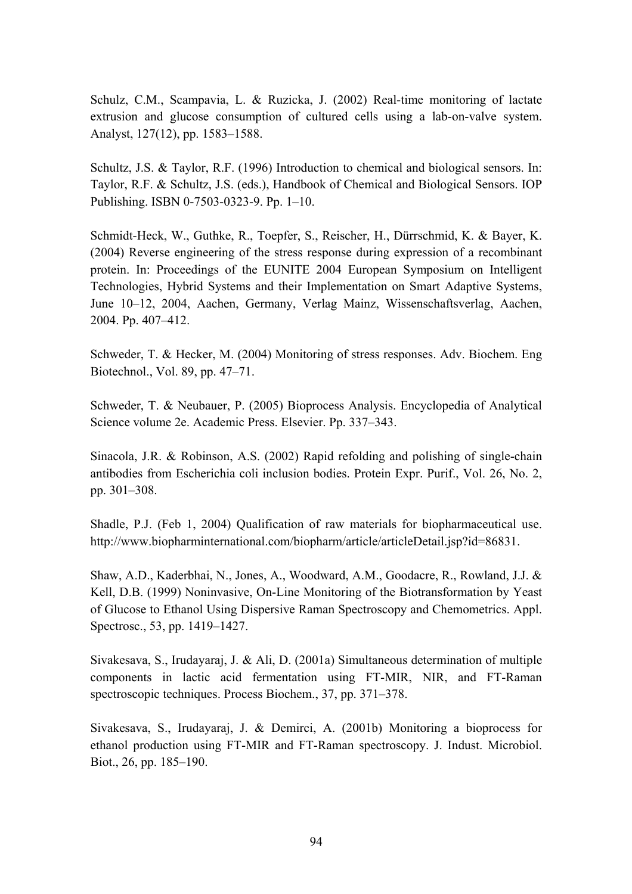Schulz, C.M., Scampavia, L. & Ruzicka, J. (2002) Real-time monitoring of lactate extrusion and glucose consumption of cultured cells using a lab-on-valve system. Analyst, 127(12), pp. 1583–1588.

Schultz, J.S. & Taylor, R.F. (1996) Introduction to chemical and biological sensors. In: Taylor, R.F. & Schultz, J.S. (eds.), Handbook of Chemical and Biological Sensors. IOP Publishing. ISBN 0-7503-0323-9. Pp. 1–10.

Schmidt-Heck, W., Guthke, R., Toepfer, S., Reischer, H., Dürrschmid, K. & Bayer, K. (2004) Reverse engineering of the stress response during expression of a recombinant protein. In: Proceedings of the EUNITE 2004 European Symposium on Intelligent Technologies, Hybrid Systems and their Implementation on Smart Adaptive Systems, June 10–12, 2004, Aachen, Germany, Verlag Mainz, Wissenschaftsverlag, Aachen, 2004. Pp. 407–412.

Schweder, T. & Hecker, M. (2004) Monitoring of stress responses. Adv. Biochem. Eng Biotechnol., Vol. 89, pp. 47–71.

Schweder, T. & Neubauer, P. (2005) Bioprocess Analysis. Encyclopedia of Analytical Science volume 2e. Academic Press. Elsevier. Pp. 337–343.

Sinacola, J.R. & Robinson, A.S. (2002) Rapid refolding and polishing of single-chain antibodies from Escherichia coli inclusion bodies. Protein Expr. Purif., Vol. 26, No. 2, pp. 301–308.

Shadle, P.J. (Feb 1, 2004) Qualification of raw materials for biopharmaceutical use. http://www.biopharminternational.com/biopharm/article/articleDetail.jsp?id=86831.

Shaw, A.D., Kaderbhai, N., Jones, A., Woodward, A.M., Goodacre, R., Rowland, J.J. & Kell, D.B. (1999) Noninvasive, On-Line Monitoring of the Biotransformation by Yeast of Glucose to Ethanol Using Dispersive Raman Spectroscopy and Chemometrics. Appl. Spectrosc., 53, pp. 1419–1427.

Sivakesava, S., Irudayaraj, J. & Ali, D. (2001a) Simultaneous determination of multiple components in lactic acid fermentation using FT-MIR, NIR, and FT-Raman spectroscopic techniques. Process Biochem., 37, pp. 371–378.

Sivakesava, S., Irudayaraj, J. & Demirci, A. (2001b) Monitoring a bioprocess for ethanol production using FT-MIR and FT-Raman spectroscopy. J. Indust. Microbiol. Biot., 26, pp. 185–190.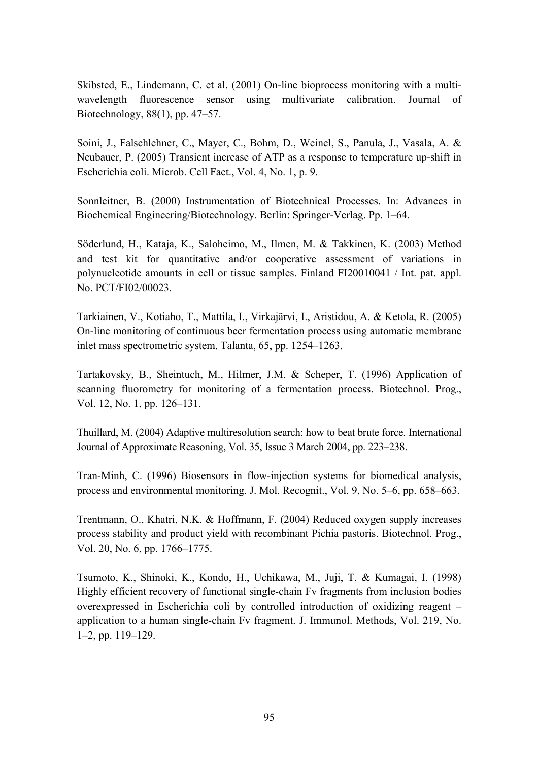Skibsted, E., Lindemann, C. et al. (2001) On-line bioprocess monitoring with a multi-wavelength fluorescence sensor using multivariate calibration. Journal of Biotechnology, 88(1), pp. 47–57.

Soini, J., Falschlehner, C., Mayer, C., Bohm, D., Weinel, S., Panula, J., Vasala, A. & Neubauer, P. (2005) Transient increase of ATP as a response to temperature up-shift in Escherichia coli. Microb. Cell Fact., Vol. 4, No. 1, p. 9.

Sonnleitner, B. (2000) Instrumentation of Biotechnical Processes. In: Advances in Biochemical Engineering/Biotechnology. Berlin: Springer-Verlag. Pp. 1–64.

Söderlund, H., Kataja, K., Saloheimo, M., Ilmen, M. & Takkinen, K. (2003) Method and test kit for quantitative and/or cooperative assessment of variations in polynucleotide amounts in cell or tissue samples. Finland FI20010041 / Int. pat. appl. No. PCT/FI02/00023.

Tarkiainen, V., Kotiaho, T., Mattila, I., Virkajärvi, I., Aristidou, A. & Ketola, R. (2005) On-line monitoring of continuous beer fermentation process using automatic membrane inlet mass spectrometric system. Talanta, 65, pp. 1254–1263.

Tartakovsky, B., Sheintuch, M., Hilmer, J.M. & Scheper, T. (1996) Application of scanning fluorometry for monitoring of a fermentation process. Biotechnol. Prog., Vol. 12, No. 1, pp. 126–131.

Thuillard, M. (2004) Adaptive multiresolution search: how to beat brute force. International Journal of Approximate Reasoning, Vol. 35, Issue 3 March 2004, pp. 223–238.

Tran-Minh, C. (1996) Biosensors in flow-injection systems for biomedical analysis, process and environmental monitoring. J. Mol. Recognit., Vol. 9, No. 5–6, pp. 658–663.

Trentmann, O., Khatri, N.K. & Hoffmann, F. (2004) Reduced oxygen supply increases process stability and product yield with recombinant Pichia pastoris. Biotechnol. Prog., Vol. 20, No. 6, pp. 1766–1775.

Tsumoto, K., Shinoki, K., Kondo, H., Uchikawa, M., Juji, T. & Kumagai, I. (1998) Highly efficient recovery of functional single-chain Fv fragments from inclusion bodies overexpressed in Escherichia coli by controlled introduction of oxidizing reagent – application to a human single-chain Fv fragment. J. Immunol. Methods, Vol. 219, No. 1–2, pp. 119–129.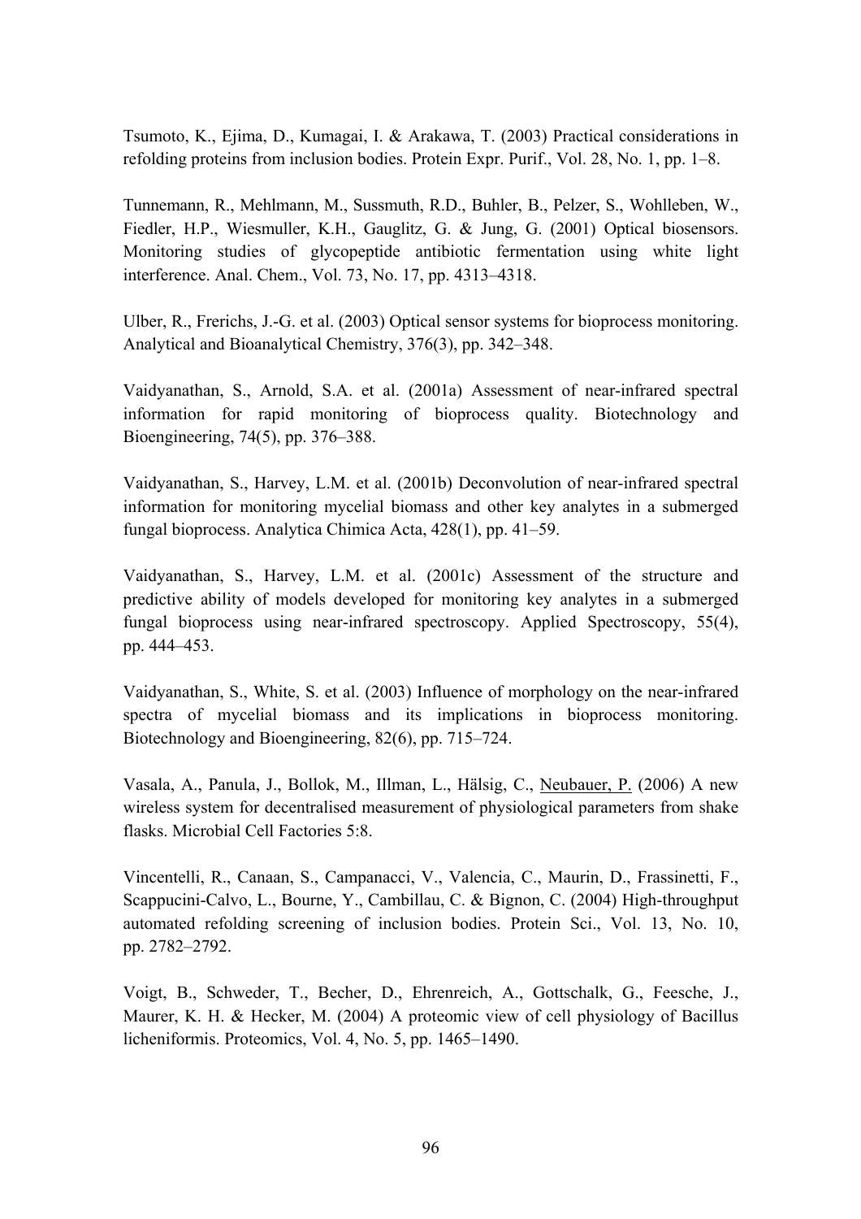Tsumoto, K., Ejima, D., Kumagai, I. & Arakawa, T. (2003) Practical considerations in refolding proteins from inclusion bodies. Protein Expr. Purif., Vol. 28, No. 1, pp. 1–8.

Tunnemann, R., Mehlmann, M., Sussmuth, R.D., Buhler, B., Pelzer, S., Wohlleben, W., Fiedler, H.P., Wiesmuller, K.H., Gauglitz, G. & Jung, G. (2001) Optical biosensors. Monitoring studies of glycopeptide antibiotic fermentation using white light interference. Anal. Chem., Vol. 73, No. 17, pp. 4313–4318.

Ulber, R., Frerichs, J.-G. et al. (2003) Optical sensor systems for bioprocess monitoring. Analytical and Bioanalytical Chemistry, 376(3), pp. 342–348.

Vaidyanathan, S., Arnold, S.A. et al. (2001a) Assessment of near-infrared spectral information for rapid monitoring of bioprocess quality. Biotechnology and Bioengineering, 74(5), pp. 376–388.

Vaidyanathan, S., Harvey, L.M. et al. (2001b) Deconvolution of near-infrared spectral information for monitoring mycelial biomass and other key analytes in a submerged fungal bioprocess. Analytica Chimica Acta, 428(1), pp. 41–59.

Vaidyanathan, S., Harvey, L.M. et al. (2001c) Assessment of the structure and predictive ability of models developed for monitoring key analytes in a submerged fungal bioprocess using near-infrared spectroscopy. Applied Spectroscopy, 55(4), pp. 444–453.

Vaidyanathan, S., White, S. et al. (2003) Influence of morphology on the near-infrared spectra of mycelial biomass and its implications in bioprocess monitoring. Biotechnology and Bioengineering, 82(6), pp. 715–724.

Vasala, A., Panula, J., Bollok, M., Illman, L., Hälsig, C., Neubauer, P. (2006) A new wireless system for decentralised measurement of physiological parameters from shake flasks. Microbial Cell Factories 5:8.

Vincentelli, R., Canaan, S., Campanacci, V., Valencia, C., Maurin, D., Frassinetti, F., Scappucini-Calvo, L., Bourne, Y., Cambillau, C. & Bignon, C. (2004) High-throughput automated refolding screening of inclusion bodies. Protein Sci., Vol. 13, No. 10, pp. 2782–2792.

Voigt, B., Schweder, T., Becher, D., Ehrenreich, A., Gottschalk, G., Feesche, J., Maurer, K. H. & Hecker, M. (2004) A proteomic view of cell physiology of Bacillus licheniformis. Proteomics, Vol. 4, No. 5, pp. 1465–1490.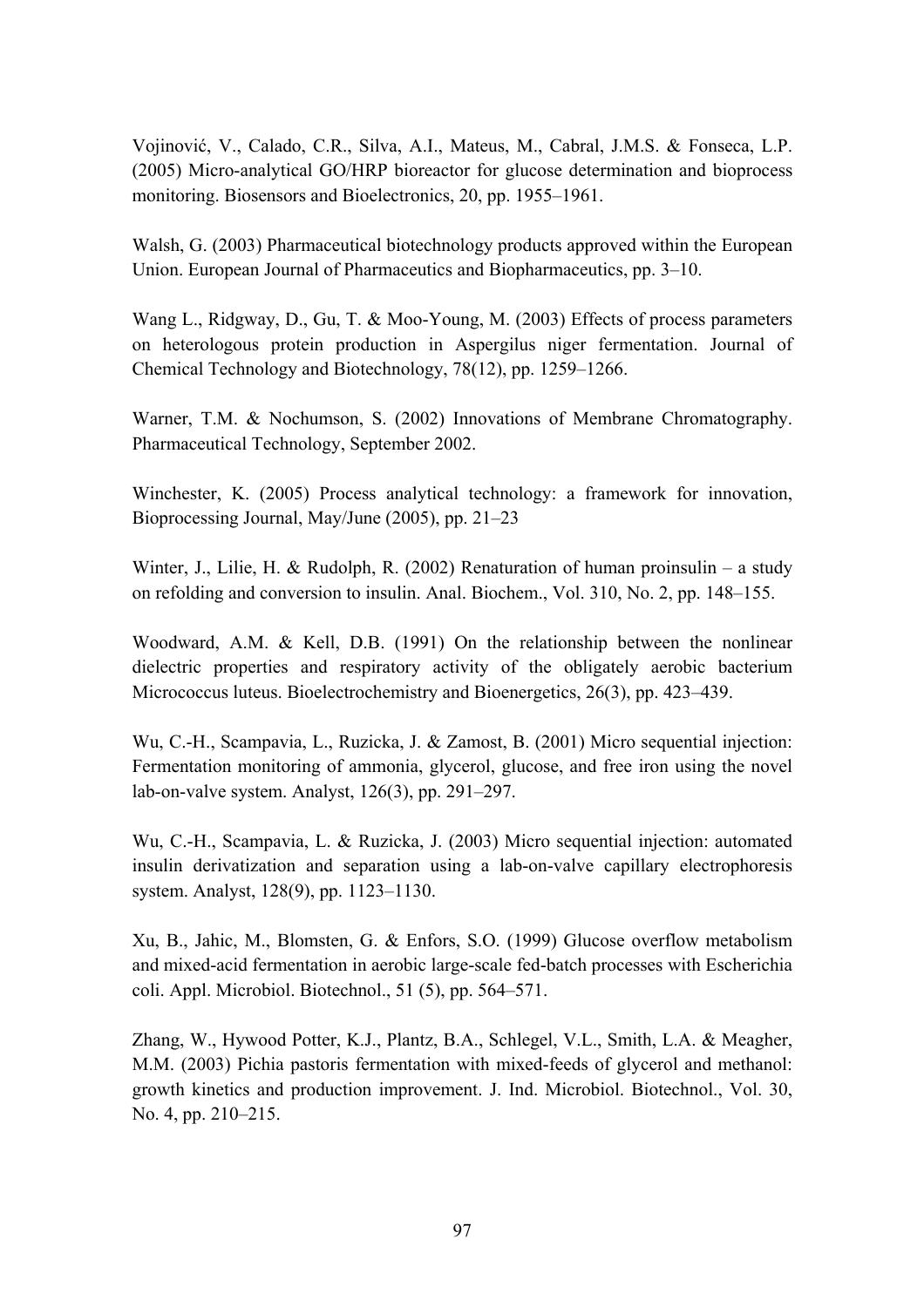Vojinović, V., Calado, C.R., Silva, A.I., Mateus, M., Cabral, J.M.S. & Fonseca, L.P. (2005) Micro-analytical GO/HRP bioreactor for glucose determination and bioprocess monitoring. Biosensors and Bioelectronics, 20, pp. 1955–1961.

Walsh, G. (2003) Pharmaceutical biotechnology products approved within the European Union. European Journal of Pharmaceutics and Biopharmaceutics, pp. 3–10.

Wang L., Ridgway, D., Gu, T. & Moo-Young, M. (2003) Effects of process parameters on heterologous protein production in Aspergilus niger fermentation. Journal of Chemical Technology and Biotechnology, 78(12), pp. 1259–1266.

Warner, T.M. & Nochumson, S. (2002) Innovations of Membrane Chromatography. Pharmaceutical Technology, September 2002.

Winchester, K. (2005) Process analytical technology: a framework for innovation, Bioprocessing Journal, May/June (2005), pp. 21–23

Winter, J., Lilie, H. & Rudolph, R. (2002) Renaturation of human proinsulin – a study on refolding and conversion to insulin. Anal. Biochem., Vol. 310, No. 2, pp. 148–155.

Woodward, A.M. & Kell, D.B. (1991) On the relationship between the nonlinear dielectric properties and respiratory activity of the obligately aerobic bacterium Micrococcus luteus. Bioelectrochemistry and Bioenergetics, 26(3), pp. 423–439.

Wu, C.-H., Scampavia, L., Ruzicka, J. & Zamost, B. (2001) Micro sequential injection: Fermentation monitoring of ammonia, glycerol, glucose, and free iron using the novel lab-on-valve system. Analyst, 126(3), pp. 291–297.

Wu, C.-H., Scampavia, L. & Ruzicka, J. (2003) Micro sequential injection: automated insulin derivatization and separation using a lab-on-valve capillary electrophoresis system. Analyst, 128(9), pp. 1123–1130.

Xu, B., Jahic, M., Blomsten, G. & Enfors, S.O. (1999) Glucose overflow metabolism and mixed-acid fermentation in aerobic large-scale fed-batch processes with Escherichia coli. Appl. Microbiol. Biotechnol., 51 (5), pp. 564–571.

Zhang, W., Hywood Potter, K.J., Plantz, B.A., Schlegel, V.L., Smith, L.A. & Meagher, M.M. (2003) Pichia pastoris fermentation with mixed-feeds of glycerol and methanol: growth kinetics and production improvement. J. Ind. Microbiol. Biotechnol., Vol. 30, No. 4, pp. 210–215.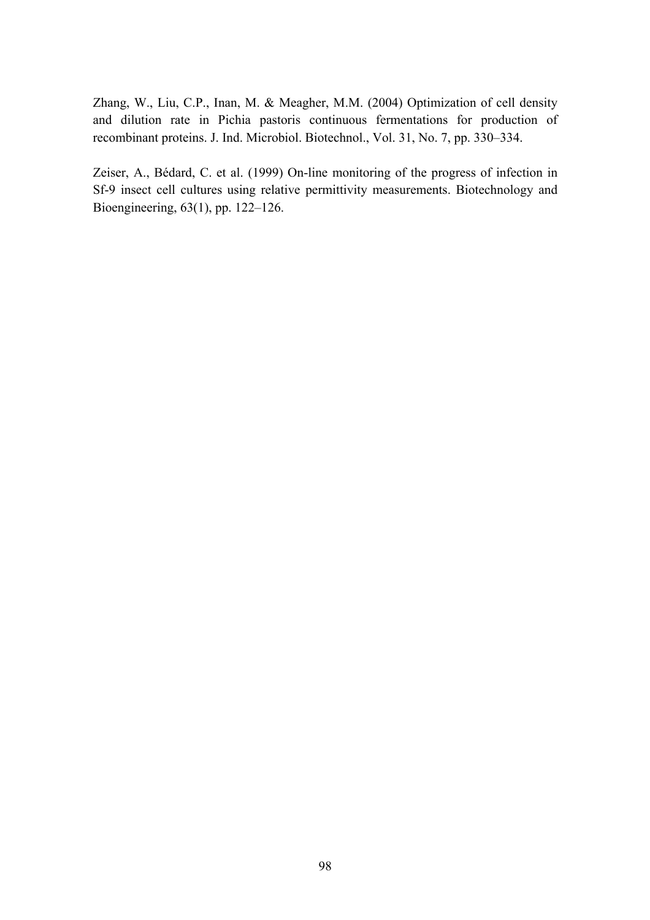Zhang, W., Liu, C.P., Inan, M. & Meagher, M.M. (2004) Optimization of cell density and dilution rate in Pichia pastoris continuous fermentations for production of recombinant proteins. J. Ind. Microbiol. Biotechnol., Vol. 31, No. 7, pp. 330–334.

Zeiser, A., Bédard, C. et al. (1999) On-line monitoring of the progress of infection in Sf-9 insect cell cultures using relative permittivity measurements. Biotechnology and Bioengineering, 63(1), pp. 122–126.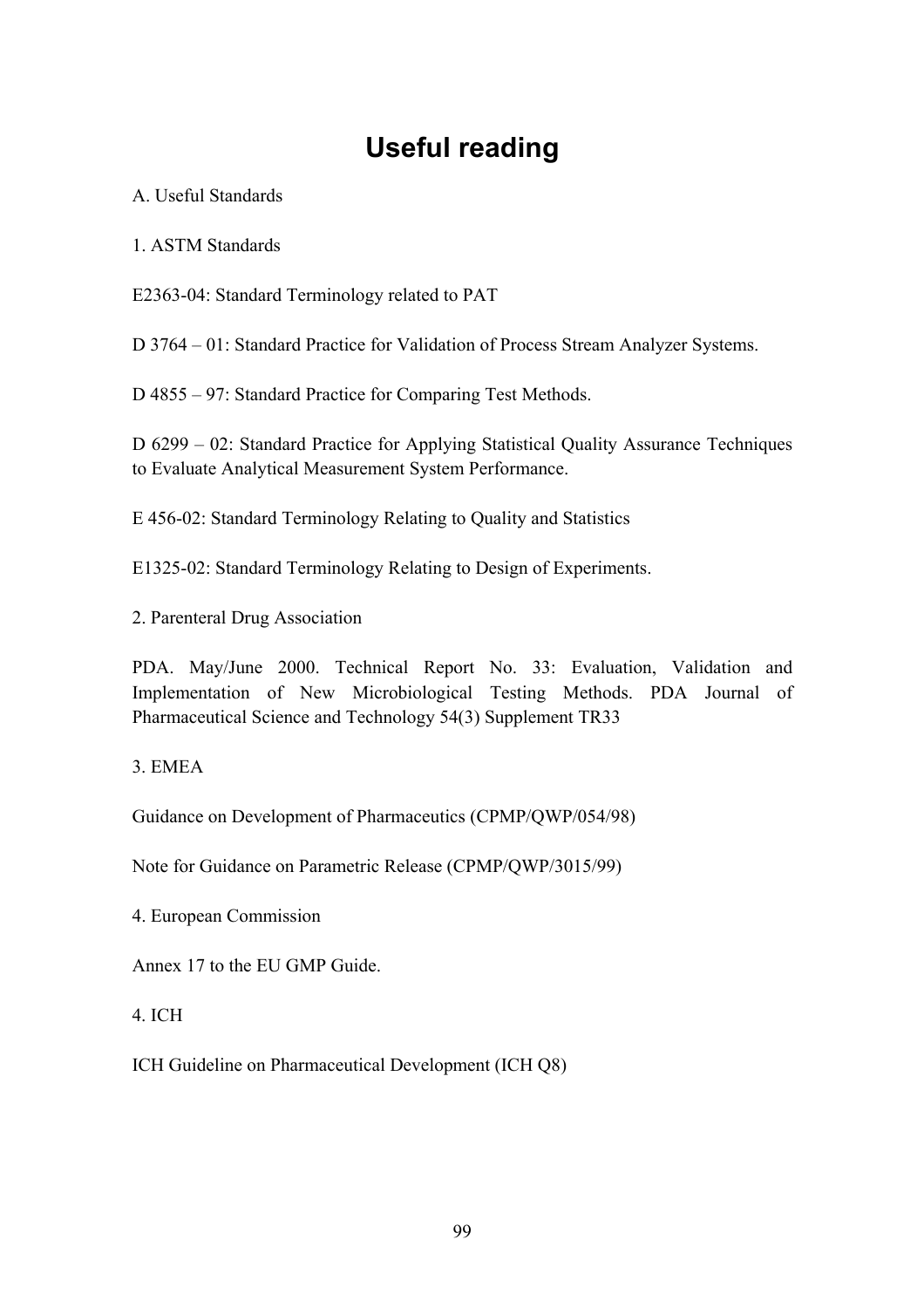# Useful reading

A. Useful Standards

1. ASTM Standards

E2363-04: Standard Terminology related to PAT

D 3764 – 01: Standard Practice for Validation of Process Stream Analyzer Systems.

D 4855 – 97: Standard Practice for Comparing Test Methods.

D 6299 – 02: Standard Practice for Applying Statistical Quality Assurance Techniques to Evaluate Analytical Measurement System Performance.

E 456-02: Standard Terminology Relating to Quality and Statistics

E1325-02: Standard Terminology Relating to Design of Experiments.

2. Parenteral Drug Association

PDA. May/June 2000. Technical Report No. 33: Evaluation, Validation and Implementation of New Microbiological Testing Methods. PDA Journal of Pharmaceutical Science and Technology 54(3) Supplement TR33

3. EMEA

Guidance on Development of Pharmaceutics (CPMP/QWP/054/98)

Note for Guidance on Parametric Release (CPMP/QWP/3015/99)

4. European Commission

Annex 17 to the EU GMP Guide.

4. ICH

ICH Guideline on Pharmaceutical Development (ICH Q8)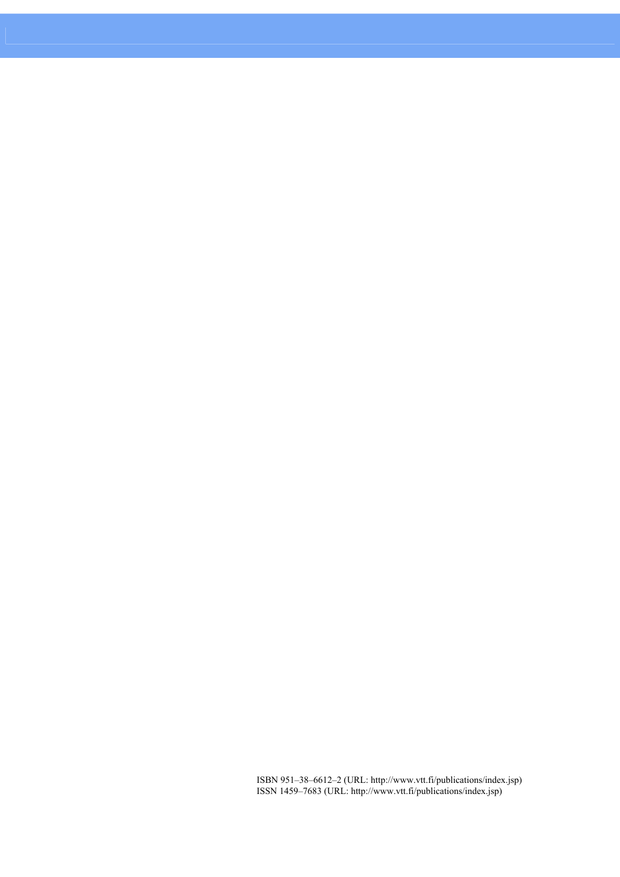ISBN 951–38–6612–2 (URL: http://www.vtt.fi/publications/index.jsp)
ISSN 1459–7683 (URL: http://www.vtt.fi/publications/index.jsp)